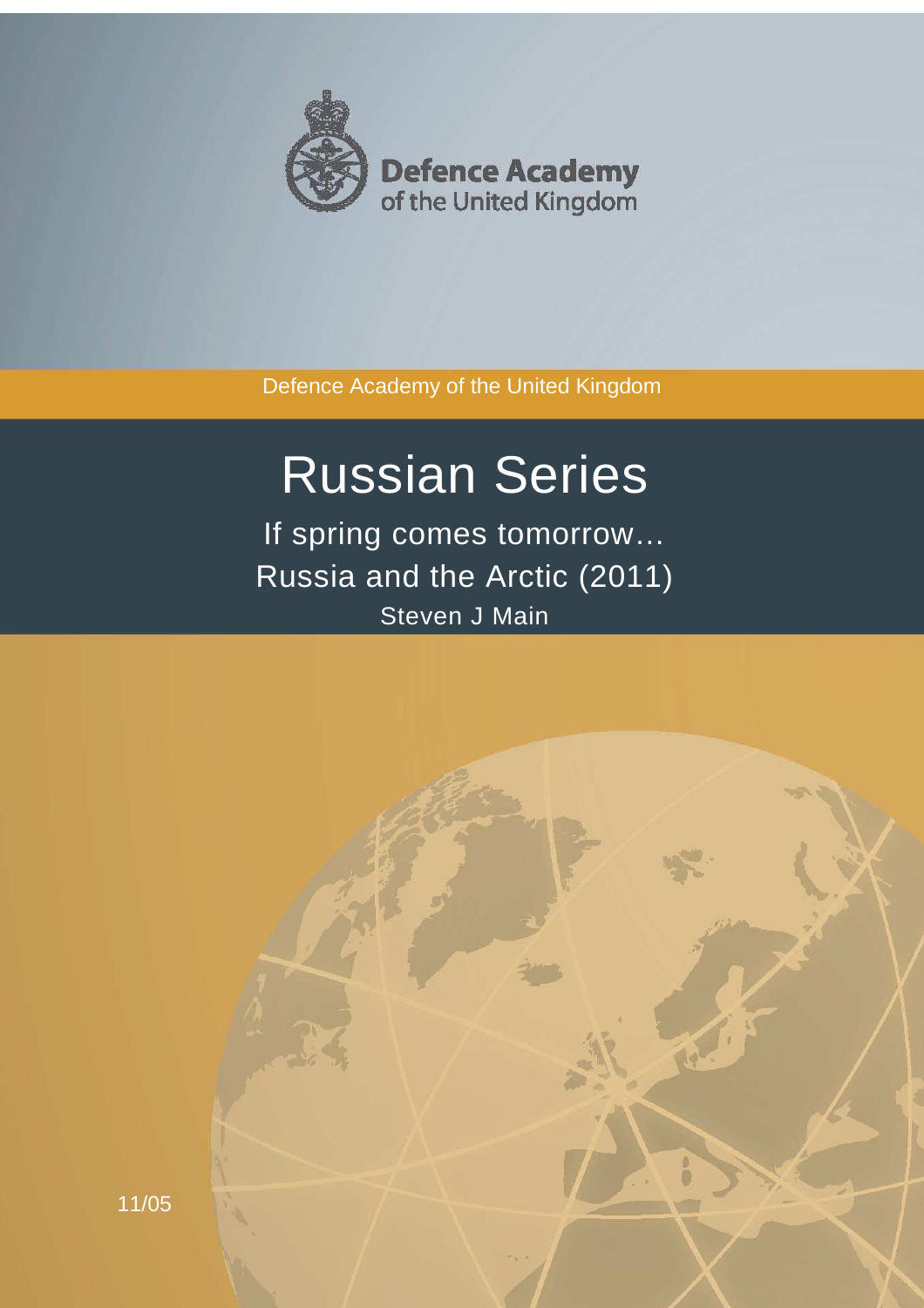Defence Academy of the United Kingdom

Defence Academy of the United Kingdom

# Russian Series

## If spring comes tomorrow…
## Russia and the Arctic (2011)

Steven J Main

11/05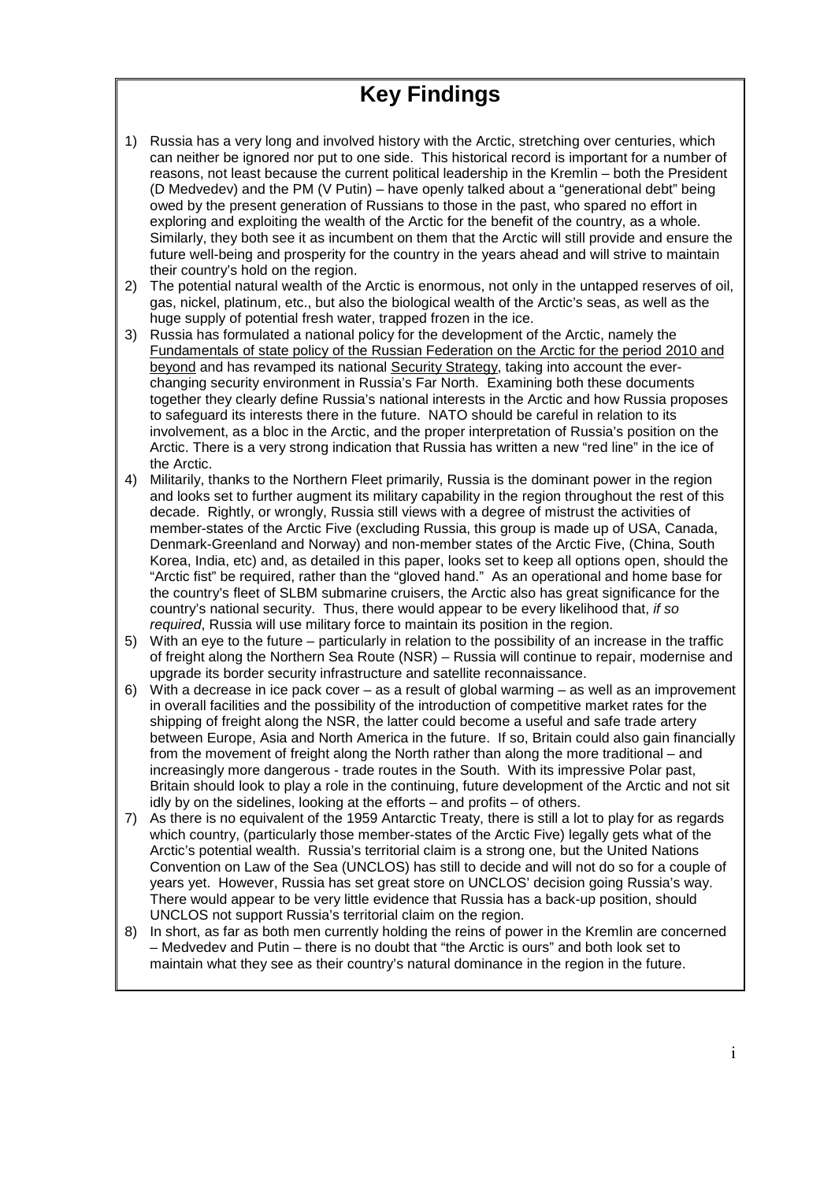# Key Findings

1) Russia has a very long and involved history with the Arctic, stretching over centuries, which can neither be ignored nor put to one side. This historical record is important for a number of reasons, not least because the current political leadership in the Kremlin – both the President (D Medvedev) and the PM (V Putin) – have openly talked about a "generational debt" being owed by the present generation of Russians to those in the past, who spared no effort in exploring and exploiting the wealth of the Arctic for the benefit of the country, as a whole. Similarly, they both see it as incumbent on them that the Arctic will still provide and ensure the future well-being and prosperity for the country in the years ahead and will strive to maintain their country's hold on the region.
2) The potential natural wealth of the Arctic is enormous, not only in the untapped reserves of oil, gas, nickel, platinum, etc., but also the biological wealth of the Arctic's seas, as well as the huge supply of potential fresh water, trapped frozen in the ice.
3) Russia has formulated a national policy for the development of the Arctic, namely the Fundamentals of state policy of the Russian Federation on the Arctic for the period 2010 and beyond and has revamped its national Security Strategy, taking into account the ever-changing security environment in Russia's Far North. Examining both these documents together they clearly define Russia's national interests in the Arctic and how Russia proposes to safeguard its interests there in the future. NATO should be careful in relation to its involvement, as a bloc in the Arctic, and the proper interpretation of Russia's position on the Arctic. There is a very strong indication that Russia has written a new "red line" in the ice of the Arctic.
4) Militarily, thanks to the Northern Fleet primarily, Russia is the dominant power in the region and looks set to further augment its military capability in the region throughout the rest of this decade. Rightly, or wrongly, Russia still views with a degree of mistrust the activities of member-states of the Arctic Five (excluding Russia, this group is made up of USA, Canada, Denmark-Greenland and Norway) and non-member states of the Arctic Five, (China, South Korea, India, etc) and, as detailed in this paper, looks set to keep all options open, should the "Arctic fist" be required, rather than the "gloved hand." As an operational and home base for the country's fleet of SLBM submarine cruisers, the Arctic also has great significance for the country's national security. Thus, there would appear to be every likelihood that, *if so required*, Russia will use military force to maintain its position in the region.
5) With an eye to the future – particularly in relation to the possibility of an increase in the traffic of freight along the Northern Sea Route (NSR) – Russia will continue to repair, modernise and upgrade its border security infrastructure and satellite reconnaissance.
6) With a decrease in ice pack cover – as a result of global warming – as well as an improvement in overall facilities and the possibility of the introduction of competitive market rates for the shipping of freight along the NSR, the latter could become a useful and safe trade artery between Europe, Asia and North America in the future. If so, Britain could also gain financially from the movement of freight along the North rather than along the more traditional – and increasingly more dangerous - trade routes in the South. With its impressive Polar past, Britain should look to play a role in the continuing, future development of the Arctic and not sit idly by on the sidelines, looking at the efforts – and profits – of others.
7) As there is no equivalent of the 1959 Antarctic Treaty, there is still a lot to play for as regards which country, (particularly those member-states of the Arctic Five) legally gets what of the Arctic's potential wealth. Russia's territorial claim is a strong one, but the United Nations Convention on Law of the Sea (UNCLOS) has still to decide and will not do so for a couple of years yet. However, Russia has set great store on UNCLOS' decision going Russia's way. There would appear to be very little evidence that Russia has a back-up position, should UNCLOS not support Russia's territorial claim on the region.
8) In short, as far as both men currently holding the reins of power in the Kremlin are concerned – Medvedev and Putin – there is no doubt that "the Arctic is ours" and both look set to maintain what they see as their country's natural dominance in the region in the future.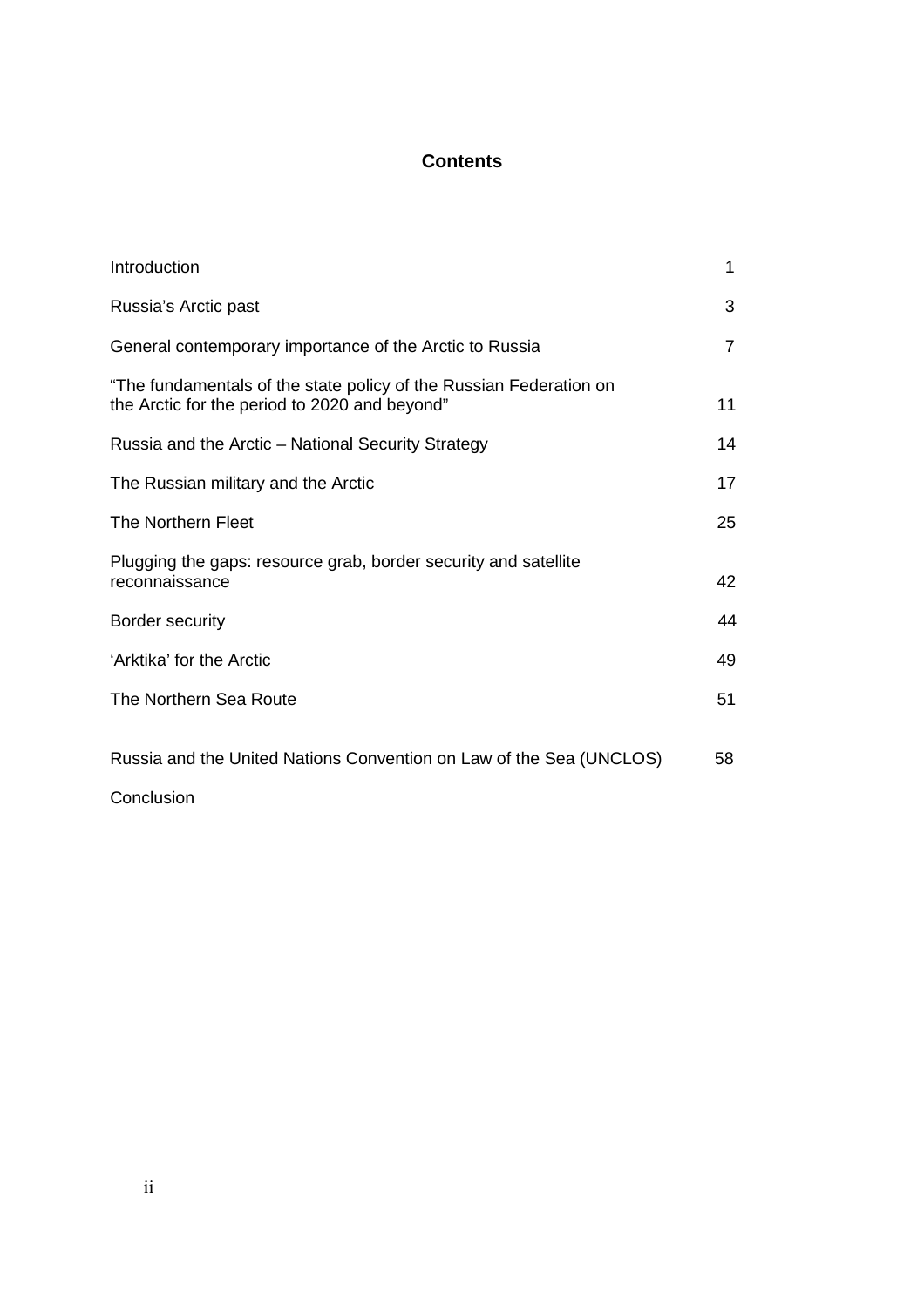# Contents

| | |
|---|---|
| Introduction | 1 |
| Russia's Arctic past | 3 |
| General contemporary importance of the Arctic to Russia | 7 |
| "The fundamentals of the state policy of the Russian Federation on the Arctic for the period to 2020 and beyond" | 11 |
| Russia and the Arctic – National Security Strategy | 14 |
| The Russian military and the Arctic | 17 |
| The Northern Fleet | 25 |
| Plugging the gaps: resource grab, border security and satellite reconnaissance | 42 |
| Border security | 44 |
| 'Arktika' for the Arctic | 49 |
| The Northern Sea Route | 51 |
| Russia and the United Nations Convention on Law of the Sea (UNCLOS) | 58 |
| Conclusion | |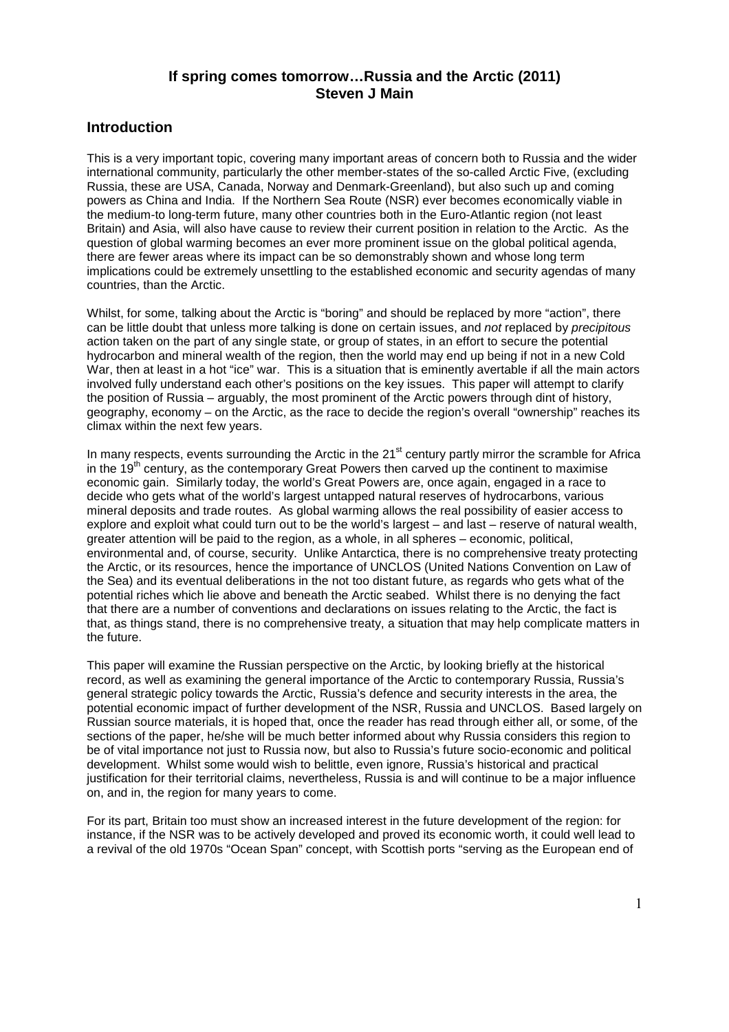# If spring comes tomorrow…Russia and the Arctic (2011)

**Steven J Main**

## Introduction

This is a very important topic, covering many important areas of concern both to Russia and the wider international community, particularly the other member-states of the so-called Arctic Five, (excluding Russia, these are USA, Canada, Norway and Denmark-Greenland), but also such up and coming powers as China and India. If the Northern Sea Route (NSR) ever becomes economically viable in the medium-to long-term future, many other countries both in the Euro-Atlantic region (not least Britain) and Asia, will also have cause to review their current position in relation to the Arctic. As the question of global warming becomes an ever more prominent issue on the global political agenda, there are fewer areas where its impact can be so demonstrably shown and whose long term implications could be extremely unsettling to the established economic and security agendas of many countries, than the Arctic.

Whilst, for some, talking about the Arctic is "boring" and should be replaced by more "action", there can be little doubt that unless more talking is done on certain issues, and *not* replaced by *precipitous* action taken on the part of any single state, or group of states, in an effort to secure the potential hydrocarbon and mineral wealth of the region, then the world may end up being if not in a new Cold War, then at least in a hot "ice" war. This is a situation that is eminently avertable if all the main actors involved fully understand each other's positions on the key issues. This paper will attempt to clarify the position of Russia – arguably, the most prominent of the Arctic powers through dint of history, geography, economy – on the Arctic, as the race to decide the region's overall "ownership" reaches its climax within the next few years.

In many respects, events surrounding the Arctic in the 21st century partly mirror the scramble for Africa in the 19th century, as the contemporary Great Powers then carved up the continent to maximise economic gain. Similarly today, the world's Great Powers are, once again, engaged in a race to decide who gets what of the world's largest untapped natural reserves of hydrocarbons, various mineral deposits and trade routes. As global warming allows the real possibility of easier access to explore and exploit what could turn out to be the world's largest – and last – reserve of natural wealth, greater attention will be paid to the region, as a whole, in all spheres – economic, political, environmental and, of course, security. Unlike Antarctica, there is no comprehensive treaty protecting the Arctic, or its resources, hence the importance of UNCLOS (United Nations Convention on Law of the Sea) and its eventual deliberations in the not too distant future, as regards who gets what of the potential riches which lie above and beneath the Arctic seabed. Whilst there is no denying the fact that there are a number of conventions and declarations on issues relating to the Arctic, the fact is that, as things stand, there is no comprehensive treaty, a situation that may help complicate matters in the future.

This paper will examine the Russian perspective on the Arctic, by looking briefly at the historical record, as well as examining the general importance of the Arctic to contemporary Russia, Russia's general strategic policy towards the Arctic, Russia's defence and security interests in the area, the potential economic impact of further development of the NSR, Russia and UNCLOS. Based largely on Russian source materials, it is hoped that, once the reader has read through either all, or some, of the sections of the paper, he/she will be much better informed about why Russia considers this region to be of vital importance not just to Russia now, but also to Russia's future socio-economic and political development. Whilst some would wish to belittle, even ignore, Russia's historical and practical justification for their territorial claims, nevertheless, Russia is and will continue to be a major influence on, and in, the region for many years to come.

For its part, Britain too must show an increased interest in the future development of the region: for instance, if the NSR was to be actively developed and proved its economic worth, it could well lead to a revival of the old 1970s "Ocean Span" concept, with Scottish ports "serving as the European end of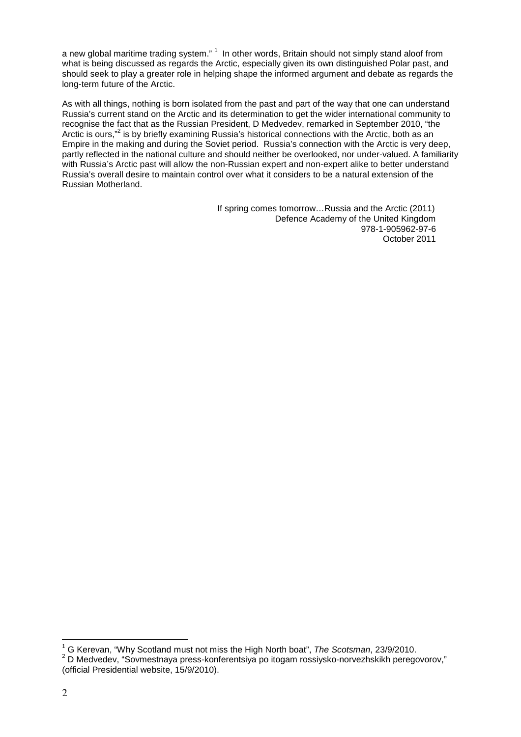a new global maritime trading system." [1] In other words, Britain should not simply stand aloof from what is being discussed as regards the Arctic, especially given its own distinguished Polar past, and should seek to play a greater role in helping shape the informed argument and debate as regards the long-term future of the Arctic.

As with all things, nothing is born isolated from the past and part of the way that one can understand Russia's current stand on the Arctic and its determination to get the wider international community to recognise the fact that as the Russian President, D Medvedev, remarked in September 2010, "the Arctic is ours,"[2] is by briefly examining Russia's historical connections with the Arctic, both as an Empire in the making and during the Soviet period. Russia's connection with the Arctic is very deep, partly reflected in the national culture and should neither be overlooked, nor under-valued. A familiarity with Russia's Arctic past will allow the non-Russian expert and non-expert alike to better understand Russia's overall desire to maintain control over what it considers to be a natural extension of the Russian Motherland.

If spring comes tomorrow…Russia and the Arctic (2011)
Defence Academy of the United Kingdom
978-1-905962-97-6
October 2011

---

[1] G Kerevan, "Why Scotland must not miss the High North boat", *The Scotsman*, 23/9/2010.

[2] D Medvedev, "Sovmestnaya press-konferentsiya po itogam rossiysko-norvezhskikh peregovorov," (official Presidential website, 15/9/2010).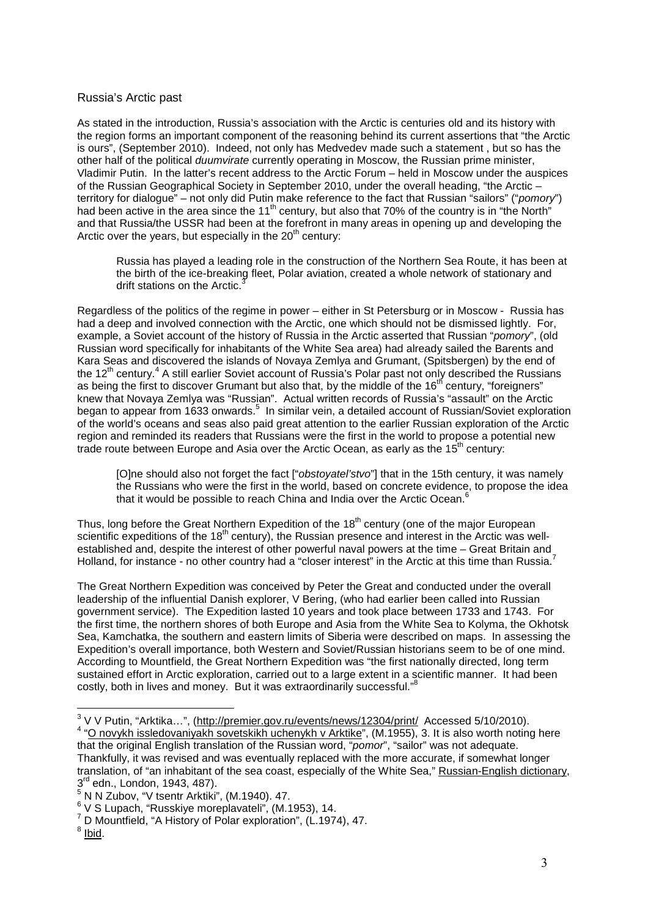## Russia's Arctic past

As stated in the introduction, Russia's association with the Arctic is centuries old and its history with the region forms an important component of the reasoning behind its current assertions that "the Arctic is ours", (September 2010). Indeed, not only has Medvedev made such a statement , but so has the other half of the political *duumvirate* currently operating in Moscow, the Russian prime minister, Vladimir Putin. In the latter's recent address to the Arctic Forum – held in Moscow under the auspices of the Russian Geographical Society in September 2010, under the overall heading, "the Arctic – territory for dialogue" – not only did Putin make reference to the fact that Russian "sailors" ("*pomory*") had been active in the area since the 11th century, but also that 70% of the country is in "the North" and that Russia/the USSR had been at the forefront in many areas in opening up and developing the Arctic over the years, but especially in the 20th century:

> Russia has played a leading role in the construction of the Northern Sea Route, it has been at the birth of the ice-breaking fleet, Polar aviation, created a whole network of stationary and drift stations on the Arctic.[3]

Regardless of the politics of the regime in power – either in St Petersburg or in Moscow - Russia has had a deep and involved connection with the Arctic, one which should not be dismissed lightly. For, example, a Soviet account of the history of Russia in the Arctic asserted that Russian "*pomory*", (old Russian word specifically for inhabitants of the White Sea area) had already sailed the Barents and Kara Seas and discovered the islands of Novaya Zemlya and Grumant, (Spitsbergen) by the end of the 12th century.[4] A still earlier Soviet account of Russia's Polar past not only described the Russians as being the first to discover Grumant but also that, by the middle of the 16th century, "foreigners" knew that Novaya Zemlya was "Russian". Actual written records of Russia's "assault" on the Arctic began to appear from 1633 onwards.[5] In similar vein, a detailed account of Russian/Soviet exploration of the world's oceans and seas also paid great attention to the earlier Russian exploration of the Arctic region and reminded its readers that Russians were the first in the world to propose a potential new trade route between Europe and Asia over the Arctic Ocean, as early as the 15th century:

> [O]ne should also not forget the fact ["*obstoyatel'stvo*"] that in the 15th century, it was namely the Russians who were the first in the world, based on concrete evidence, to propose the idea that it would be possible to reach China and India over the Arctic Ocean.[6]

Thus, long before the Great Northern Expedition of the 18th century (one of the major European scientific expeditions of the 18th century), the Russian presence and interest in the Arctic was well-established and, despite the interest of other powerful naval powers at the time – Great Britain and Holland, for instance - no other country had a "closer interest" in the Arctic at this time than Russia.[7]

The Great Northern Expedition was conceived by Peter the Great and conducted under the overall leadership of the influential Danish explorer, V Bering, (who had earlier been called into Russian government service). The Expedition lasted 10 years and took place between 1733 and 1743. For the first time, the northern shores of both Europe and Asia from the White Sea to Kolyma, the Okhotsk Sea, Kamchatka, the southern and eastern limits of Siberia were described on maps. In assessing the Expedition's overall importance, both Western and Soviet/Russian historians seem to be of one mind. According to Mountfield, the Great Northern Expedition was "the first nationally directed, long term sustained effort in Arctic exploration, carried out to a large extent in a scientific manner. It had been costly, both in lives and money. But it was extraordinarily successful."[8]

---

[3] V V Putin, "Arktika…", (http://premier.gov.ru/events/news/12304/print/ Accessed 5/10/2010).

[4] "O novykh issledovaniyakh sovetskikh uchenykh v Arktike", (M.1955), 3. It is also worth noting here that the original English translation of the Russian word, "*pomor*", "sailor" was not adequate. Thankfully, it was revised and was eventually replaced with the more accurate, if somewhat longer translation, of "an inhabitant of the sea coast, especially of the White Sea," Russian-English dictionary, 3rd edn., London, 1943, 487).

[5] N N Zubov, "V tsentr Arktiki", (M.1940). 47.

[6] V S Lupach, "Russkiye moreplavateli", (M.1953), 14.

[7] D Mountfield, "A History of Polar exploration", (L.1974), 47.

[8] Ibid.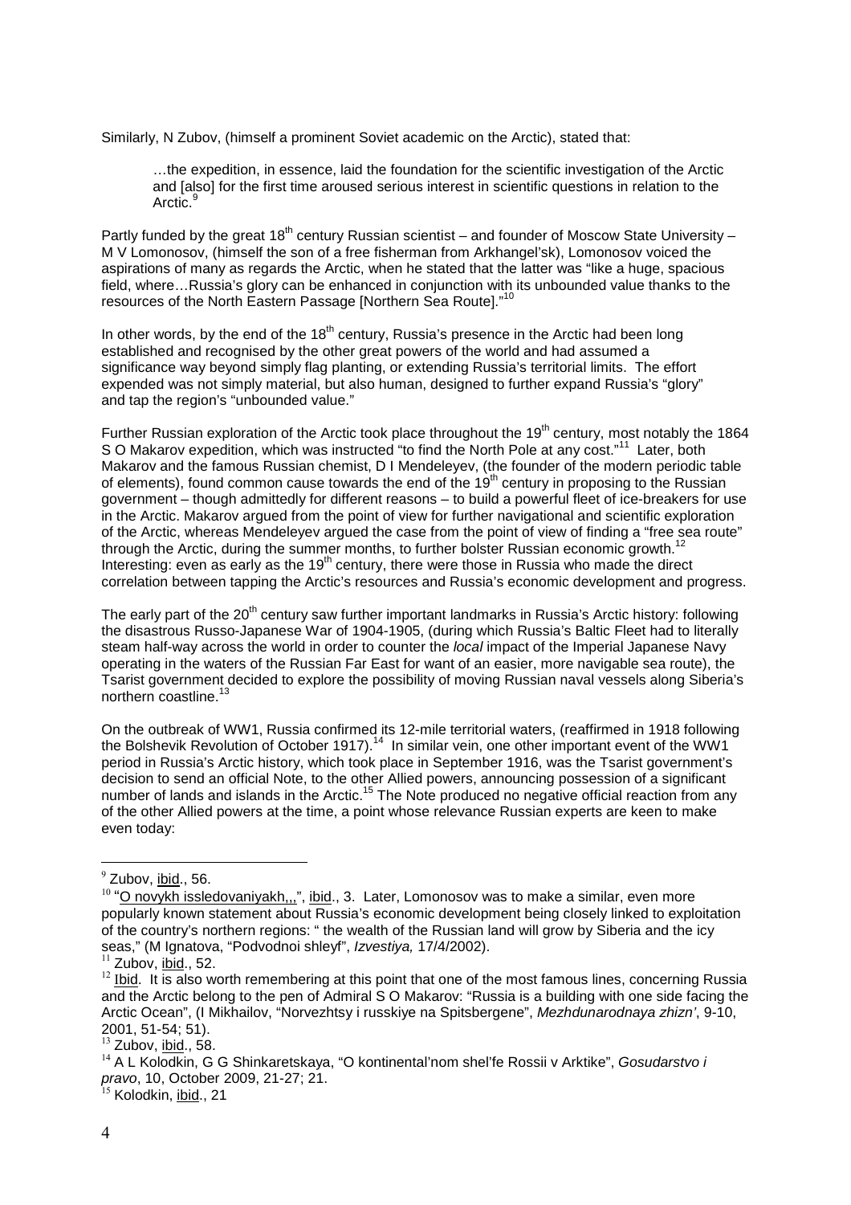Similarly, N Zubov, (himself a prominent Soviet academic on the Arctic), stated that:

> …the expedition, in essence, laid the foundation for the scientific investigation of the Arctic and [also] for the first time aroused serious interest in scientific questions in relation to the Arctic.[9]

Partly funded by the great 18th century Russian scientist – and founder of Moscow State University – M V Lomonosov, (himself the son of a free fisherman from Arkhangel'sk), Lomonosov voiced the aspirations of many as regards the Arctic, when he stated that the latter was "like a huge, spacious field, where…Russia's glory can be enhanced in conjunction with its unbounded value thanks to the resources of the North Eastern Passage [Northern Sea Route]."[10]

In other words, by the end of the 18th century, Russia's presence in the Arctic had been long established and recognised by the other great powers of the world and had assumed a significance way beyond simply flag planting, or extending Russia's territorial limits. The effort expended was not simply material, but also human, designed to further expand Russia's "glory" and tap the region's "unbounded value."

Further Russian exploration of the Arctic took place throughout the 19th century, most notably the 1864 S O Makarov expedition, which was instructed "to find the North Pole at any cost."[11] Later, both Makarov and the famous Russian chemist, D I Mendeleyev, (the founder of the modern periodic table of elements), found common cause towards the end of the 19th century in proposing to the Russian government – though admittedly for different reasons – to build a powerful fleet of ice-breakers for use in the Arctic. Makarov argued from the point of view for further navigational and scientific exploration of the Arctic, whereas Mendeleyev argued the case from the point of view of finding a "free sea route" through the Arctic, during the summer months, to further bolster Russian economic growth.[12] Interesting: even as early as the 19th century, there were those in Russia who made the direct correlation between tapping the Arctic's resources and Russia's economic development and progress.

The early part of the 20th century saw further important landmarks in Russia's Arctic history: following the disastrous Russo-Japanese War of 1904-1905, (during which Russia's Baltic Fleet had to literally steam half-way across the world in order to counter the *local* impact of the Imperial Japanese Navy operating in the waters of the Russian Far East for want of an easier, more navigable sea route), the Tsarist government decided to explore the possibility of moving Russian naval vessels along Siberia's northern coastline.[13]

On the outbreak of WW1, Russia confirmed its 12-mile territorial waters, (reaffirmed in 1918 following the Bolshevik Revolution of October 1917).[14] In similar vein, one other important event of the WW1 period in Russia's Arctic history, which took place in September 1916, was the Tsarist government's decision to send an official Note, to the other Allied powers, announcing possession of a significant number of lands and islands in the Arctic.[15] The Note produced no negative official reaction from any of the other Allied powers at the time, a point whose relevance Russian experts are keen to make even today:

---

[9] Zubov, ibid., 56.

[10] "O novykh issledovaniyakh,,,", ibid., 3. Later, Lomonosov was to make a similar, even more popularly known statement about Russia's economic development being closely linked to exploitation of the country's northern regions: " the wealth of the Russian land will grow by Siberia and the icy seas," (M Ignatova, "Podvodnoi shleyf", *Izvestiya,* 17/4/2002).

[11] Zubov, ibid., 52.

[12] Ibid. It is also worth remembering at this point that one of the most famous lines, concerning Russia and the Arctic belong to the pen of Admiral S O Makarov: "Russia is a building with one side facing the Arctic Ocean", (I Mikhailov, "Norvezhtsy i russkiye na Spitsbergene", *Mezhdunarodnaya zhizn'*, 9-10, 2001, 51-54; 51).

[13] Zubov, ibid., 58.

[14] A L Kolodkin, G G Shinkaretskaya, "O kontinental'nom shel'fe Rossii v Arktike", *Gosudarstvo i pravo*, 10, October 2009, 21-27; 21.

[15] Kolodkin, ibid., 21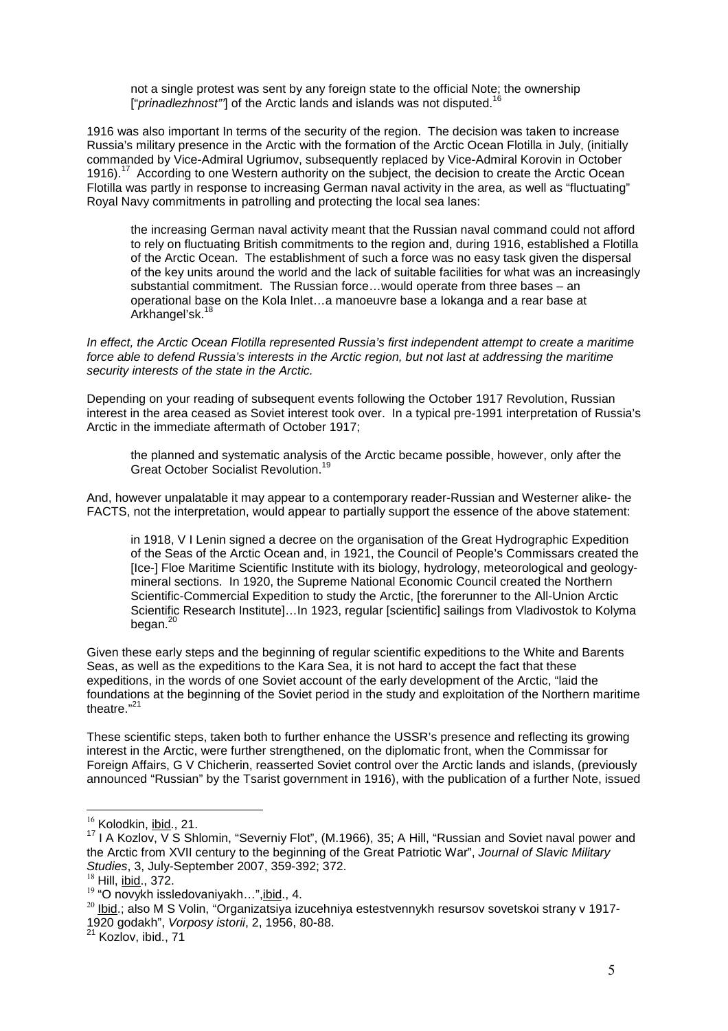> not a single protest was sent by any foreign state to the official Note; the ownership ["*prinadlezhnost'*"] of the Arctic lands and islands was not disputed.[16]

1916 was also important In terms of the security of the region. The decision was taken to increase Russia's military presence in the Arctic with the formation of the Arctic Ocean Flotilla in July, (initially commanded by Vice-Admiral Ugriumov, subsequently replaced by Vice-Admiral Korovin in October 1916).[17] According to one Western authority on the subject, the decision to create the Arctic Ocean Flotilla was partly in response to increasing German naval activity in the area, as well as "fluctuating" Royal Navy commitments in patrolling and protecting the local sea lanes:

> the increasing German naval activity meant that the Russian naval command could not afford to rely on fluctuating British commitments to the region and, during 1916, established a Flotilla of the Arctic Ocean. The establishment of such a force was no easy task given the dispersal of the key units around the world and the lack of suitable facilities for what was an increasingly substantial commitment. The Russian force…would operate from three bases – an operational base on the Kola Inlet…a manoeuvre base a Iokanga and a rear base at Arkhangel'sk.[18]

*In effect, the Arctic Ocean Flotilla represented Russia's first independent attempt to create a maritime force able to defend Russia's interests in the Arctic region, but not last at addressing the maritime security interests of the state in the Arctic.*

Depending on your reading of subsequent events following the October 1917 Revolution, Russian interest in the area ceased as Soviet interest took over. In a typical pre-1991 interpretation of Russia's Arctic in the immediate aftermath of October 1917;

> the planned and systematic analysis of the Arctic became possible, however, only after the Great October Socialist Revolution.[19]

And, however unpalatable it may appear to a contemporary reader-Russian and Westerner alike- the FACTS, not the interpretation, would appear to partially support the essence of the above statement:

> in 1918, V I Lenin signed a decree on the organisation of the Great Hydrographic Expedition of the Seas of the Arctic Ocean and, in 1921, the Council of People's Commissars created the [Ice-] Floe Maritime Scientific Institute with its biology, hydrology, meteorological and geology-mineral sections. In 1920, the Supreme National Economic Council created the Northern Scientific-Commercial Expedition to study the Arctic, [the forerunner to the All-Union Arctic Scientific Research Institute]…In 1923, regular [scientific] sailings from Vladivostok to Kolyma began.[20]

Given these early steps and the beginning of regular scientific expeditions to the White and Barents Seas, as well as the expeditions to the Kara Sea, it is not hard to accept the fact that these expeditions, in the words of one Soviet account of the early development of the Arctic, "laid the foundations at the beginning of the Soviet period in the study and exploitation of the Northern maritime theatre."[21]

These scientific steps, taken both to further enhance the USSR's presence and reflecting its growing interest in the Arctic, were further strengthened, on the diplomatic front, when the Commissar for Foreign Affairs, G V Chicherin, reasserted Soviet control over the Arctic lands and islands, (previously announced "Russian" by the Tsarist government in 1916), with the publication of a further Note, issued

---

[16] Kolodkin, ibid., 21.

[17] I A Kozlov, V S Shlomin, "Severniy Flot", (M.1966), 35; A Hill, "Russian and Soviet naval power and the Arctic from XVII century to the beginning of the Great Patriotic War", *Journal of Slavic Military Studies*, 3, July-September 2007, 359-392; 372.

[18] Hill, ibid., 372.

[19] "O novykh issledovaniyakh…",ibid., 4.

[20] Ibid.; also M S Volin, "Organizatsiya izucehniya estestvennykh resursov sovetskoi strany v 1917-1920 godakh", *Vorposy istorii*, 2, 1956, 80-88.

[21] Kozlov, ibid., 71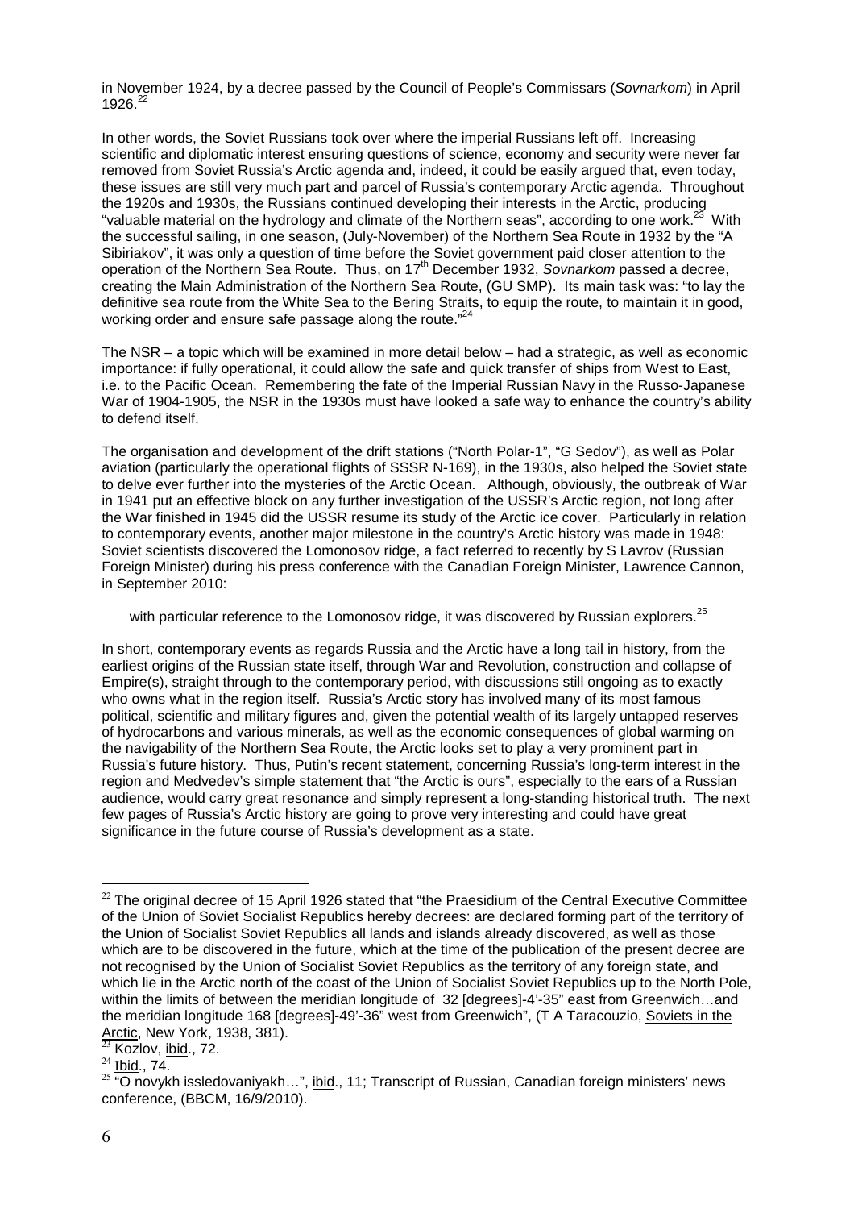in November 1924, by a decree passed by the Council of People's Commissars (*Sovnarkom*) in April 1926.[22]

In other words, the Soviet Russians took over where the imperial Russians left off. Increasing scientific and diplomatic interest ensuring questions of science, economy and security were never far removed from Soviet Russia's Arctic agenda and, indeed, it could be easily argued that, even today, these issues are still very much part and parcel of Russia's contemporary Arctic agenda. Throughout the 1920s and 1930s, the Russians continued developing their interests in the Arctic, producing "valuable material on the hydrology and climate of the Northern seas", according to one work.[23] With the successful sailing, in one season, (July-November) of the Northern Sea Route in 1932 by the "A Sibiriakov", it was only a question of time before the Soviet government paid closer attention to the operation of the Northern Sea Route. Thus, on 17th December 1932, *Sovnarkom* passed a decree, creating the Main Administration of the Northern Sea Route, (GU SMP). Its main task was: "to lay the definitive sea route from the White Sea to the Bering Straits, to equip the route, to maintain it in good, working order and ensure safe passage along the route."[24]

The NSR – a topic which will be examined in more detail below – had a strategic, as well as economic importance: if fully operational, it could allow the safe and quick transfer of ships from West to East, i.e. to the Pacific Ocean. Remembering the fate of the Imperial Russian Navy in the Russo-Japanese War of 1904-1905, the NSR in the 1930s must have looked a safe way to enhance the country's ability to defend itself.

The organisation and development of the drift stations ("North Polar-1", "G Sedov"), as well as Polar aviation (particularly the operational flights of SSSR N-169), in the 1930s, also helped the Soviet state to delve ever further into the mysteries of the Arctic Ocean. Although, obviously, the outbreak of War in 1941 put an effective block on any further investigation of the USSR's Arctic region, not long after the War finished in 1945 did the USSR resume its study of the Arctic ice cover. Particularly in relation to contemporary events, another major milestone in the country's Arctic history was made in 1948: Soviet scientists discovered the Lomonosov ridge, a fact referred to recently by S Lavrov (Russian Foreign Minister) during his press conference with the Canadian Foreign Minister, Lawrence Cannon, in September 2010:

> with particular reference to the Lomonosov ridge, it was discovered by Russian explorers.[25]

In short, contemporary events as regards Russia and the Arctic have a long tail in history, from the earliest origins of the Russian state itself, through War and Revolution, construction and collapse of Empire(s), straight through to the contemporary period, with discussions still ongoing as to exactly who owns what in the region itself. Russia's Arctic story has involved many of its most famous political, scientific and military figures and, given the potential wealth of its largely untapped reserves of hydrocarbons and various minerals, as well as the economic consequences of global warming on the navigability of the Northern Sea Route, the Arctic looks set to play a very prominent part in Russia's future history. Thus, Putin's recent statement, concerning Russia's long-term interest in the region and Medvedev's simple statement that "the Arctic is ours", especially to the ears of a Russian audience, would carry great resonance and simply represent a long-standing historical truth. The next few pages of Russia's Arctic history are going to prove very interesting and could have great significance in the future course of Russia's development as a state.

---

[22] The original decree of 15 April 1926 stated that "the Praesidium of the Central Executive Committee of the Union of Soviet Socialist Republics hereby decrees: are declared forming part of the territory of the Union of Socialist Soviet Republics all lands and islands already discovered, as well as those which are to be discovered in the future, which at the time of the publication of the present decree are not recognised by the Union of Socialist Soviet Republics as the territory of any foreign state, and which lie in the Arctic north of the coast of the Union of Socialist Soviet Republics up to the North Pole, within the limits of between the meridian longitude of 32 [degrees]-4'-35" east from Greenwich…and the meridian longitude 168 [degrees]-49'-36" west from Greenwich", (T A Taracouzio, Soviets in the Arctic, New York, 1938, 381).

[23] Kozlov, ibid., 72.

[24] Ibid., 74.

[25] "O novykh issledovaniyakh…", ibid., 11; Transcript of Russian, Canadian foreign ministers' news conference, (BBCM, 16/9/2010).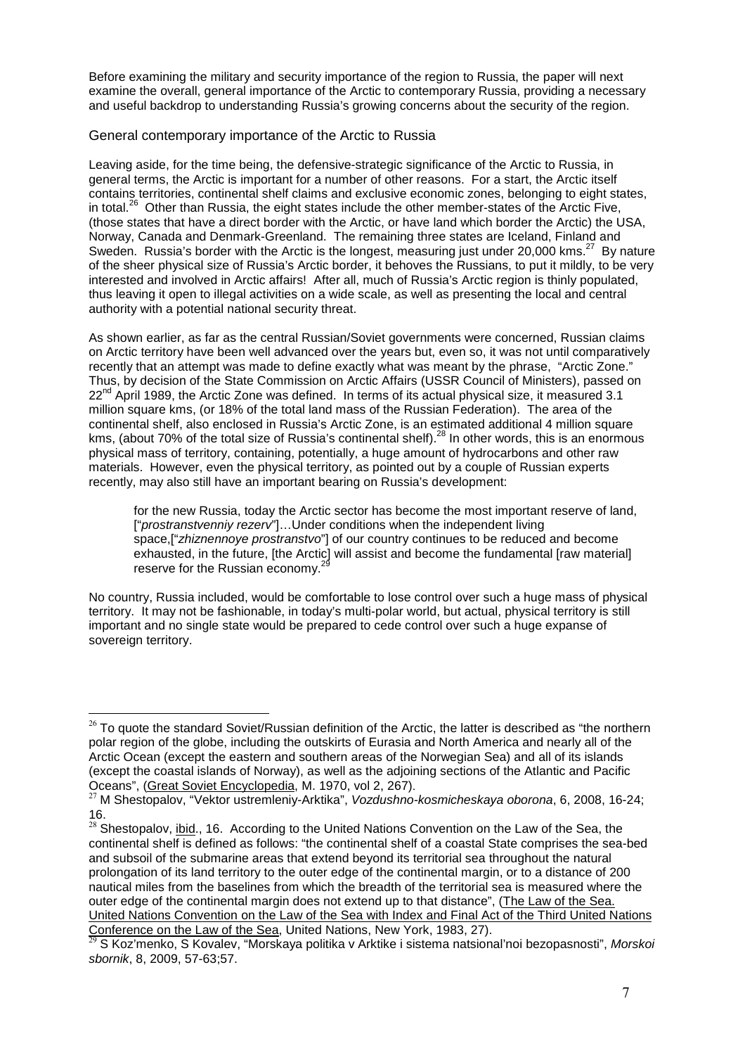Before examining the military and security importance of the region to Russia, the paper will next examine the overall, general importance of the Arctic to contemporary Russia, providing a necessary and useful backdrop to understanding Russia's growing concerns about the security of the region.

## General contemporary importance of the Arctic to Russia

Leaving aside, for the time being, the defensive-strategic significance of the Arctic to Russia, in general terms, the Arctic is important for a number of other reasons. For a start, the Arctic itself contains territories, continental shelf claims and exclusive economic zones, belonging to eight states, in total.[26] Other than Russia, the eight states include the other member-states of the Arctic Five, (those states that have a direct border with the Arctic, or have land which border the Arctic) the USA, Norway, Canada and Denmark-Greenland. The remaining three states are Iceland, Finland and Sweden. Russia's border with the Arctic is the longest, measuring just under 20,000 kms.[27] By nature of the sheer physical size of Russia's Arctic border, it behoves the Russians, to put it mildly, to be very interested and involved in Arctic affairs! After all, much of Russia's Arctic region is thinly populated, thus leaving it open to illegal activities on a wide scale, as well as presenting the local and central authority with a potential national security threat.

As shown earlier, as far as the central Russian/Soviet governments were concerned, Russian claims on Arctic territory have been well advanced over the years but, even so, it was not until comparatively recently that an attempt was made to define exactly what was meant by the phrase, "Arctic Zone." Thus, by decision of the State Commission on Arctic Affairs (USSR Council of Ministers), passed on 22nd April 1989, the Arctic Zone was defined. In terms of its actual physical size, it measured 3.1 million square kms, (or 18% of the total land mass of the Russian Federation). The area of the continental shelf, also enclosed in Russia's Arctic Zone, is an estimated additional 4 million square kms, (about 70% of the total size of Russia's continental shelf).[28] In other words, this is an enormous physical mass of territory, containing, potentially, a huge amount of hydrocarbons and other raw materials. However, even the physical territory, as pointed out by a couple of Russian experts recently, may also still have an important bearing on Russia's development:

> for the new Russia, today the Arctic sector has become the most important reserve of land, ["*prostranstvenniy rezerv*"]…Under conditions when the independent living space,["*zhiznennoye prostranstvo*"] of our country continues to be reduced and become exhausted, in the future, [the Arctic] will assist and become the fundamental [raw material] reserve for the Russian economy.[29]

No country, Russia included, would be comfortable to lose control over such a huge mass of physical territory. It may not be fashionable, in today's multi-polar world, but actual, physical territory is still important and no single state would be prepared to cede control over such a huge expanse of sovereign territory.

---

[26] To quote the standard Soviet/Russian definition of the Arctic, the latter is described as "the northern polar region of the globe, including the outskirts of Eurasia and North America and nearly all of the Arctic Ocean (except the eastern and southern areas of the Norwegian Sea) and all of its islands (except the coastal islands of Norway), as well as the adjoining sections of the Atlantic and Pacific Oceans", (Great Soviet Encyclopedia, M. 1970, vol 2, 267).

[27] M Shestopalov, "Vektor ustremleniy-Arktika", *Vozdushno-kosmicheskaya oborona*, 6, 2008, 16-24; 16.

[28] Shestopalov, ibid., 16. According to the United Nations Convention on the Law of the Sea, the continental shelf is defined as follows: "the continental shelf of a coastal State comprises the sea-bed and subsoil of the submarine areas that extend beyond its territorial sea throughout the natural prolongation of its land territory to the outer edge of the continental margin, or to a distance of 200 nautical miles from the baselines from which the breadth of the territorial sea is measured where the outer edge of the continental margin does not extend up to that distance", (The Law of the Sea. United Nations Convention on the Law of the Sea with Index and Final Act of the Third United Nations Conference on the Law of the Sea, United Nations, New York, 1983, 27).

[29] S Koz'menko, S Kovalev, "Morskaya politika v Arktike i sistema natsional'noi bezopasnosti", *Morskoi sbornik*, 8, 2009, 57-63;57.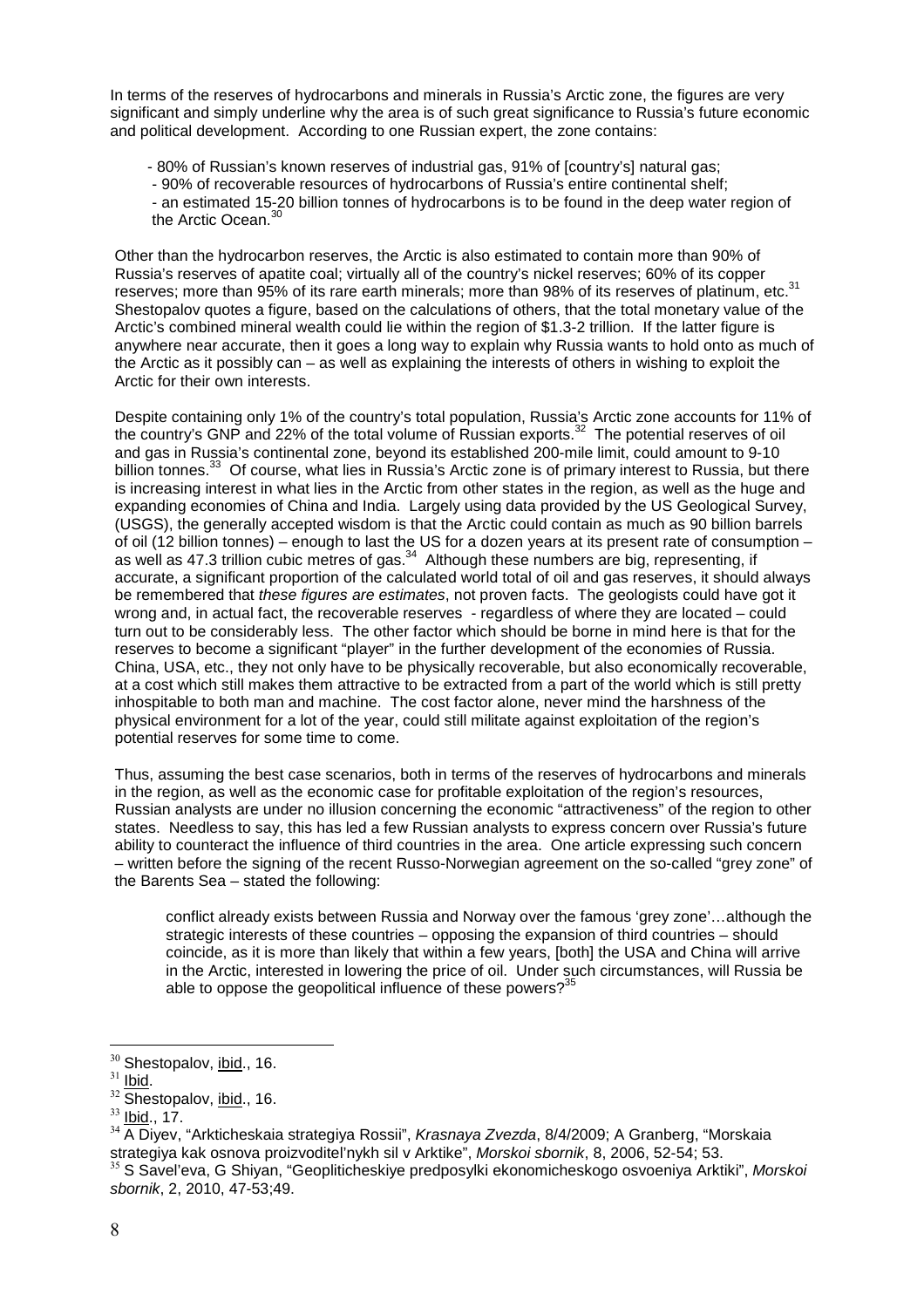In terms of the reserves of hydrocarbons and minerals in Russia's Arctic zone, the figures are very significant and simply underline why the area is of such great significance to Russia's future economic and political development. According to one Russian expert, the zone contains:

- 80% of Russian's known reserves of industrial gas, 91% of [country's] natural gas;
- 90% of recoverable resources of hydrocarbons of Russia's entire continental shelf;
- an estimated 15-20 billion tonnes of hydrocarbons is to be found in the deep water region of the Arctic Ocean.[30]

Other than the hydrocarbon reserves, the Arctic is also estimated to contain more than 90% of Russia's reserves of apatite coal; virtually all of the country's nickel reserves; 60% of its copper reserves; more than 95% of its rare earth minerals; more than 98% of its reserves of platinum, etc.[31] Shestopalov quotes a figure, based on the calculations of others, that the total monetary value of the Arctic's combined mineral wealth could lie within the region of $1.3-2 trillion. If the latter figure is anywhere near accurate, then it goes a long way to explain why Russia wants to hold onto as much of the Arctic as it possibly can – as well as explaining the interests of others in wishing to exploit the Arctic for their own interests.

Despite containing only 1% of the country's total population, Russia's Arctic zone accounts for 11% of the country's GNP and 22% of the total volume of Russian exports.[32] The potential reserves of oil and gas in Russia's continental zone, beyond its established 200-mile limit, could amount to 9-10 billion tonnes.[33] Of course, what lies in Russia's Arctic zone is of primary interest to Russia, but there is increasing interest in what lies in the Arctic from other states in the region, as well as the huge and expanding economies of China and India. Largely using data provided by the US Geological Survey, (USGS), the generally accepted wisdom is that the Arctic could contain as much as 90 billion barrels of oil (12 billion tonnes) – enough to last the US for a dozen years at its present rate of consumption – as well as 47.3 trillion cubic metres of gas.[34] Although these numbers are big, representing, if accurate, a significant proportion of the calculated world total of oil and gas reserves, it should always be remembered that *these figures are estimates*, not proven facts. The geologists could have got it wrong and, in actual fact, the recoverable reserves - regardless of where they are located – could turn out to be considerably less. The other factor which should be borne in mind here is that for the reserves to become a significant "player" in the further development of the economies of Russia. China, USA, etc., they not only have to be physically recoverable, but also economically recoverable, at a cost which still makes them attractive to be extracted from a part of the world which is still pretty inhospitable to both man and machine. The cost factor alone, never mind the harshness of the physical environment for a lot of the year, could still militate against exploitation of the region's potential reserves for some time to come.

Thus, assuming the best case scenarios, both in terms of the reserves of hydrocarbons and minerals in the region, as well as the economic case for profitable exploitation of the region's resources, Russian analysts are under no illusion concerning the economic "attractiveness" of the region to other states. Needless to say, this has led a few Russian analysts to express concern over Russia's future ability to counteract the influence of third countries in the area. One article expressing such concern – written before the signing of the recent Russo-Norwegian agreement on the so-called "grey zone" of the Barents Sea – stated the following:

> conflict already exists between Russia and Norway over the famous 'grey zone'…although the strategic interests of these countries – opposing the expansion of third countries – should coincide, as it is more than likely that within a few years, [both] the USA and China will arrive in the Arctic, interested in lowering the price of oil. Under such circumstances, will Russia be able to oppose the geopolitical influence of these powers?[35]

---

[30] Shestopalov, ibid., 16.
[31] Ibid.
[32] Shestopalov, ibid., 16.
[33] Ibid., 17.
[34] A Diyev, "Arkticheskaia strategiya Rossii", *Krasnaya Zvezda*, 8/4/2009; A Granberg, "Morskaia strategiya kak osnova proizvoditel'nykh sil v Arktike", *Morskoi sbornik*, 8, 2006, 52-54; 53.
[35] S Savel'eva, G Shiyan, "Geopliticheskiye predposylki ekonomicheskogo osvoeniya Arktiki", *Morskoi sbornik*, 2, 2010, 47-53;49.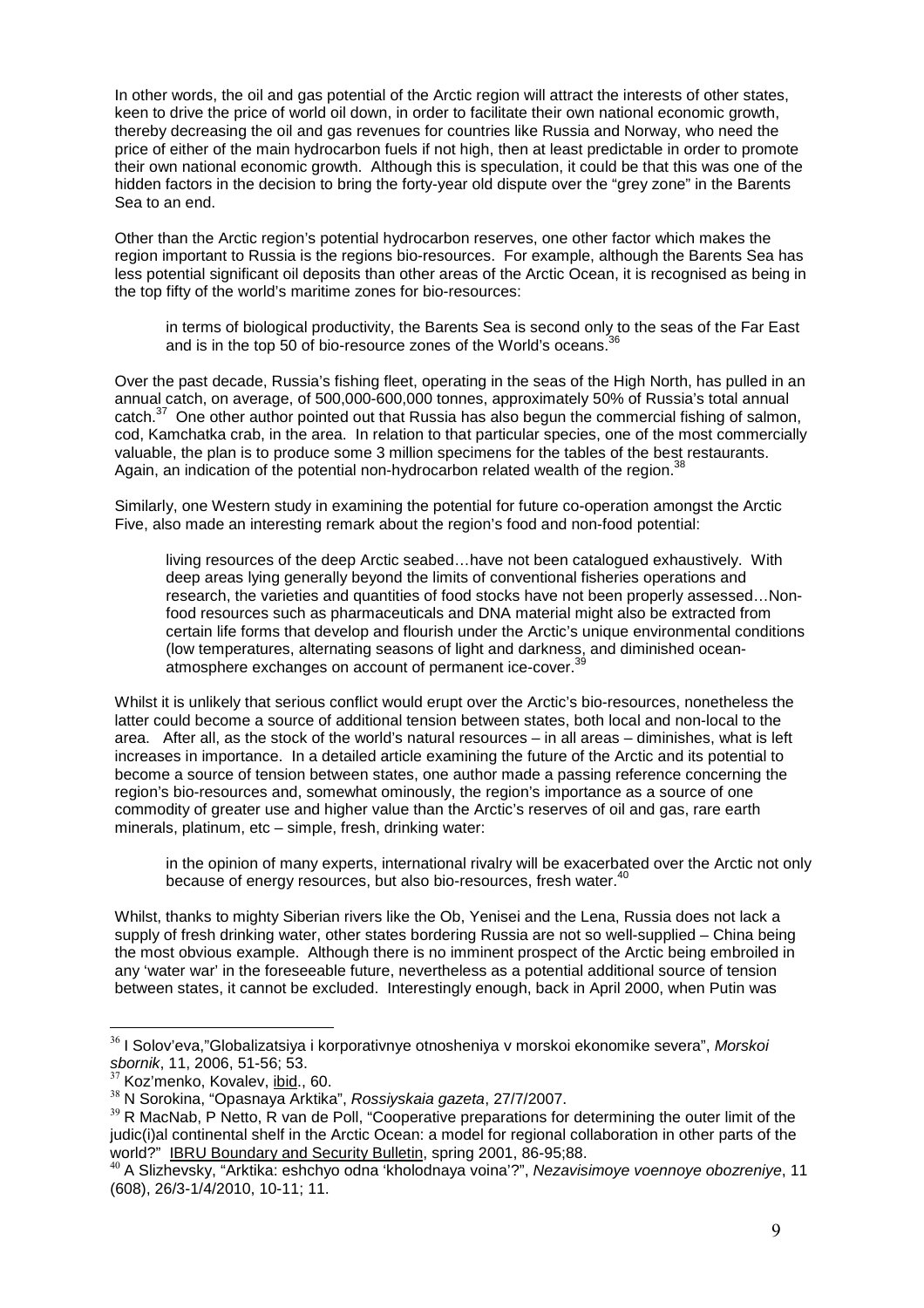In other words, the oil and gas potential of the Arctic region will attract the interests of other states, keen to drive the price of world oil down, in order to facilitate their own national economic growth, thereby decreasing the oil and gas revenues for countries like Russia and Norway, who need the price of either of the main hydrocarbon fuels if not high, then at least predictable in order to promote their own national economic growth. Although this is speculation, it could be that this was one of the hidden factors in the decision to bring the forty-year old dispute over the "grey zone" in the Barents Sea to an end.

Other than the Arctic region's potential hydrocarbon reserves, one other factor which makes the region important to Russia is the regions bio-resources. For example, although the Barents Sea has less potential significant oil deposits than other areas of the Arctic Ocean, it is recognised as being in the top fifty of the world's maritime zones for bio-resources:

> in terms of biological productivity, the Barents Sea is second only to the seas of the Far East and is in the top 50 of bio-resource zones of the World's oceans.[36]

Over the past decade, Russia's fishing fleet, operating in the seas of the High North, has pulled in an annual catch, on average, of 500,000-600,000 tonnes, approximately 50% of Russia's total annual catch.[37] One other author pointed out that Russia has also begun the commercial fishing of salmon, cod, Kamchatka crab, in the area. In relation to that particular species, one of the most commercially valuable, the plan is to produce some 3 million specimens for the tables of the best restaurants. Again, an indication of the potential non-hydrocarbon related wealth of the region.[38]

Similarly, one Western study in examining the potential for future co-operation amongst the Arctic Five, also made an interesting remark about the region's food and non-food potential:

> living resources of the deep Arctic seabed…have not been catalogued exhaustively. With deep areas lying generally beyond the limits of conventional fisheries operations and research, the varieties and quantities of food stocks have not been properly assessed…Non-food resources such as pharmaceuticals and DNA material might also be extracted from certain life forms that develop and flourish under the Arctic's unique environmental conditions (low temperatures, alternating seasons of light and darkness, and diminished ocean-atmosphere exchanges on account of permanent ice-cover.[39]

Whilst it is unlikely that serious conflict would erupt over the Arctic's bio-resources, nonetheless the latter could become a source of additional tension between states, both local and non-local to the area. After all, as the stock of the world's natural resources – in all areas – diminishes, what is left increases in importance. In a detailed article examining the future of the Arctic and its potential to become a source of tension between states, one author made a passing reference concerning the region's bio-resources and, somewhat ominously, the region's importance as a source of one commodity of greater use and higher value than the Arctic's reserves of oil and gas, rare earth minerals, platinum, etc – simple, fresh, drinking water:

> in the opinion of many experts, international rivalry will be exacerbated over the Arctic not only because of energy resources, but also bio-resources, fresh water.[40]

Whilst, thanks to mighty Siberian rivers like the Ob, Yenisei and the Lena, Russia does not lack a supply of fresh drinking water, other states bordering Russia are not so well-supplied – China being the most obvious example. Although there is no imminent prospect of the Arctic being embroiled in any 'water war' in the foreseeable future, nevertheless as a potential additional source of tension between states, it cannot be excluded. Interestingly enough, back in April 2000, when Putin was

---

[36] I Solov'eva,"Globalizatsiya i korporativnye otnosheniya v morskoi ekonomike severa", *Morskoi sbornik*, 11, 2006, 51-56; 53.

[37] Koz'menko, Kovalev, ibid., 60.

[38] N Sorokina, "Opasnaya Arktika", *Rossiyskaia gazeta*, 27/7/2007.

[39] R MacNab, P Netto, R van de Poll, "Cooperative preparations for determining the outer limit of the judic(i)al continental shelf in the Arctic Ocean: a model for regional collaboration in other parts of the world?" IBRU Boundary and Security Bulletin, spring 2001, 86-95;88.

[40] A Slizhevsky, "Arktika: eshchyo odna 'kholodnaya voina'?", *Nezavisimoye voennoye obozreniye*, 11 (608), 26/3-1/4/2010, 10-11; 11.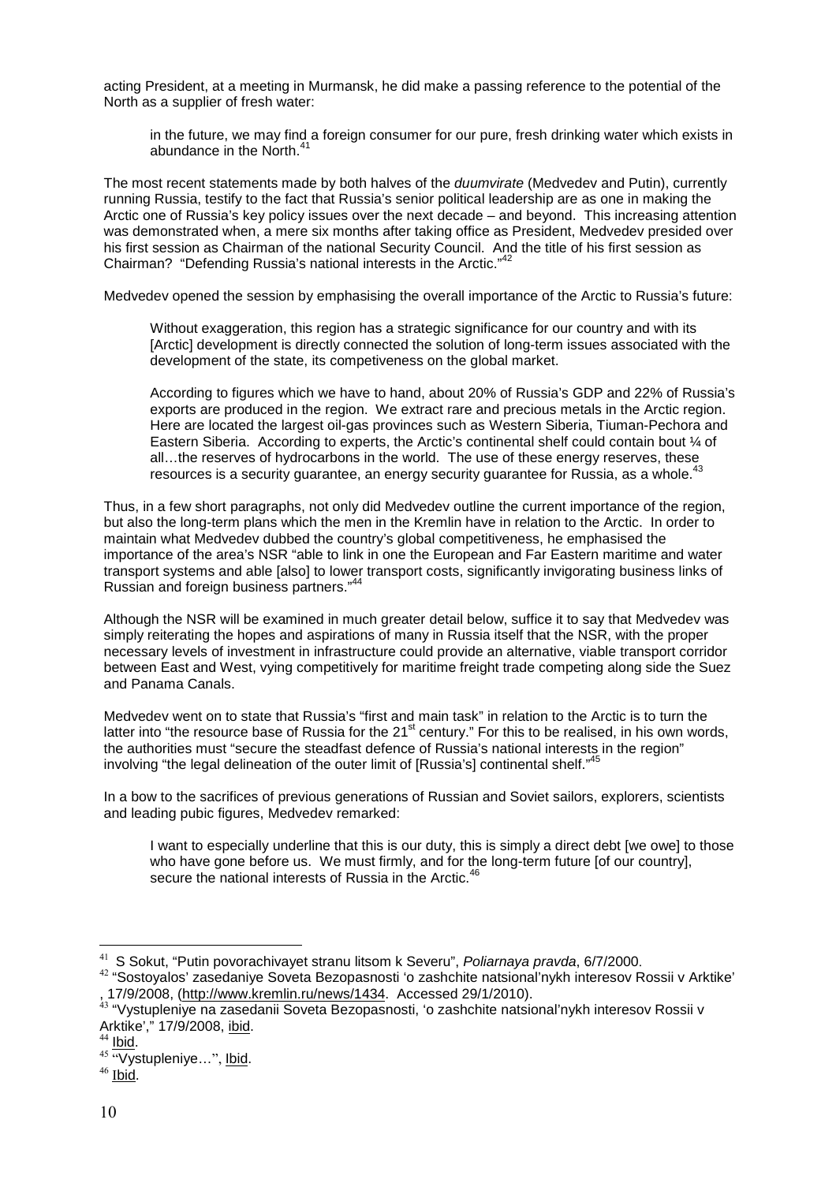acting President, at a meeting in Murmansk, he did make a passing reference to the potential of the North as a supplier of fresh water:

> in the future, we may find a foreign consumer for our pure, fresh drinking water which exists in abundance in the North.[41]

The most recent statements made by both halves of the *duumvirate* (Medvedev and Putin), currently running Russia, testify to the fact that Russia's senior political leadership are as one in making the Arctic one of Russia's key policy issues over the next decade – and beyond. This increasing attention was demonstrated when, a mere six months after taking office as President, Medvedev presided over his first session as Chairman of the national Security Council. And the title of his first session as Chairman? "Defending Russia's national interests in the Arctic."[42]

Medvedev opened the session by emphasising the overall importance of the Arctic to Russia's future:

> Without exaggeration, this region has a strategic significance for our country and with its [Arctic] development is directly connected the solution of long-term issues associated with the development of the state, its competiveness on the global market.
>
> According to figures which we have to hand, about 20% of Russia's GDP and 22% of Russia's exports are produced in the region. We extract rare and precious metals in the Arctic region. Here are located the largest oil-gas provinces such as Western Siberia, Tiuman-Pechora and Eastern Siberia. According to experts, the Arctic's continental shelf could contain bout ¼ of all…the reserves of hydrocarbons in the world. The use of these energy reserves, these resources is a security guarantee, an energy security guarantee for Russia, as a whole.[43]

Thus, in a few short paragraphs, not only did Medvedev outline the current importance of the region, but also the long-term plans which the men in the Kremlin have in relation to the Arctic. In order to maintain what Medvedev dubbed the country's global competitiveness, he emphasised the importance of the area's NSR "able to link in one the European and Far Eastern maritime and water transport systems and able [also] to lower transport costs, significantly invigorating business links of Russian and foreign business partners."[44]

Although the NSR will be examined in much greater detail below, suffice it to say that Medvedev was simply reiterating the hopes and aspirations of many in Russia itself that the NSR, with the proper necessary levels of investment in infrastructure could provide an alternative, viable transport corridor between East and West, vying competitively for maritime freight trade competing along side the Suez and Panama Canals.

Medvedev went on to state that Russia's "first and main task" in relation to the Arctic is to turn the latter into "the resource base of Russia for the 21st century." For this to be realised, in his own words, the authorities must "secure the steadfast defence of Russia's national interests in the region" involving "the legal delineation of the outer limit of [Russia's] continental shelf."[45]

In a bow to the sacrifices of previous generations of Russian and Soviet sailors, explorers, scientists and leading pubic figures, Medvedev remarked:

> I want to especially underline that this is our duty, this is simply a direct debt [we owe] to those who have gone before us. We must firmly, and for the long-term future [of our country], secure the national interests of Russia in the Arctic.[46]

---

[41] S Sokut, "Putin povorachivayet stranu litsom k Severu", *Poliarnaya pravda*, 6/7/2000.

[42] "Sostoyalos' zasedaniye Soveta Bezopasnosti 'o zashchite natsional'nykh interesov Rossii v Arktike', 17/9/2008, (http://www.kremlin.ru/news/1434. Accessed 29/1/2010).

[43] "Vystupleniye na zasedanii Soveta Bezopasnosti, 'o zashchite natsional'nykh interesov Rossii v Arktike'," 17/9/2008, Ibid.

[44] Ibid.

[45] "Vystupleniye…", Ibid.

[46] Ibid.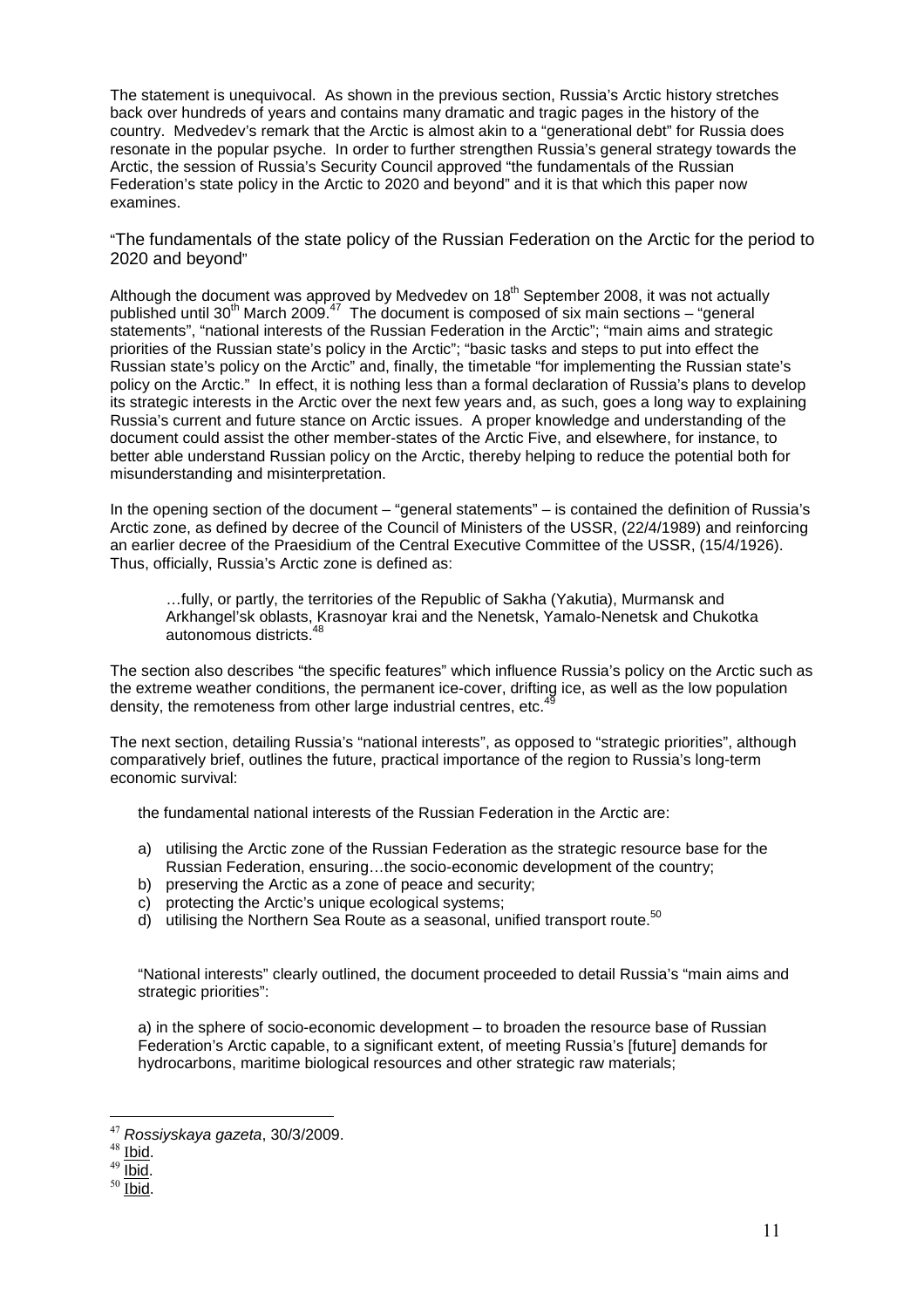The statement is unequivocal. As shown in the previous section, Russia's Arctic history stretches back over hundreds of years and contains many dramatic and tragic pages in the history of the country. Medvedev's remark that the Arctic is almost akin to a "generational debt" for Russia does resonate in the popular psyche. In order to further strengthen Russia's general strategy towards the Arctic, the session of Russia's Security Council approved "the fundamentals of the Russian Federation's state policy in the Arctic to 2020 and beyond" and it is that which this paper now examines.

## "The fundamentals of the state policy of the Russian Federation on the Arctic for the period to 2020 and beyond"

Although the document was approved by Medvedev on 18th September 2008, it was not actually published until 30th March 2009.[47] The document is composed of six main sections – "general statements", "national interests of the Russian Federation in the Arctic"; "main aims and strategic priorities of the Russian state's policy in the Arctic"; "basic tasks and steps to put into effect the Russian state's policy on the Arctic" and, finally, the timetable "for implementing the Russian state's policy on the Arctic." In effect, it is nothing less than a formal declaration of Russia's plans to develop its strategic interests in the Arctic over the next few years and, as such, goes a long way to explaining Russia's current and future stance on Arctic issues. A proper knowledge and understanding of the document could assist the other member-states of the Arctic Five, and elsewhere, for instance, to better able understand Russian policy on the Arctic, thereby helping to reduce the potential both for misunderstanding and misinterpretation.

In the opening section of the document – "general statements" – is contained the definition of Russia's Arctic zone, as defined by decree of the Council of Ministers of the USSR, (22/4/1989) and reinforcing an earlier decree of the Praesidium of the Central Executive Committee of the USSR, (15/4/1926). Thus, officially, Russia's Arctic zone is defined as:

> …fully, or partly, the territories of the Republic of Sakha (Yakutia), Murmansk and Arkhangel'sk oblasts, Krasnoyar krai and the Nenetsk, Yamalo-Nenetsk and Chukotka autonomous districts.[48]

The section also describes "the specific features" which influence Russia's policy on the Arctic such as the extreme weather conditions, the permanent ice-cover, drifting ice, as well as the low population density, the remoteness from other large industrial centres, etc.[49]

The next section, detailing Russia's "national interests", as opposed to "strategic priorities", although comparatively brief, outlines the future, practical importance of the region to Russia's long-term economic survival:

> the fundamental national interests of the Russian Federation in the Arctic are:
>
> a) utilising the Arctic zone of the Russian Federation as the strategic resource base for the Russian Federation, ensuring…the socio-economic development of the country;
> b) preserving the Arctic as a zone of peace and security;
> c) protecting the Arctic's unique ecological systems;
> d) utilising the Northern Sea Route as a seasonal, unified transport route.[50]

"National interests" clearly outlined, the document proceeded to detail Russia's "main aims and strategic priorities":

> a) in the sphere of socio-economic development – to broaden the resource base of Russian Federation's Arctic capable, to a significant extent, of meeting Russia's [future] demands for hydrocarbons, maritime biological resources and other strategic raw materials;

---

[47] *Rossiyskaya gazeta*, 30/3/2009.

[48] Ibid.

[49] Ibid.

[50] Ibid.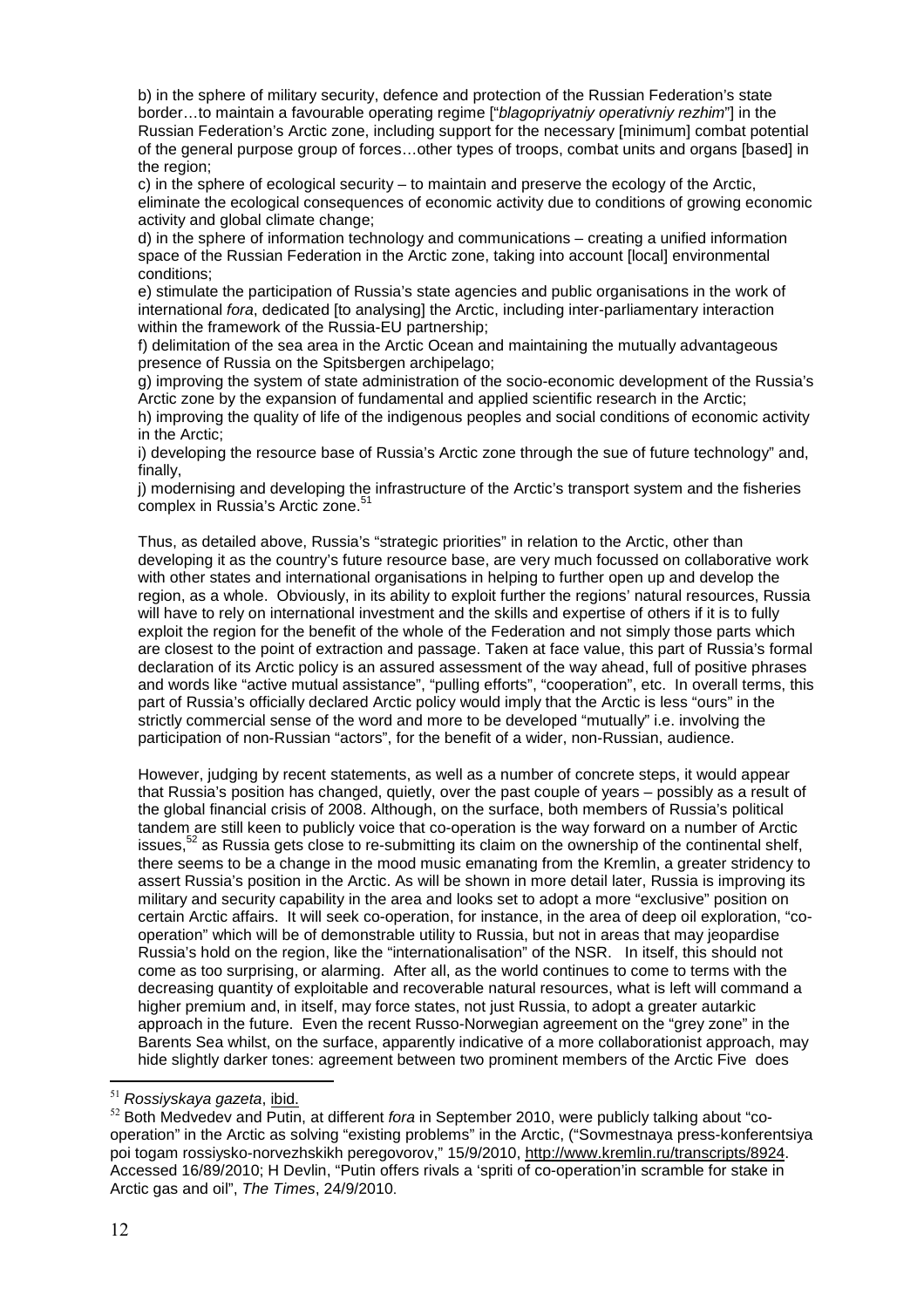b) in the sphere of military security, defence and protection of the Russian Federation's state border…to maintain a favourable operating regime ["*blagopriyatniy operativniy rezhim*"] in the Russian Federation's Arctic zone, including support for the necessary [minimum] combat potential of the general purpose group of forces…other types of troops, combat units and organs [based] in the region;

c) in the sphere of ecological security – to maintain and preserve the ecology of the Arctic, eliminate the ecological consequences of economic activity due to conditions of growing economic activity and global climate change;

d) in the sphere of information technology and communications – creating a unified information space of the Russian Federation in the Arctic zone, taking into account [local] environmental conditions;

e) stimulate the participation of Russia's state agencies and public organisations in the work of international *fora*, dedicated [to analysing] the Arctic, including inter-parliamentary interaction within the framework of the Russia-EU partnership;

f) delimitation of the sea area in the Arctic Ocean and maintaining the mutually advantageous presence of Russia on the Spitsbergen archipelago;

g) improving the system of state administration of the socio-economic development of the Russia's Arctic zone by the expansion of fundamental and applied scientific research in the Arctic;

h) improving the quality of life of the indigenous peoples and social conditions of economic activity in the Arctic;

i) developing the resource base of Russia's Arctic zone through the sue of future technology" and, finally,

j) modernising and developing the infrastructure of the Arctic's transport system and the fisheries complex in Russia's Arctic zone.[51]

Thus, as detailed above, Russia's "strategic priorities" in relation to the Arctic, other than developing it as the country's future resource base, are very much focussed on collaborative work with other states and international organisations in helping to further open up and develop the region, as a whole. Obviously, in its ability to exploit further the regions' natural resources, Russia will have to rely on international investment and the skills and expertise of others if it is to fully exploit the region for the benefit of the whole of the Federation and not simply those parts which are closest to the point of extraction and passage. Taken at face value, this part of Russia's formal declaration of its Arctic policy is an assured assessment of the way ahead, full of positive phrases and words like "active mutual assistance", "pulling efforts", "cooperation", etc. In overall terms, this part of Russia's officially declared Arctic policy would imply that the Arctic is less "ours" in the strictly commercial sense of the word and more to be developed "mutually" i.e. involving the participation of non-Russian "actors", for the benefit of a wider, non-Russian, audience.

However, judging by recent statements, as well as a number of concrete steps, it would appear that Russia's position has changed, quietly, over the past couple of years – possibly as a result of the global financial crisis of 2008. Although, on the surface, both members of Russia's political tandem are still keen to publicly voice that co-operation is the way forward on a number of Arctic issues,[52] as Russia gets close to re-submitting its claim on the ownership of the continental shelf, there seems to be a change in the mood music emanating from the Kremlin, a greater stridency to assert Russia's position in the Arctic. As will be shown in more detail later, Russia is improving its military and security capability in the area and looks set to adopt a more "exclusive" position on certain Arctic affairs. It will seek co-operation, for instance, in the area of deep oil exploration, "co-operation" which will be of demonstrable utility to Russia, but not in areas that may jeopardise Russia's hold on the region, like the "internationalisation" of the NSR. In itself, this should not come as too surprising, or alarming. After all, as the world continues to come to terms with the decreasing quantity of exploitable and recoverable natural resources, what is left will command a higher premium and, in itself, may force states, not just Russia, to adopt a greater autarkic approach in the future. Even the recent Russo-Norwegian agreement on the "grey zone" in the Barents Sea whilst, on the surface, apparently indicative of a more collaborationist approach, may hide slightly darker tones: agreement between two prominent members of the Arctic Five does

---

[51] *Rossiyskaya gazeta*, ibid.

[52] Both Medvedev and Putin, at different *fora* in September 2010, were publicly talking about "co-operation" in the Arctic as solving "existing problems" in the Arctic, ("Sovmestnaya press-konferentsiya poi togam rossiysko-norvezhskikh peregovorov," 15/9/2010, http://www.kremlin.ru/transcripts/8924. Accessed 16/89/2010; H Devlin, "Putin offers rivals a 'spriti of co-operation'in scramble for stake in Arctic gas and oil", *The Times*, 24/9/2010.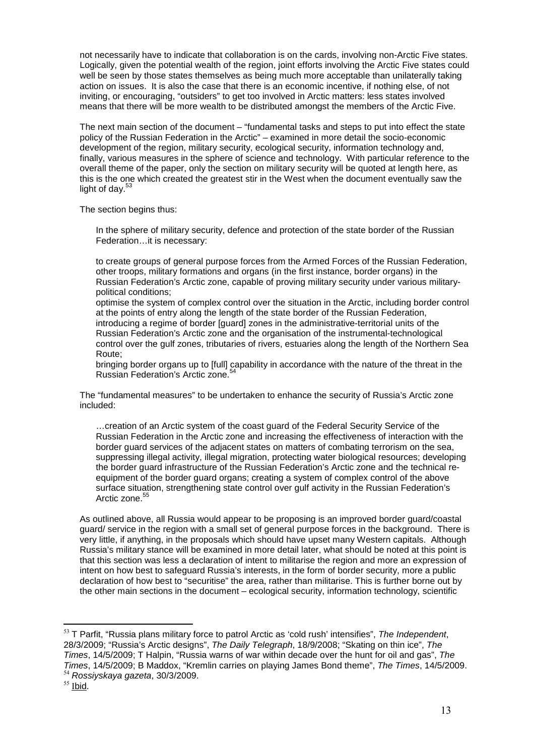not necessarily have to indicate that collaboration is on the cards, involving non-Arctic Five states. Logically, given the potential wealth of the region, joint efforts involving the Arctic Five states could well be seen by those states themselves as being much more acceptable than unilaterally taking action on issues. It is also the case that there is an economic incentive, if nothing else, of not inviting, or encouraging, "outsiders" to get too involved in Arctic matters: less states involved means that there will be more wealth to be distributed amongst the members of the Arctic Five.

The next main section of the document – "fundamental tasks and steps to put into effect the state policy of the Russian Federation in the Arctic" – examined in more detail the socio-economic development of the region, military security, ecological security, information technology and, finally, various measures in the sphere of science and technology. With particular reference to the overall theme of the paper, only the section on military security will be quoted at length here, as this is the one which created the greatest stir in the West when the document eventually saw the light of day.[53]

The section begins thus:

> In the sphere of military security, defence and protection of the state border of the Russian Federation…it is necessary:
>
> to create groups of general purpose forces from the Armed Forces of the Russian Federation, other troops, military formations and organs (in the first instance, border organs) in the Russian Federation's Arctic zone, capable of proving military security under various military-political conditions;
> optimise the system of complex control over the situation in the Arctic, including border control at the points of entry along the length of the state border of the Russian Federation, introducing a regime of border [guard] zones in the administrative-territorial units of the Russian Federation's Arctic zone and the organisation of the instrumental-technological control over the gulf zones, tributaries of rivers, estuaries along the length of the Northern Sea Route;
> bringing border organs up to [full] capability in accordance with the nature of the threat in the Russian Federation's Arctic zone.[54]

The "fundamental measures" to be undertaken to enhance the security of Russia's Arctic zone included:

> …creation of an Arctic system of the coast guard of the Federal Security Service of the Russian Federation in the Arctic zone and increasing the effectiveness of interaction with the border guard services of the adjacent states on matters of combating terrorism on the sea, suppressing illegal activity, illegal migration, protecting water biological resources; developing the border guard infrastructure of the Russian Federation's Arctic zone and the technical re-equipment of the border guard organs; creating a system of complex control of the above surface situation, strengthening state control over gulf activity in the Russian Federation's Arctic zone.[55]

As outlined above, all Russia would appear to be proposing is an improved border guard/coastal guard/ service in the region with a small set of general purpose forces in the background. There is very little, if anything, in the proposals which should have upset many Western capitals. Although Russia's military stance will be examined in more detail later, what should be noted at this point is that this section was less a declaration of intent to militarise the region and more an expression of intent on how best to safeguard Russia's interests, in the form of border security, more a public declaration of how best to "securitise" the area, rather than militarise. This is further borne out by the other main sections in the document – ecological security, information technology, scientific

---

[53] T Parfit, "Russia plans military force to patrol Arctic as 'cold rush' intensifies", *The Independent*, 28/3/2009; "Russia's Arctic designs", *The Daily Telegraph*, 18/9/2008; "Skating on thin ice", *The Times*, 14/5/2009; T Halpin, "Russia warns of war within decade over the hunt for oil and gas", *The Times*, 14/5/2009; B Maddox, "Kremlin carries on playing James Bond theme", *The Times*, 14/5/2009.
[54] *Rossiyskaya gazeta*, 30/3/2009.
[55] Ibid.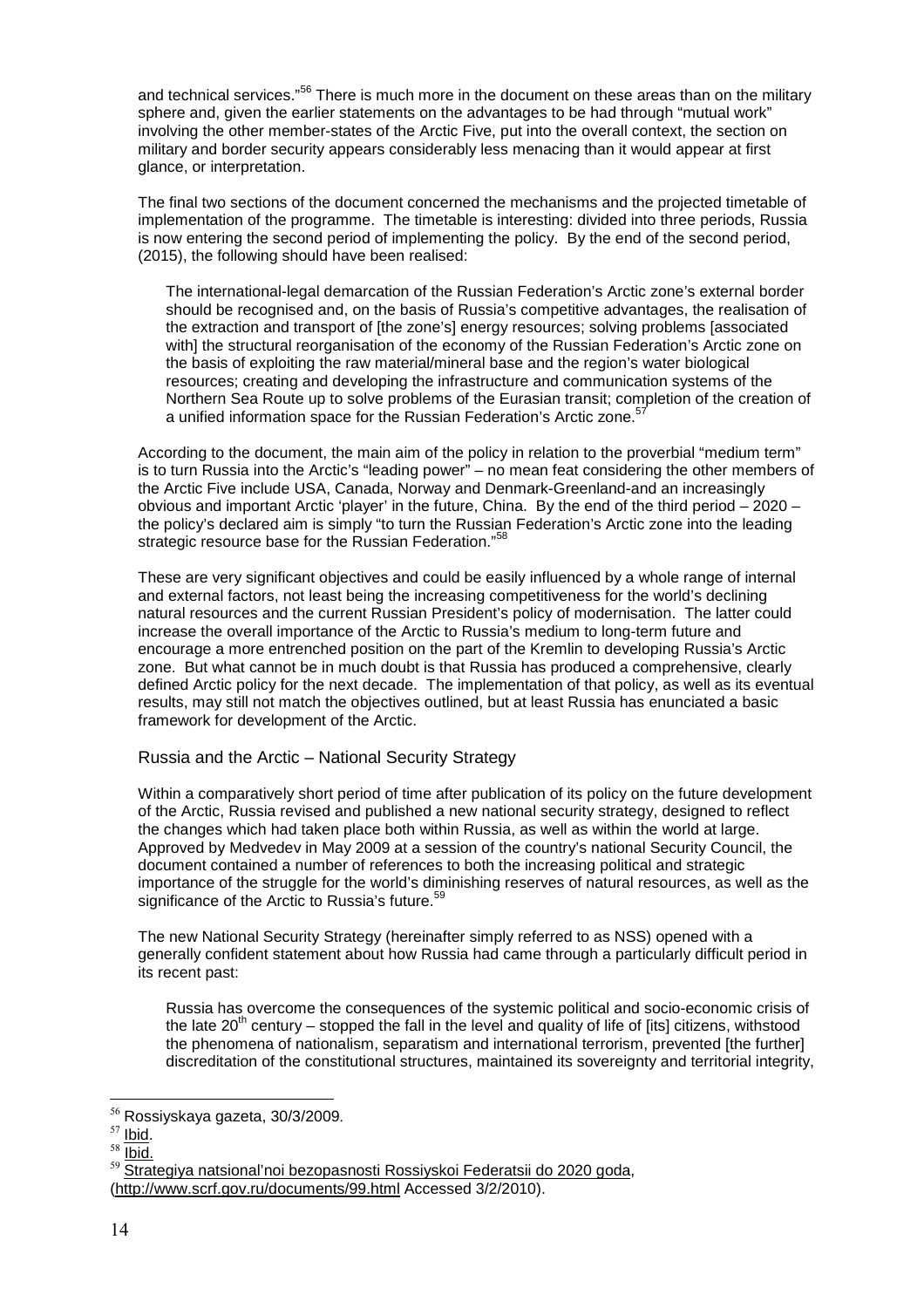and technical services."[56] There is much more in the document on these areas than on the military sphere and, given the earlier statements on the advantages to be had through "mutual work" involving the other member-states of the Arctic Five, put into the overall context, the section on military and border security appears considerably less menacing than it would appear at first glance, or interpretation.

The final two sections of the document concerned the mechanisms and the projected timetable of implementation of the programme. The timetable is interesting: divided into three periods, Russia is now entering the second period of implementing the policy. By the end of the second period, (2015), the following should have been realised:

> The international-legal demarcation of the Russian Federation's Arctic zone's external border should be recognised and, on the basis of Russia's competitive advantages, the realisation of the extraction and transport of [the zone's] energy resources; solving problems [associated with] the structural reorganisation of the economy of the Russian Federation's Arctic zone on the basis of exploiting the raw material/mineral base and the region's water biological resources; creating and developing the infrastructure and communication systems of the Northern Sea Route up to solve problems of the Eurasian transit; completion of the creation of a unified information space for the Russian Federation's Arctic zone.[57]

According to the document, the main aim of the policy in relation to the proverbial "medium term" is to turn Russia into the Arctic's "leading power" – no mean feat considering the other members of the Arctic Five include USA, Canada, Norway and Denmark-Greenland-and an increasingly obvious and important Arctic 'player' in the future, China. By the end of the third period – 2020 – the policy's declared aim is simply "to turn the Russian Federation's Arctic zone into the leading strategic resource base for the Russian Federation."[58]

These are very significant objectives and could be easily influenced by a whole range of internal and external factors, not least being the increasing competitiveness for the world's declining natural resources and the current Russian President's policy of modernisation. The latter could increase the overall importance of the Arctic to Russia's medium to long-term future and encourage a more entrenched position on the part of the Kremlin to developing Russia's Arctic zone. But what cannot be in much doubt is that Russia has produced a comprehensive, clearly defined Arctic policy for the next decade. The implementation of that policy, as well as its eventual results, may still not match the objectives outlined, but at least Russia has enunciated a basic framework for development of the Arctic.

## Russia and the Arctic – National Security Strategy

Within a comparatively short period of time after publication of its policy on the future development of the Arctic, Russia revised and published a new national security strategy, designed to reflect the changes which had taken place both within Russia, as well as within the world at large. Approved by Medvedev in May 2009 at a session of the country's national Security Council, the document contained a number of references to both the increasing political and strategic importance of the struggle for the world's diminishing reserves of natural resources, as well as the significance of the Arctic to Russia's future.[59]

The new National Security Strategy (hereinafter simply referred to as NSS) opened with a generally confident statement about how Russia had came through a particularly difficult period in its recent past:

> Russia has overcome the consequences of the systemic political and socio-economic crisis of the late 20th century – stopped the fall in the level and quality of life of [its] citizens, withstood the phenomena of nationalism, separatism and international terrorism, prevented [the further] discreditation of the constitutional structures, maintained its sovereignty and territorial integrity,

---

[56] Rossiyskaya gazeta, 30/3/2009.

[57] Ibid.

[58] Ibid.

[59] Strategiya natsional'noi bezopasnosti Rossiyskoi Federatsii do 2020 goda, (http://www.scrf.gov.ru/documents/99.html Accessed 3/2/2010).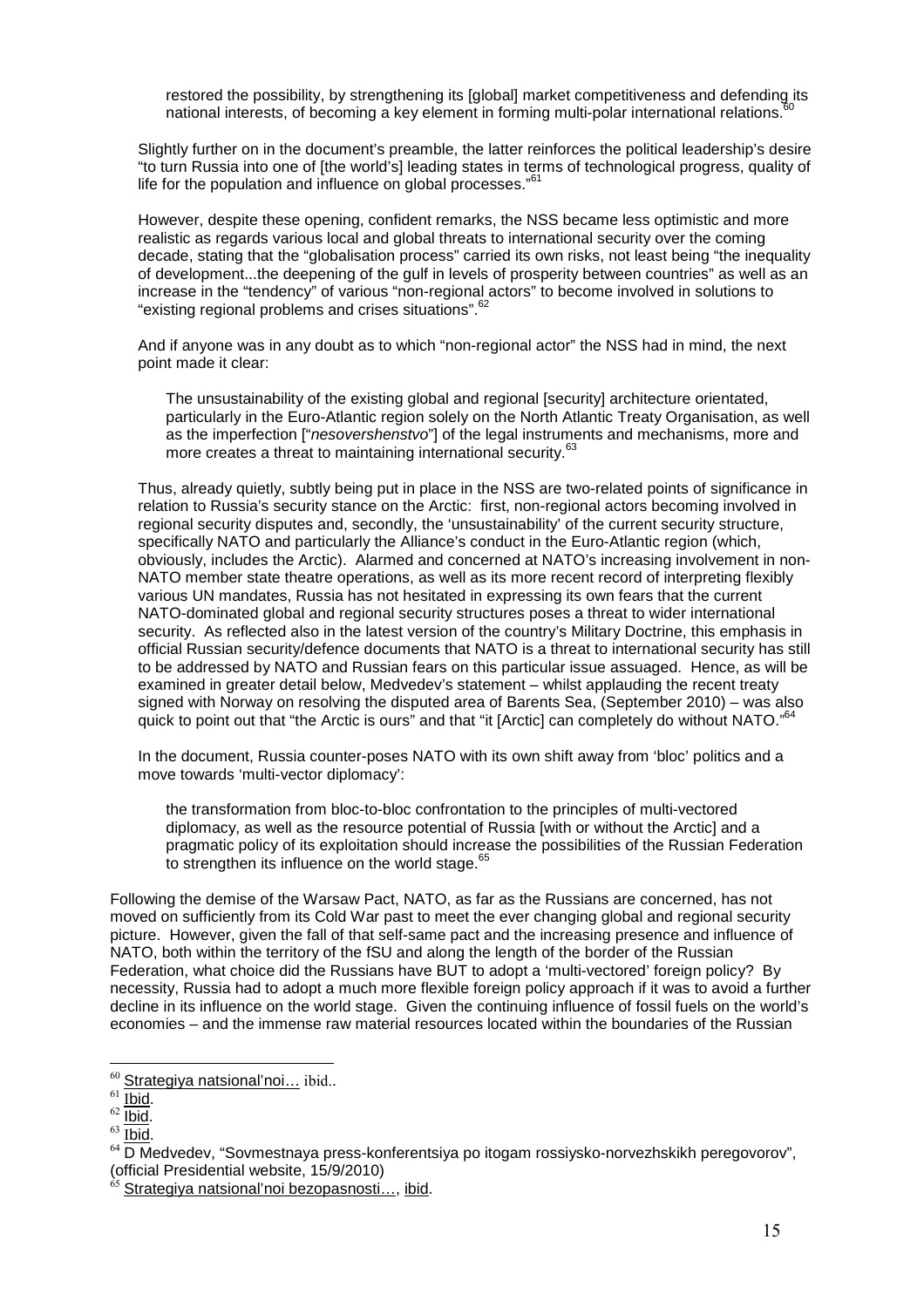> restored the possibility, by strengthening its [global] market competitiveness and defending its national interests, of becoming a key element in forming multi-polar international relations.[60]

Slightly further on in the document's preamble, the latter reinforces the political leadership's desire "to turn Russia into one of [the world's] leading states in terms of technological progress, quality of life for the population and influence on global processes."[61]

However, despite these opening, confident remarks, the NSS became less optimistic and more realistic as regards various local and global threats to international security over the coming decade, stating that the "globalisation process" carried its own risks, not least being "the inequality of development...the deepening of the gulf in levels of prosperity between countries" as well as an increase in the "tendency" of various "non-regional actors" to become involved in solutions to "existing regional problems and crises situations".[62]

And if anyone was in any doubt as to which "non-regional actor" the NSS had in mind, the next point made it clear:

> The unsustainability of the existing global and regional [security] architecture orientated, particularly in the Euro-Atlantic region solely on the North Atlantic Treaty Organisation, as well as the imperfection ["*nesovershenstvo*"] of the legal instruments and mechanisms, more and more creates a threat to maintaining international security.[63]

Thus, already quietly, subtly being put in place in the NSS are two-related points of significance in relation to Russia's security stance on the Arctic: first, non-regional actors becoming involved in regional security disputes and, secondly, the 'unsustainability' of the current security structure, specifically NATO and particularly the Alliance's conduct in the Euro-Atlantic region (which, obviously, includes the Arctic). Alarmed and concerned at NATO's increasing involvement in non-NATO member state theatre operations, as well as its more recent record of interpreting flexibly various UN mandates, Russia has not hesitated in expressing its own fears that the current NATO-dominated global and regional security structures poses a threat to wider international security. As reflected also in the latest version of the country's Military Doctrine, this emphasis in official Russian security/defence documents that NATO is a threat to international security has still to be addressed by NATO and Russian fears on this particular issue assuaged. Hence, as will be examined in greater detail below, Medvedev's statement – whilst applauding the recent treaty signed with Norway on resolving the disputed area of Barents Sea, (September 2010) – was also quick to point out that "the Arctic is ours" and that "it [Arctic] can completely do without NATO."[64]

In the document, Russia counter-poses NATO with its own shift away from 'bloc' politics and a move towards 'multi-vector diplomacy':

> the transformation from bloc-to-bloc confrontation to the principles of multi-vectored diplomacy, as well as the resource potential of Russia [with or without the Arctic] and a pragmatic policy of its exploitation should increase the possibilities of the Russian Federation to strengthen its influence on the world stage.[65]

Following the demise of the Warsaw Pact, NATO, as far as the Russians are concerned, has not moved on sufficiently from its Cold War past to meet the ever changing global and regional security picture. However, given the fall of that self-same pact and the increasing presence and influence of NATO, both within the territory of the fSU and along the length of the border of the Russian Federation, what choice did the Russians have BUT to adopt a 'multi-vectored' foreign policy? By necessity, Russia had to adopt a much more flexible foreign policy approach if it was to avoid a further decline in its influence on the world stage. Given the continuing influence of fossil fuels on the world's economies – and the immense raw material resources located within the boundaries of the Russian

---

[60] Strategiya natsional'noi… ibid..
[61] Ibid.
[62] Ibid.
[63] Ibid.
[64] D Medvedev, "Sovmestnaya press-konferentsiya po itogam rossiysko-norvezhskikh peregovorov", (official Presidential website, 15/9/2010)
[65] Strategiya natsional'noi bezopasnosti…, ibid.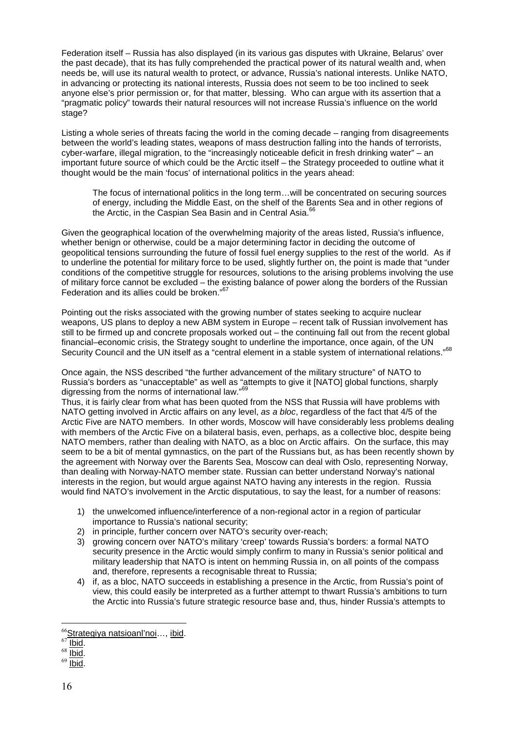Federation itself – Russia has also displayed (in its various gas disputes with Ukraine, Belarus' over the past decade), that its has fully comprehended the practical power of its natural wealth and, when needs be, will use its natural wealth to protect, or advance, Russia's national interests. Unlike NATO, in advancing or protecting its national interests, Russia does not seem to be too inclined to seek anyone else's prior permission or, for that matter, blessing. Who can argue with its assertion that a "pragmatic policy" towards their natural resources will not increase Russia's influence on the world stage?

Listing a whole series of threats facing the world in the coming decade – ranging from disagreements between the world's leading states, weapons of mass destruction falling into the hands of terrorists, cyber-warfare, illegal migration, to the "increasingly noticeable deficit in fresh drinking water" – an important future source of which could be the Arctic itself – the Strategy proceeded to outline what it thought would be the main 'focus' of international politics in the years ahead:

> The focus of international politics in the long term…will be concentrated on securing sources of energy, including the Middle East, on the shelf of the Barents Sea and in other regions of the Arctic, in the Caspian Sea Basin and in Central Asia.[66]

Given the geographical location of the overwhelming majority of the areas listed, Russia's influence, whether benign or otherwise, could be a major determining factor in deciding the outcome of geopolitical tensions surrounding the future of fossil fuel energy supplies to the rest of the world. As if to underline the potential for military force to be used, slightly further on, the point is made that "under conditions of the competitive struggle for resources, solutions to the arising problems involving the use of military force cannot be excluded – the existing balance of power along the borders of the Russian Federation and its allies could be broken."[67]

Pointing out the risks associated with the growing number of states seeking to acquire nuclear weapons, US plans to deploy a new ABM system in Europe – recent talk of Russian involvement has still to be firmed up and concrete proposals worked out – the continuing fall out from the recent global financial–economic crisis, the Strategy sought to underline the importance, once again, of the UN Security Council and the UN itself as a "central element in a stable system of international relations."[68]

Once again, the NSS described "the further advancement of the military structure" of NATO to Russia's borders as "unacceptable" as well as "attempts to give it [NATO] global functions, sharply digressing from the norms of international law."[69]

Thus, it is fairly clear from what has been quoted from the NSS that Russia will have problems with NATO getting involved in Arctic affairs on any level, *as a bloc*, regardless of the fact that 4/5 of the Arctic Five are NATO members. In other words, Moscow will have considerably less problems dealing with members of the Arctic Five on a bilateral basis, even, perhaps, as a collective bloc, despite being NATO members, rather than dealing with NATO, as a bloc on Arctic affairs. On the surface, this may seem to be a bit of mental gymnastics, on the part of the Russians but, as has been recently shown by the agreement with Norway over the Barents Sea, Moscow can deal with Oslo, representing Norway, than dealing with Norway-NATO member state. Russian can better understand Norway's national interests in the region, but would argue against NATO having any interests in the region. Russia would find NATO's involvement in the Arctic disputatious, to say the least, for a number of reasons:

1) the unwelcomed influence/interference of a non-regional actor in a region of particular importance to Russia's national security;
2) in principle, further concern over NATO's security over-reach;
3) growing concern over NATO's military 'creep' towards Russia's borders: a formal NATO security presence in the Arctic would simply confirm to many in Russia's senior political and military leadership that NATO is intent on hemming Russia in, on all points of the compass and, therefore, represents a recognisable threat to Russia;
4) if, as a bloc, NATO succeeds in establishing a presence in the Arctic, from Russia's point of view, this could easily be interpreted as a further attempt to thwart Russia's ambitions to turn the Arctic into Russia's future strategic resource base and, thus, hinder Russia's attempts to

---

[66] Strategiya natsioanl'noi…, ibid.
[67] Ibid.
[68] Ibid.
[69] Ibid.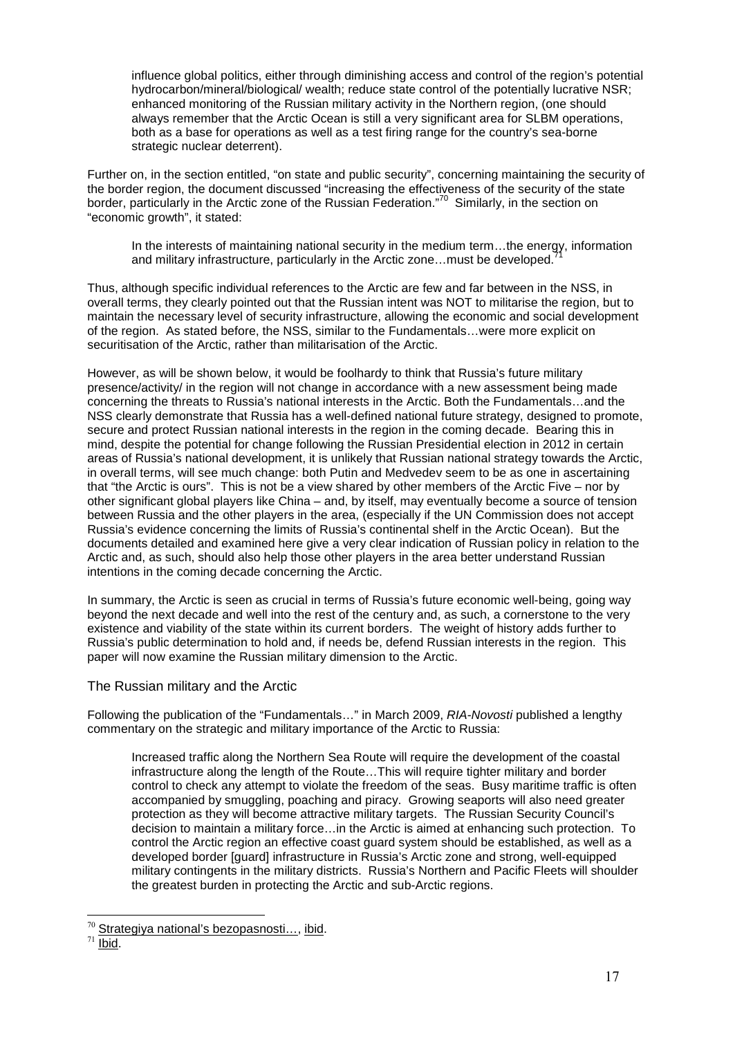> influence global politics, either through diminishing access and control of the region's potential hydrocarbon/mineral/biological/ wealth; reduce state control of the potentially lucrative NSR; enhanced monitoring of the Russian military activity in the Northern region, (one should always remember that the Arctic Ocean is still a very significant area for SLBM operations, both as a base for operations as well as a test firing range for the country's sea-borne strategic nuclear deterrent).

Further on, in the section entitled, "on state and public security", concerning maintaining the security of the border region, the document discussed "increasing the effectiveness of the security of the state border, particularly in the Arctic zone of the Russian Federation."[70] Similarly, in the section on "economic growth", it stated:

> In the interests of maintaining national security in the medium term…the energy, information and military infrastructure, particularly in the Arctic zone…must be developed.[71]

Thus, although specific individual references to the Arctic are few and far between in the NSS, in overall terms, they clearly pointed out that the Russian intent was NOT to militarise the region, but to maintain the necessary level of security infrastructure, allowing the economic and social development of the region. As stated before, the NSS, similar to the Fundamentals…were more explicit on securitisation of the Arctic, rather than militarisation of the Arctic.

However, as will be shown below, it would be foolhardy to think that Russia's future military presence/activity/ in the region will not change in accordance with a new assessment being made concerning the threats to Russia's national interests in the Arctic. Both the Fundamentals…and the NSS clearly demonstrate that Russia has a well-defined national future strategy, designed to promote, secure and protect Russian national interests in the region in the coming decade. Bearing this in mind, despite the potential for change following the Russian Presidential election in 2012 in certain areas of Russia's national development, it is unlikely that Russian national strategy towards the Arctic, in overall terms, will see much change: both Putin and Medvedev seem to be as one in ascertaining that "the Arctic is ours". This is not be a view shared by other members of the Arctic Five – nor by other significant global players like China – and, by itself, may eventually become a source of tension between Russia and the other players in the area, (especially if the UN Commission does not accept Russia's evidence concerning the limits of Russia's continental shelf in the Arctic Ocean). But the documents detailed and examined here give a very clear indication of Russian policy in relation to the Arctic and, as such, should also help those other players in the area better understand Russian intentions in the coming decade concerning the Arctic.

In summary, the Arctic is seen as crucial in terms of Russia's future economic well-being, going way beyond the next decade and well into the rest of the century and, as such, a cornerstone to the very existence and viability of the state within its current borders. The weight of history adds further to Russia's public determination to hold and, if needs be, defend Russian interests in the region. This paper will now examine the Russian military dimension to the Arctic.

## The Russian military and the Arctic

Following the publication of the "Fundamentals…" in March 2009, *RIA-Novosti* published a lengthy commentary on the strategic and military importance of the Arctic to Russia:

> Increased traffic along the Northern Sea Route will require the development of the coastal infrastructure along the length of the Route…This will require tighter military and border control to check any attempt to violate the freedom of the seas. Busy maritime traffic is often accompanied by smuggling, poaching and piracy. Growing seaports will also need greater protection as they will become attractive military targets. The Russian Security Council's decision to maintain a military force…in the Arctic is aimed at enhancing such protection. To control the Arctic region an effective coast guard system should be established, as well as a developed border [guard] infrastructure in Russia's Arctic zone and strong, well-equipped military contingents in the military districts. Russia's Northern and Pacific Fleets will shoulder the greatest burden in protecting the Arctic and sub-Arctic regions.

---

[70] Strategiya national's bezopasnosti…, ibid.

[71] Ibid.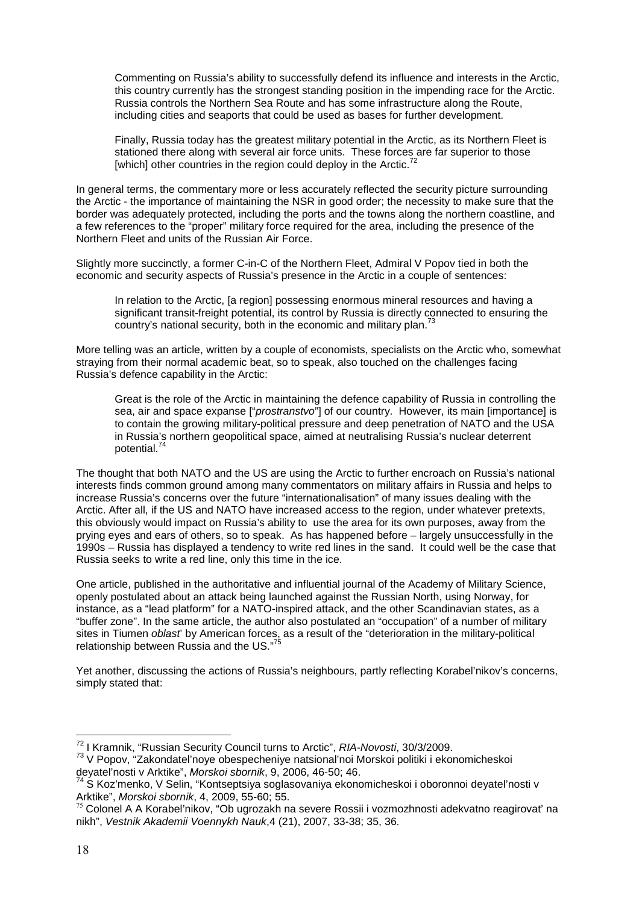> Commenting on Russia's ability to successfully defend its influence and interests in the Arctic, this country currently has the strongest standing position in the impending race for the Arctic. Russia controls the Northern Sea Route and has some infrastructure along the Route, including cities and seaports that could be used as bases for further development.
>
> Finally, Russia today has the greatest military potential in the Arctic, as its Northern Fleet is stationed there along with several air force units. These forces are far superior to those [which] other countries in the region could deploy in the Arctic.[72]

In general terms, the commentary more or less accurately reflected the security picture surrounding the Arctic - the importance of maintaining the NSR in good order; the necessity to make sure that the border was adequately protected, including the ports and the towns along the northern coastline, and a few references to the "proper" military force required for the area, including the presence of the Northern Fleet and units of the Russian Air Force.

Slightly more succinctly, a former C-in-C of the Northern Fleet, Admiral V Popov tied in both the economic and security aspects of Russia's presence in the Arctic in a couple of sentences:

> In relation to the Arctic, [a region] possessing enormous mineral resources and having a significant transit-freight potential, its control by Russia is directly connected to ensuring the country's national security, both in the economic and military plan.[73]

More telling was an article, written by a couple of economists, specialists on the Arctic who, somewhat straying from their normal academic beat, so to speak, also touched on the challenges facing Russia's defence capability in the Arctic:

> Great is the role of the Arctic in maintaining the defence capability of Russia in controlling the sea, air and space expanse ["*prostranstvo*"] of our country. However, its main [importance] is to contain the growing military-political pressure and deep penetration of NATO and the USA in Russia's northern geopolitical space, aimed at neutralising Russia's nuclear deterrent potential.[74]

The thought that both NATO and the US are using the Arctic to further encroach on Russia's national interests finds common ground among many commentators on military affairs in Russia and helps to increase Russia's concerns over the future "internationalisation" of many issues dealing with the Arctic. After all, if the US and NATO have increased access to the region, under whatever pretexts, this obviously would impact on Russia's ability to use the area for its own purposes, away from the prying eyes and ears of others, so to speak. As has happened before – largely unsuccessfully in the 1990s – Russia has displayed a tendency to write red lines in the sand. It could well be the case that Russia seeks to write a red line, only this time in the ice.

One article, published in the authoritative and influential journal of the Academy of Military Science, openly postulated about an attack being launched against the Russian North, using Norway, for instance, as a "lead platform" for a NATO-inspired attack, and the other Scandinavian states, as a "buffer zone". In the same article, the author also postulated an "occupation" of a number of military sites in Tiumen *oblast*' by American forces, as a result of the "deterioration in the military-political relationship between Russia and the US."[75]

Yet another, discussing the actions of Russia's neighbours, partly reflecting Korabel'nikov's concerns, simply stated that:

---

[72] I Kramnik, "Russian Security Council turns to Arctic", *RIA-Novosti*, 30/3/2009.

[73] V Popov, "Zakondatel'noye obespecheniye natsional'noi Morskoi politiki i ekonomicheskoi deyatel'nosti v Arktike", *Morskoi sbornik*, 9, 2006, 46-50; 46.

[74] S Koz'menko, V Selin, "Kontseptsiya soglasovaniya ekonomicheskoi i oboronnoi deyatel'nosti v Arktike", *Morskoi sbornik*, 4, 2009, 55-60; 55.

[75] Colonel A A Korabel'nikov, "Ob ugrozakh na severe Rossii i vozmozhnosti adekvatno reagirovat' na nikh", *Vestnik Akademii Voennykh Nauk*, 4 (21), 2007, 33-38; 35, 36.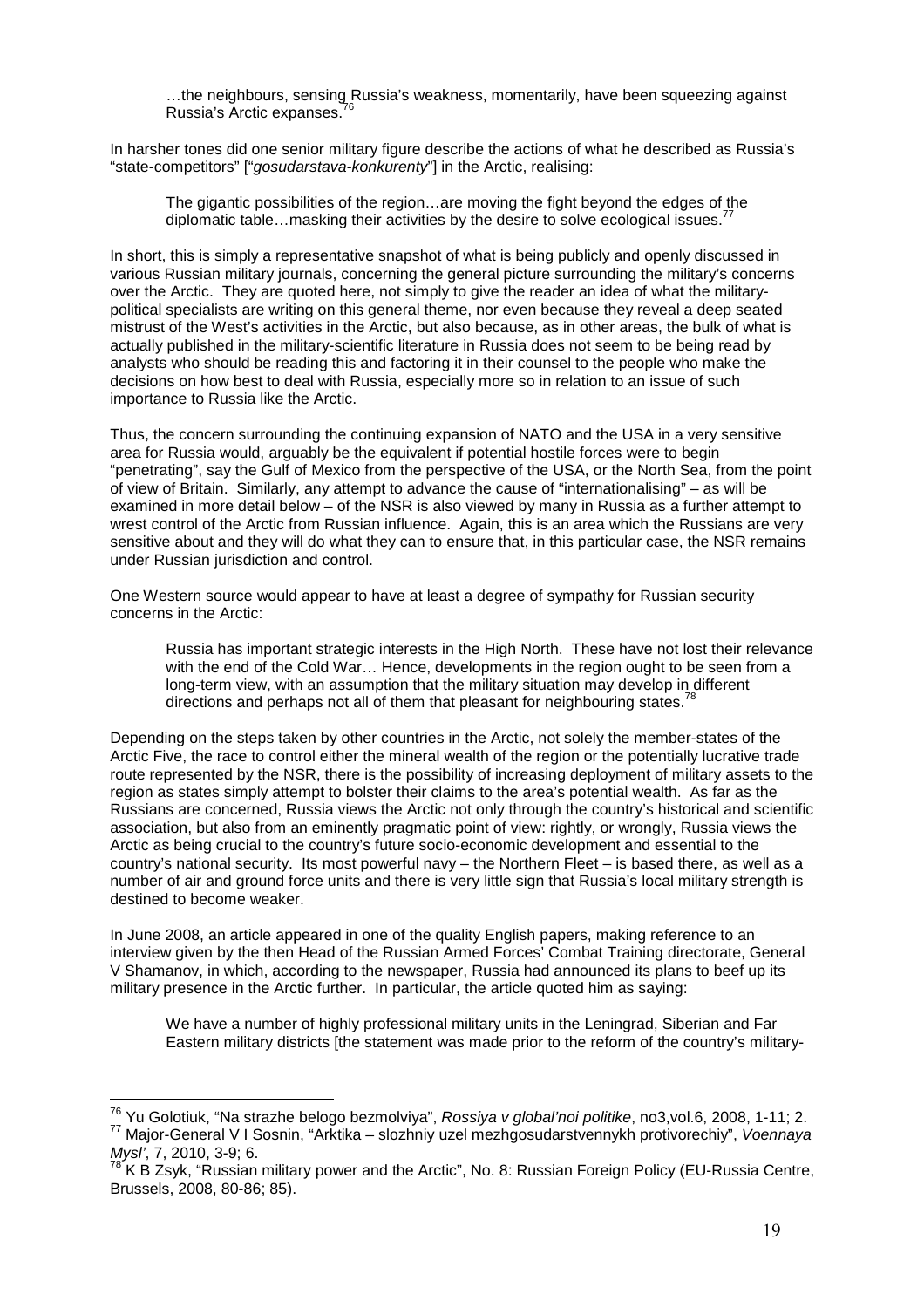> …the neighbours, sensing Russia's weakness, momentarily, have been squeezing against Russia's Arctic expanses.[76]

In harsher tones did one senior military figure describe the actions of what he described as Russia's "state-competitors" ["*gosudarstava-konkurenty*"] in the Arctic, realising:

> The gigantic possibilities of the region…are moving the fight beyond the edges of the diplomatic table…masking their activities by the desire to solve ecological issues.[77]

In short, this is simply a representative snapshot of what is being publicly and openly discussed in various Russian military journals, concerning the general picture surrounding the military's concerns over the Arctic. They are quoted here, not simply to give the reader an idea of what the military-political specialists are writing on this general theme, nor even because they reveal a deep seated mistrust of the West's activities in the Arctic, but also because, as in other areas, the bulk of what is actually published in the military-scientific literature in Russia does not seem to be being read by analysts who should be reading this and factoring it in their counsel to the people who make the decisions on how best to deal with Russia, especially more so in relation to an issue of such importance to Russia like the Arctic.

Thus, the concern surrounding the continuing expansion of NATO and the USA in a very sensitive area for Russia would, arguably be the equivalent if potential hostile forces were to begin "penetrating", say the Gulf of Mexico from the perspective of the USA, or the North Sea, from the point of view of Britain. Similarly, any attempt to advance the cause of "internationalising" – as will be examined in more detail below – of the NSR is also viewed by many in Russia as a further attempt to wrest control of the Arctic from Russian influence. Again, this is an area which the Russians are very sensitive about and they will do what they can to ensure that, in this particular case, the NSR remains under Russian jurisdiction and control.

One Western source would appear to have at least a degree of sympathy for Russian security concerns in the Arctic:

> Russia has important strategic interests in the High North. These have not lost their relevance with the end of the Cold War… Hence, developments in the region ought to be seen from a long-term view, with an assumption that the military situation may develop in different directions and perhaps not all of them that pleasant for neighbouring states.[78]

Depending on the steps taken by other countries in the Arctic, not solely the member-states of the Arctic Five, the race to control either the mineral wealth of the region or the potentially lucrative trade route represented by the NSR, there is the possibility of increasing deployment of military assets to the region as states simply attempt to bolster their claims to the area's potential wealth. As far as the Russians are concerned, Russia views the Arctic not only through the country's historical and scientific association, but also from an eminently pragmatic point of view: rightly, or wrongly, Russia views the Arctic as being crucial to the country's future socio-economic development and essential to the country's national security. Its most powerful navy – the Northern Fleet – is based there, as well as a number of air and ground force units and there is very little sign that Russia's local military strength is destined to become weaker.

In June 2008, an article appeared in one of the quality English papers, making reference to an interview given by the then Head of the Russian Armed Forces' Combat Training directorate, General V Shamanov, in which, according to the newspaper, Russia had announced its plans to beef up its military presence in the Arctic further. In particular, the article quoted him as saying:

> We have a number of highly professional military units in the Leningrad, Siberian and Far Eastern military districts [the statement was made prior to the reform of the country's military-

---

[76] Yu Golotiuk, "Na strazhe belogo bezmolviya", *Rossiya v global'noi politike*, no3,vol.6, 2008, 1-11; 2.

[77] Major-General V I Sosnin, "Arktika – slozhniy uzel mezhgosudarstvennykh protivorechiy", *Voennaya Mysl'*, 7, 2010, 3-9; 6.

[78] K B Zsyk, "Russian military power and the Arctic", No. 8: Russian Foreign Policy (EU-Russia Centre, Brussels, 2008, 80-86; 85).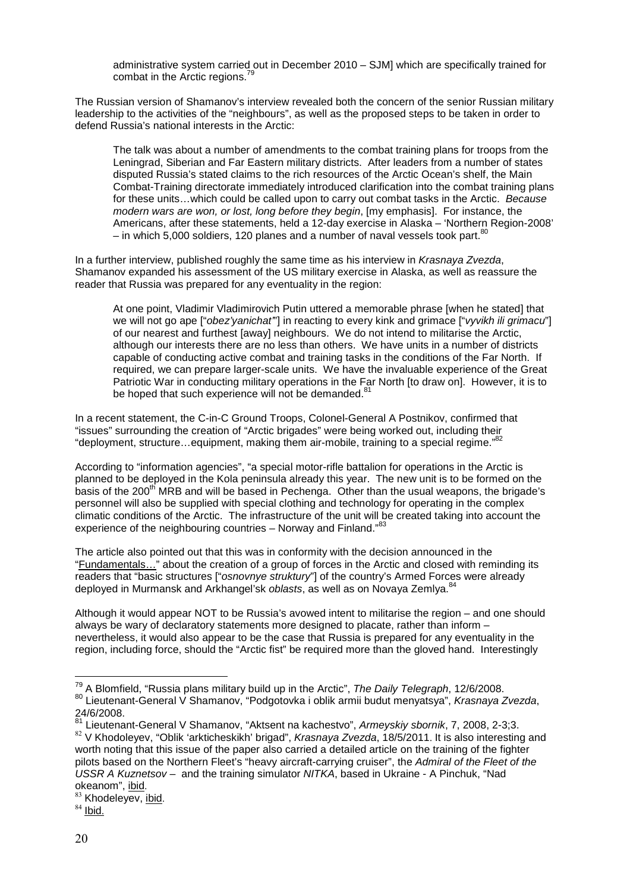> administrative system carried out in December 2010 – SJM] which are specifically trained for combat in the Arctic regions.[79]

The Russian version of Shamanov's interview revealed both the concern of the senior Russian military leadership to the activities of the "neighbours", as well as the proposed steps to be taken in order to defend Russia's national interests in the Arctic:

> The talk was about a number of amendments to the combat training plans for troops from the Leningrad, Siberian and Far Eastern military districts. After leaders from a number of states disputed Russia's stated claims to the rich resources of the Arctic Ocean's shelf, the Main Combat-Training directorate immediately introduced clarification into the combat training plans for these units…which could be called upon to carry out combat tasks in the Arctic. *Because modern wars are won, or lost, long before they begin*, [my emphasis]. For instance, the Americans, after these statements, held a 12-day exercise in Alaska – 'Northern Region-2008' – in which 5,000 soldiers, 120 planes and a number of naval vessels took part.[80]

In a further interview, published roughly the same time as his interview in *Krasnaya Zvezda*, Shamanov expanded his assessment of the US military exercise in Alaska, as well as reassure the reader that Russia was prepared for any eventuality in the region:

> At one point, Vladimir Vladimirovich Putin uttered a memorable phrase [when he stated] that we will not go ape ["*obez'yanichat'*"] in reacting to every kink and grimace ["*vyvikh ili grimacu*"] of our nearest and furthest [away] neighbours. We do not intend to militarise the Arctic, although our interests there are no less than others. We have units in a number of districts capable of conducting active combat and training tasks in the conditions of the Far North. If required, we can prepare larger-scale units. We have the invaluable experience of the Great Patriotic War in conducting military operations in the Far North [to draw on]. However, it is to be hoped that such experience will not be demanded.[81]

In a recent statement, the C-in-C Ground Troops, Colonel-General A Postnikov, confirmed that "issues" surrounding the creation of "Arctic brigades" were being worked out, including their "deployment, structure…equipment, making them air-mobile, training to a special regime."[82]

According to "information agencies", "a special motor-rifle battalion for operations in the Arctic is planned to be deployed in the Kola peninsula already this year. The new unit is to be formed on the basis of the 200th MRB and will be based in Pechenga. Other than the usual weapons, the brigade's personnel will also be supplied with special clothing and technology for operating in the complex climatic conditions of the Arctic. The infrastructure of the unit will be created taking into account the experience of the neighbouring countries – Norway and Finland."[83]

The article also pointed out that this was in conformity with the decision announced in the "Fundamentals…" about the creation of a group of forces in the Arctic and closed with reminding its readers that "basic structures ["*osnovnye struktury*"] of the country's Armed Forces were already deployed in Murmansk and Arkhangel'sk *oblasts*, as well as on Novaya Zemlya.[84]

Although it would appear NOT to be Russia's avowed intent to militarise the region – and one should always be wary of declaratory statements more designed to placate, rather than inform – nevertheless, it would also appear to be the case that Russia is prepared for any eventuality in the region, including force, should the "Arctic fist" be required more than the gloved hand. Interestingly

---

[79] A Blomfield, "Russia plans military build up in the Arctic", *The Daily Telegraph*, 12/6/2008.

[80] Lieutenant-General V Shamanov, "Podgotovka i oblik armii budut menyatsya", *Krasnaya Zvezda*, 24/6/2008.

[81] Lieutenant-General V Shamanov, "Aktsent na kachestvo", *Armeyskiy sbornik*, 7, 2008, 2-3;3.

[82] V Khodoleyev, "Oblik 'arkticheskikh' brigad", *Krasnaya Zvezda*, 18/5/2011. It is also interesting and worth noting that this issue of the paper also carried a detailed article on the training of the fighter pilots based on the Northern Fleet's "heavy aircraft-carrying cruiser", the *Admiral of the Fleet of the USSR A Kuznetsov* – and the training simulator *NITKA*, based in Ukraine - A Pinchuk, "Nad okeanom", ibid.

[83] Khodeleyev, ibid.

[84] Ibid.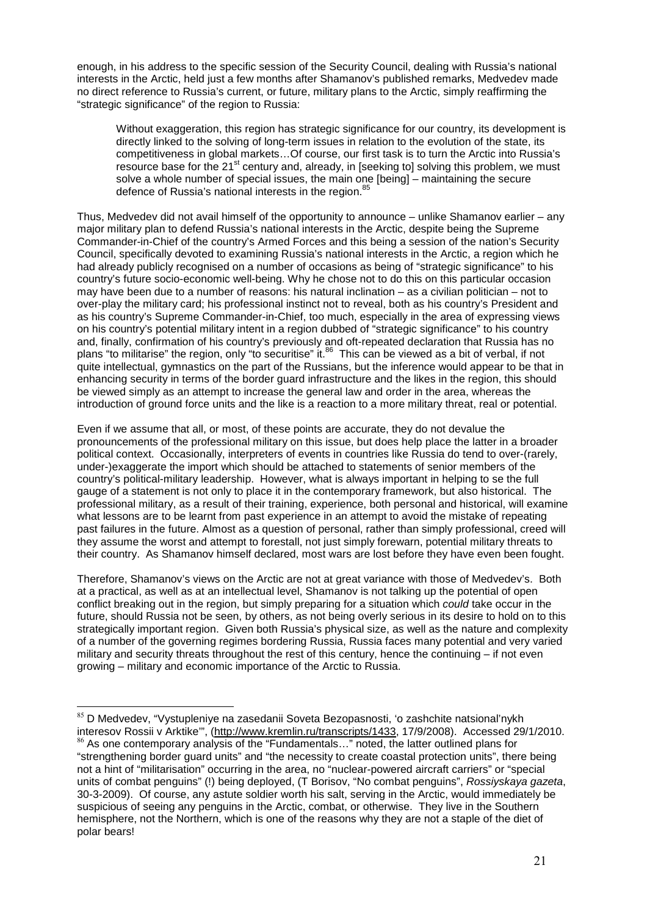enough, in his address to the specific session of the Security Council, dealing with Russia's national interests in the Arctic, held just a few months after Shamanov's published remarks, Medvedev made no direct reference to Russia's current, or future, military plans to the Arctic, simply reaffirming the "strategic significance" of the region to Russia:

> Without exaggeration, this region has strategic significance for our country, its development is directly linked to the solving of long-term issues in relation to the evolution of the state, its competitiveness in global markets…Of course, our first task is to turn the Arctic into Russia's resource base for the 21st century and, already, in [seeking to] solving this problem, we must solve a whole number of special issues, the main one [being] – maintaining the secure defence of Russia's national interests in the region.[85]

Thus, Medvedev did not avail himself of the opportunity to announce – unlike Shamanov earlier – any major military plan to defend Russia's national interests in the Arctic, despite being the Supreme Commander-in-Chief of the country's Armed Forces and this being a session of the nation's Security Council, specifically devoted to examining Russia's national interests in the Arctic, a region which he had already publicly recognised on a number of occasions as being of "strategic significance" to his country's future socio-economic well-being. Why he chose not to do this on this particular occasion may have been due to a number of reasons: his natural inclination – as a civilian politician – not to over-play the military card; his professional instinct not to reveal, both as his country's President and as his country's Supreme Commander-in-Chief, too much, especially in the area of expressing views on his country's potential military intent in a region dubbed of "strategic significance" to his country and, finally, confirmation of his country's previously and oft-repeated declaration that Russia has no plans "to militarise" the region, only "to securitise" it.[86] This can be viewed as a bit of verbal, if not quite intellectual, gymnastics on the part of the Russians, but the inference would appear to be that in enhancing security in terms of the border guard infrastructure and the likes in the region, this should be viewed simply as an attempt to increase the general law and order in the area, whereas the introduction of ground force units and the like is a reaction to a more military threat, real or potential.

Even if we assume that all, or most, of these points are accurate, they do not devalue the pronouncements of the professional military on this issue, but does help place the latter in a broader political context. Occasionally, interpreters of events in countries like Russia do tend to over-(rarely, under-)exaggerate the import which should be attached to statements of senior members of the country's political-military leadership. However, what is always important in helping to se the full gauge of a statement is not only to place it in the contemporary framework, but also historical. The professional military, as a result of their training, experience, both personal and historical, will examine what lessons are to be learnt from past experience in an attempt to avoid the mistake of repeating past failures in the future. Almost as a question of personal, rather than simply professional, creed will they assume the worst and attempt to forestall, not just simply forewarn, potential military threats to their country. As Shamanov himself declared, most wars are lost before they have even been fought.

Therefore, Shamanov's views on the Arctic are not at great variance with those of Medvedev's. Both at a practical, as well as at an intellectual level, Shamanov is not talking up the potential of open conflict breaking out in the region, but simply preparing for a situation which *could* take occur in the future, should Russia not be seen, by others, as not being overly serious in its desire to hold on to this strategically important region. Given both Russia's physical size, as well as the nature and complexity of a number of the governing regimes bordering Russia, Russia faces many potential and very varied military and security threats throughout the rest of this century, hence the continuing – if not even growing – military and economic importance of the Arctic to Russia.

---

[85] D Medvedev, "Vystupleniye na zasedanii Soveta Bezopasnosti, 'o zashchite natsional'nykh interesov Rossii v Arktike'", (http://www.kremlin.ru/transcripts/1433, 17/9/2008). Accessed 29/1/2010.

[86] As one contemporary analysis of the "Fundamentals…" noted, the latter outlined plans for "strengthening border guard units" and "the necessity to create coastal protection units", there being not a hint of "militarisation" occurring in the area, no "nuclear-powered aircraft carriers" or "special units of combat penguins" (!) being deployed, (T Borisov, "No combat penguins", *Rossiyskaya gazeta*, 30-3-2009). Of course, any astute soldier worth his salt, serving in the Arctic, would immediately be suspicious of seeing any penguins in the Arctic, combat, or otherwise. They live in the Southern hemisphere, not the Northern, which is one of the reasons why they are not a staple of the diet of polar bears!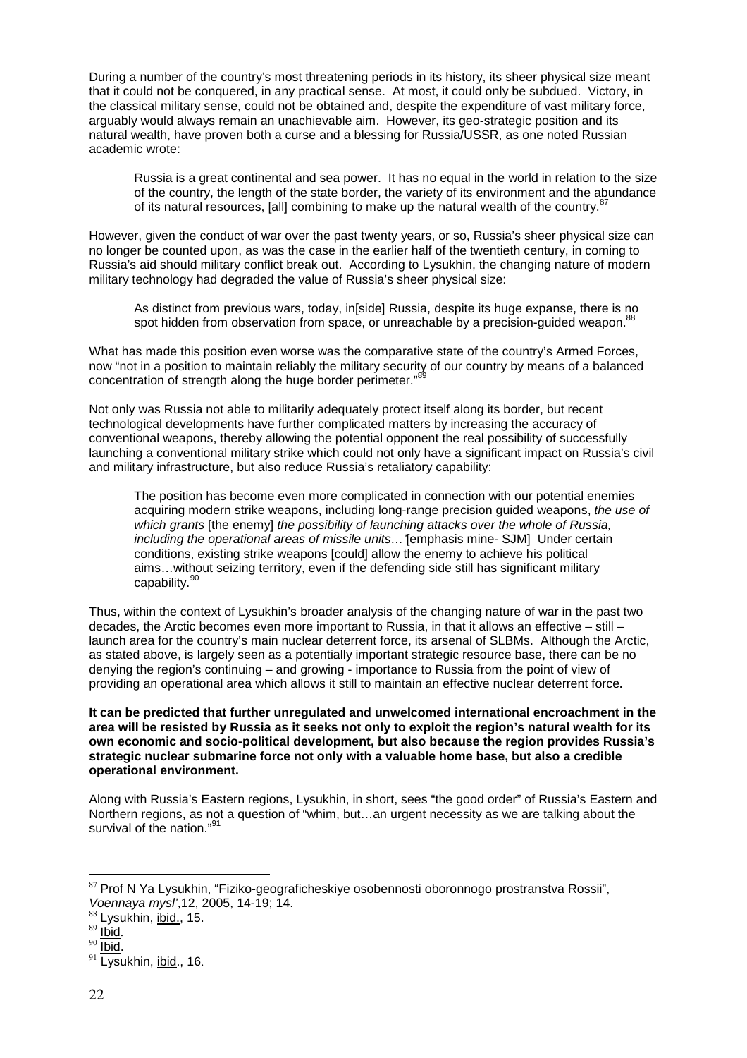During a number of the country's most threatening periods in its history, its sheer physical size meant that it could not be conquered, in any practical sense. At most, it could only be subdued. Victory, in the classical military sense, could not be obtained and, despite the expenditure of vast military force, arguably would always remain an unachievable aim. However, its geo-strategic position and its natural wealth, have proven both a curse and a blessing for Russia/USSR, as one noted Russian academic wrote:

> Russia is a great continental and sea power. It has no equal in the world in relation to the size of the country, the length of the state border, the variety of its environment and the abundance of its natural resources, [all] combining to make up the natural wealth of the country.[87]

However, given the conduct of war over the past twenty years, or so, Russia's sheer physical size can no longer be counted upon, as was the case in the earlier half of the twentieth century, in coming to Russia's aid should military conflict break out. According to Lysukhin, the changing nature of modern military technology had degraded the value of Russia's sheer physical size:

> As distinct from previous wars, today, in[side] Russia, despite its huge expanse, there is no spot hidden from observation from space, or unreachable by a precision-guided weapon.[88]

What has made this position even worse was the comparative state of the country's Armed Forces, now "not in a position to maintain reliably the military security of our country by means of a balanced concentration of strength along the huge border perimeter."[89]

Not only was Russia not able to militarily adequately protect itself along its border, but recent technological developments have further complicated matters by increasing the accuracy of conventional weapons, thereby allowing the potential opponent the real possibility of successfully launching a conventional military strike which could not only have a significant impact on Russia's civil and military infrastructure, but also reduce Russia's retaliatory capability:

> The position has become even more complicated in connection with our potential enemies acquiring modern strike weapons, including long-range precision guided weapons, *the use of which grants* [the enemy] *the possibility of launching attacks over the whole of Russia, including the operational areas of missile units…'*[emphasis mine- SJM] Under certain conditions, existing strike weapons [could] allow the enemy to achieve his political aims…without seizing territory, even if the defending side still has significant military capability.[90]

Thus, within the context of Lysukhin's broader analysis of the changing nature of war in the past two decades, the Arctic becomes even more important to Russia, in that it allows an effective – still – launch area for the country's main nuclear deterrent force, its arsenal of SLBMs. Although the Arctic, as stated above, is largely seen as a potentially important strategic resource base, there can be no denying the region's continuing – and growing - importance to Russia from the point of view of providing an operational area which allows it still to maintain an effective nuclear deterrent force**.**

**It can be predicted that further unregulated and unwelcomed international encroachment in the area will be resisted by Russia as it seeks not only to exploit the region's natural wealth for its own economic and socio-political development, but also because the region provides Russia's strategic nuclear submarine force not only with a valuable home base, but also a credible operational environment.**

Along with Russia's Eastern regions, Lysukhin, in short, sees "the good order" of Russia's Eastern and Northern regions, as not a question of "whim, but…an urgent necessity as we are talking about the survival of the nation."[91]

---

[87] Prof N Ya Lysukhin, "Fiziko-geograficheskiye osobennosti oboronnogo prostranstva Rossii", *Voennaya mysl'*,12, 2005, 14-19; 14.
[88] Lysukhin, ibid., 15.
[89] Ibid.
[90] Ibid.
[91] Lysukhin, ibid., 16.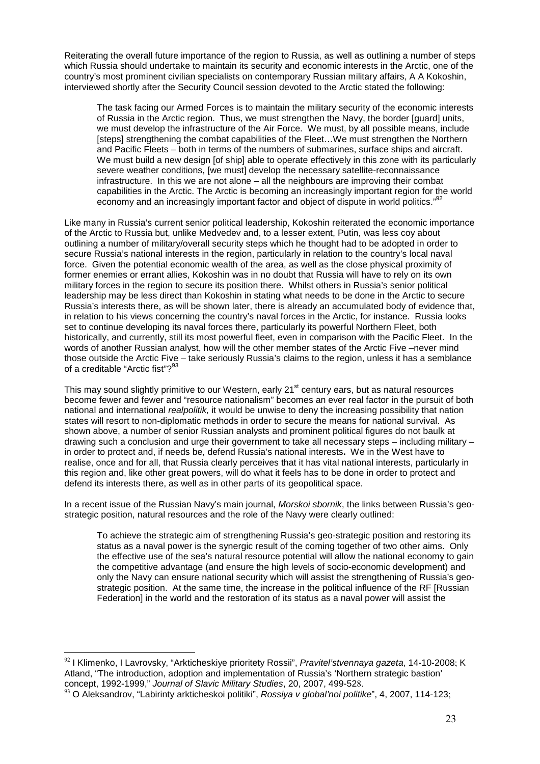Reiterating the overall future importance of the region to Russia, as well as outlining a number of steps which Russia should undertake to maintain its security and economic interests in the Arctic, one of the country's most prominent civilian specialists on contemporary Russian military affairs, A A Kokoshin, interviewed shortly after the Security Council session devoted to the Arctic stated the following:

> The task facing our Armed Forces is to maintain the military security of the economic interests of Russia in the Arctic region. Thus, we must strengthen the Navy, the border [guard] units, we must develop the infrastructure of the Air Force. We must, by all possible means, include [steps] strengthening the combat capabilities of the Fleet…We must strengthen the Northern and Pacific Fleets – both in terms of the numbers of submarines, surface ships and aircraft. We must build a new design [of ship] able to operate effectively in this zone with its particularly severe weather conditions, [we must] develop the necessary satellite-reconnaissance infrastructure. In this we are not alone – all the neighbours are improving their combat capabilities in the Arctic. The Arctic is becoming an increasingly important region for the world economy and an increasingly important factor and object of dispute in world politics."[92]

Like many in Russia's current senior political leadership, Kokoshin reiterated the economic importance of the Arctic to Russia but, unlike Medvedev and, to a lesser extent, Putin, was less coy about outlining a number of military/overall security steps which he thought had to be adopted in order to secure Russia's national interests in the region, particularly in relation to the country's local naval force. Given the potential economic wealth of the area, as well as the close physical proximity of former enemies or errant allies, Kokoshin was in no doubt that Russia will have to rely on its own military forces in the region to secure its position there. Whilst others in Russia's senior political leadership may be less direct than Kokoshin in stating what needs to be done in the Arctic to secure Russia's interests there, as will be shown later, there is already an accumulated body of evidence that, in relation to his views concerning the country's naval forces in the Arctic, for instance. Russia looks set to continue developing its naval forces there, particularly its powerful Northern Fleet, both historically, and currently, still its most powerful fleet, even in comparison with the Pacific Fleet. In the words of another Russian analyst, how will the other member states of the Arctic Five –never mind those outside the Arctic Five – take seriously Russia's claims to the region, unless it has a semblance of a creditable "Arctic fist"?[93]

This may sound slightly primitive to our Western, early 21st century ears, but as natural resources become fewer and fewer and "resource nationalism" becomes an ever real factor in the pursuit of both national and international *realpolitik,* it would be unwise to deny the increasing possibility that nation states will resort to non-diplomatic methods in order to secure the means for national survival. As shown above, a number of senior Russian analysts and prominent political figures do not baulk at drawing such a conclusion and urge their government to take all necessary steps – including military – in order to protect and, if needs be, defend Russia's national interests**.** We in the West have to realise, once and for all, that Russia clearly perceives that it has vital national interests, particularly in this region and, like other great powers, will do what it feels has to be done in order to protect and defend its interests there, as well as in other parts of its geopolitical space.

In a recent issue of the Russian Navy's main journal, *Morskoi sbornik*, the links between Russia's geo-strategic position, natural resources and the role of the Navy were clearly outlined:

> To achieve the strategic aim of strengthening Russia's geo-strategic position and restoring its status as a naval power is the synergic result of the coming together of two other aims. Only the effective use of the sea's natural resource potential will allow the national economy to gain the competitive advantage (and ensure the high levels of socio-economic development) and only the Navy can ensure national security which will assist the strengthening of Russia's geo-strategic position. At the same time, the increase in the political influence of the RF [Russian Federation] in the world and the restoration of its status as a naval power will assist the

---

[92] I Klimenko, I Lavrovsky, "Arkticheskiye prioritety Rossii", *Pravitel'stvennaya gazeta*, 14-10-2008; K Atland, "The introduction, adoption and implementation of Russia's 'Northern strategic bastion' concept, 1992-1999," *Journal of Slavic Military Studies*, 20, 2007, 499-528.

[93] O Aleksandrov, "Labirinty arkticheskoi politiki", *Rossiya v global'noi politike*", 4, 2007, 114-123;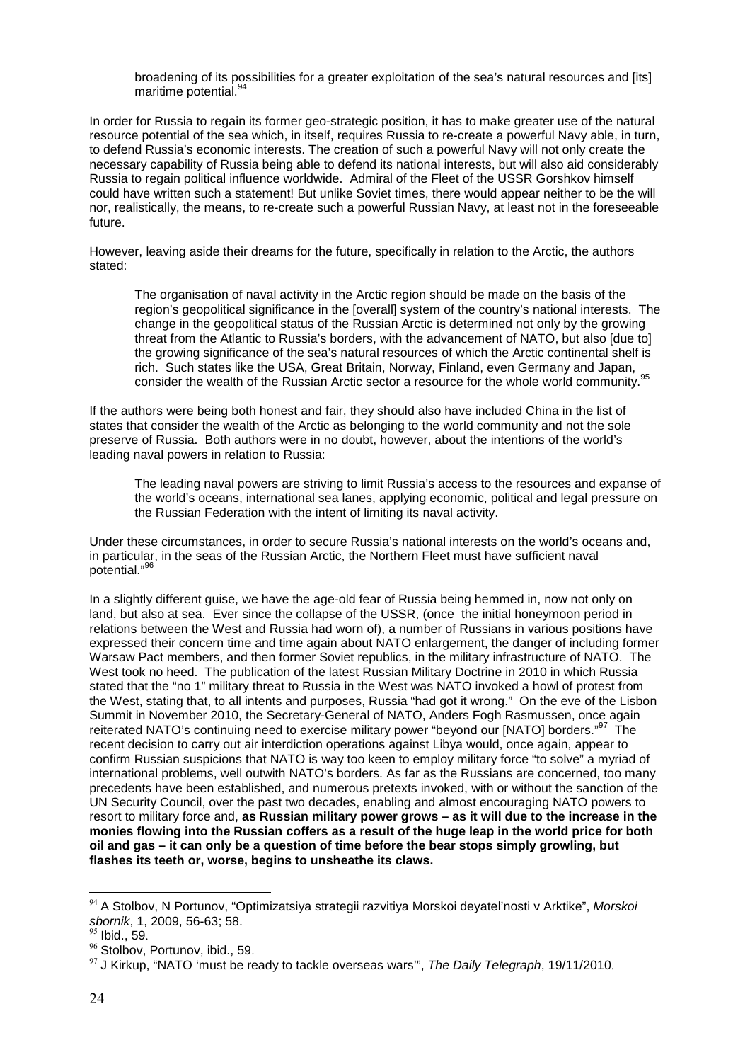> broadening of its possibilities for a greater exploitation of the sea's natural resources and [its] maritime potential.[94]

In order for Russia to regain its former geo-strategic position, it has to make greater use of the natural resource potential of the sea which, in itself, requires Russia to re-create a powerful Navy able, in turn, to defend Russia's economic interests. The creation of such a powerful Navy will not only create the necessary capability of Russia being able to defend its national interests, but will also aid considerably Russia to regain political influence worldwide. Admiral of the Fleet of the USSR Gorshkov himself could have written such a statement! But unlike Soviet times, there would appear neither to be the will nor, realistically, the means, to re-create such a powerful Russian Navy, at least not in the foreseeable future.

However, leaving aside their dreams for the future, specifically in relation to the Arctic, the authors stated:

> The organisation of naval activity in the Arctic region should be made on the basis of the region's geopolitical significance in the [overall] system of the country's national interests. The change in the geopolitical status of the Russian Arctic is determined not only by the growing threat from the Atlantic to Russia's borders, with the advancement of NATO, but also [due to] the growing significance of the sea's natural resources of which the Arctic continental shelf is rich. Such states like the USA, Great Britain, Norway, Finland, even Germany and Japan, consider the wealth of the Russian Arctic sector a resource for the whole world community.[95]

If the authors were being both honest and fair, they should also have included China in the list of states that consider the wealth of the Arctic as belonging to the world community and not the sole preserve of Russia. Both authors were in no doubt, however, about the intentions of the world's leading naval powers in relation to Russia:

> The leading naval powers are striving to limit Russia's access to the resources and expanse of the world's oceans, international sea lanes, applying economic, political and legal pressure on the Russian Federation with the intent of limiting its naval activity.

Under these circumstances, in order to secure Russia's national interests on the world's oceans and, in particular, in the seas of the Russian Arctic, the Northern Fleet must have sufficient naval potential."[96]

In a slightly different guise, we have the age-old fear of Russia being hemmed in, now not only on land, but also at sea. Ever since the collapse of the USSR, (once the initial honeymoon period in relations between the West and Russia had worn of), a number of Russians in various positions have expressed their concern time and time again about NATO enlargement, the danger of including former Warsaw Pact members, and then former Soviet republics, in the military infrastructure of NATO. The West took no heed. The publication of the latest Russian Military Doctrine in 2010 in which Russia stated that the "no 1" military threat to Russia in the West was NATO invoked a howl of protest from the West, stating that, to all intents and purposes, Russia "had got it wrong." On the eve of the Lisbon Summit in November 2010, the Secretary-General of NATO, Anders Fogh Rasmussen, once again reiterated NATO's continuing need to exercise military power "beyond our [NATO] borders."[97] The recent decision to carry out air interdiction operations against Libya would, once again, appear to confirm Russian suspicions that NATO is way too keen to employ military force "to solve" a myriad of international problems, well outwith NATO's borders. As far as the Russians are concerned, too many precedents have been established, and numerous pretexts invoked, with or without the sanction of the UN Security Council, over the past two decades, enabling and almost encouraging NATO powers to resort to military force and, **as Russian military power grows – as it will due to the increase in the monies flowing into the Russian coffers as a result of the huge leap in the world price for both oil and gas – it can only be a question of time before the bear stops simply growling, but flashes its teeth or, worse, begins to unsheathe its claws.**

---

[94] A Stolbov, N Portunov, "Optimizatsiya strategii razvitiya Morskoi deyatel'nosti v Arktike", *Morskoi sbornik*, 1, 2009, 56-63; 58.

[95] Ibid., 59.

[96] Stolbov, Portunov, ibid., 59.

[97] J Kirkup, "NATO 'must be ready to tackle overseas wars'", *The Daily Telegraph*, 19/11/2010.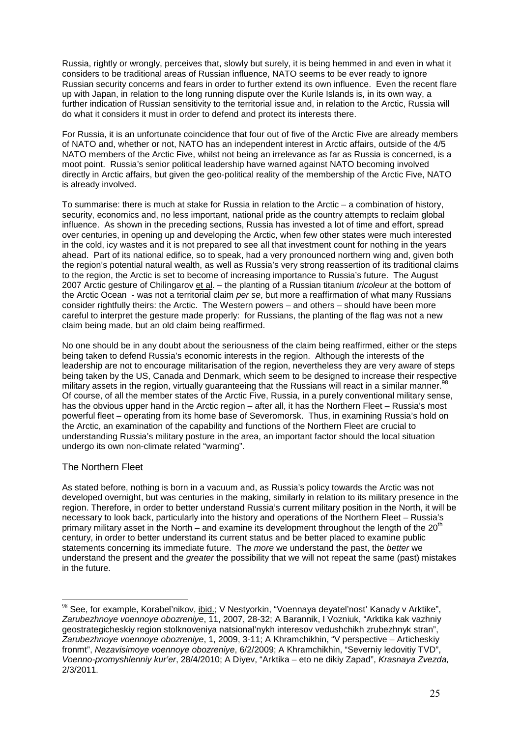Russia, rightly or wrongly, perceives that, slowly but surely, it is being hemmed in and even in what it considers to be traditional areas of Russian influence, NATO seems to be ever ready to ignore Russian security concerns and fears in order to further extend its own influence. Even the recent flare up with Japan, in relation to the long running dispute over the Kurile Islands is, in its own way, a further indication of Russian sensitivity to the territorial issue and, in relation to the Arctic, Russia will do what it considers it must in order to defend and protect its interests there.

For Russia, it is an unfortunate coincidence that four out of five of the Arctic Five are already members of NATO and, whether or not, NATO has an independent interest in Arctic affairs, outside of the 4/5 NATO members of the Arctic Five, whilst not being an irrelevance as far as Russia is concerned, is a moot point. Russia's senior political leadership have warned against NATO becoming involved directly in Arctic affairs, but given the geo-political reality of the membership of the Arctic Five, NATO is already involved.

To summarise: there is much at stake for Russia in relation to the Arctic – a combination of history, security, economics and, no less important, national pride as the country attempts to reclaim global influence. As shown in the preceding sections, Russia has invested a lot of time and effort, spread over centuries, in opening up and developing the Arctic, when few other states were much interested in the cold, icy wastes and it is not prepared to see all that investment count for nothing in the years ahead. Part of its national edifice, so to speak, had a very pronounced northern wing and, given both the region's potential natural wealth, as well as Russia's very strong reassertion of its traditional claims to the region, the Arctic is set to become of increasing importance to Russia's future. The August 2007 Arctic gesture of Chilingarov et al. – the planting of a Russian titanium *tricoleur* at the bottom of the Arctic Ocean - was not a territorial claim *per se*, but more a reaffirmation of what many Russians consider rightfully theirs: the Arctic. The Western powers – and others – should have been more careful to interpret the gesture made properly: for Russians, the planting of the flag was not a new claim being made, but an old claim being reaffirmed.

No one should be in any doubt about the seriousness of the claim being reaffirmed, either or the steps being taken to defend Russia's economic interests in the region. Although the interests of the leadership are not to encourage militarisation of the region, nevertheless they are very aware of steps being taken by the US, Canada and Denmark, which seem to be designed to increase their respective military assets in the region, virtually guaranteeing that the Russians will react in a similar manner.[98] Of course, of all the member states of the Arctic Five, Russia, in a purely conventional military sense, has the obvious upper hand in the Arctic region – after all, it has the Northern Fleet – Russia's most powerful fleet – operating from its home base of Severomorsk. Thus, in examining Russia's hold on the Arctic, an examination of the capability and functions of the Northern Fleet are crucial to understanding Russia's military posture in the area, an important factor should the local situation undergo its own non-climate related "warming".

## The Northern Fleet

As stated before, nothing is born in a vacuum and, as Russia's policy towards the Arctic was not developed overnight, but was centuries in the making, similarly in relation to its military presence in the region. Therefore, in order to better understand Russia's current military position in the North, it will be necessary to look back, particularly into the history and operations of the Northern Fleet – Russia's primary military asset in the North – and examine its development throughout the length of the 20th century, in order to better understand its current status and be better placed to examine public statements concerning its immediate future. The *more* we understand the past, the *better* we understand the present and the *greater* the possibility that we will not repeat the same (past) mistakes in the future.

---

[98] See, for example, Korabel'nikov, ibid.; V Nestyorkin, "Voennaya deyatel'nost' Kanady v Arktike", *Zarubezhnoye voennoye obozreniye*, 11, 2007, 28-32; A Barannik, I Vozniuk, "Arktika kak vazhniy geostrategicheskiy region stolknoveniya natsional'nykh interesov vedushchikh zrubezhnyk stran", *Zarubezhnoye voennoye obozreniye*, 1, 2009, 3-11; A Khramchikhin, "V perspective – Articheskiy fronmt", *Nezavisimoye voennoye obozreniye*, 6/2/2009; A Khramchikhin, "Severniy ledovitiy TVD", *Voenno-promyshlenniy kur'er*, 28/4/2010; A Diyev, "Arktika – eto ne dikiy Zapad", *Krasnaya Zvezda,* 2/3/2011.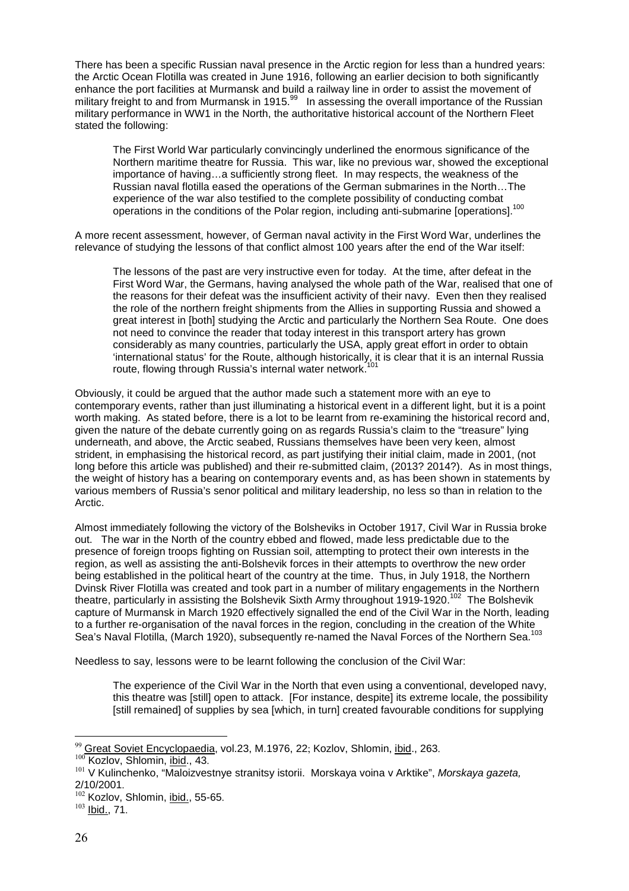There has been a specific Russian naval presence in the Arctic region for less than a hundred years: the Arctic Ocean Flotilla was created in June 1916, following an earlier decision to both significantly enhance the port facilities at Murmansk and build a railway line in order to assist the movement of military freight to and from Murmansk in 1915.[99] In assessing the overall importance of the Russian military performance in WW1 in the North, the authoritative historical account of the Northern Fleet stated the following:

> The First World War particularly convincingly underlined the enormous significance of the Northern maritime theatre for Russia. This war, like no previous war, showed the exceptional importance of having…a sufficiently strong fleet. In may respects, the weakness of the Russian naval flotilla eased the operations of the German submarines in the North…The experience of the war also testified to the complete possibility of conducting combat operations in the conditions of the Polar region, including anti-submarine [operations].[100]

A more recent assessment, however, of German naval activity in the First Word War, underlines the relevance of studying the lessons of that conflict almost 100 years after the end of the War itself:

> The lessons of the past are very instructive even for today. At the time, after defeat in the First Word War, the Germans, having analysed the whole path of the War, realised that one of the reasons for their defeat was the insufficient activity of their navy. Even then they realised the role of the northern freight shipments from the Allies in supporting Russia and showed a great interest in [both] studying the Arctic and particularly the Northern Sea Route. One does not need to convince the reader that today interest in this transport artery has grown considerably as many countries, particularly the USA, apply great effort in order to obtain 'international status' for the Route, although historically, it is clear that it is an internal Russia route, flowing through Russia's internal water network.[101]

Obviously, it could be argued that the author made such a statement more with an eye to contemporary events, rather than just illuminating a historical event in a different light, but it is a point worth making. As stated before, there is a lot to be learnt from re-examining the historical record and, given the nature of the debate currently going on as regards Russia's claim to the "treasure" lying underneath, and above, the Arctic seabed, Russians themselves have been very keen, almost strident, in emphasising the historical record, as part justifying their initial claim, made in 2001, (not long before this article was published) and their re-submitted claim, (2013? 2014?). As in most things, the weight of history has a bearing on contemporary events and, as has been shown in statements by various members of Russia's senor political and military leadership, no less so than in relation to the Arctic.

Almost immediately following the victory of the Bolsheviks in October 1917, Civil War in Russia broke out. The war in the North of the country ebbed and flowed, made less predictable due to the presence of foreign troops fighting on Russian soil, attempting to protect their own interests in the region, as well as assisting the anti-Bolshevik forces in their attempts to overthrow the new order being established in the political heart of the country at the time. Thus, in July 1918, the Northern Dvinsk River Flotilla was created and took part in a number of military engagements in the Northern theatre, particularly in assisting the Bolshevik Sixth Army throughout 1919-1920.[102] The Bolshevik capture of Murmansk in March 1920 effectively signalled the end of the Civil War in the North, leading to a further re-organisation of the naval forces in the region, concluding in the creation of the White Sea's Naval Flotilla, (March 1920), subsequently re-named the Naval Forces of the Northern Sea.[103]

Needless to say, lessons were to be learnt following the conclusion of the Civil War:

> The experience of the Civil War in the North that even using a conventional, developed navy, this theatre was [still] open to attack. [For instance, despite] its extreme locale, the possibility [still remained] of supplies by sea [which, in turn] created favourable conditions for supplying

---

[99] Great Soviet Encyclopaedia, vol.23, M.1976, 22; Kozlov, Shlomin, ibid., 263.

[100] Kozlov, Shlomin, ibid., 43.

[101] V Kulinchenko, "Maloizvestnye stranitsy istorii. Morskaya voina v Arktike", *Morskaya gazeta,* 2/10/2001.

[102] Kozlov, Shlomin, ibid., 55-65.

[103] Ibid., 71.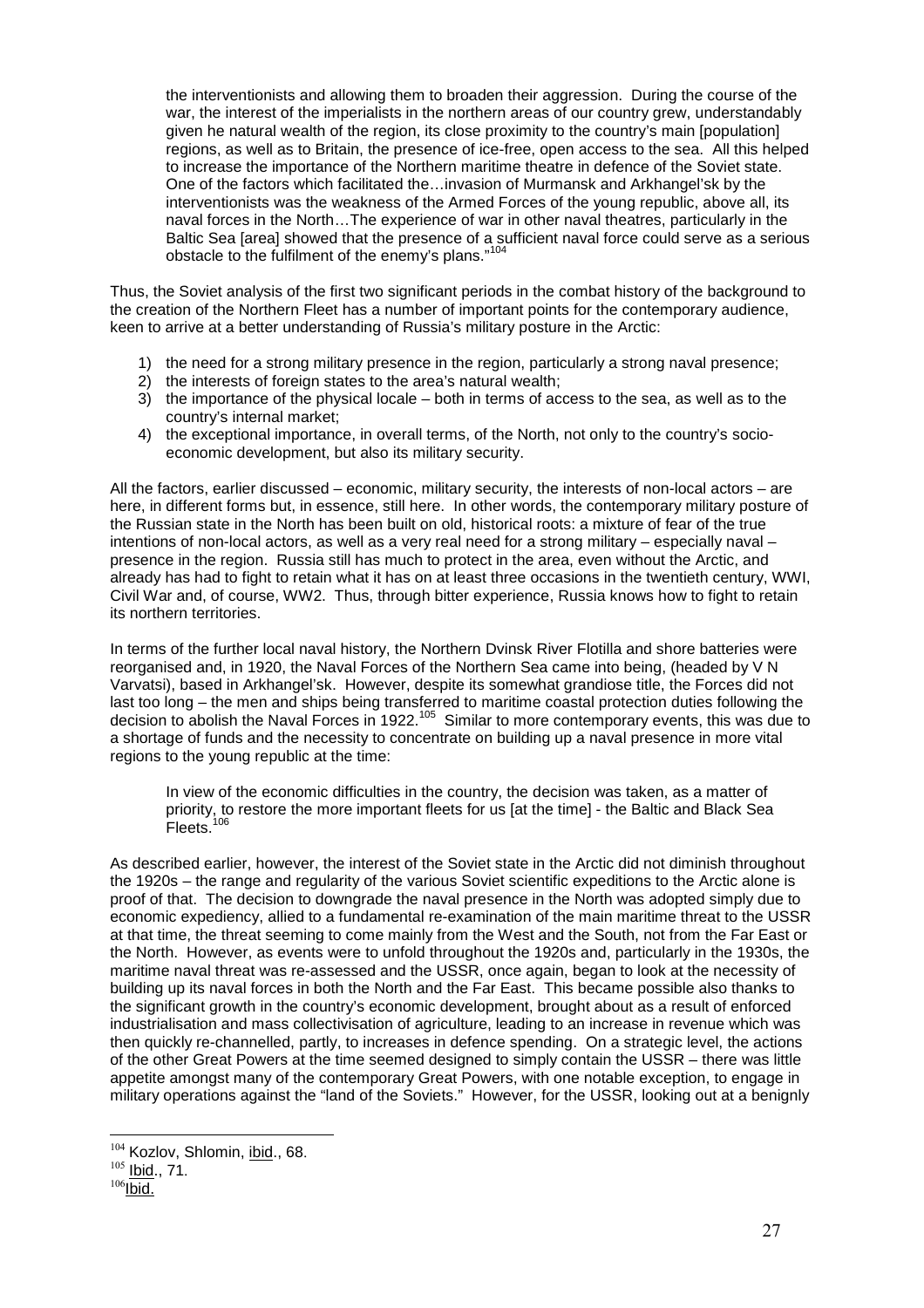> the interventionists and allowing them to broaden their aggression. During the course of the war, the interest of the imperialists in the northern areas of our country grew, understandably given he natural wealth of the region, its close proximity to the country's main [population] regions, as well as to Britain, the presence of ice-free, open access to the sea. All this helped to increase the importance of the Northern maritime theatre in defence of the Soviet state. One of the factors which facilitated the…invasion of Murmansk and Arkhangel'sk by the interventionists was the weakness of the Armed Forces of the young republic, above all, its naval forces in the North…The experience of war in other naval theatres, particularly in the Baltic Sea [area] showed that the presence of a sufficient naval force could serve as a serious obstacle to the fulfilment of the enemy's plans."[104]

Thus, the Soviet analysis of the first two significant periods in the combat history of the background to the creation of the Northern Fleet has a number of important points for the contemporary audience, keen to arrive at a better understanding of Russia's military posture in the Arctic:

1) the need for a strong military presence in the region, particularly a strong naval presence;
2) the interests of foreign states to the area's natural wealth;
3) the importance of the physical locale – both in terms of access to the sea, as well as to the country's internal market;
4) the exceptional importance, in overall terms, of the North, not only to the country's socio-economic development, but also its military security.

All the factors, earlier discussed – economic, military security, the interests of non-local actors – are here, in different forms but, in essence, still here. In other words, the contemporary military posture of the Russian state in the North has been built on old, historical roots: a mixture of fear of the true intentions of non-local actors, as well as a very real need for a strong military – especially naval – presence in the region. Russia still has much to protect in the area, even without the Arctic, and already has had to fight to retain what it has on at least three occasions in the twentieth century, WWI, Civil War and, of course, WW2. Thus, through bitter experience, Russia knows how to fight to retain its northern territories.

In terms of the further local naval history, the Northern Dvinsk River Flotilla and shore batteries were reorganised and, in 1920, the Naval Forces of the Northern Sea came into being, (headed by V N Varvatsi), based in Arkhangel'sk. However, despite its somewhat grandiose title, the Forces did not last too long – the men and ships being transferred to maritime coastal protection duties following the decision to abolish the Naval Forces in 1922.[105] Similar to more contemporary events, this was due to a shortage of funds and the necessity to concentrate on building up a naval presence in more vital regions to the young republic at the time:

> In view of the economic difficulties in the country, the decision was taken, as a matter of priority, to restore the more important fleets for us [at the time] - the Baltic and Black Sea Fleets.[106]

As described earlier, however, the interest of the Soviet state in the Arctic did not diminish throughout the 1920s – the range and regularity of the various Soviet scientific expeditions to the Arctic alone is proof of that. The decision to downgrade the naval presence in the North was adopted simply due to economic expediency, allied to a fundamental re-examination of the main maritime threat to the USSR at that time, the threat seeming to come mainly from the West and the South, not from the Far East or the North. However, as events were to unfold throughout the 1920s and, particularly in the 1930s, the maritime naval threat was re-assessed and the USSR, once again, began to look at the necessity of building up its naval forces in both the North and the Far East. This became possible also thanks to the significant growth in the country's economic development, brought about as a result of enforced industrialisation and mass collectivisation of agriculture, leading to an increase in revenue which was then quickly re-channelled, partly, to increases in defence spending. On a strategic level, the actions of the other Great Powers at the time seemed designed to simply contain the USSR – there was little appetite amongst many of the contemporary Great Powers, with one notable exception, to engage in military operations against the "land of the Soviets." However, for the USSR, looking out at a benignly

---

[104] Kozlov, Shlomin, ibid., 68.
[105] Ibid., 71.
[106] Ibid.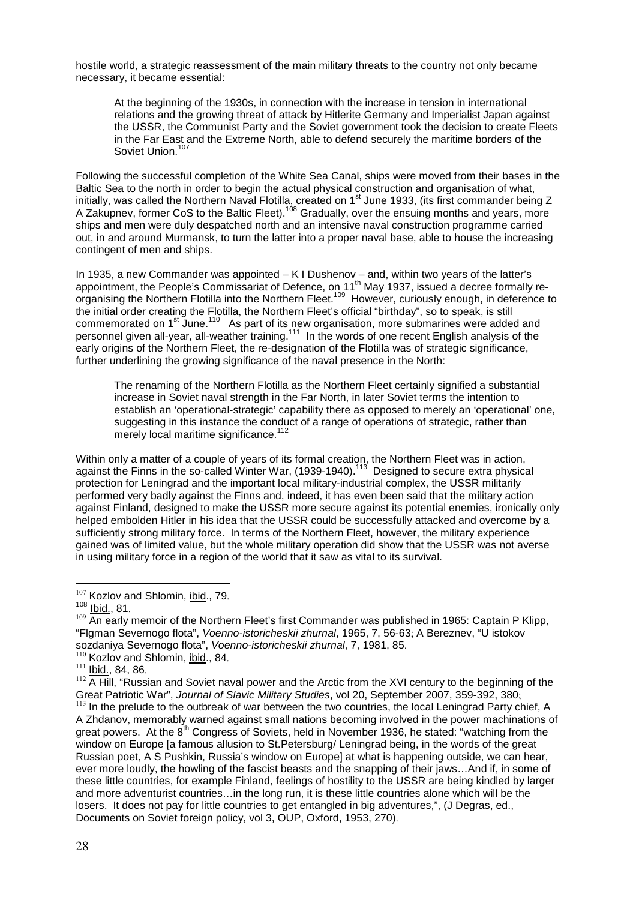hostile world, a strategic reassessment of the main military threats to the country not only became necessary, it became essential:

> At the beginning of the 1930s, in connection with the increase in tension in international relations and the growing threat of attack by Hitlerite Germany and Imperialist Japan against the USSR, the Communist Party and the Soviet government took the decision to create Fleets in the Far East and the Extreme North, able to defend securely the maritime borders of the Soviet Union.[107]

Following the successful completion of the White Sea Canal, ships were moved from their bases in the Baltic Sea to the north in order to begin the actual physical construction and organisation of what, initially, was called the Northern Naval Flotilla, created on 1st June 1933, (its first commander being Z A Zakupnev, former CoS to the Baltic Fleet).[108] Gradually, over the ensuing months and years, more ships and men were duly despatched north and an intensive naval construction programme carried out, in and around Murmansk, to turn the latter into a proper naval base, able to house the increasing contingent of men and ships.

In 1935, a new Commander was appointed – K I Dushenov – and, within two years of the latter's appointment, the People's Commissariat of Defence, on 11th May 1937, issued a decree formally re-organising the Northern Flotilla into the Northern Fleet.[109] However, curiously enough, in deference to the initial order creating the Flotilla, the Northern Fleet's official "birthday", so to speak, is still commemorated on 1st June.[110] As part of its new organisation, more submarines were added and personnel given all-year, all-weather training.[111] In the words of one recent English analysis of the early origins of the Northern Fleet, the re-designation of the Flotilla was of strategic significance, further underlining the growing significance of the naval presence in the North:

> The renaming of the Northern Flotilla as the Northern Fleet certainly signified a substantial increase in Soviet naval strength in the Far North, in later Soviet terms the intention to establish an 'operational-strategic' capability there as opposed to merely an 'operational' one, suggesting in this instance the conduct of a range of operations of strategic, rather than merely local maritime significance.[112]

Within only a matter of a couple of years of its formal creation, the Northern Fleet was in action, against the Finns in the so-called Winter War, (1939-1940).[113] Designed to secure extra physical protection for Leningrad and the important local military-industrial complex, the USSR militarily performed very badly against the Finns and, indeed, it has even been said that the military action against Finland, designed to make the USSR more secure against its potential enemies, ironically only helped embolden Hitler in his idea that the USSR could be successfully attacked and overcome by a sufficiently strong military force. In terms of the Northern Fleet, however, the military experience gained was of limited value, but the whole military operation did show that the USSR was not averse in using military force in a region of the world that it saw as vital to its survival.

---

[107] Kozlov and Shlomin, ibid., 79.

[108] Ibid., 81.

[109] An early memoir of the Northern Fleet's first Commander was published in 1965: Captain P Klipp, "Flgman Severnogo flota", *Voenno-istoricheskii zhurnal*, 1965, 7, 56-63; A Bereznev, "U istokov sozdaniya Severnogo flota", *Voenno-istoricheskii zhurnal*, 7, 1981, 85.

[110] Kozlov and Shlomin, ibid., 84.

[111] Ibid., 84, 86.

[112] A Hill, "Russian and Soviet naval power and the Arctic from the XVI century to the beginning of the Great Patriotic War", *Journal of Slavic Military Studies*, vol 20, September 2007, 359-392, 380;

[113] In the prelude to the outbreak of war between the two countries, the local Leningrad Party chief, A A Zhdanov, memorably warned against small nations becoming involved in the power machinations of great powers. At the 8th Congress of Soviets, held in November 1936, he stated: "watching from the window on Europe [a famous allusion to St.Petersburg/ Leningrad being, in the words of the great Russian poet, A S Pushkin, Russia's window on Europe] at what is happening outside, we can hear, ever more loudly, the howling of the fascist beasts and the snapping of their jaws…And if, in some of these little countries, for example Finland, feelings of hostility to the USSR are being kindled by larger and more adventurist countries…in the long run, it is these little countries alone which will be the losers. It does not pay for little countries to get entangled in big adventures,", (J Degras, ed., Documents on Soviet foreign policy, vol 3, OUP, Oxford, 1953, 270).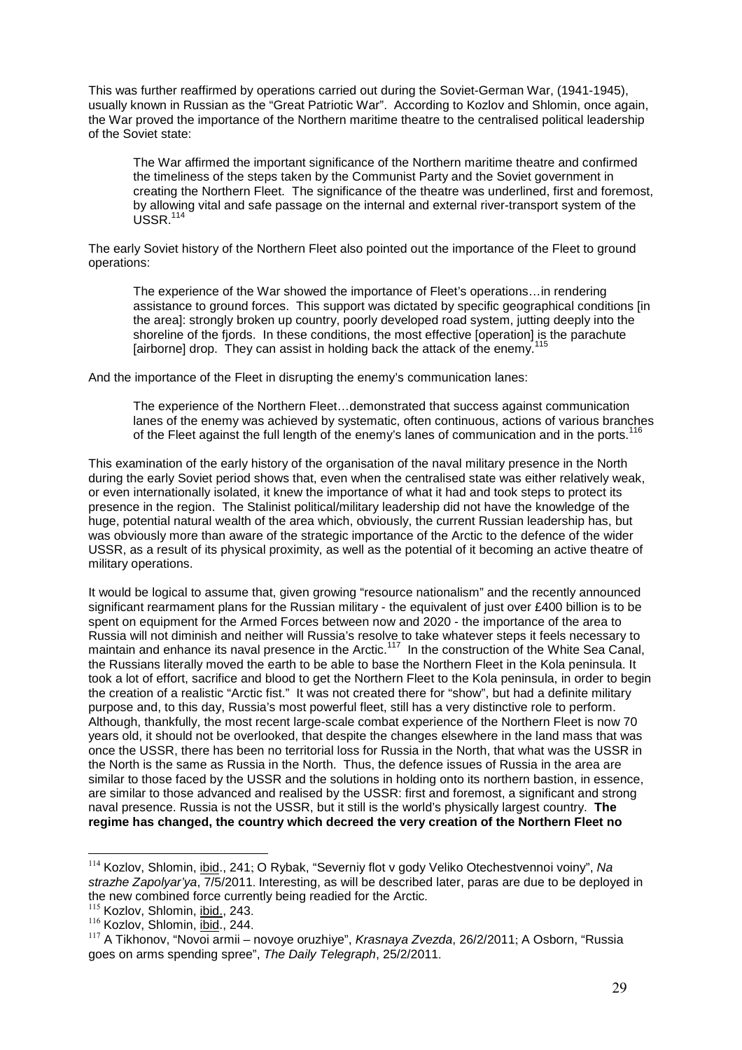This was further reaffirmed by operations carried out during the Soviet-German War, (1941-1945), usually known in Russian as the "Great Patriotic War". According to Kozlov and Shlomin, once again, the War proved the importance of the Northern maritime theatre to the centralised political leadership of the Soviet state:

> The War affirmed the important significance of the Northern maritime theatre and confirmed the timeliness of the steps taken by the Communist Party and the Soviet government in creating the Northern Fleet. The significance of the theatre was underlined, first and foremost, by allowing vital and safe passage on the internal and external river-transport system of the USSR.[114]

The early Soviet history of the Northern Fleet also pointed out the importance of the Fleet to ground operations:

> The experience of the War showed the importance of Fleet's operations…in rendering assistance to ground forces. This support was dictated by specific geographical conditions [in the area]: strongly broken up country, poorly developed road system, jutting deeply into the shoreline of the fjords. In these conditions, the most effective [operation] is the parachute [airborne] drop. They can assist in holding back the attack of the enemy.[115]

And the importance of the Fleet in disrupting the enemy's communication lanes:

> The experience of the Northern Fleet…demonstrated that success against communication lanes of the enemy was achieved by systematic, often continuous, actions of various branches of the Fleet against the full length of the enemy's lanes of communication and in the ports.[116]

This examination of the early history of the organisation of the naval military presence in the North during the early Soviet period shows that, even when the centralised state was either relatively weak, or even internationally isolated, it knew the importance of what it had and took steps to protect its presence in the region. The Stalinist political/military leadership did not have the knowledge of the huge, potential natural wealth of the area which, obviously, the current Russian leadership has, but was obviously more than aware of the strategic importance of the Arctic to the defence of the wider USSR, as a result of its physical proximity, as well as the potential of it becoming an active theatre of military operations.

It would be logical to assume that, given growing "resource nationalism" and the recently announced significant rearmament plans for the Russian military - the equivalent of just over £400 billion is to be spent on equipment for the Armed Forces between now and 2020 - the importance of the area to Russia will not diminish and neither will Russia's resolve to take whatever steps it feels necessary to maintain and enhance its naval presence in the Arctic.[117] In the construction of the White Sea Canal, the Russians literally moved the earth to be able to base the Northern Fleet in the Kola peninsula. It took a lot of effort, sacrifice and blood to get the Northern Fleet to the Kola peninsula, in order to begin the creation of a realistic "Arctic fist." It was not created there for "show", but had a definite military purpose and, to this day, Russia's most powerful fleet, still has a very distinctive role to perform. Although, thankfully, the most recent large-scale combat experience of the Northern Fleet is now 70 years old, it should not be overlooked, that despite the changes elsewhere in the land mass that was once the USSR, there has been no territorial loss for Russia in the North, that what was the USSR in the North is the same as Russia in the North. Thus, the defence issues of Russia in the area are similar to those faced by the USSR and the solutions in holding onto its northern bastion, in essence, are similar to those advanced and realised by the USSR: first and foremost, a significant and strong naval presence. Russia is not the USSR, but it still is the world's physically largest country. **The regime has changed, the country which decreed the very creation of the Northern Fleet no**

---

[114] Kozlov, Shlomin, ibid., 241; O Rybak, "Severniy flot v gody Veliko Otechestvennoi voiny", *Na strazhe Zapolyar'ya*, 7/5/2011. Interesting, as will be described later, paras are due to be deployed in the new combined force currently being readied for the Arctic.

[115] Kozlov, Shlomin, ibid., 243.

[116] Kozlov, Shlomin, ibid., 244.

[117] A Tikhonov, "Novoi armii – novoye oruzhiye", *Krasnaya Zvezda*, 26/2/2011; A Osborn, "Russia goes on arms spending spree", *The Daily Telegraph*, 25/2/2011.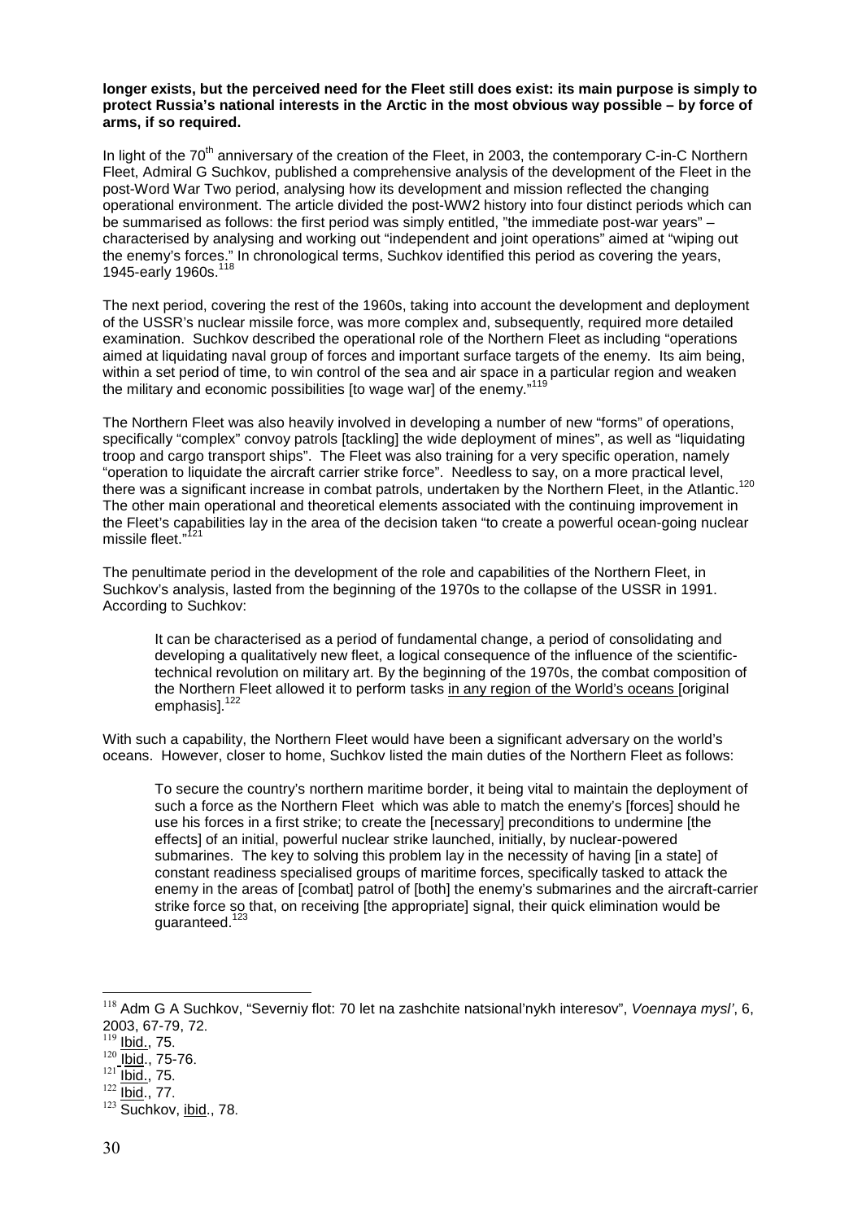**longer exists, but the perceived need for the Fleet still does exist: its main purpose is simply to protect Russia's national interests in the Arctic in the most obvious way possible – by force of arms, if so required.**

In light of the 70th anniversary of the creation of the Fleet, in 2003, the contemporary C-in-C Northern Fleet, Admiral G Suchkov, published a comprehensive analysis of the development of the Fleet in the post-Word War Two period, analysing how its development and mission reflected the changing operational environment. The article divided the post-WW2 history into four distinct periods which can be summarised as follows: the first period was simply entitled, "the immediate post-war years" – characterised by analysing and working out "independent and joint operations" aimed at "wiping out the enemy's forces." In chronological terms, Suchkov identified this period as covering the years, 1945-early 1960s.[118]

The next period, covering the rest of the 1960s, taking into account the development and deployment of the USSR's nuclear missile force, was more complex and, subsequently, required more detailed examination. Suchkov described the operational role of the Northern Fleet as including "operations aimed at liquidating naval group of forces and important surface targets of the enemy. Its aim being, within a set period of time, to win control of the sea and air space in a particular region and weaken the military and economic possibilities [to wage war] of the enemy."[119]

The Northern Fleet was also heavily involved in developing a number of new "forms" of operations, specifically "complex" convoy patrols [tackling] the wide deployment of mines", as well as "liquidating troop and cargo transport ships". The Fleet was also training for a very specific operation, namely "operation to liquidate the aircraft carrier strike force". Needless to say, on a more practical level, there was a significant increase in combat patrols, undertaken by the Northern Fleet, in the Atlantic.[120] The other main operational and theoretical elements associated with the continuing improvement in the Fleet's capabilities lay in the area of the decision taken "to create a powerful ocean-going nuclear missile fleet."[121]

The penultimate period in the development of the role and capabilities of the Northern Fleet, in Suchkov's analysis, lasted from the beginning of the 1970s to the collapse of the USSR in 1991. According to Suchkov:

> It can be characterised as a period of fundamental change, a period of consolidating and developing a qualitatively new fleet, a logical consequence of the influence of the scientific-technical revolution on military art. By the beginning of the 1970s, the combat composition of the Northern Fleet allowed it to perform tasks <u>in any region of the World's oceans</u> [original emphasis].[122]

With such a capability, the Northern Fleet would have been a significant adversary on the world's oceans. However, closer to home, Suchkov listed the main duties of the Northern Fleet as follows:

> To secure the country's northern maritime border, it being vital to maintain the deployment of such a force as the Northern Fleet which was able to match the enemy's [forces] should he use his forces in a first strike; to create the [necessary] preconditions to undermine [the effects] of an initial, powerful nuclear strike launched, initially, by nuclear-powered submarines. The key to solving this problem lay in the necessity of having [in a state] of constant readiness specialised groups of maritime forces, specifically tasked to attack the enemy in the areas of [combat] patrol of [both] the enemy's submarines and the aircraft-carrier strike force so that, on receiving [the appropriate] signal, their quick elimination would be guaranteed.[123]

---

[118] Adm G A Suchkov, "Severniy flot: 70 let na zashchite natsional'nykh interesov", *Voennaya mysl'*, 6, 2003, 67-79, 72.
[119] Ibid., 75.
[120] Ibid., 75-76.
[121] Ibid., 75.
[122] Ibid., 77.
[123] Suchkov, ibid., 78.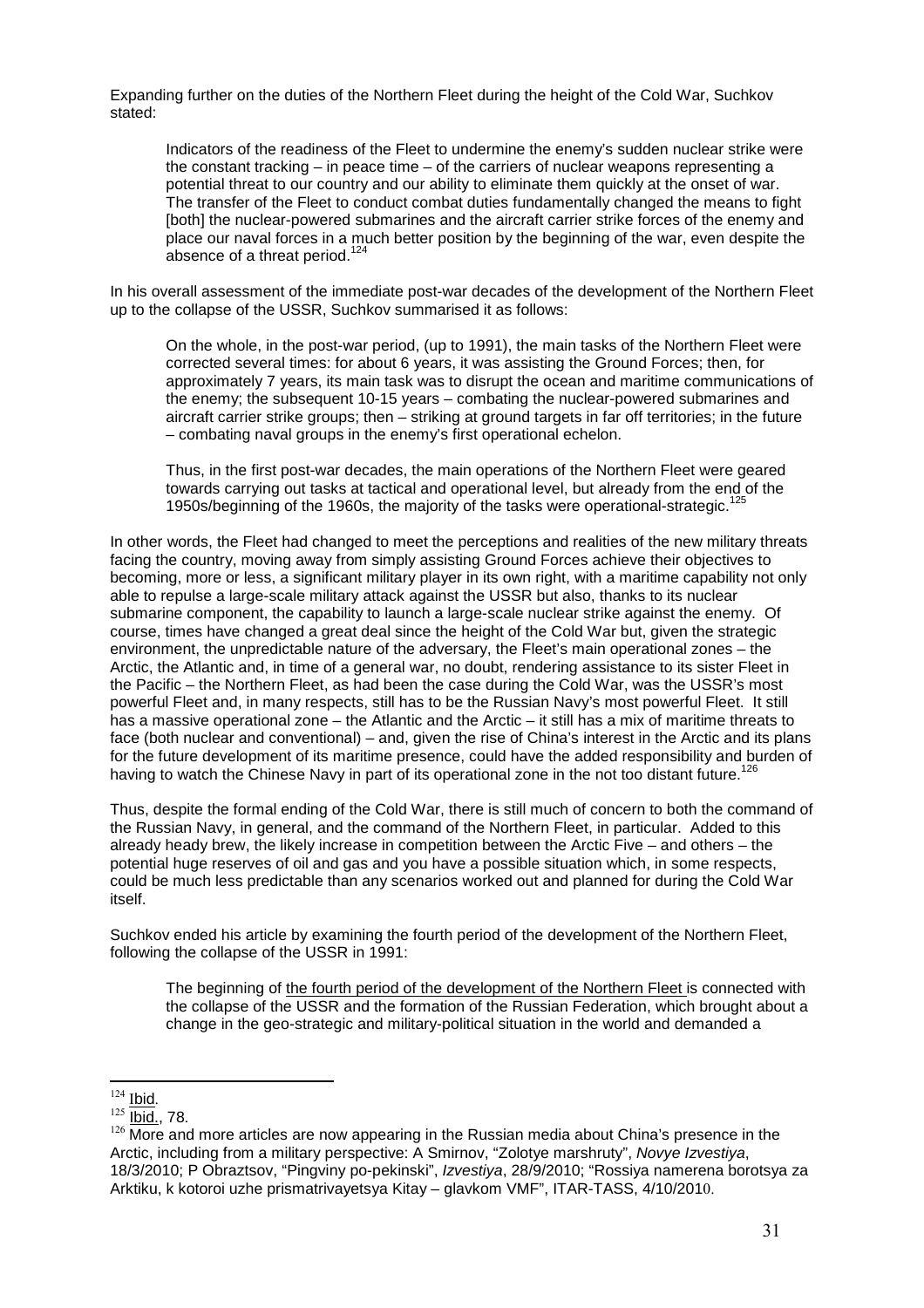Expanding further on the duties of the Northern Fleet during the height of the Cold War, Suchkov stated:

> Indicators of the readiness of the Fleet to undermine the enemy's sudden nuclear strike were the constant tracking – in peace time – of the carriers of nuclear weapons representing a potential threat to our country and our ability to eliminate them quickly at the onset of war. The transfer of the Fleet to conduct combat duties fundamentally changed the means to fight [both] the nuclear-powered submarines and the aircraft carrier strike forces of the enemy and place our naval forces in a much better position by the beginning of the war, even despite the absence of a threat period.[124]

In his overall assessment of the immediate post-war decades of the development of the Northern Fleet up to the collapse of the USSR, Suchkov summarised it as follows:

> On the whole, in the post-war period, (up to 1991), the main tasks of the Northern Fleet were corrected several times: for about 6 years, it was assisting the Ground Forces; then, for approximately 7 years, its main task was to disrupt the ocean and maritime communications of the enemy; the subsequent 10-15 years – combating the nuclear-powered submarines and aircraft carrier strike groups; then – striking at ground targets in far off territories; in the future – combating naval groups in the enemy's first operational echelon.
>
> Thus, in the first post-war decades, the main operations of the Northern Fleet were geared towards carrying out tasks at tactical and operational level, but already from the end of the 1950s/beginning of the 1960s, the majority of the tasks were operational-strategic.[125]

In other words, the Fleet had changed to meet the perceptions and realities of the new military threats facing the country, moving away from simply assisting Ground Forces achieve their objectives to becoming, more or less, a significant military player in its own right, with a maritime capability not only able to repulse a large-scale military attack against the USSR but also, thanks to its nuclear submarine component, the capability to launch a large-scale nuclear strike against the enemy. Of course, times have changed a great deal since the height of the Cold War but, given the strategic environment, the unpredictable nature of the adversary, the Fleet's main operational zones – the Arctic, the Atlantic and, in time of a general war, no doubt, rendering assistance to its sister Fleet in the Pacific – the Northern Fleet, as had been the case during the Cold War, was the USSR's most powerful Fleet and, in many respects, still has to be the Russian Navy's most powerful Fleet. It still has a massive operational zone – the Atlantic and the Arctic – it still has a mix of maritime threats to face (both nuclear and conventional) – and, given the rise of China's interest in the Arctic and its plans for the future development of its maritime presence, could have the added responsibility and burden of having to watch the Chinese Navy in part of its operational zone in the not too distant future.[126]

Thus, despite the formal ending of the Cold War, there is still much of concern to both the command of the Russian Navy, in general, and the command of the Northern Fleet, in particular. Added to this already heady brew, the likely increase in competition between the Arctic Five – and others – the potential huge reserves of oil and gas and you have a possible situation which, in some respects, could be much less predictable than any scenarios worked out and planned for during the Cold War itself.

Suchkov ended his article by examining the fourth period of the development of the Northern Fleet, following the collapse of the USSR in 1991:

> The beginning of <u>the fourth period of the development of the Northern Fleet</u> is connected with the collapse of the USSR and the formation of the Russian Federation, which brought about a change in the geo-strategic and military-political situation in the world and demanded a

---

[124] Ibid.

[125] Ibid., 78.

[126] More and more articles are now appearing in the Russian media about China's presence in the Arctic, including from a military perspective: A Smirnov, "Zolotye marshruty", *Novye Izvestiya*, 18/3/2010; P Obraztsov, "Pingviny po-pekinski", *Izvestiya*, 28/9/2010; "Rossiya namerena borotsya za Arktiku, k kotoroi uzhe prismatrivayetsya Kitay – glavkom VMF", ITAR-TASS, 4/10/2010.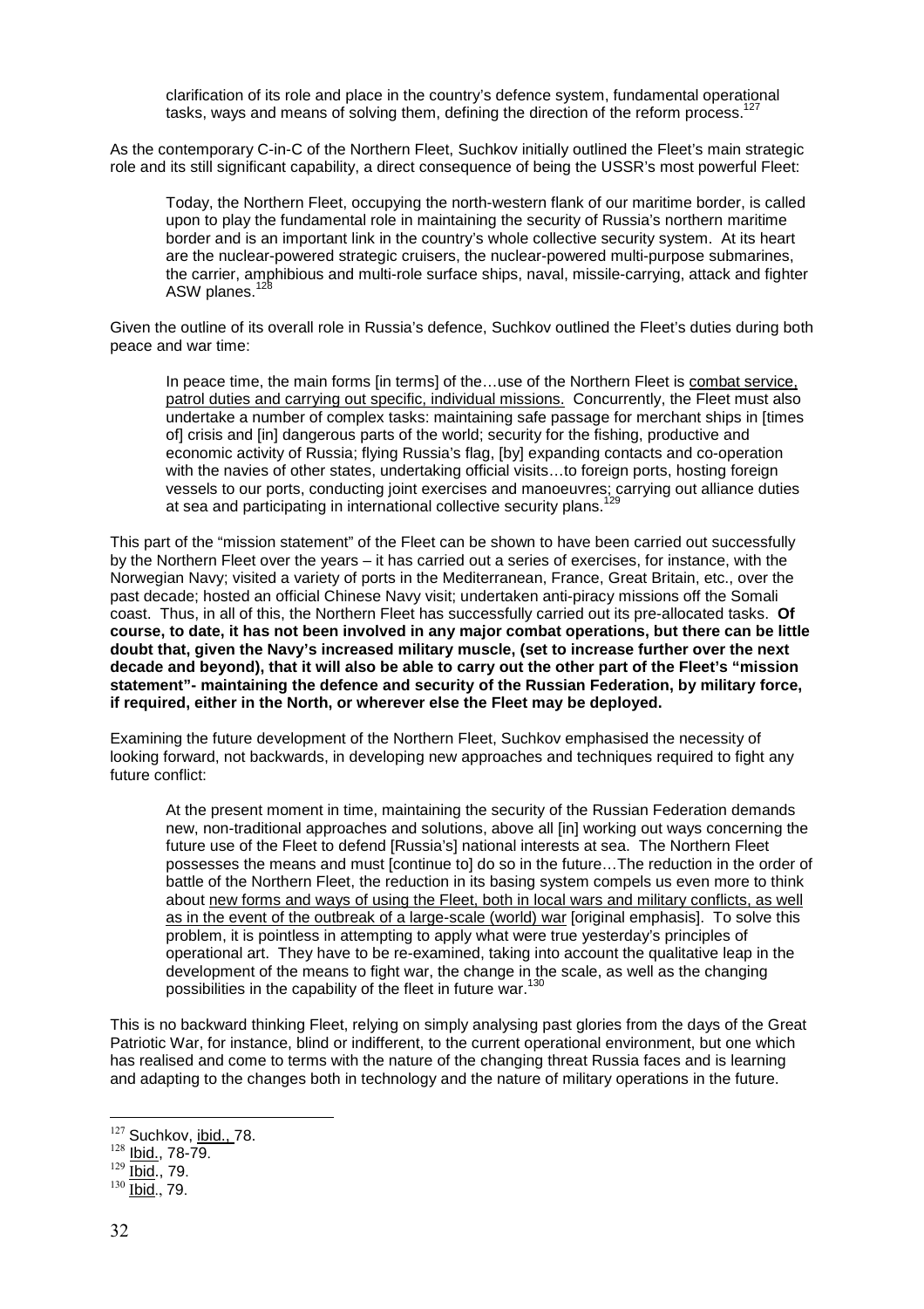> clarification of its role and place in the country's defence system, fundamental operational tasks, ways and means of solving them, defining the direction of the reform process.[127]

As the contemporary C-in-C of the Northern Fleet, Suchkov initially outlined the Fleet's main strategic role and its still significant capability, a direct consequence of being the USSR's most powerful Fleet:

> Today, the Northern Fleet, occupying the north-western flank of our maritime border, is called upon to play the fundamental role in maintaining the security of Russia's northern maritime border and is an important link in the country's whole collective security system. At its heart are the nuclear-powered strategic cruisers, the nuclear-powered multi-purpose submarines, the carrier, amphibious and multi-role surface ships, naval, missile-carrying, attack and fighter ASW planes.[128]

Given the outline of its overall role in Russia's defence, Suchkov outlined the Fleet's duties during both peace and war time:

> In peace time, the main forms [in terms] of the…use of the Northern Fleet is combat service, patrol duties and carrying out specific, individual missions. Concurrently, the Fleet must also undertake a number of complex tasks: maintaining safe passage for merchant ships in [times of] crisis and [in] dangerous parts of the world; security for the fishing, productive and economic activity of Russia; flying Russia's flag, [by] expanding contacts and co-operation with the navies of other states, undertaking official visits…to foreign ports, hosting foreign vessels to our ports, conducting joint exercises and manoeuvres; carrying out alliance duties at sea and participating in international collective security plans.[129]

This part of the "mission statement" of the Fleet can be shown to have been carried out successfully by the Northern Fleet over the years – it has carried out a series of exercises, for instance, with the Norwegian Navy; visited a variety of ports in the Mediterranean, France, Great Britain, etc., over the past decade; hosted an official Chinese Navy visit; undertaken anti-piracy missions off the Somali coast. Thus, in all of this, the Northern Fleet has successfully carried out its pre-allocated tasks. **Of course, to date, it has not been involved in any major combat operations, but there can be little doubt that, given the Navy's increased military muscle, (set to increase further over the next decade and beyond), that it will also be able to carry out the other part of the Fleet's "mission statement"- maintaining the defence and security of the Russian Federation, by military force, if required, either in the North, or wherever else the Fleet may be deployed.**

Examining the future development of the Northern Fleet, Suchkov emphasised the necessity of looking forward, not backwards, in developing new approaches and techniques required to fight any future conflict:

> At the present moment in time, maintaining the security of the Russian Federation demands new, non-traditional approaches and solutions, above all [in] working out ways concerning the future use of the Fleet to defend [Russia's] national interests at sea. The Northern Fleet possesses the means and must [continue to] do so in the future…The reduction in the order of battle of the Northern Fleet, the reduction in its basing system compels us even more to think about new forms and ways of using the Fleet, both in local wars and military conflicts, as well as in the event of the outbreak of a large-scale (world) war [original emphasis]. To solve this problem, it is pointless in attempting to apply what were true yesterday's principles of operational art. They have to be re-examined, taking into account the qualitative leap in the development of the means to fight war, the change in the scale, as well as the changing possibilities in the capability of the fleet in future war.[130]

This is no backward thinking Fleet, relying on simply analysing past glories from the days of the Great Patriotic War, for instance, blind or indifferent, to the current operational environment, but one which has realised and come to terms with the nature of the changing threat Russia faces and is learning and adapting to the changes both in technology and the nature of military operations in the future.

---

[127] Suchkov, ibid., 78.
[128] Ibid., 78-79.
[129] Ibid., 79.
[130] Ibid., 79.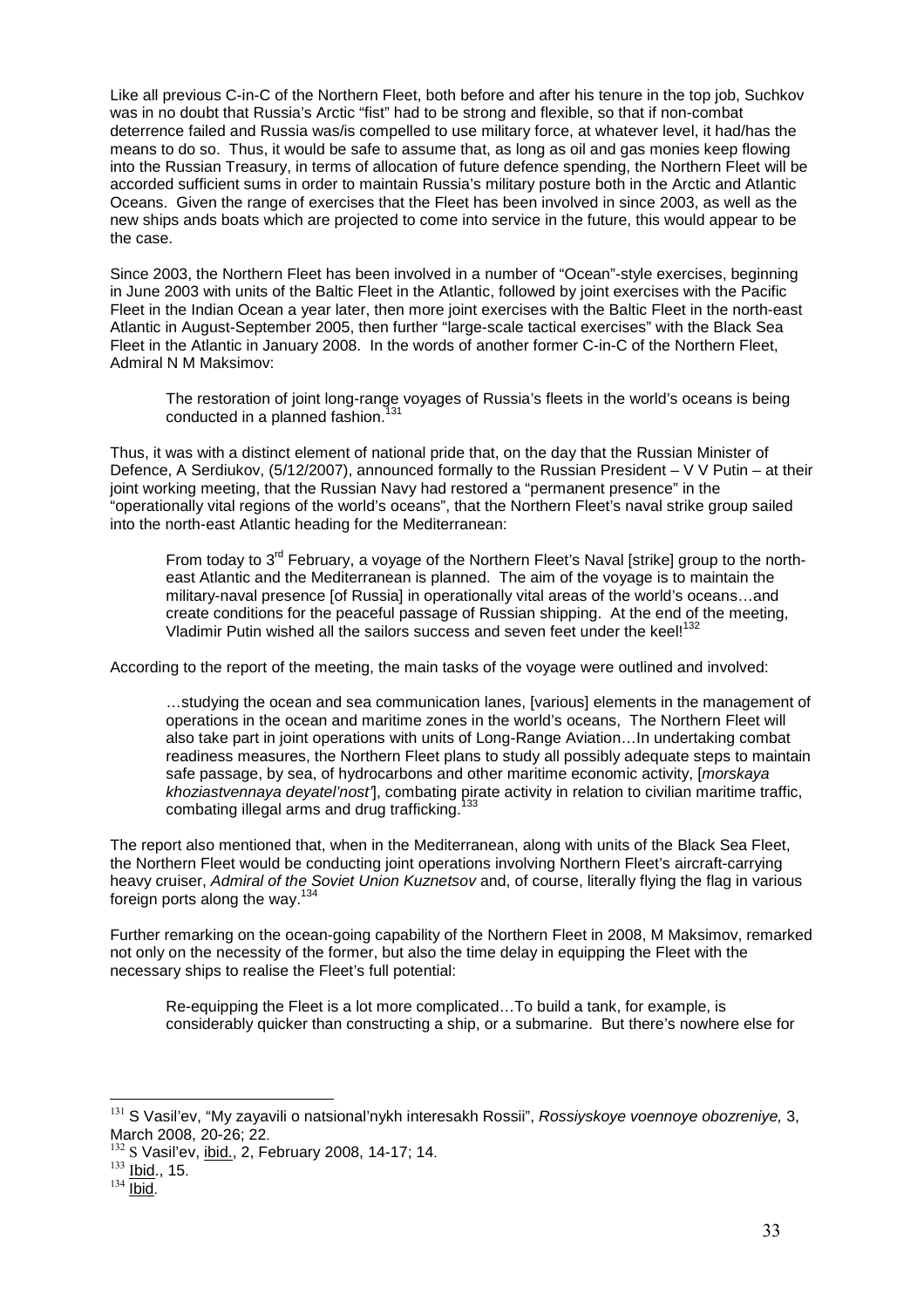Like all previous C-in-C of the Northern Fleet, both before and after his tenure in the top job, Suchkov was in no doubt that Russia's Arctic "fist" had to be strong and flexible, so that if non-combat deterrence failed and Russia was/is compelled to use military force, at whatever level, it had/has the means to do so. Thus, it would be safe to assume that, as long as oil and gas monies keep flowing into the Russian Treasury, in terms of allocation of future defence spending, the Northern Fleet will be accorded sufficient sums in order to maintain Russia's military posture both in the Arctic and Atlantic Oceans. Given the range of exercises that the Fleet has been involved in since 2003, as well as the new ships ands boats which are projected to come into service in the future, this would appear to be the case.

Since 2003, the Northern Fleet has been involved in a number of "Ocean"-style exercises, beginning in June 2003 with units of the Baltic Fleet in the Atlantic, followed by joint exercises with the Pacific Fleet in the Indian Ocean a year later, then more joint exercises with the Baltic Fleet in the north-east Atlantic in August-September 2005, then further "large-scale tactical exercises" with the Black Sea Fleet in the Atlantic in January 2008. In the words of another former C-in-C of the Northern Fleet, Admiral N M Maksimov:

> The restoration of joint long-range voyages of Russia's fleets in the world's oceans is being conducted in a planned fashion.[131]

Thus, it was with a distinct element of national pride that, on the day that the Russian Minister of Defence, A Serdiukov, (5/12/2007), announced formally to the Russian President – V V Putin – at their joint working meeting, that the Russian Navy had restored a "permanent presence" in the "operationally vital regions of the world's oceans", that the Northern Fleet's naval strike group sailed into the north-east Atlantic heading for the Mediterranean:

> From today to 3rd February, a voyage of the Northern Fleet's Naval [strike] group to the north-east Atlantic and the Mediterranean is planned. The aim of the voyage is to maintain the military-naval presence [of Russia] in operationally vital areas of the world's oceans…and create conditions for the peaceful passage of Russian shipping. At the end of the meeting, Vladimir Putin wished all the sailors success and seven feet under the keel![132]

According to the report of the meeting, the main tasks of the voyage were outlined and involved:

> …studying the ocean and sea communication lanes, [various] elements in the management of operations in the ocean and maritime zones in the world's oceans, The Northern Fleet will also take part in joint operations with units of Long-Range Aviation…In undertaking combat readiness measures, the Northern Fleet plans to study all possibly adequate steps to maintain safe passage, by sea, of hydrocarbons and other maritime economic activity, [*morskaya khoziastvennaya deyatel'nost'*], combating pirate activity in relation to civilian maritime traffic, combating illegal arms and drug trafficking.[133]

The report also mentioned that, when in the Mediterranean, along with units of the Black Sea Fleet, the Northern Fleet would be conducting joint operations involving Northern Fleet's aircraft-carrying heavy cruiser, *Admiral of the Soviet Union Kuznetsov* and, of course, literally flying the flag in various foreign ports along the way.[134]

Further remarking on the ocean-going capability of the Northern Fleet in 2008, M Maksimov, remarked not only on the necessity of the former, but also the time delay in equipping the Fleet with the necessary ships to realise the Fleet's full potential:

> Re-equipping the Fleet is a lot more complicated…To build a tank, for example, is considerably quicker than constructing a ship, or a submarine. But there's nowhere else for

---

[131] S Vasil'ev, "My zayavili o natsional'nykh interesakh Rossii", *Rossiyskoye voennoye obozreniye,* 3, March 2008, 20-26; 22.

[132] S Vasil'ev, ibid., 2, February 2008, 14-17; 14.

[133] Ibid., 15.

[134] Ibid.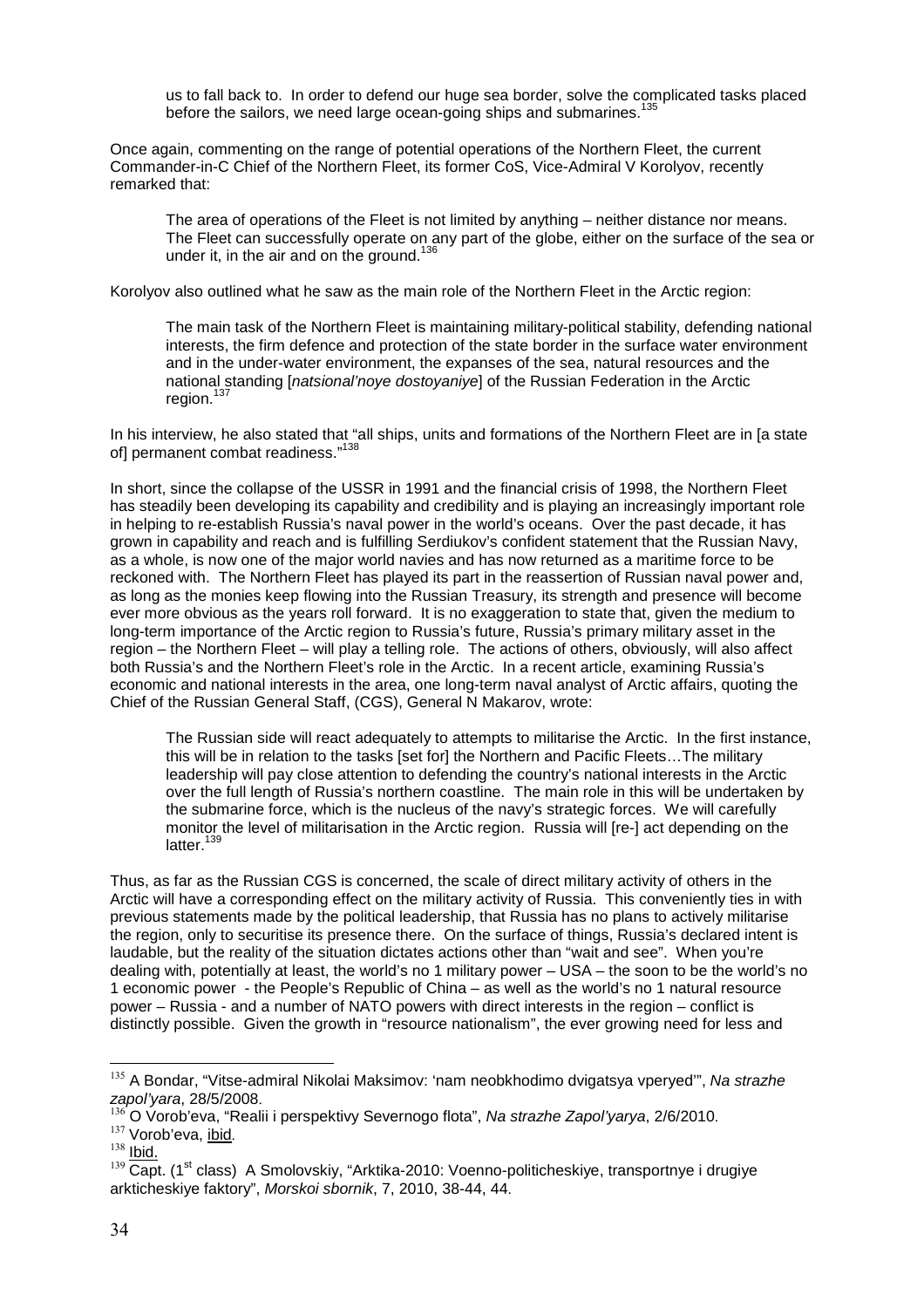> us to fall back to. In order to defend our huge sea border, solve the complicated tasks placed before the sailors, we need large ocean-going ships and submarines.[135]

Once again, commenting on the range of potential operations of the Northern Fleet, the current Commander-in-C Chief of the Northern Fleet, its former CoS, Vice-Admiral V Korolyov, recently remarked that:

> The area of operations of the Fleet is not limited by anything – neither distance nor means. The Fleet can successfully operate on any part of the globe, either on the surface of the sea or under it, in the air and on the ground.[136]

Korolyov also outlined what he saw as the main role of the Northern Fleet in the Arctic region:

> The main task of the Northern Fleet is maintaining military-political stability, defending national interests, the firm defence and protection of the state border in the surface water environment and in the under-water environment, the expanses of the sea, natural resources and the national standing [*natsional'noye dostoyaniye*] of the Russian Federation in the Arctic region.[137]

In his interview, he also stated that "all ships, units and formations of the Northern Fleet are in [a state of] permanent combat readiness."[138]

In short, since the collapse of the USSR in 1991 and the financial crisis of 1998, the Northern Fleet has steadily been developing its capability and credibility and is playing an increasingly important role in helping to re-establish Russia's naval power in the world's oceans. Over the past decade, it has grown in capability and reach and is fulfilling Serdiukov's confident statement that the Russian Navy, as a whole, is now one of the major world navies and has now returned as a maritime force to be reckoned with. The Northern Fleet has played its part in the reassertion of Russian naval power and, as long as the monies keep flowing into the Russian Treasury, its strength and presence will become ever more obvious as the years roll forward. It is no exaggeration to state that, given the medium to long-term importance of the Arctic region to Russia's future, Russia's primary military asset in the region – the Northern Fleet – will play a telling role. The actions of others, obviously, will also affect both Russia's and the Northern Fleet's role in the Arctic. In a recent article, examining Russia's economic and national interests in the area, one long-term naval analyst of Arctic affairs, quoting the Chief of the Russian General Staff, (CGS), General N Makarov, wrote:

> The Russian side will react adequately to attempts to militarise the Arctic. In the first instance, this will be in relation to the tasks [set for] the Northern and Pacific Fleets…The military leadership will pay close attention to defending the country's national interests in the Arctic over the full length of Russia's northern coastline. The main role in this will be undertaken by the submarine force, which is the nucleus of the navy's strategic forces. We will carefully monitor the level of militarisation in the Arctic region. Russia will [re-] act depending on the latter.[139]

Thus, as far as the Russian CGS is concerned, the scale of direct military activity of others in the Arctic will have a corresponding effect on the military activity of Russia. This conveniently ties in with previous statements made by the political leadership, that Russia has no plans to actively militarise the region, only to securitise its presence there. On the surface of things, Russia's declared intent is laudable, but the reality of the situation dictates actions other than "wait and see". When you're dealing with, potentially at least, the world's no 1 military power – USA – the soon to be the world's no 1 economic power - the People's Republic of China – as well as the world's no 1 natural resource power – Russia - and a number of NATO powers with direct interests in the region – conflict is distinctly possible. Given the growth in "resource nationalism", the ever growing need for less and

---

[135] A Bondar, "Vitse-admiral Nikolai Maksimov: 'nam neobkhodimo dvigatsya vperyed'", *Na strazhe zapol'yara*, 28/5/2008.

[136] O Vorob'eva, "Realii i perspektivy Severnogo flota", *Na strazhe Zapol'yarya*, 2/6/2010.

[137] Vorob'eva, ibid.

[138] Ibid.

[139] Capt. (1st class) A Smolovskiy, "Arktika-2010: Voenno-politicheskiye, transportnye i drugiye arkticheskiye faktory", *Morskoi sbornik*, 7, 2010, 38-44, 44.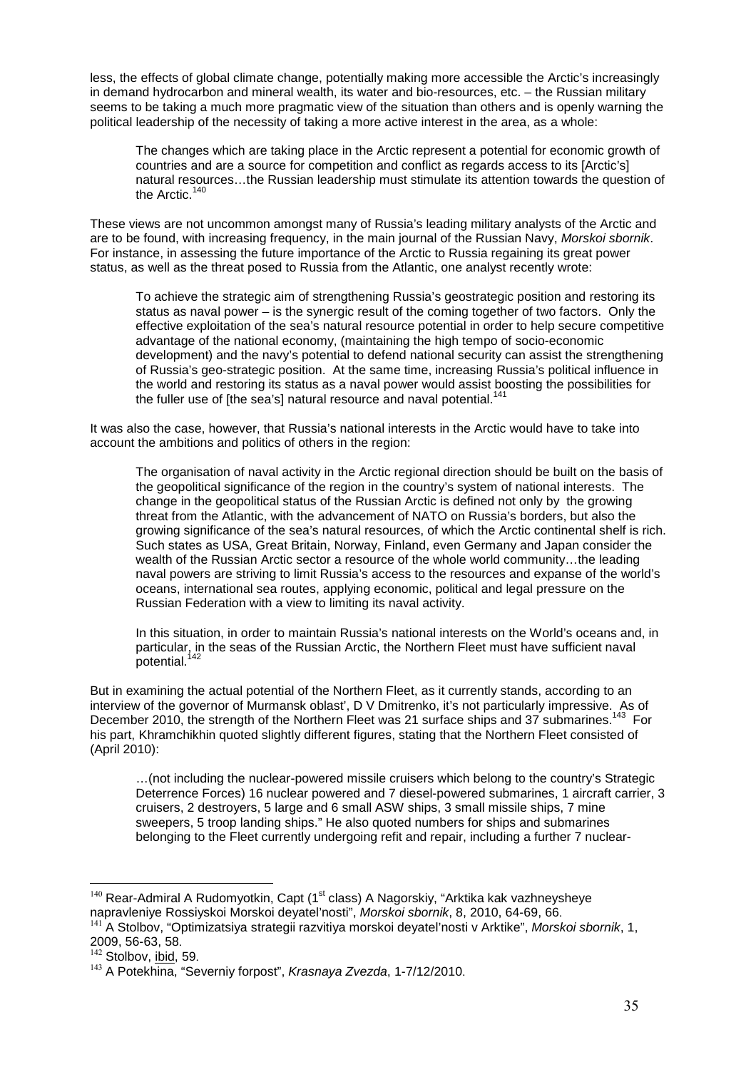less, the effects of global climate change, potentially making more accessible the Arctic's increasingly in demand hydrocarbon and mineral wealth, its water and bio-resources, etc. – the Russian military seems to be taking a much more pragmatic view of the situation than others and is openly warning the political leadership of the necessity of taking a more active interest in the area, as a whole:

> The changes which are taking place in the Arctic represent a potential for economic growth of countries and are a source for competition and conflict as regards access to its [Arctic's] natural resources…the Russian leadership must stimulate its attention towards the question of the Arctic.[140]

These views are not uncommon amongst many of Russia's leading military analysts of the Arctic and are to be found, with increasing frequency, in the main journal of the Russian Navy, *Morskoi sbornik*. For instance, in assessing the future importance of the Arctic to Russia regaining its great power status, as well as the threat posed to Russia from the Atlantic, one analyst recently wrote:

> To achieve the strategic aim of strengthening Russia's geostrategic position and restoring its status as naval power – is the synergic result of the coming together of two factors. Only the effective exploitation of the sea's natural resource potential in order to help secure competitive advantage of the national economy, (maintaining the high tempo of socio-economic development) and the navy's potential to defend national security can assist the strengthening of Russia's geo-strategic position. At the same time, increasing Russia's political influence in the world and restoring its status as a naval power would assist boosting the possibilities for the fuller use of [the sea's] natural resource and naval potential.[141]

It was also the case, however, that Russia's national interests in the Arctic would have to take into account the ambitions and politics of others in the region:

> The organisation of naval activity in the Arctic regional direction should be built on the basis of the geopolitical significance of the region in the country's system of national interests. The change in the geopolitical status of the Russian Arctic is defined not only by the growing threat from the Atlantic, with the advancement of NATO on Russia's borders, but also the growing significance of the sea's natural resources, of which the Arctic continental shelf is rich. Such states as USA, Great Britain, Norway, Finland, even Germany and Japan consider the wealth of the Russian Arctic sector a resource of the whole world community…the leading naval powers are striving to limit Russia's access to the resources and expanse of the world's oceans, international sea routes, applying economic, political and legal pressure on the Russian Federation with a view to limiting its naval activity.
>
> In this situation, in order to maintain Russia's national interests on the World's oceans and, in particular, in the seas of the Russian Arctic, the Northern Fleet must have sufficient naval potential.[142]

But in examining the actual potential of the Northern Fleet, as it currently stands, according to an interview of the governor of Murmansk oblast', D V Dmitrenko, it's not particularly impressive. As of December 2010, the strength of the Northern Fleet was 21 surface ships and 37 submarines.[143] For his part, Khramchikhin quoted slightly different figures, stating that the Northern Fleet consisted of (April 2010):

> …(not including the nuclear-powered missile cruisers which belong to the country's Strategic Deterrence Forces) 16 nuclear powered and 7 diesel-powered submarines, 1 aircraft carrier, 3 cruisers, 2 destroyers, 5 large and 6 small ASW ships, 3 small missile ships, 7 mine sweepers, 5 troop landing ships." He also quoted numbers for ships and submarines belonging to the Fleet currently undergoing refit and repair, including a further 7 nuclear-

---

[140] Rear-Admiral A Rudomyotkin, Capt (1st class) A Nagorskiy, "Arktika kak vazhneysheye napravleniye Rossiyskoi Morskoi deyatel'nosti", *Morskoi sbornik*, 8, 2010, 64-69, 66.

[141] A Stolbov, "Optimizatsiya strategii razvitiya morskoi deyatel'nosti v Arktike", *Morskoi sbornik*, 1, 2009, 56-63, 58.

[142] Stolbov, ibid, 59.

[143] A Potekhina, "Severniy forpost", *Krasnaya Zvezda*, 1-7/12/2010.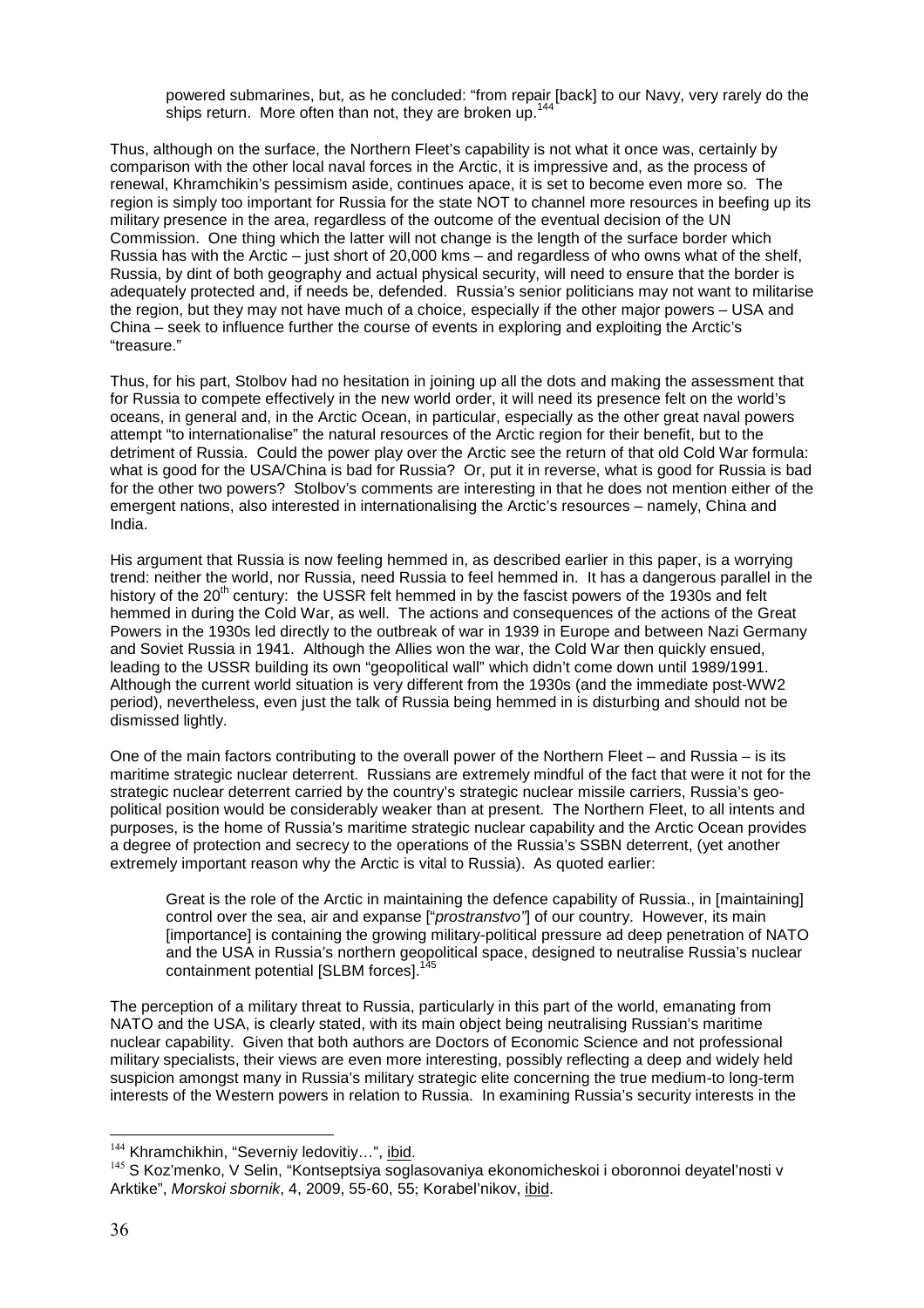powered submarines, but, as he concluded: "from repair [back] to our Navy, very rarely do the ships return. More often than not, they are broken up.[144]

Thus, although on the surface, the Northern Fleet's capability is not what it once was, certainly by comparison with the other local naval forces in the Arctic, it is impressive and, as the process of renewal, Khramchikin's pessimism aside, continues apace, it is set to become even more so. The region is simply too important for Russia for the state NOT to channel more resources in beefing up its military presence in the area, regardless of the outcome of the eventual decision of the UN Commission. One thing which the latter will not change is the length of the surface border which Russia has with the Arctic – just short of 20,000 kms – and regardless of who owns what of the shelf, Russia, by dint of both geography and actual physical security, will need to ensure that the border is adequately protected and, if needs be, defended. Russia's senior politicians may not want to militarise the region, but they may not have much of a choice, especially if the other major powers – USA and China – seek to influence further the course of events in exploring and exploiting the Arctic's "treasure."

Thus, for his part, Stolbov had no hesitation in joining up all the dots and making the assessment that for Russia to compete effectively in the new world order, it will need its presence felt on the world's oceans, in general and, in the Arctic Ocean, in particular, especially as the other great naval powers attempt "to internationalise" the natural resources of the Arctic region for their benefit, but to the detriment of Russia. Could the power play over the Arctic see the return of that old Cold War formula: what is good for the USA/China is bad for Russia? Or, put it in reverse, what is good for Russia is bad for the other two powers? Stolbov's comments are interesting in that he does not mention either of the emergent nations, also interested in internationalising the Arctic's resources – namely, China and India.

His argument that Russia is now feeling hemmed in, as described earlier in this paper, is a worrying trend: neither the world, nor Russia, need Russia to feel hemmed in. It has a dangerous parallel in the history of the 20th century: the USSR felt hemmed in by the fascist powers of the 1930s and felt hemmed in during the Cold War, as well. The actions and consequences of the actions of the Great Powers in the 1930s led directly to the outbreak of war in 1939 in Europe and between Nazi Germany and Soviet Russia in 1941. Although the Allies won the war, the Cold War then quickly ensued, leading to the USSR building its own "geopolitical wall" which didn't come down until 1989/1991. Although the current world situation is very different from the 1930s (and the immediate post-WW2 period), nevertheless, even just the talk of Russia being hemmed in is disturbing and should not be dismissed lightly.

One of the main factors contributing to the overall power of the Northern Fleet – and Russia – is its maritime strategic nuclear deterrent. Russians are extremely mindful of the fact that were it not for the strategic nuclear deterrent carried by the country's strategic nuclear missile carriers, Russia's geo-political position would be considerably weaker than at present. The Northern Fleet, to all intents and purposes, is the home of Russia's maritime strategic nuclear capability and the Arctic Ocean provides a degree of protection and secrecy to the operations of the Russia's SSBN deterrent, (yet another extremely important reason why the Arctic is vital to Russia). As quoted earlier:

> Great is the role of the Arctic in maintaining the defence capability of Russia., in [maintaining] control over the sea, air and expanse ["*prostranstvo"*] of our country. However, its main [importance] is containing the growing military-political pressure ad deep penetration of NATO and the USA in Russia's northern geopolitical space, designed to neutralise Russia's nuclear containment potential [SLBM forces].[145]

The perception of a military threat to Russia, particularly in this part of the world, emanating from NATO and the USA, is clearly stated, with its main object being neutralising Russian's maritime nuclear capability. Given that both authors are Doctors of Economic Science and not professional military specialists, their views are even more interesting, possibly reflecting a deep and widely held suspicion amongst many in Russia's military strategic elite concerning the true medium-to long-term interests of the Western powers in relation to Russia. In examining Russia's security interests in the

---

[144] Khramchikhin, "Severniy ledovitiy…", ibid.

[145] S Koz'menko, V Selin, "Kontseptsiya soglasovaniya ekonomicheskoi i oboronnoi deyatel'nosti v Arktike", *Morskoi sbornik*, 4, 2009, 55-60, 55; Korabel'nikov, ibid.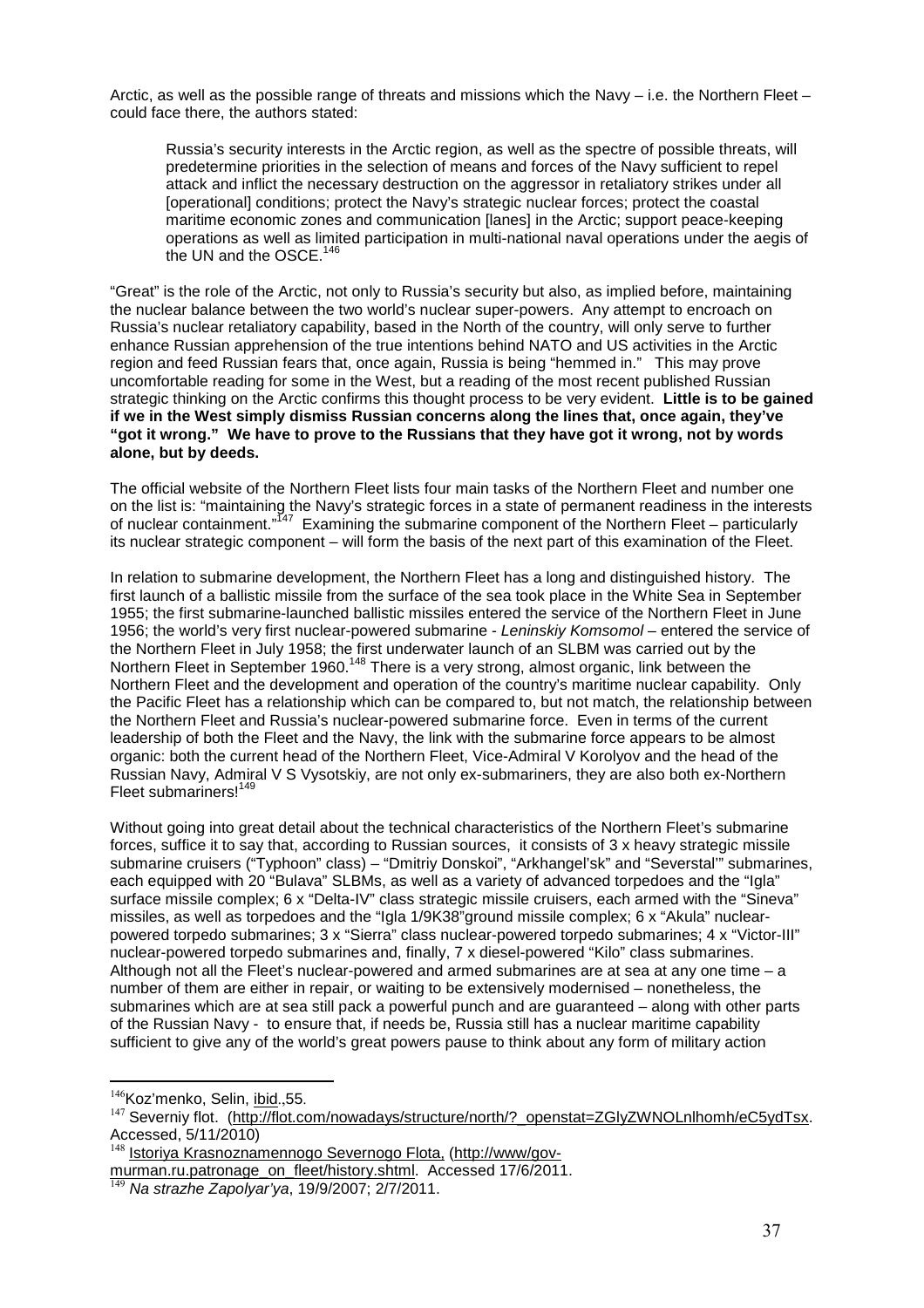Arctic, as well as the possible range of threats and missions which the Navy – i.e. the Northern Fleet – could face there, the authors stated:

> Russia's security interests in the Arctic region, as well as the spectre of possible threats, will predetermine priorities in the selection of means and forces of the Navy sufficient to repel attack and inflict the necessary destruction on the aggressor in retaliatory strikes under all [operational] conditions; protect the Navy's strategic nuclear forces; protect the coastal maritime economic zones and communication [lanes] in the Arctic; support peace-keeping operations as well as limited participation in multi-national naval operations under the aegis of the UN and the OSCE.[146]

"Great" is the role of the Arctic, not only to Russia's security but also, as implied before, maintaining the nuclear balance between the two world's nuclear super-powers. Any attempt to encroach on Russia's nuclear retaliatory capability, based in the North of the country, will only serve to further enhance Russian apprehension of the true intentions behind NATO and US activities in the Arctic region and feed Russian fears that, once again, Russia is being "hemmed in." This may prove uncomfortable reading for some in the West, but a reading of the most recent published Russian strategic thinking on the Arctic confirms this thought process to be very evident. **Little is to be gained if we in the West simply dismiss Russian concerns along the lines that, once again, they've "got it wrong." We have to prove to the Russians that they have got it wrong, not by words alone, but by deeds.**

The official website of the Northern Fleet lists four main tasks of the Northern Fleet and number one on the list is: "maintaining the Navy's strategic forces in a state of permanent readiness in the interests of nuclear containment."[147] Examining the submarine component of the Northern Fleet – particularly its nuclear strategic component – will form the basis of the next part of this examination of the Fleet.

In relation to submarine development, the Northern Fleet has a long and distinguished history. The first launch of a ballistic missile from the surface of the sea took place in the White Sea in September 1955; the first submarine-launched ballistic missiles entered the service of the Northern Fleet in June 1956; the world's very first nuclear-powered submarine - *Leninskiy Komsomol* – entered the service of the Northern Fleet in July 1958; the first underwater launch of an SLBM was carried out by the Northern Fleet in September 1960.[148] There is a very strong, almost organic, link between the Northern Fleet and the development and operation of the country's maritime nuclear capability. Only the Pacific Fleet has a relationship which can be compared to, but not match, the relationship between the Northern Fleet and Russia's nuclear-powered submarine force. Even in terms of the current leadership of both the Fleet and the Navy, the link with the submarine force appears to be almost organic: both the current head of the Northern Fleet, Vice-Admiral V Korolyov and the head of the Russian Navy, Admiral V S Vysotskiy, are not only ex-submariners, they are also both ex-Northern Fleet submariners![149]

Without going into great detail about the technical characteristics of the Northern Fleet's submarine forces, suffice it to say that, according to Russian sources, it consists of 3 x heavy strategic missile submarine cruisers ("Typhoon" class) – "Dmitriy Donskoi", "Arkhangel'sk" and "Severstal'" submarines, each equipped with 20 "Bulava" SLBMs, as well as a variety of advanced torpedoes and the "Igla" surface missile complex; 6 x "Delta-IV" class strategic missile cruisers, each armed with the "Sineva" missiles, as well as torpedoes and the "Igla 1/9K38"ground missile complex; 6 x "Akula" nuclear-powered torpedo submarines; 3 x "Sierra" class nuclear-powered torpedo submarines; 4 x "Victor-III" nuclear-powered torpedo submarines and, finally, 7 x diesel-powered "Kilo" class submarines. Although not all the Fleet's nuclear-powered and armed submarines are at sea at any one time – a number of them are either in repair, or waiting to be extensively modernised – nonetheless, the submarines which are at sea still pack a powerful punch and are guaranteed – along with other parts of the Russian Navy - to ensure that, if needs be, Russia still has a nuclear maritime capability sufficient to give any of the world's great powers pause to think about any form of military action

---

[146] Koz'menko, Selin, ibid.,55.

[147] Severniy flot. (http://flot.com/nowadays/structure/north/?_openstat=ZGlyZWNOLnlhomh/eC5ydTsx. Accessed, 5/11/2010)

[148] Istoriya Krasnoznamennogo Severnogo Flota, (http://www/gov-murman.ru.patronage_on_fleet/history.shtml. Accessed 17/6/2011.

[149] *Na strazhe Zapolyar'ya*, 19/9/2007; 2/7/2011.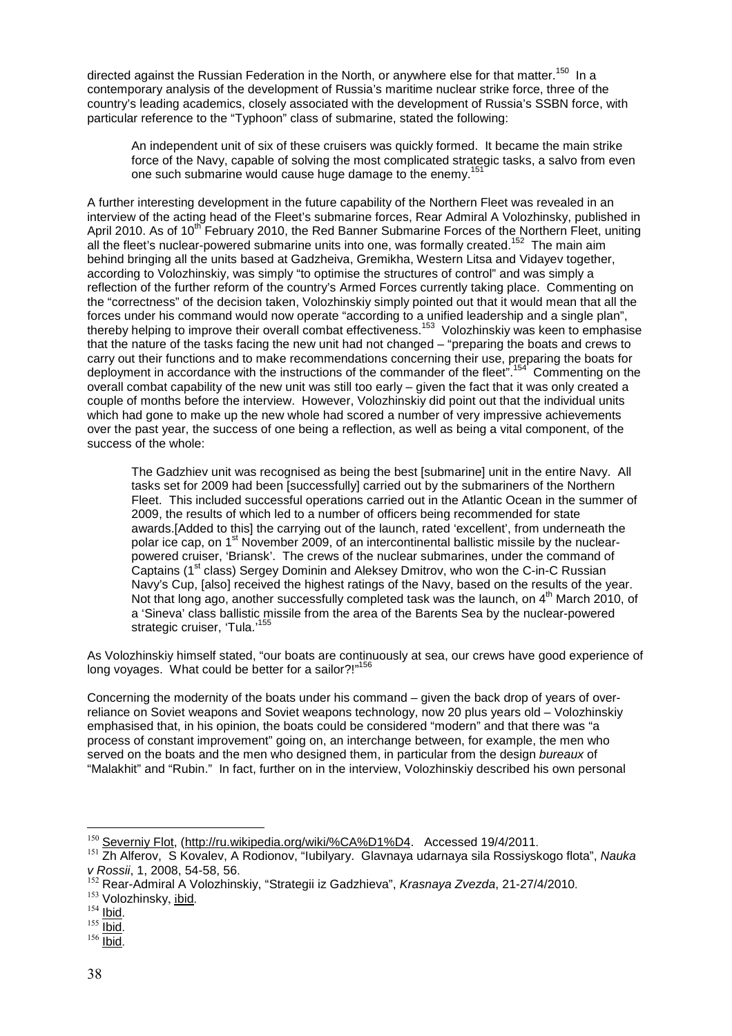directed against the Russian Federation in the North, or anywhere else for that matter.[150] In a contemporary analysis of the development of Russia's maritime nuclear strike force, three of the country's leading academics, closely associated with the development of Russia's SSBN force, with particular reference to the "Typhoon" class of submarine, stated the following:

> An independent unit of six of these cruisers was quickly formed. It became the main strike force of the Navy, capable of solving the most complicated strategic tasks, a salvo from even one such submarine would cause huge damage to the enemy.[151]

A further interesting development in the future capability of the Northern Fleet was revealed in an interview of the acting head of the Fleet's submarine forces, Rear Admiral A Volozhinsky, published in April 2010. As of 10th February 2010, the Red Banner Submarine Forces of the Northern Fleet, uniting all the fleet's nuclear-powered submarine units into one, was formally created.[152] The main aim behind bringing all the units based at Gadzheiva, Gremikha, Western Litsa and Vidayev together, according to Volozhinskiy, was simply "to optimise the structures of control" and was simply a reflection of the further reform of the country's Armed Forces currently taking place. Commenting on the "correctness" of the decision taken, Volozhinskiy simply pointed out that it would mean that all the forces under his command would now operate "according to a unified leadership and a single plan", thereby helping to improve their overall combat effectiveness.[153] Volozhinskiy was keen to emphasise that the nature of the tasks facing the new unit had not changed – "preparing the boats and crews to carry out their functions and to make recommendations concerning their use, preparing the boats for deployment in accordance with the instructions of the commander of the fleet".[154] Commenting on the overall combat capability of the new unit was still too early – given the fact that it was only created a couple of months before the interview. However, Volozhinskiy did point out that the individual units which had gone to make up the new whole had scored a number of very impressive achievements over the past year, the success of one being a reflection, as well as being a vital component, of the success of the whole:

> The Gadzhiev unit was recognised as being the best [submarine] unit in the entire Navy. All tasks set for 2009 had been [successfully] carried out by the submariners of the Northern Fleet. This included successful operations carried out in the Atlantic Ocean in the summer of 2009, the results of which led to a number of officers being recommended for state awards.[Added to this] the carrying out of the launch, rated 'excellent', from underneath the polar ice cap, on 1st November 2009, of an intercontinental ballistic missile by the nuclear-powered cruiser, 'Briansk'. The crews of the nuclear submarines, under the command of Captains (1st class) Sergey Dominin and Aleksey Dmitrov, who won the C-in-C Russian Navy's Cup, [also] received the highest ratings of the Navy, based on the results of the year. Not that long ago, another successfully completed task was the launch, on 4th March 2010, of a 'Sineva' class ballistic missile from the area of the Barents Sea by the nuclear-powered strategic cruiser, 'Tula.'[155]

As Volozhinskiy himself stated, "our boats are continuously at sea, our crews have good experience of long voyages. What could be better for a sailor?!"[156]

Concerning the modernity of the boats under his command – given the back drop of years of over-reliance on Soviet weapons and Soviet weapons technology, now 20 plus years old – Volozhinskiy emphasised that, in his opinion, the boats could be considered "modern" and that there was "a process of constant improvement" going on, an interchange between, for example, the men who served on the boats and the men who designed them, in particular from the design *bureaux* of "Malakhit" and "Rubin." In fact, further on in the interview, Volozhinskiy described his own personal

---

[150] Severniy Flot, (http://ru.wikipedia.org/wiki/%CA%D1%D4. Accessed 19/4/2011.

[151] Zh Alferov, S Kovalev, A Rodionov, "Iubilyary. Glavnaya udarnaya sila Rossiyskogo flota", *Nauka v Rossii*, 1, 2008, 54-58, 56.

[152] Rear-Admiral A Volozhinskiy, "Strategii iz Gadzhieva", *Krasnaya Zvezda*, 21-27/4/2010.

[153] Volozhinsky, ibid.

[154] Ibid.

[155] Ibid.

[156] Ibid.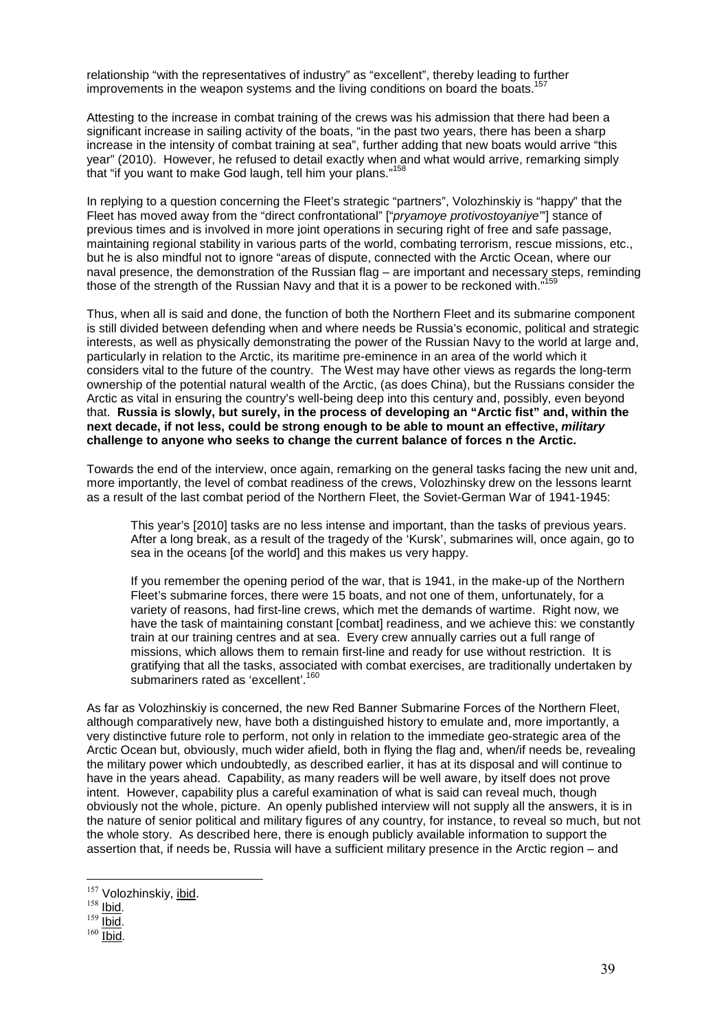relationship "with the representatives of industry" as "excellent", thereby leading to further improvements in the weapon systems and the living conditions on board the boats.[157]

Attesting to the increase in combat training of the crews was his admission that there had been a significant increase in sailing activity of the boats, "in the past two years, there has been a sharp increase in the intensity of combat training at sea", further adding that new boats would arrive "this year" (2010). However, he refused to detail exactly when and what would arrive, remarking simply that "if you want to make God laugh, tell him your plans."[158]

In replying to a question concerning the Fleet's strategic "partners", Volozhinskiy is "happy" that the Fleet has moved away from the "direct confrontational" ["*pryamoye protivostoyaniye*"] stance of previous times and is involved in more joint operations in securing right of free and safe passage, maintaining regional stability in various parts of the world, combating terrorism, rescue missions, etc., but he is also mindful not to ignore "areas of dispute, connected with the Arctic Ocean, where our naval presence, the demonstration of the Russian flag – are important and necessary steps, reminding those of the strength of the Russian Navy and that it is a power to be reckoned with."[159]

Thus, when all is said and done, the function of both the Northern Fleet and its submarine component is still divided between defending when and where needs be Russia's economic, political and strategic interests, as well as physically demonstrating the power of the Russian Navy to the world at large and, particularly in relation to the Arctic, its maritime pre-eminence in an area of the world which it considers vital to the future of the country. The West may have other views as regards the long-term ownership of the potential natural wealth of the Arctic, (as does China), but the Russians consider the Arctic as vital in ensuring the country's well-being deep into this century and, possibly, even beyond that. **Russia is slowly, but surely, in the process of developing an "Arctic fist" and, within the next decade, if not less, could be strong enough to be able to mount an effective, *military* challenge to anyone who seeks to change the current balance of forces n the Arctic.**

Towards the end of the interview, once again, remarking on the general tasks facing the new unit and, more importantly, the level of combat readiness of the crews, Volozhinsky drew on the lessons learnt as a result of the last combat period of the Northern Fleet, the Soviet-German War of 1941-1945:

> This year's [2010] tasks are no less intense and important, than the tasks of previous years. After a long break, as a result of the tragedy of the 'Kursk', submarines will, once again, go to sea in the oceans [of the world] and this makes us very happy.
>
> If you remember the opening period of the war, that is 1941, in the make-up of the Northern Fleet's submarine forces, there were 15 boats, and not one of them, unfortunately, for a variety of reasons, had first-line crews, which met the demands of wartime. Right now, we have the task of maintaining constant [combat] readiness, and we achieve this: we constantly train at our training centres and at sea. Every crew annually carries out a full range of missions, which allows them to remain first-line and ready for use without restriction. It is gratifying that all the tasks, associated with combat exercises, are traditionally undertaken by submariners rated as 'excellent'.[160]

As far as Volozhinskiy is concerned, the new Red Banner Submarine Forces of the Northern Fleet, although comparatively new, have both a distinguished history to emulate and, more importantly, a very distinctive future role to perform, not only in relation to the immediate geo-strategic area of the Arctic Ocean but, obviously, much wider afield, both in flying the flag and, when/if needs be, revealing the military power which undoubtedly, as described earlier, it has at its disposal and will continue to have in the years ahead. Capability, as many readers will be well aware, by itself does not prove intent. However, capability plus a careful examination of what is said can reveal much, though obviously not the whole, picture. An openly published interview will not supply all the answers, it is in the nature of senior political and military figures of any country, for instance, to reveal so much, but not the whole story. As described here, there is enough publicly available information to support the assertion that, if needs be, Russia will have a sufficient military presence in the Arctic region – and

---

[157] Volozhinskiy, ibid.

[158] Ibid.

[159] Ibid.

[160] Ibid.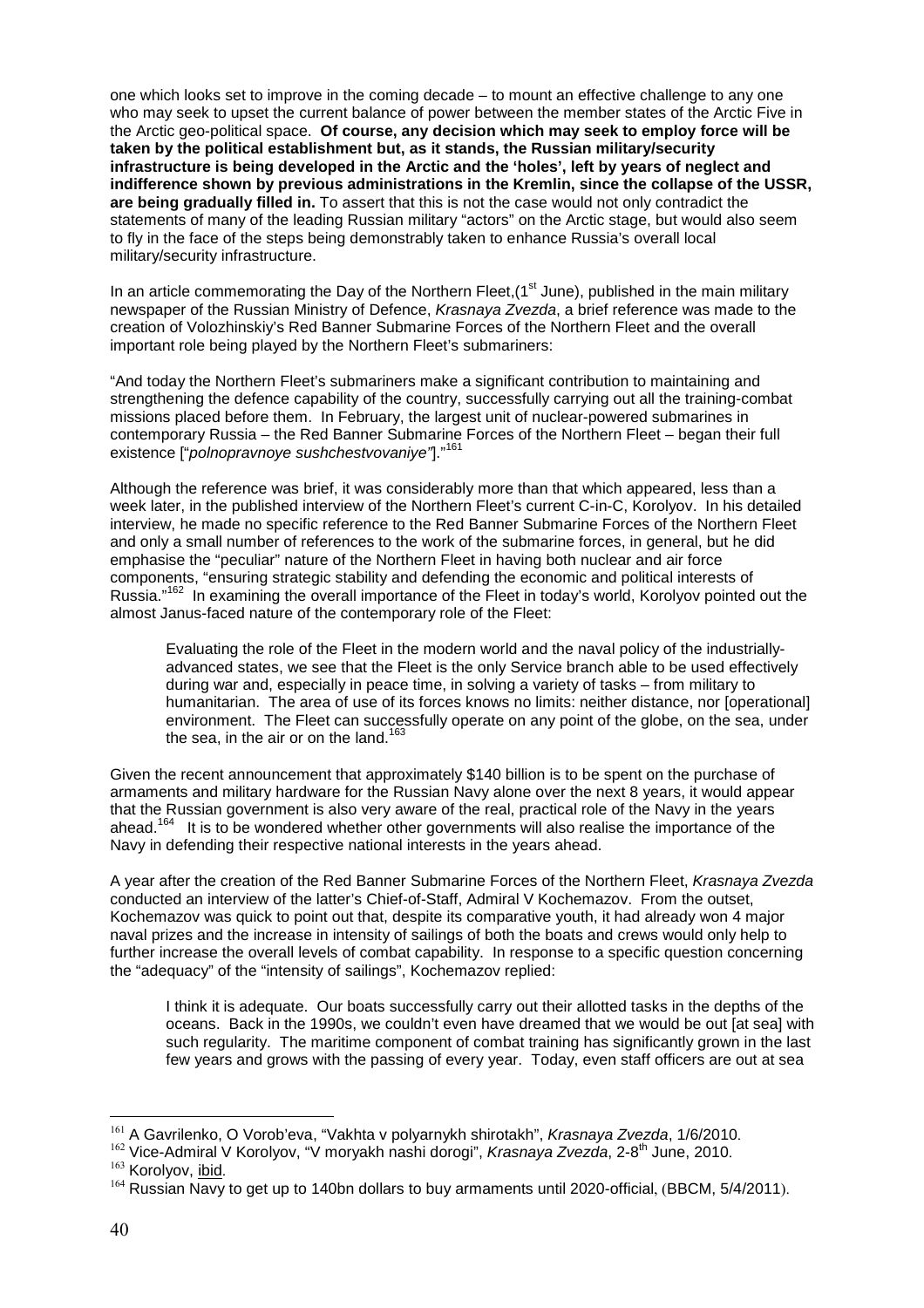one which looks set to improve in the coming decade – to mount an effective challenge to any one who may seek to upset the current balance of power between the member states of the Arctic Five in the Arctic geo-political space. **Of course, any decision which may seek to employ force will be taken by the political establishment but, as it stands, the Russian military/security infrastructure is being developed in the Arctic and the 'holes', left by years of neglect and indifference shown by previous administrations in the Kremlin, since the collapse of the USSR, are being gradually filled in.** To assert that this is not the case would not only contradict the statements of many of the leading Russian military "actors" on the Arctic stage, but would also seem to fly in the face of the steps being demonstrably taken to enhance Russia's overall local military/security infrastructure.

In an article commemorating the Day of the Northern Fleet,(1st June), published in the main military newspaper of the Russian Ministry of Defence, *Krasnaya Zvezda*, a brief reference was made to the creation of Volozhinskiy's Red Banner Submarine Forces of the Northern Fleet and the overall important role being played by the Northern Fleet's submariners:

"And today the Northern Fleet's submariners make a significant contribution to maintaining and strengthening the defence capability of the country, successfully carrying out all the training-combat missions placed before them. In February, the largest unit of nuclear-powered submarines in contemporary Russia – the Red Banner Submarine Forces of the Northern Fleet – began their full existence ["*polnopravnoye sushchestvovaniye"*]."[161]

Although the reference was brief, it was considerably more than that which appeared, less than a week later, in the published interview of the Northern Fleet's current C-in-C, Korolyov. In his detailed interview, he made no specific reference to the Red Banner Submarine Forces of the Northern Fleet and only a small number of references to the work of the submarine forces, in general, but he did emphasise the "peculiar" nature of the Northern Fleet in having both nuclear and air force components, "ensuring strategic stability and defending the economic and political interests of Russia."[162] In examining the overall importance of the Fleet in today's world, Korolyov pointed out the almost Janus-faced nature of the contemporary role of the Fleet:

> Evaluating the role of the Fleet in the modern world and the naval policy of the industrially-advanced states, we see that the Fleet is the only Service branch able to be used effectively during war and, especially in peace time, in solving a variety of tasks – from military to humanitarian. The area of use of its forces knows no limits: neither distance, nor [operational] environment. The Fleet can successfully operate on any point of the globe, on the sea, under the sea, in the air or on the land.[163]

Given the recent announcement that approximately $140 billion is to be spent on the purchase of armaments and military hardware for the Russian Navy alone over the next 8 years, it would appear that the Russian government is also very aware of the real, practical role of the Navy in the years ahead.[164] It is to be wondered whether other governments will also realise the importance of the Navy in defending their respective national interests in the years ahead.

A year after the creation of the Red Banner Submarine Forces of the Northern Fleet, *Krasnaya Zvezda* conducted an interview of the latter's Chief-of-Staff, Admiral V Kochemazov. From the outset, Kochemazov was quick to point out that, despite its comparative youth, it had already won 4 major naval prizes and the increase in intensity of sailings of both the boats and crews would only help to further increase the overall levels of combat capability. In response to a specific question concerning the "adequacy" of the "intensity of sailings", Kochemazov replied:

> I think it is adequate. Our boats successfully carry out their allotted tasks in the depths of the oceans. Back in the 1990s, we couldn't even have dreamed that we would be out [at sea] with such regularity. The maritime component of combat training has significantly grown in the last few years and grows with the passing of every year. Today, even staff officers are out at sea

---

[161] A Gavrilenko, O Vorob'eva, "Vakhta v polyarnykh shirotakh", *Krasnaya Zvezda*, 1/6/2010.

[162] Vice-Admiral V Korolyov, "V moryakh nashi dorogi", *Krasnaya Zvezda*, 2-8th June, 2010.

[163] Korolyov, ibid.

[164] Russian Navy to get up to 140bn dollars to buy armaments until 2020-official, (BBCM, 5/4/2011).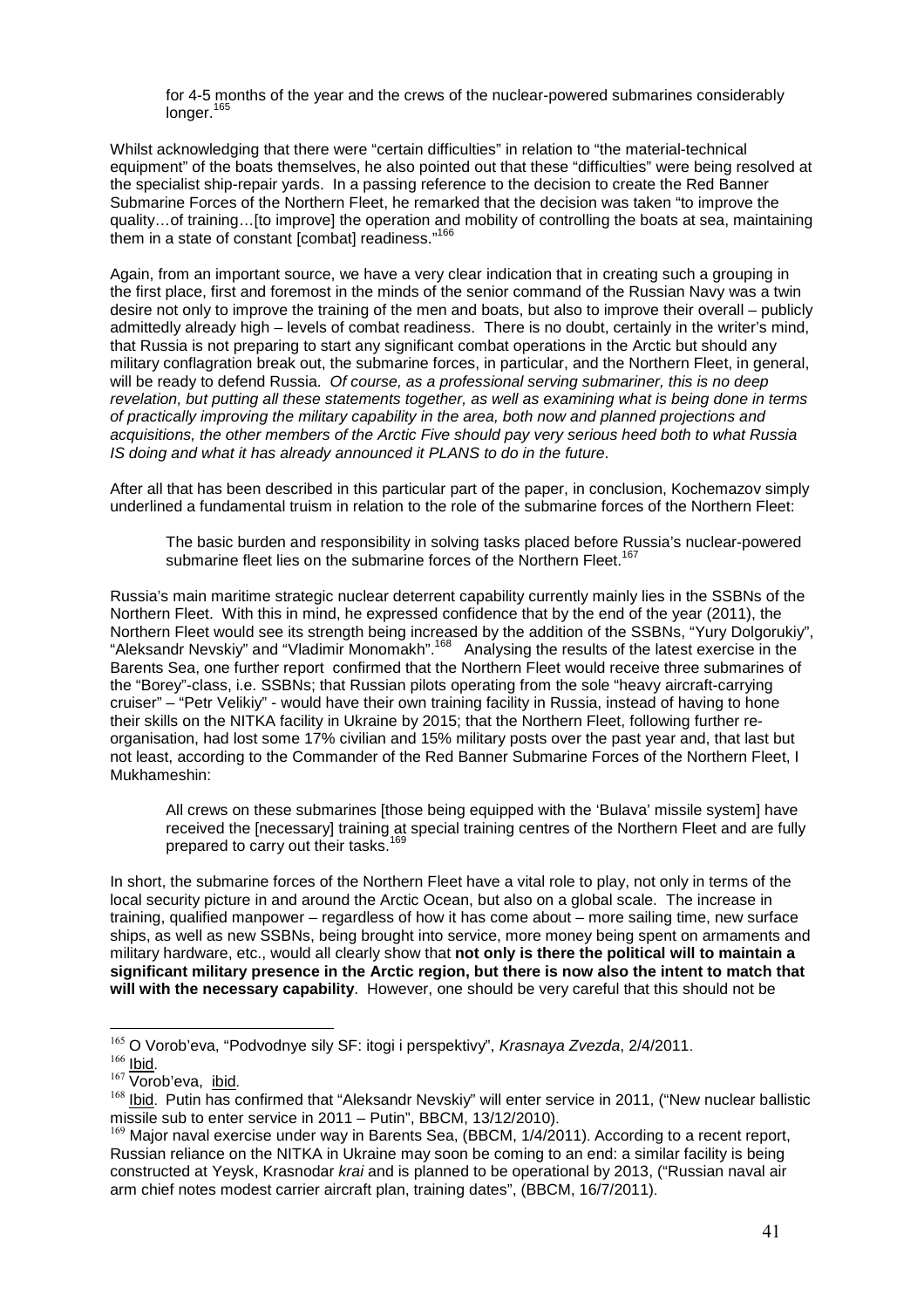> for 4-5 months of the year and the crews of the nuclear-powered submarines considerably longer.[165]

Whilst acknowledging that there were "certain difficulties" in relation to "the material-technical equipment" of the boats themselves, he also pointed out that these "difficulties" were being resolved at the specialist ship-repair yards. In a passing reference to the decision to create the Red Banner Submarine Forces of the Northern Fleet, he remarked that the decision was taken "to improve the quality…of training…[to improve] the operation and mobility of controlling the boats at sea, maintaining them in a state of constant [combat] readiness."[166]

Again, from an important source, we have a very clear indication that in creating such a grouping in the first place, first and foremost in the minds of the senior command of the Russian Navy was a twin desire not only to improve the training of the men and boats, but also to improve their overall – publicly admittedly already high – levels of combat readiness. There is no doubt, certainly in the writer's mind, that Russia is not preparing to start any significant combat operations in the Arctic but should any military conflagration break out, the submarine forces, in particular, and the Northern Fleet, in general, will be ready to defend Russia. *Of course, as a professional serving submariner, this is no deep revelation, but putting all these statements together, as well as examining what is being done in terms of practically improving the military capability in the area, both now and planned projections and acquisitions, the other members of the Arctic Five should pay very serious heed both to what Russia IS doing and what it has already announced it PLANS to do in the future.*

After all that has been described in this particular part of the paper, in conclusion, Kochemazov simply underlined a fundamental truism in relation to the role of the submarine forces of the Northern Fleet:

> The basic burden and responsibility in solving tasks placed before Russia's nuclear-powered submarine fleet lies on the submarine forces of the Northern Fleet.[167]

Russia's main maritime strategic nuclear deterrent capability currently mainly lies in the SSBNs of the Northern Fleet. With this in mind, he expressed confidence that by the end of the year (2011), the Northern Fleet would see its strength being increased by the addition of the SSBNs, "Yury Dolgorukiy", "Aleksandr Nevskiy" and "Vladimir Monomakh".[168] Analysing the results of the latest exercise in the Barents Sea, one further report confirmed that the Northern Fleet would receive three submarines of the "Borey"-class, i.e. SSBNs; that Russian pilots operating from the sole "heavy aircraft-carrying cruiser" – "Petr Velikiy" - would have their own training facility in Russia, instead of having to hone their skills on the NITKA facility in Ukraine by 2015; that the Northern Fleet, following further re-organisation, had lost some 17% civilian and 15% military posts over the past year and, that last but not least, according to the Commander of the Red Banner Submarine Forces of the Northern Fleet, I Mukhameshin:

> All crews on these submarines [those being equipped with the 'Bulava' missile system] have received the [necessary] training at special training centres of the Northern Fleet and are fully prepared to carry out their tasks.[169]

In short, the submarine forces of the Northern Fleet have a vital role to play, not only in terms of the local security picture in and around the Arctic Ocean, but also on a global scale. The increase in training, qualified manpower – regardless of how it has come about – more sailing time, new surface ships, as well as new SSBNs, being brought into service, more money being spent on armaments and military hardware, etc., would all clearly show that **not only is there the political will to maintain a significant military presence in the Arctic region, but there is now also the intent to match that will with the necessary capability**. However, one should be very careful that this should not be

---

[165] O Vorob'eva, "Podvodnye sily SF: itogi i perspektivy", *Krasnaya Zvezda*, 2/4/2011.

[166] Ibid.

[167] Vorob'eva, ibid.

[168] Ibid. Putin has confirmed that "Aleksandr Nevskiy" will enter service in 2011, ("New nuclear ballistic missile sub to enter service in 2011 – Putin", BBCM, 13/12/2010).

[169] Major naval exercise under way in Barents Sea, (BBCM, 1/4/2011). According to a recent report, Russian reliance on the NITKA in Ukraine may soon be coming to an end: a similar facility is being constructed at Yeysk, Krasnodar *krai* and is planned to be operational by 2013, ("Russian naval air arm chief notes modest carrier aircraft plan, training dates", (BBCM, 16/7/2011).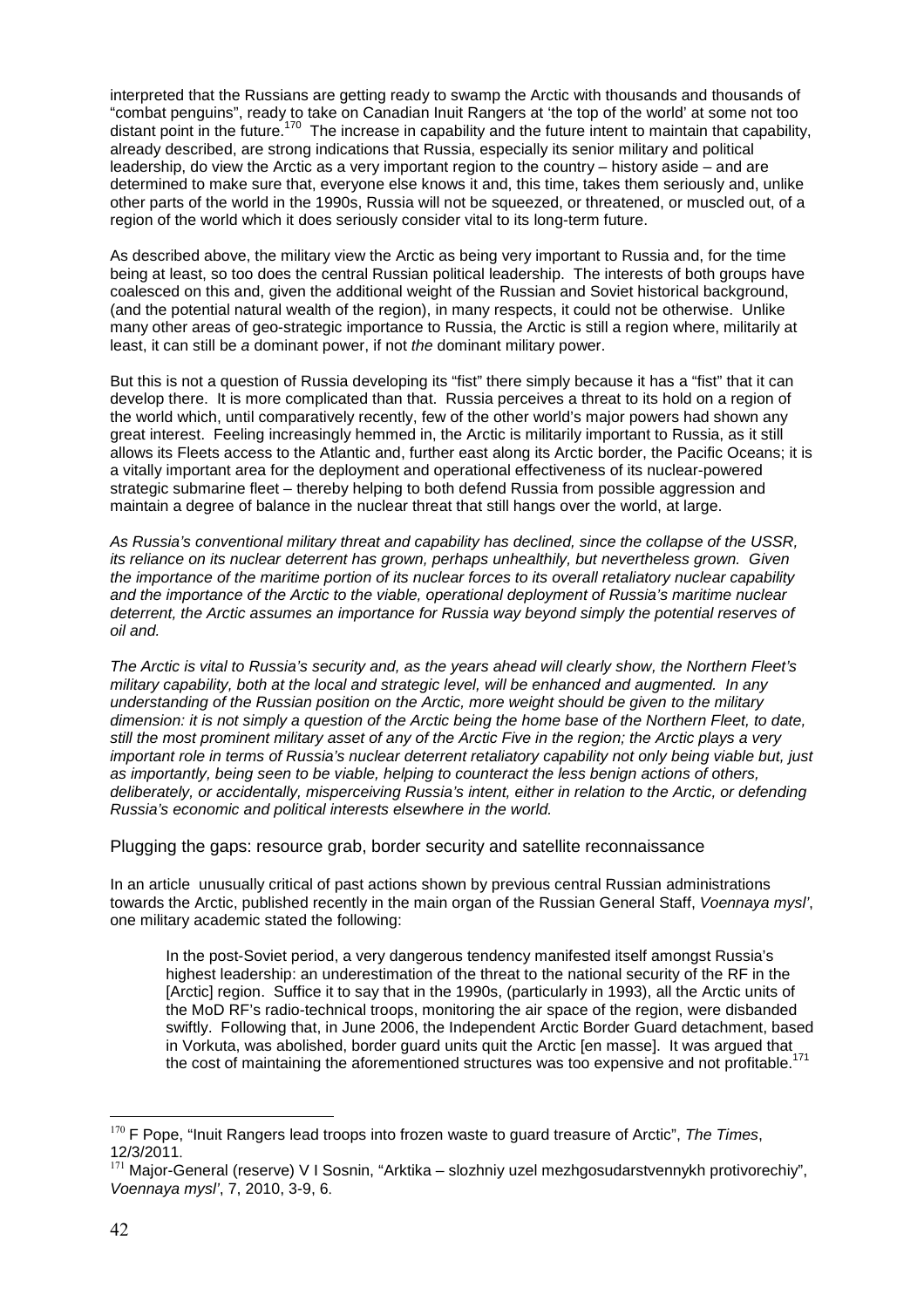interpreted that the Russians are getting ready to swamp the Arctic with thousands and thousands of "combat penguins", ready to take on Canadian Inuit Rangers at 'the top of the world' at some not too distant point in the future.[170] The increase in capability and the future intent to maintain that capability, already described, are strong indications that Russia, especially its senior military and political leadership, do view the Arctic as a very important region to the country – history aside – and are determined to make sure that, everyone else knows it and, this time, takes them seriously and, unlike other parts of the world in the 1990s, Russia will not be squeezed, or threatened, or muscled out, of a region of the world which it does seriously consider vital to its long-term future.

As described above, the military view the Arctic as being very important to Russia and, for the time being at least, so too does the central Russian political leadership. The interests of both groups have coalesced on this and, given the additional weight of the Russian and Soviet historical background, (and the potential natural wealth of the region), in many respects, it could not be otherwise. Unlike many other areas of geo-strategic importance to Russia, the Arctic is still a region where, militarily at least, it can still be *a* dominant power, if not *the* dominant military power.

But this is not a question of Russia developing its "fist" there simply because it has a "fist" that it can develop there. It is more complicated than that. Russia perceives a threat to its hold on a region of the world which, until comparatively recently, few of the other world's major powers had shown any great interest. Feeling increasingly hemmed in, the Arctic is militarily important to Russia, as it still allows its Fleets access to the Atlantic and, further east along its Arctic border, the Pacific Oceans; it is a vitally important area for the deployment and operational effectiveness of its nuclear-powered strategic submarine fleet – thereby helping to both defend Russia from possible aggression and maintain a degree of balance in the nuclear threat that still hangs over the world, at large.

*As Russia's conventional military threat and capability has declined, since the collapse of the USSR, its reliance on its nuclear deterrent has grown, perhaps unhealthily, but nevertheless grown. Given the importance of the maritime portion of its nuclear forces to its overall retaliatory nuclear capability and the importance of the Arctic to the viable, operational deployment of Russia's maritime nuclear deterrent, the Arctic assumes an importance for Russia way beyond simply the potential reserves of oil and.*

*The Arctic is vital to Russia's security and, as the years ahead will clearly show, the Northern Fleet's military capability, both at the local and strategic level, will be enhanced and augmented. In any understanding of the Russian position on the Arctic, more weight should be given to the military dimension: it is not simply a question of the Arctic being the home base of the Northern Fleet, to date, still the most prominent military asset of any of the Arctic Five in the region; the Arctic plays a very important role in terms of Russia's nuclear deterrent retaliatory capability not only being viable but, just as importantly, being seen to be viable, helping to counteract the less benign actions of others, deliberately, or accidentally, misperceiving Russia's intent, either in relation to the Arctic, or defending Russia's economic and political interests elsewhere in the world.*

## Plugging the gaps: resource grab, border security and satellite reconnaissance

In an article unusually critical of past actions shown by previous central Russian administrations towards the Arctic, published recently in the main organ of the Russian General Staff, *Voennaya mysl'*, one military academic stated the following:

> In the post-Soviet period, a very dangerous tendency manifested itself amongst Russia's highest leadership: an underestimation of the threat to the national security of the RF in the [Arctic] region. Suffice it to say that in the 1990s, (particularly in 1993), all the Arctic units of the MoD RF's radio-technical troops, monitoring the air space of the region, were disbanded swiftly. Following that, in June 2006, the Independent Arctic Border Guard detachment, based in Vorkuta, was abolished, border guard units quit the Arctic [en masse]. It was argued that the cost of maintaining the aforementioned structures was too expensive and not profitable.[171]

---

[170] F Pope, "Inuit Rangers lead troops into frozen waste to guard treasure of Arctic", *The Times*, 12/3/2011.

[171] Major-General (reserve) V I Sosnin, "Arktika – slozhniy uzel mezhgosudarstvennykh protivorechiy", *Voennaya mysl'*, 7, 2010, 3-9, 6.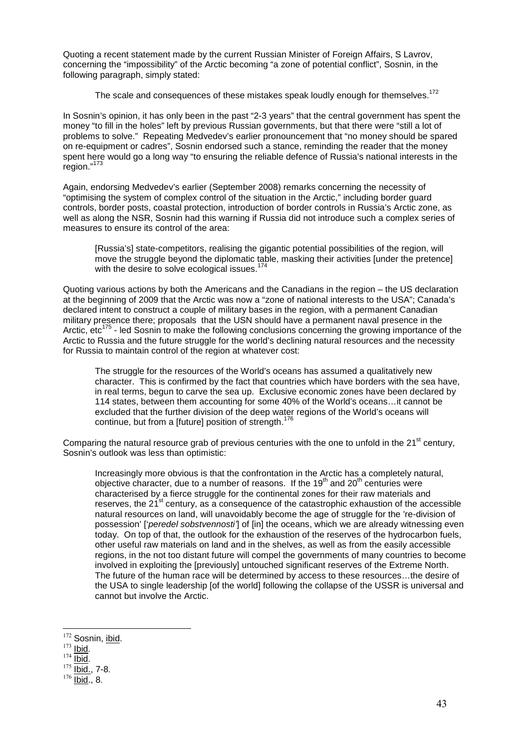Quoting a recent statement made by the current Russian Minister of Foreign Affairs, S Lavrov, concerning the "impossibility" of the Arctic becoming "a zone of potential conflict", Sosnin, in the following paragraph, simply stated:

> The scale and consequences of these mistakes speak loudly enough for themselves.[172]

In Sosnin's opinion, it has only been in the past "2-3 years" that the central government has spent the money "to fill in the holes" left by previous Russian governments, but that there were "still a lot of problems to solve." Repeating Medvedev's earlier pronouncement that "no money should be spared on re-equipment or cadres", Sosnin endorsed such a stance, reminding the reader that the money spent here would go a long way "to ensuring the reliable defence of Russia's national interests in the region."[173]

Again, endorsing Medvedev's earlier (September 2008) remarks concerning the necessity of "optimising the system of complex control of the situation in the Arctic," including border guard controls, border posts, coastal protection, introduction of border controls in Russia's Arctic zone, as well as along the NSR, Sosnin had this warning if Russia did not introduce such a complex series of measures to ensure its control of the area:

> [Russia's] state-competitors, realising the gigantic potential possibilities of the region, will move the struggle beyond the diplomatic table, masking their activities [under the pretence] with the desire to solve ecological issues.[174]

Quoting various actions by both the Americans and the Canadians in the region – the US declaration at the beginning of 2009 that the Arctic was now a "zone of national interests to the USA"; Canada's declared intent to construct a couple of military bases in the region, with a permanent Canadian military presence there; proposals that the USN should have a permanent naval presence in the Arctic, etc[175] - led Sosnin to make the following conclusions concerning the growing importance of the Arctic to Russia and the future struggle for the world's declining natural resources and the necessity for Russia to maintain control of the region at whatever cost:

> The struggle for the resources of the World's oceans has assumed a qualitatively new character. This is confirmed by the fact that countries which have borders with the sea have, in real terms, begun to carve the sea up. Exclusive economic zones have been declared by 114 states, between them accounting for some 40% of the World's oceans…it cannot be excluded that the further division of the deep water regions of the World's oceans will continue, but from a [future] position of strength.[176]

Comparing the natural resource grab of previous centuries with the one to unfold in the 21st century, Sosnin's outlook was less than optimistic:

> Increasingly more obvious is that the confrontation in the Arctic has a completely natural, objective character, due to a number of reasons. If the 19th and 20th centuries were characterised by a fierce struggle for the continental zones for their raw materials and reserves, the 21st century, as a consequence of the catastrophic exhaustion of the accessible natural resources on land, will unavoidably become the age of struggle for the 're-division of possession' ['*peredel sobstvennosti'*] of [in] the oceans, which we are already witnessing even today. On top of that, the outlook for the exhaustion of the reserves of the hydrocarbon fuels, other useful raw materials on land and in the shelves, as well as from the easily accessible regions, in the not too distant future will compel the governments of many countries to become involved in exploiting the [previously] untouched significant reserves of the Extreme North. The future of the human race will be determined by access to these resources…the desire of the USA to single leadership [of the world] following the collapse of the USSR is universal and cannot but involve the Arctic.

---

[172] Sosnin, ibid.
[173] Ibid.
[174] Ibid.
[175] Ibid., 7-8.
[176] Ibid., 8.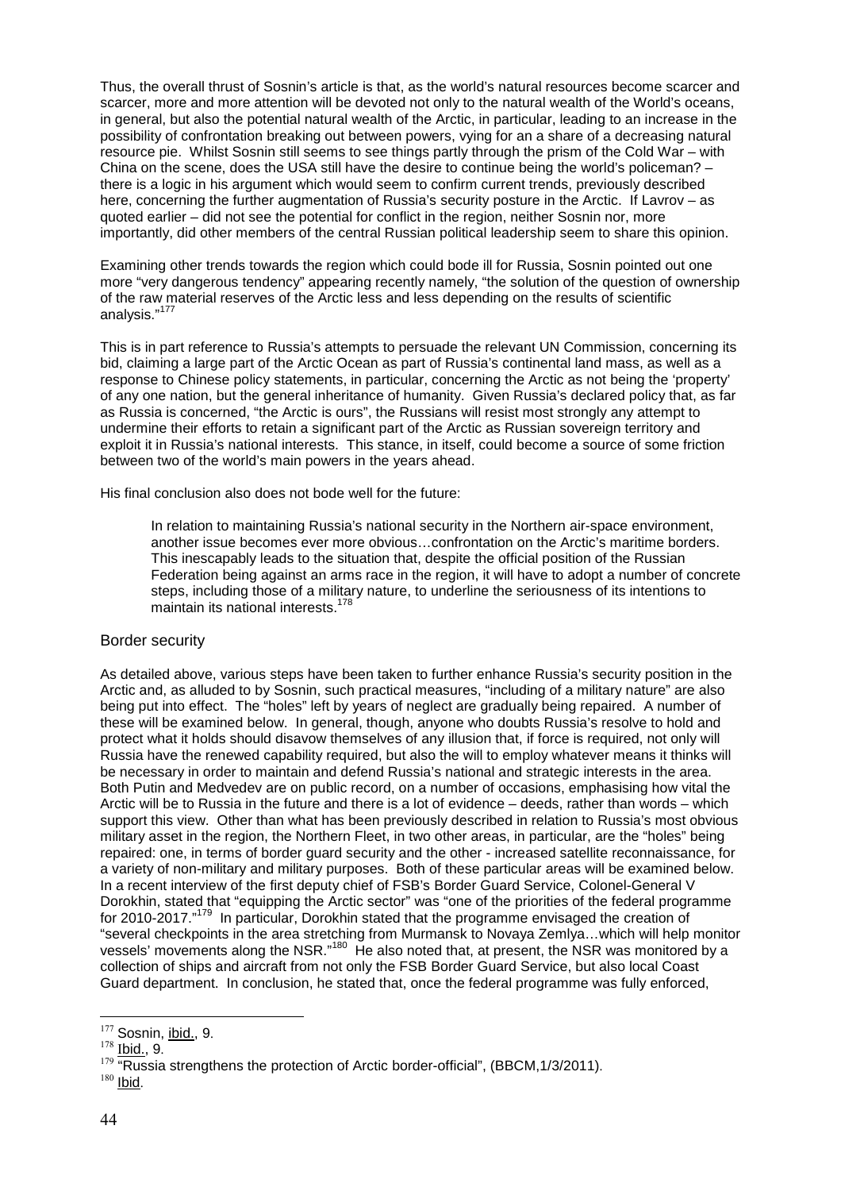Thus, the overall thrust of Sosnin's article is that, as the world's natural resources become scarcer and scarcer, more and more attention will be devoted not only to the natural wealth of the World's oceans, in general, but also the potential natural wealth of the Arctic, in particular, leading to an increase in the possibility of confrontation breaking out between powers, vying for an a share of a decreasing natural resource pie. Whilst Sosnin still seems to see things partly through the prism of the Cold War – with China on the scene, does the USA still have the desire to continue being the world's policeman? – there is a logic in his argument which would seem to confirm current trends, previously described here, concerning the further augmentation of Russia's security posture in the Arctic. If Lavrov – as quoted earlier – did not see the potential for conflict in the region, neither Sosnin nor, more importantly, did other members of the central Russian political leadership seem to share this opinion.

Examining other trends towards the region which could bode ill for Russia, Sosnin pointed out one more "very dangerous tendency" appearing recently namely, "the solution of the question of ownership of the raw material reserves of the Arctic less and less depending on the results of scientific analysis."[177]

This is in part reference to Russia's attempts to persuade the relevant UN Commission, concerning its bid, claiming a large part of the Arctic Ocean as part of Russia's continental land mass, as well as a response to Chinese policy statements, in particular, concerning the Arctic as not being the 'property' of any one nation, but the general inheritance of humanity. Given Russia's declared policy that, as far as Russia is concerned, "the Arctic is ours", the Russians will resist most strongly any attempt to undermine their efforts to retain a significant part of the Arctic as Russian sovereign territory and exploit it in Russia's national interests. This stance, in itself, could become a source of some friction between two of the world's main powers in the years ahead.

His final conclusion also does not bode well for the future:

> In relation to maintaining Russia's national security in the Northern air-space environment, another issue becomes ever more obvious…confrontation on the Arctic's maritime borders. This inescapably leads to the situation that, despite the official position of the Russian Federation being against an arms race in the region, it will have to adopt a number of concrete steps, including those of a military nature, to underline the seriousness of its intentions to maintain its national interests.[178]

## Border security

As detailed above, various steps have been taken to further enhance Russia's security position in the Arctic and, as alluded to by Sosnin, such practical measures, "including of a military nature" are also being put into effect. The "holes" left by years of neglect are gradually being repaired. A number of these will be examined below. In general, though, anyone who doubts Russia's resolve to hold and protect what it holds should disavow themselves of any illusion that, if force is required, not only will Russia have the renewed capability required, but also the will to employ whatever means it thinks will be necessary in order to maintain and defend Russia's national and strategic interests in the area. Both Putin and Medvedev are on public record, on a number of occasions, emphasising how vital the Arctic will be to Russia in the future and there is a lot of evidence – deeds, rather than words – which support this view. Other than what has been previously described in relation to Russia's most obvious military asset in the region, the Northern Fleet, in two other areas, in particular, are the "holes" being repaired: one, in terms of border guard security and the other - increased satellite reconnaissance, for a variety of non-military and military purposes. Both of these particular areas will be examined below. In a recent interview of the first deputy chief of FSB's Border Guard Service, Colonel-General V Dorokhin, stated that "equipping the Arctic sector" was "one of the priorities of the federal programme for 2010-2017."[179] In particular, Dorokhin stated that the programme envisaged the creation of "several checkpoints in the area stretching from Murmansk to Novaya Zemlya…which will help monitor vessels' movements along the NSR."[180] He also noted that, at present, the NSR was monitored by a collection of ships and aircraft from not only the FSB Border Guard Service, but also local Coast Guard department. In conclusion, he stated that, once the federal programme was fully enforced,

---

[177] Sosnin, ibid., 9.

[178] Ibid., 9.

[179] "Russia strengthens the protection of Arctic border-official", (BBCM,1/3/2011).

[180] Ibid.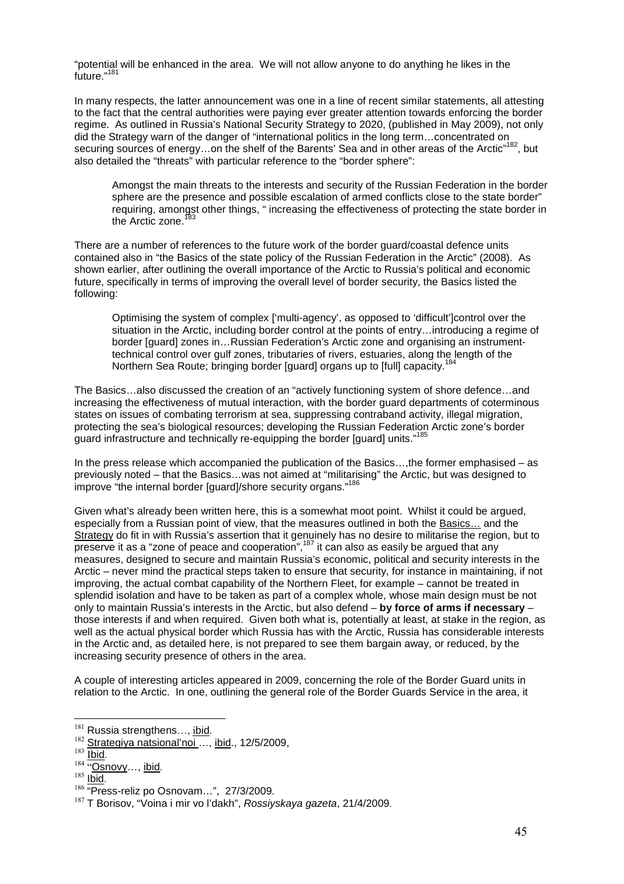"potential will be enhanced in the area. We will not allow anyone to do anything he likes in the future."[181]

In many respects, the latter announcement was one in a line of recent similar statements, all attesting to the fact that the central authorities were paying ever greater attention towards enforcing the border regime. As outlined in Russia's National Security Strategy to 2020, (published in May 2009), not only did the Strategy warn of the danger of "international politics in the long term…concentrated on securing sources of energy…on the shelf of the Barents' Sea and in other areas of the Arctic"[182], but also detailed the "threats" with particular reference to the "border sphere":

> Amongst the main threats to the interests and security of the Russian Federation in the border sphere are the presence and possible escalation of armed conflicts close to the state border" requiring, amongst other things, " increasing the effectiveness of protecting the state border in the Arctic zone.[183]

There are a number of references to the future work of the border guard/coastal defence units contained also in "the Basics of the state policy of the Russian Federation in the Arctic" (2008). As shown earlier, after outlining the overall importance of the Arctic to Russia's political and economic future, specifically in terms of improving the overall level of border security, the Basics listed the following:

> Optimising the system of complex ['multi-agency', as opposed to 'difficult']control over the situation in the Arctic, including border control at the points of entry…introducing a regime of border [guard] zones in…Russian Federation's Arctic zone and organising an instrument-technical control over gulf zones, tributaries of rivers, estuaries, along the length of the Northern Sea Route; bringing border [guard] organs up to [full] capacity.[184]

The Basics…also discussed the creation of an "actively functioning system of shore defence…and increasing the effectiveness of mutual interaction, with the border guard departments of coterminous states on issues of combating terrorism at sea, suppressing contraband activity, illegal migration, protecting the sea's biological resources; developing the Russian Federation Arctic zone's border guard infrastructure and technically re-equipping the border [guard] units."[185]

In the press release which accompanied the publication of the Basics…,the former emphasised – as previously noted – that the Basics…was not aimed at "militarising" the Arctic, but was designed to improve "the internal border [guard]/shore security organs."[186]

Given what's already been written here, this is a somewhat moot point. Whilst it could be argued, especially from a Russian point of view, that the measures outlined in both the Basics… and the Strategy do fit in with Russia's assertion that it genuinely has no desire to militarise the region, but to preserve it as a "zone of peace and cooperation",[187] it can also as easily be argued that any measures, designed to secure and maintain Russia's economic, political and security interests in the Arctic – never mind the practical steps taken to ensure that security, for instance in maintaining, if not improving, the actual combat capability of the Northern Fleet, for example – cannot be treated in splendid isolation and have to be taken as part of a complex whole, whose main design must be not only to maintain Russia's interests in the Arctic, but also defend – **by force of arms if necessary** – those interests if and when required. Given both what is, potentially at least, at stake in the region, as well as the actual physical border which Russia has with the Arctic, Russia has considerable interests in the Arctic and, as detailed here, is not prepared to see them bargain away, or reduced, by the increasing security presence of others in the area.

A couple of interesting articles appeared in 2009, concerning the role of the Border Guard units in relation to the Arctic. In one, outlining the general role of the Border Guards Service in the area, it

---

[181] Russia strengthens…, ibid.

[182] Strategiya natsional'noi …, ibid., 12/5/2009,

[183] Ibid.

[184] "Osnovy…, ibid.

[185] Ibid.

[186] "Press-reliz po Osnovam…", 27/3/2009.

[187] T Borisov, "Voina i mir vo l'dakh", *Rossiyskaya gazeta*, 21/4/2009.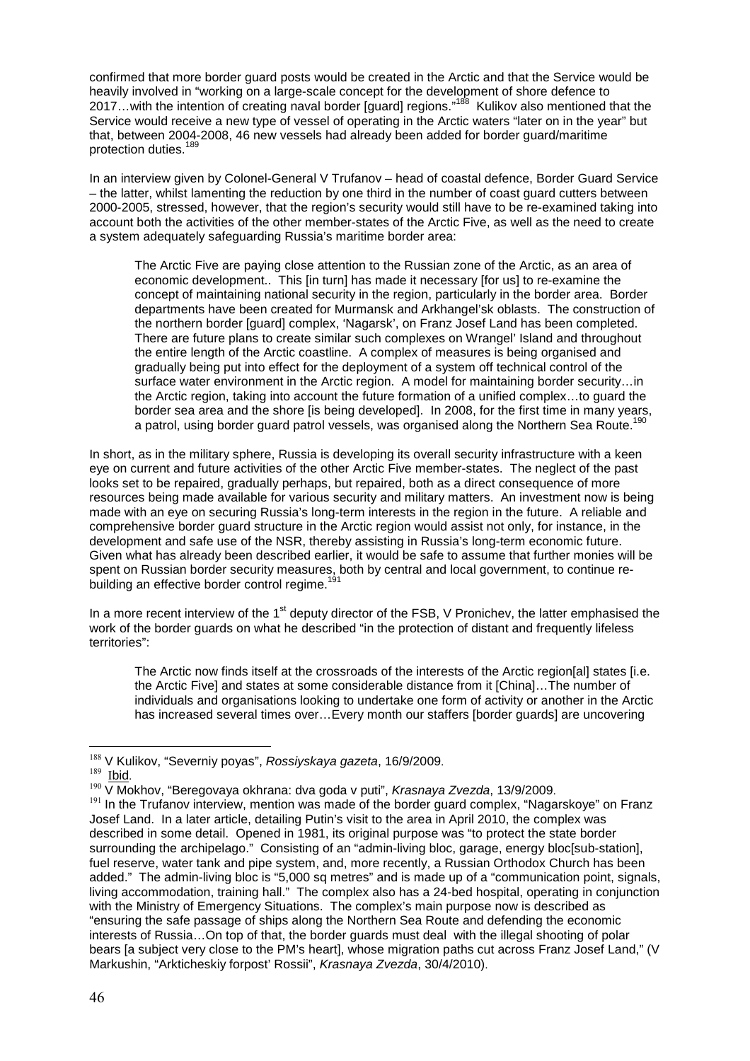confirmed that more border guard posts would be created in the Arctic and that the Service would be heavily involved in "working on a large-scale concept for the development of shore defence to 2017…with the intention of creating naval border [guard] regions."[188] Kulikov also mentioned that the Service would receive a new type of vessel of operating in the Arctic waters "later on in the year" but that, between 2004-2008, 46 new vessels had already been added for border guard/maritime protection duties.[189]

In an interview given by Colonel-General V Trufanov – head of coastal defence, Border Guard Service – the latter, whilst lamenting the reduction by one third in the number of coast guard cutters between 2000-2005, stressed, however, that the region's security would still have to be re-examined taking into account both the activities of the other member-states of the Arctic Five, as well as the need to create a system adequately safeguarding Russia's maritime border area:

> The Arctic Five are paying close attention to the Russian zone of the Arctic, as an area of economic development.. This [in turn] has made it necessary [for us] to re-examine the concept of maintaining national security in the region, particularly in the border area. Border departments have been created for Murmansk and Arkhangel'sk oblasts. The construction of the northern border [guard] complex, 'Nagarsk', on Franz Josef Land has been completed. There are future plans to create similar such complexes on Wrangel' Island and throughout the entire length of the Arctic coastline. A complex of measures is being organised and gradually being put into effect for the deployment of a system off technical control of the surface water environment in the Arctic region. A model for maintaining border security…in the Arctic region, taking into account the future formation of a unified complex…to guard the border sea area and the shore [is being developed]. In 2008, for the first time in many years, a patrol, using border guard patrol vessels, was organised along the Northern Sea Route.[190]

In short, as in the military sphere, Russia is developing its overall security infrastructure with a keen eye on current and future activities of the other Arctic Five member-states. The neglect of the past looks set to be repaired, gradually perhaps, but repaired, both as a direct consequence of more resources being made available for various security and military matters. An investment now is being made with an eye on securing Russia's long-term interests in the region in the future. A reliable and comprehensive border guard structure in the Arctic region would assist not only, for instance, in the development and safe use of the NSR, thereby assisting in Russia's long-term economic future. Given what has already been described earlier, it would be safe to assume that further monies will be spent on Russian border security measures, both by central and local government, to continue re-building an effective border control regime.[191]

In a more recent interview of the 1st deputy director of the FSB, V Pronichev, the latter emphasised the work of the border guards on what he described "in the protection of distant and frequently lifeless territories":

> The Arctic now finds itself at the crossroads of the interests of the Arctic region[al] states [i.e. the Arctic Five] and states at some considerable distance from it [China]…The number of individuals and organisations looking to undertake one form of activity or another in the Arctic has increased several times over…Every month our staffers [border guards] are uncovering

---

[188] V Kulikov, "Severniy poyas", *Rossiyskaya gazeta*, 16/9/2009.

[189] Ibid.

[190] V Mokhov, "Beregovaya okhrana: dva goda v puti", *Krasnaya Zvezda*, 13/9/2009.

[191] In the Trufanov interview, mention was made of the border guard complex, "Nagarskoye" on Franz Josef Land. In a later article, detailing Putin's visit to the area in April 2010, the complex was described in some detail. Opened in 1981, its original purpose was "to protect the state border surrounding the archipelago." Consisting of an "admin-living bloc, garage, energy bloc[sub-station], fuel reserve, water tank and pipe system, and, more recently, a Russian Orthodox Church has been added." The admin-living bloc is "5,000 sq metres" and is made up of a "communication point, signals, living accommodation, training hall." The complex also has a 24-bed hospital, operating in conjunction with the Ministry of Emergency Situations. The complex's main purpose now is described as "ensuring the safe passage of ships along the Northern Sea Route and defending the economic interests of Russia…On top of that, the border guards must deal with the illegal shooting of polar bears [a subject very close to the PM's heart], whose migration paths cut across Franz Josef Land," (V Markushin, "Arkticheskiy forpost' Rossii", *Krasnaya Zvezda*, 30/4/2010).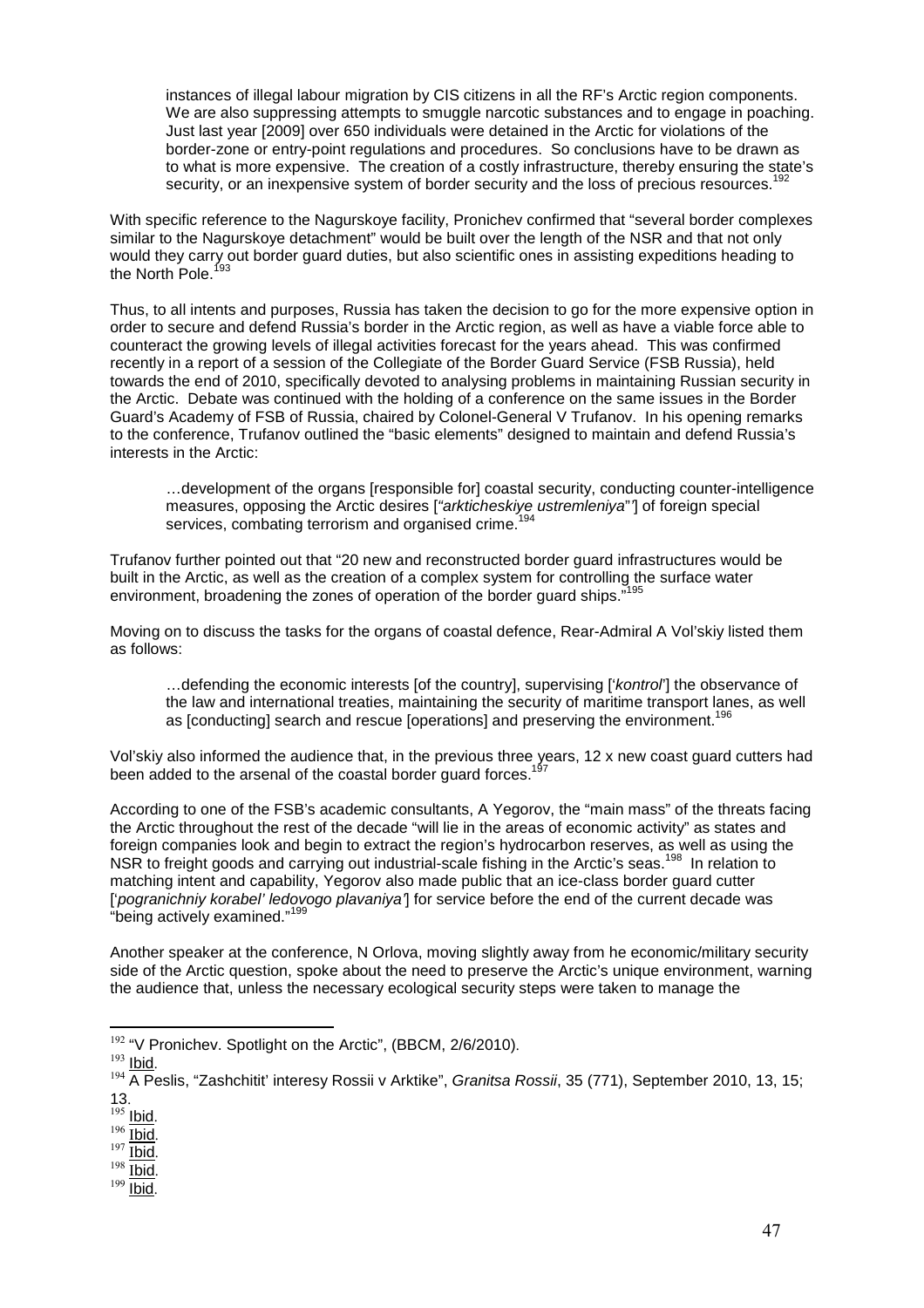> instances of illegal labour migration by CIS citizens in all the RF's Arctic region components. We are also suppressing attempts to smuggle narcotic substances and to engage in poaching. Just last year [2009] over 650 individuals were detained in the Arctic for violations of the border-zone or entry-point regulations and procedures. So conclusions have to be drawn as to what is more expensive. The creation of a costly infrastructure, thereby ensuring the state's security, or an inexpensive system of border security and the loss of precious resources.[192]

With specific reference to the Nagurskoye facility, Pronichev confirmed that "several border complexes similar to the Nagurskoye detachment" would be built over the length of the NSR and that not only would they carry out border guard duties, but also scientific ones in assisting expeditions heading to the North Pole.[193]

Thus, to all intents and purposes, Russia has taken the decision to go for the more expensive option in order to secure and defend Russia's border in the Arctic region, as well as have a viable force able to counteract the growing levels of illegal activities forecast for the years ahead. This was confirmed recently in a report of a session of the Collegiate of the Border Guard Service (FSB Russia), held towards the end of 2010, specifically devoted to analysing problems in maintaining Russian security in the Arctic. Debate was continued with the holding of a conference on the same issues in the Border Guard's Academy of FSB of Russia, chaired by Colonel-General V Trufanov. In his opening remarks to the conference, Trufanov outlined the "basic elements" designed to maintain and defend Russia's interests in the Arctic:

> …development of the organs [responsible for] coastal security, conducting counter-intelligence measures, opposing the Arctic desires ["*arkticheskiye ustremleniya*"'] of foreign special services, combating terrorism and organised crime.[194]

Trufanov further pointed out that "20 new and reconstructed border guard infrastructures would be built in the Arctic, as well as the creation of a complex system for controlling the surface water environment, broadening the zones of operation of the border guard ships."[195]

Moving on to discuss the tasks for the organs of coastal defence, Rear-Admiral A Vol'skiy listed them as follows:

> …defending the economic interests [of the country], supervising ['*kontrol*'] the observance of the law and international treaties, maintaining the security of maritime transport lanes, as well as [conducting] search and rescue [operations] and preserving the environment.[196]

Vol'skiy also informed the audience that, in the previous three years, 12 x new coast guard cutters had been added to the arsenal of the coastal border guard forces.[197]

According to one of the FSB's academic consultants, A Yegorov, the "main mass" of the threats facing the Arctic throughout the rest of the decade "will lie in the areas of economic activity" as states and foreign companies look and begin to extract the region's hydrocarbon reserves, as well as using the NSR to freight goods and carrying out industrial-scale fishing in the Arctic's seas.[198] In relation to matching intent and capability, Yegorov also made public that an ice-class border guard cutter ['*pogranichniy korabel' ledovogo plavaniya'*] for service before the end of the current decade was "being actively examined."[199]

Another speaker at the conference, N Orlova, moving slightly away from he economic/military security side of the Arctic question, spoke about the need to preserve the Arctic's unique environment, warning the audience that, unless the necessary ecological security steps were taken to manage the

---

[192] "V Pronichev. Spotlight on the Arctic", (BBCM, 2/6/2010).

[193] Ibid.

[194] A Peslis, "Zashchitit' interesy Rossii v Arktike", *Granitsa Rossii*, 35 (771), September 2010, 13, 15; 13.

[195] Ibid.

[196] Ibid.

[197] Ibid.

[198] Ibid.

[199] Ibid.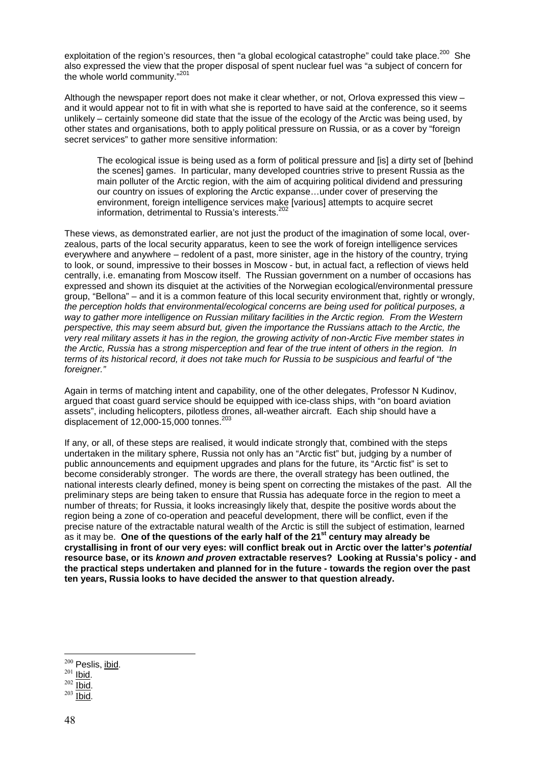exploitation of the region's resources, then "a global ecological catastrophe" could take place.[200] She also expressed the view that the proper disposal of spent nuclear fuel was "a subject of concern for the whole world community."[201]

Although the newspaper report does not make it clear whether, or not, Orlova expressed this view – and it would appear not to fit in with what she is reported to have said at the conference, so it seems unlikely – certainly someone did state that the issue of the ecology of the Arctic was being used, by other states and organisations, both to apply political pressure on Russia, or as a cover by "foreign secret services" to gather more sensitive information:

> The ecological issue is being used as a form of political pressure and [is] a dirty set of [behind the scenes] games. In particular, many developed countries strive to present Russia as the main polluter of the Arctic region, with the aim of acquiring political dividend and pressuring our country on issues of exploring the Arctic expanse…under cover of preserving the environment, foreign intelligence services make [various] attempts to acquire secret information, detrimental to Russia's interests.[202]

These views, as demonstrated earlier, are not just the product of the imagination of some local, over-zealous, parts of the local security apparatus, keen to see the work of foreign intelligence services everywhere and anywhere – redolent of a past, more sinister, age in the history of the country, trying to look, or sound, impressive to their bosses in Moscow - but, in actual fact, a reflection of views held centrally, i.e. emanating from Moscow itself. The Russian government on a number of occasions has expressed and shown its disquiet at the activities of the Norwegian ecological/environmental pressure group, "Bellona" – and it is a common feature of this local security environment that, rightly or wrongly, *the perception holds that environmental/ecological concerns are being used for political purposes, a way to gather more intelligence on Russian military facilities in the Arctic region. From the Western perspective, this may seem absurd but, given the importance the Russians attach to the Arctic, the very real military assets it has in the region, the growing activity of non-Arctic Five member states in the Arctic, Russia has a strong misperception and fear of the true intent of others in the region. In terms of its historical record, it does not take much for Russia to be suspicious and fearful of "the foreigner."*

Again in terms of matching intent and capability, one of the other delegates, Professor N Kudinov, argued that coast guard service should be equipped with ice-class ships, with "on board aviation assets", including helicopters, pilotless drones, all-weather aircraft. Each ship should have a displacement of 12,000-15,000 tonnes.[203]

If any, or all, of these steps are realised, it would indicate strongly that, combined with the steps undertaken in the military sphere, Russia not only has an "Arctic fist" but, judging by a number of public announcements and equipment upgrades and plans for the future, its "Arctic fist" is set to become considerably stronger. The words are there, the overall strategy has been outlined, the national interests clearly defined, money is being spent on correcting the mistakes of the past. All the preliminary steps are being taken to ensure that Russia has adequate force in the region to meet a number of threats; for Russia, it looks increasingly likely that, despite the positive words about the region being a zone of co-operation and peaceful development, there will be conflict, even if the precise nature of the extractable natural wealth of the Arctic is still the subject of estimation, learned as it may be. **One of the questions of the early half of the 21st century may already be crystallising in front of our very eyes: will conflict break out in Arctic over the latter's *potential* resource base, or its *known and proven* extractable reserves? Looking at Russia's policy - and the practical steps undertaken and planned for in the future - towards the region over the past ten years, Russia looks to have decided the answer to that question already.**

---

[200] Peslis, ibid.
[201] Ibid.
[202] Ibid.
[203] Ibid.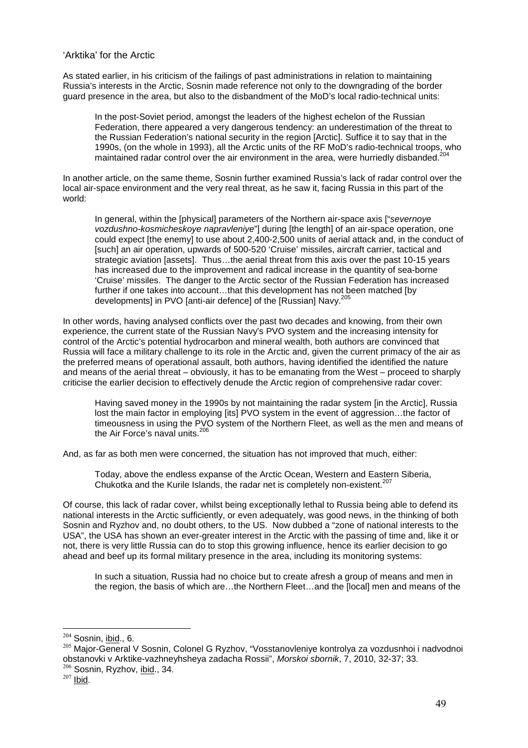## 'Arktika' for the Arctic

As stated earlier, in his criticism of the failings of past administrations in relation to maintaining Russia's interests in the Arctic, Sosnin made reference not only to the downgrading of the border guard presence in the area, but also to the disbandment of the MoD's local radio-technical units:

> In the post-Soviet period, amongst the leaders of the highest echelon of the Russian Federation, there appeared a very dangerous tendency: an underestimation of the threat to the Russian Federation's national security in the region [Arctic]. Suffice it to say that in the 1990s, (on the whole in 1993), all the Arctic units of the RF MoD's radio-technical troops, who maintained radar control over the air environment in the area, were hurriedly disbanded.[204]

In another article, on the same theme, Sosnin further examined Russia's lack of radar control over the local air-space environment and the very real threat, as he saw it, facing Russia in this part of the world:

> In general, within the [physical] parameters of the Northern air-space axis ["*severnoye vozdushno-kosmicheskoye napravleniye*"] during [the length] of an air-space operation, one could expect [the enemy] to use about 2,400-2,500 units of aerial attack and, in the conduct of [such] an air operation, upwards of 500-520 'Cruise' missiles, aircraft carrier, tactical and strategic aviation [assets]. Thus…the aerial threat from this axis over the past 10-15 years has increased due to the improvement and radical increase in the quantity of sea-borne 'Cruise' missiles. The danger to the Arctic sector of the Russian Federation has increased further if one takes into account…that this development has not been matched [by developments] in PVO [anti-air defence] of the [Russian] Navy.[205]

In other words, having analysed conflicts over the past two decades and knowing, from their own experience, the current state of the Russian Navy's PVO system and the increasing intensity for control of the Arctic's potential hydrocarbon and mineral wealth, both authors are convinced that Russia will face a military challenge to its role in the Arctic and, given the current primacy of the air as the preferred means of operational assault, both authors, having identified the identified the nature and means of the aerial threat – obviously, it has to be emanating from the West – proceed to sharply criticise the earlier decision to effectively denude the Arctic region of comprehensive radar cover:

> Having saved money in the 1990s by not maintaining the radar system [in the Arctic], Russia lost the main factor in employing [its] PVO system in the event of aggression…the factor of timeousness in using the PVO system of the Northern Fleet, as well as the men and means of the Air Force's naval units.[206]

And, as far as both men were concerned, the situation has not improved that much, either:

> Today, above the endless expanse of the Arctic Ocean, Western and Eastern Siberia, Chukotka and the Kurile Islands, the radar net is completely non-existent.[207]

Of course, this lack of radar cover, whilst being exceptionally lethal to Russia being able to defend its national interests in the Arctic sufficiently, or even adequately, was good news, in the thinking of both Sosnin and Ryzhov and, no doubt others, to the US. Now dubbed a "zone of national interests to the USA", the USA has shown an ever-greater interest in the Arctic with the passing of time and, like it or not, there is very little Russia can do to stop this growing influence, hence its earlier decision to go ahead and beef up its formal military presence in the area, including its monitoring systems:

> In such a situation, Russia had no choice but to create afresh a group of means and men in the region, the basis of which are…the Northern Fleet…and the [local] men and means of the

---

[204] Sosnin, ibid., 6.

[205] Major-General V Sosnin, Colonel G Ryzhov, "Vosstanovleniye kontrolya za vozdusnhoi i nadvodnoi obstanovki v Arktike-vazhneyhsheya zadacha Rossii", *Morskoi sbornik*, 7, 2010, 32-37; 33.

[206] Sosnin, Ryzhov, ibid., 34.

[207] Ibid.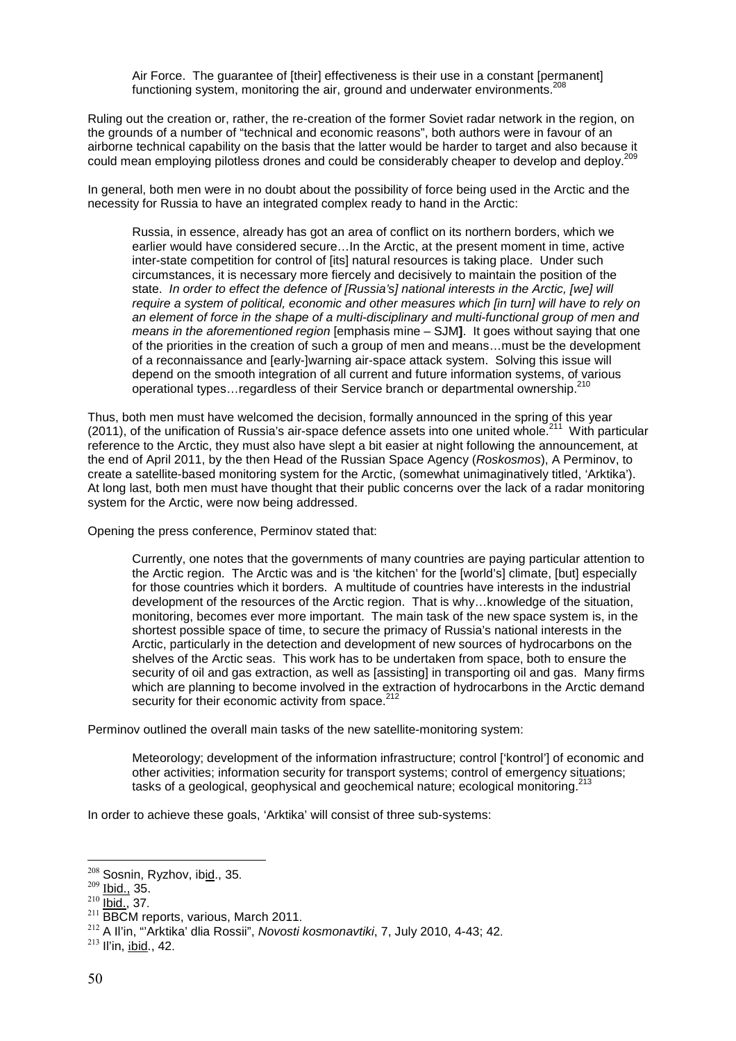> Air Force. The guarantee of [their] effectiveness is their use in a constant [permanent] functioning system, monitoring the air, ground and underwater environments.[208]

Ruling out the creation or, rather, the re-creation of the former Soviet radar network in the region, on the grounds of a number of "technical and economic reasons", both authors were in favour of an airborne technical capability on the basis that the latter would be harder to target and also because it could mean employing pilotless drones and could be considerably cheaper to develop and deploy.[209]

In general, both men were in no doubt about the possibility of force being used in the Arctic and the necessity for Russia to have an integrated complex ready to hand in the Arctic:

> Russia, in essence, already has got an area of conflict on its northern borders, which we earlier would have considered secure…In the Arctic, at the present moment in time, active inter-state competition for control of [its] natural resources is taking place. Under such circumstances, it is necessary more fiercely and decisively to maintain the position of the state. *In order to effect the defence of [Russia's] national interests in the Arctic, [we] will require a system of political, economic and other measures which [in turn] will have to rely on an element of force in the shape of a multi-disciplinary and multi-functional group of men and means in the aforementioned region* [emphasis mine – SJM**]**. It goes without saying that one of the priorities in the creation of such a group of men and means…must be the development of a reconnaissance and [early-]warning air-space attack system. Solving this issue will depend on the smooth integration of all current and future information systems, of various operational types…regardless of their Service branch or departmental ownership.[210]

Thus, both men must have welcomed the decision, formally announced in the spring of this year (2011), of the unification of Russia's air-space defence assets into one united whole.[211] With particular reference to the Arctic, they must also have slept a bit easier at night following the announcement, at the end of April 2011, by the then Head of the Russian Space Agency (*Roskosmos*), A Perminov, to create a satellite-based monitoring system for the Arctic, (somewhat unimaginatively titled, 'Arktika'). At long last, both men must have thought that their public concerns over the lack of a radar monitoring system for the Arctic, were now being addressed.

Opening the press conference, Perminov stated that:

> Currently, one notes that the governments of many countries are paying particular attention to the Arctic region. The Arctic was and is 'the kitchen' for the [world's] climate, [but] especially for those countries which it borders. A multitude of countries have interests in the industrial development of the resources of the Arctic region. That is why…knowledge of the situation, monitoring, becomes ever more important. The main task of the new space system is, in the shortest possible space of time, to secure the primacy of Russia's national interests in the Arctic, particularly in the detection and development of new sources of hydrocarbons on the shelves of the Arctic seas. This work has to be undertaken from space, both to ensure the security of oil and gas extraction, as well as [assisting] in transporting oil and gas. Many firms which are planning to become involved in the extraction of hydrocarbons in the Arctic demand security for their economic activity from space.[212]

Perminov outlined the overall main tasks of the new satellite-monitoring system:

> Meteorology; development of the information infrastructure; control ['kontrol'] of economic and other activities; information security for transport systems; control of emergency situations; tasks of a geological, geophysical and geochemical nature; ecological monitoring.[213]

In order to achieve these goals, 'Arktika' will consist of three sub-systems:

---

[208] Sosnin, Ryzhov, ibid., 35.
[209] Ibid., 35.
[210] Ibid., 37.
[211] BBCM reports, various, March 2011.
[212] A Il'in, "'Arktika' dlia Rossii", *Novosti kosmonavtiki*, 7, July 2010, 4-43; 42.
[213] Il'in, ibid., 42.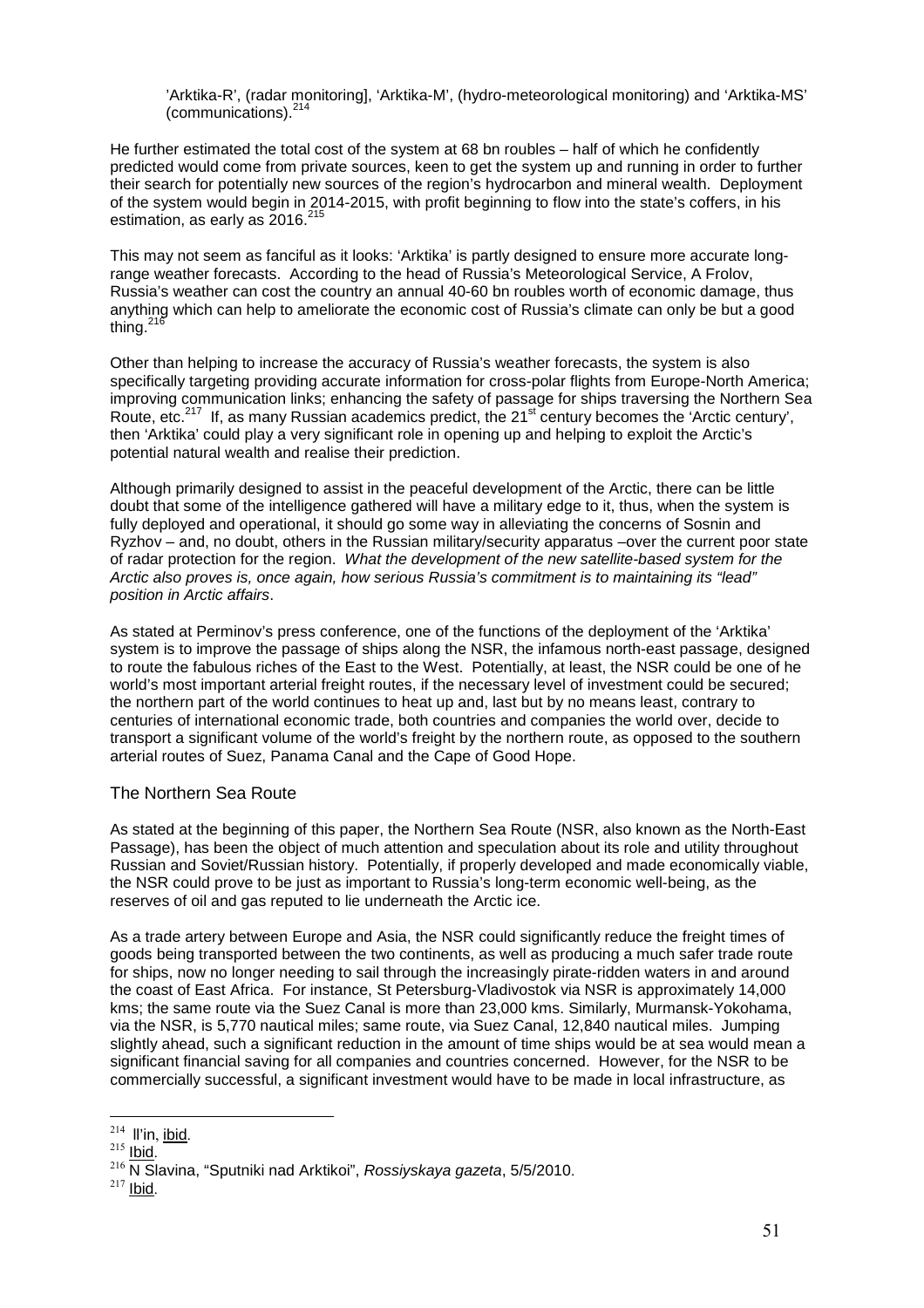'Arktika-R', (radar monitoring], 'Arktika-M', (hydro-meteorological monitoring) and 'Arktika-MS' (communications).[214]

He further estimated the total cost of the system at 68 bn roubles – half of which he confidently predicted would come from private sources, keen to get the system up and running in order to further their search for potentially new sources of the region's hydrocarbon and mineral wealth. Deployment of the system would begin in 2014-2015, with profit beginning to flow into the state's coffers, in his estimation, as early as 2016.[215]

This may not seem as fanciful as it looks: 'Arktika' is partly designed to ensure more accurate long-range weather forecasts. According to the head of Russia's Meteorological Service, A Frolov, Russia's weather can cost the country an annual 40-60 bn roubles worth of economic damage, thus anything which can help to ameliorate the economic cost of Russia's climate can only be but a good thing.[216]

Other than helping to increase the accuracy of Russia's weather forecasts, the system is also specifically targeting providing accurate information for cross-polar flights from Europe-North America; improving communication links; enhancing the safety of passage for ships traversing the Northern Sea Route, etc.[217] If, as many Russian academics predict, the 21st century becomes the 'Arctic century', then 'Arktika' could play a very significant role in opening up and helping to exploit the Arctic's potential natural wealth and realise their prediction.

Although primarily designed to assist in the peaceful development of the Arctic, there can be little doubt that some of the intelligence gathered will have a military edge to it, thus, when the system is fully deployed and operational, it should go some way in alleviating the concerns of Sosnin and Ryzhov – and, no doubt, others in the Russian military/security apparatus –over the current poor state of radar protection for the region. *What the development of the new satellite-based system for the Arctic also proves is, once again, how serious Russia's commitment is to maintaining its "lead" position in Arctic affairs*.

As stated at Perminov's press conference, one of the functions of the deployment of the 'Arktika' system is to improve the passage of ships along the NSR, the infamous north-east passage, designed to route the fabulous riches of the East to the West. Potentially, at least, the NSR could be one of he world's most important arterial freight routes, if the necessary level of investment could be secured; the northern part of the world continues to heat up and, last but by no means least, contrary to centuries of international economic trade, both countries and companies the world over, decide to transport a significant volume of the world's freight by the northern route, as opposed to the southern arterial routes of Suez, Panama Canal and the Cape of Good Hope.

## The Northern Sea Route

As stated at the beginning of this paper, the Northern Sea Route (NSR, also known as the North-East Passage), has been the object of much attention and speculation about its role and utility throughout Russian and Soviet/Russian history. Potentially, if properly developed and made economically viable, the NSR could prove to be just as important to Russia's long-term economic well-being, as the reserves of oil and gas reputed to lie underneath the Arctic ice.

As a trade artery between Europe and Asia, the NSR could significantly reduce the freight times of goods being transported between the two continents, as well as producing a much safer trade route for ships, now no longer needing to sail through the increasingly pirate-ridden waters in and around the coast of East Africa. For instance, St Petersburg-Vladivostok via NSR is approximately 14,000 kms; the same route via the Suez Canal is more than 23,000 kms. Similarly, Murmansk-Yokohama, via the NSR, is 5,770 nautical miles; same route, via Suez Canal, 12,840 nautical miles. Jumping slightly ahead, such a significant reduction in the amount of time ships would be at sea would mean a significant financial saving for all companies and countries concerned. However, for the NSR to be commercially successful, a significant investment would have to be made in local infrastructure, as

---

[214] Il'in, ibid.

[215] Ibid.

[216] N Slavina, "Sputniki nad Arktikoi", *Rossiyskaya gazeta*, 5/5/2010.

[217] Ibid.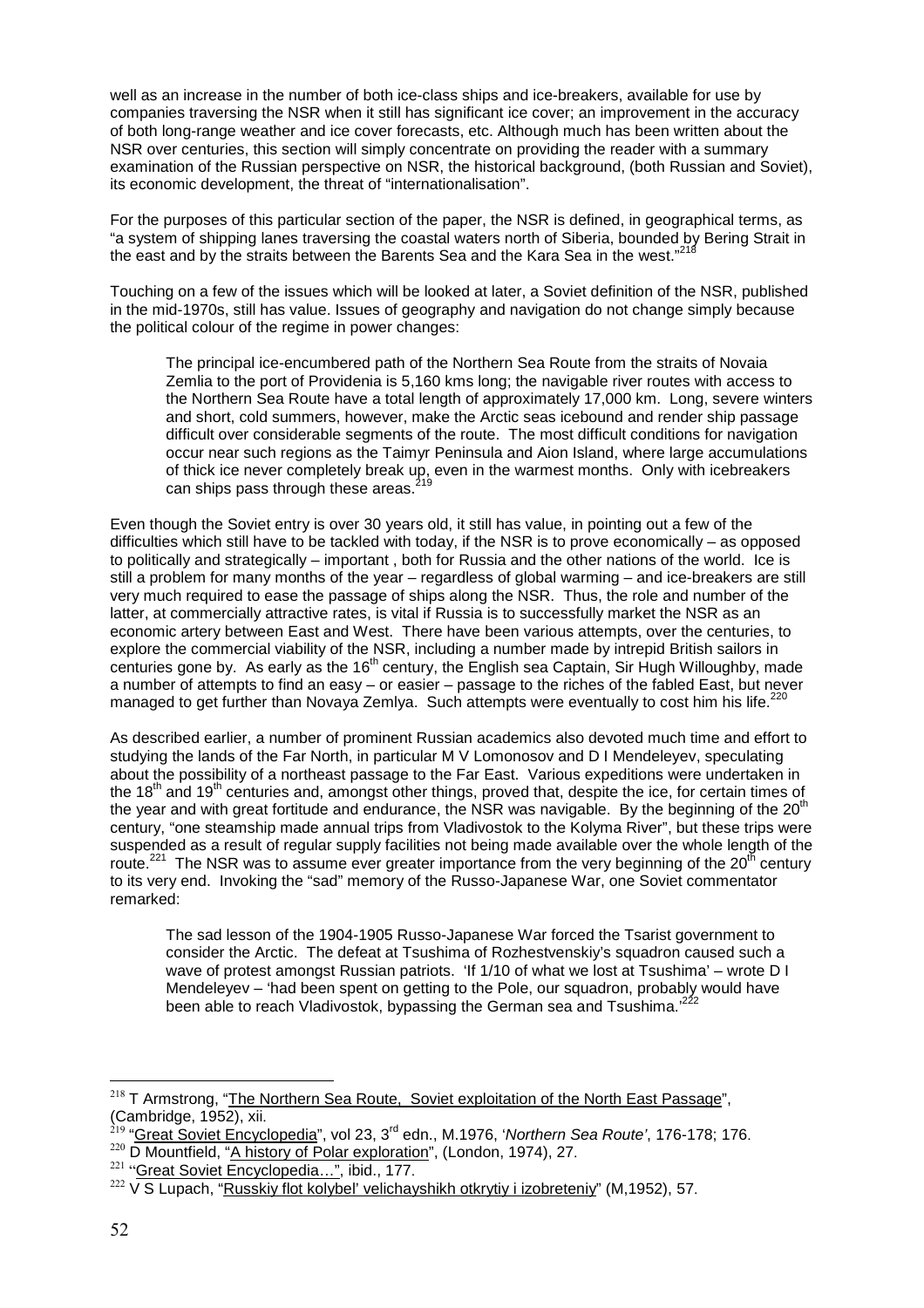well as an increase in the number of both ice-class ships and ice-breakers, available for use by companies traversing the NSR when it still has significant ice cover; an improvement in the accuracy of both long-range weather and ice cover forecasts, etc. Although much has been written about the NSR over centuries, this section will simply concentrate on providing the reader with a summary examination of the Russian perspective on NSR, the historical background, (both Russian and Soviet), its economic development, the threat of "internationalisation".

For the purposes of this particular section of the paper, the NSR is defined, in geographical terms, as "a system of shipping lanes traversing the coastal waters north of Siberia, bounded by Bering Strait in the east and by the straits between the Barents Sea and the Kara Sea in the west."[218]

Touching on a few of the issues which will be looked at later, a Soviet definition of the NSR, published in the mid-1970s, still has value. Issues of geography and navigation do not change simply because the political colour of the regime in power changes:

> The principal ice-encumbered path of the Northern Sea Route from the straits of Novaia Zemlia to the port of Providenia is 5,160 kms long; the navigable river routes with access to the Northern Sea Route have a total length of approximately 17,000 km. Long, severe winters and short, cold summers, however, make the Arctic seas icebound and render ship passage difficult over considerable segments of the route. The most difficult conditions for navigation occur near such regions as the Taimyr Peninsula and Aion Island, where large accumulations of thick ice never completely break up, even in the warmest months. Only with icebreakers can ships pass through these areas.[219]

Even though the Soviet entry is over 30 years old, it still has value, in pointing out a few of the difficulties which still have to be tackled with today, if the NSR is to prove economically – as opposed to politically and strategically – important , both for Russia and the other nations of the world. Ice is still a problem for many months of the year – regardless of global warming – and ice-breakers are still very much required to ease the passage of ships along the NSR. Thus, the role and number of the latter, at commercially attractive rates, is vital if Russia is to successfully market the NSR as an economic artery between East and West. There have been various attempts, over the centuries, to explore the commercial viability of the NSR, including a number made by intrepid British sailors in centuries gone by. As early as the 16th century, the English sea Captain, Sir Hugh Willoughby, made a number of attempts to find an easy – or easier – passage to the riches of the fabled East, but never managed to get further than Novaya Zemlya. Such attempts were eventually to cost him his life.[220]

As described earlier, a number of prominent Russian academics also devoted much time and effort to studying the lands of the Far North, in particular M V Lomonosov and D I Mendeleyev, speculating about the possibility of a northeast passage to the Far East. Various expeditions were undertaken in the 18th and 19th centuries and, amongst other things, proved that, despite the ice, for certain times of the year and with great fortitude and endurance, the NSR was navigable. By the beginning of the 20th century, "one steamship made annual trips from Vladivostok to the Kolyma River", but these trips were suspended as a result of regular supply facilities not being made available over the whole length of the route.[221] The NSR was to assume ever greater importance from the very beginning of the 20th century to its very end. Invoking the "sad" memory of the Russo-Japanese War, one Soviet commentator remarked:

> The sad lesson of the 1904-1905 Russo-Japanese War forced the Tsarist government to consider the Arctic. The defeat at Tsushima of Rozhestvenskiy's squadron caused such a wave of protest amongst Russian patriots. 'If 1/10 of what we lost at Tsushima' – wrote D I Mendeleyev – 'had been spent on getting to the Pole, our squadron, probably would have been able to reach Vladivostok, bypassing the German sea and Tsushima.'[222]

---

[218] T Armstrong, "The Northern Sea Route, Soviet exploitation of the North East Passage", (Cambridge, 1952), xii.

[219] "Great Soviet Encyclopedia", vol 23, 3rd edn., M.1976, '*Northern Sea Route*', 176-178; 176.

[220] D Mountfield, "A history of Polar exploration", (London, 1974), 27.

[221] "Great Soviet Encyclopedia…", ibid., 177.

[222] V S Lupach, "Russkiy flot kolybel' velichayshikh otkrytiy i izobreteniy" (M,1952), 57.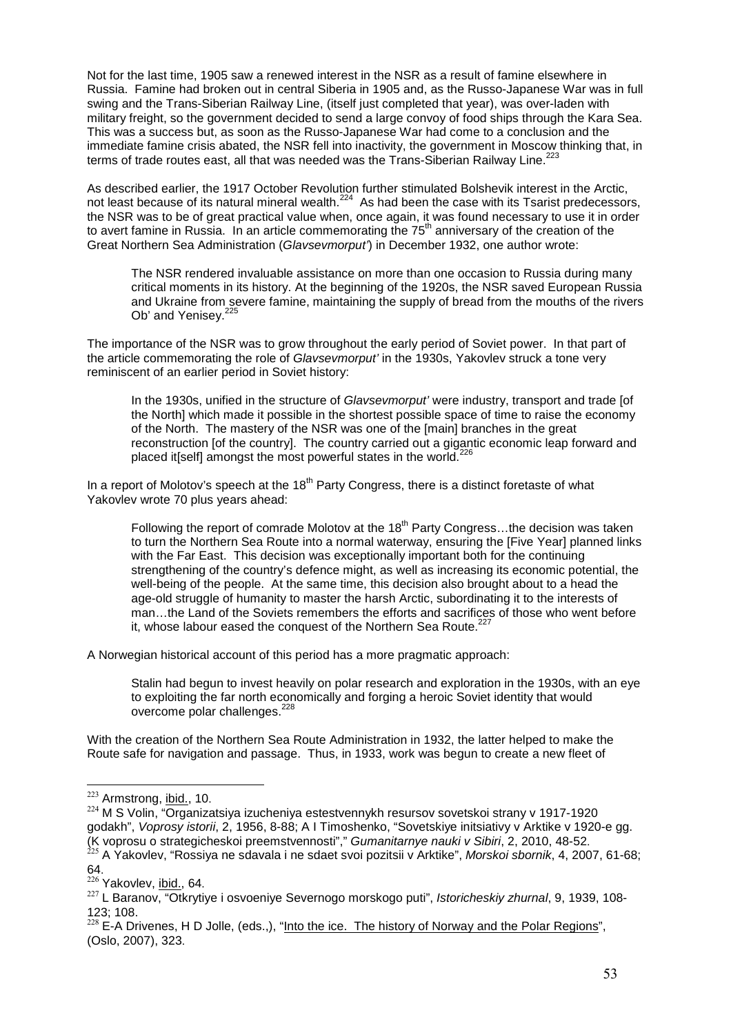Not for the last time, 1905 saw a renewed interest in the NSR as a result of famine elsewhere in Russia. Famine had broken out in central Siberia in 1905 and, as the Russo-Japanese War was in full swing and the Trans-Siberian Railway Line, (itself just completed that year), was over-laden with military freight, so the government decided to send a large convoy of food ships through the Kara Sea. This was a success but, as soon as the Russo-Japanese War had come to a conclusion and the immediate famine crisis abated, the NSR fell into inactivity, the government in Moscow thinking that, in terms of trade routes east, all that was needed was the Trans-Siberian Railway Line.[223]

As described earlier, the 1917 October Revolution further stimulated Bolshevik interest in the Arctic, not least because of its natural mineral wealth.[224] As had been the case with its Tsarist predecessors, the NSR was to be of great practical value when, once again, it was found necessary to use it in order to avert famine in Russia. In an article commemorating the 75th anniversary of the creation of the Great Northern Sea Administration (*Glavsevmorput'*) in December 1932, one author wrote:

> The NSR rendered invaluable assistance on more than one occasion to Russia during many critical moments in its history. At the beginning of the 1920s, the NSR saved European Russia and Ukraine from severe famine, maintaining the supply of bread from the mouths of the rivers Ob' and Yenisey.[225]

The importance of the NSR was to grow throughout the early period of Soviet power. In that part of the article commemorating the role of *Glavsevmorput'* in the 1930s, Yakovlev struck a tone very reminiscent of an earlier period in Soviet history:

> In the 1930s, unified in the structure of *Glavsevmorput'* were industry, transport and trade [of the North] which made it possible in the shortest possible space of time to raise the economy of the North. The mastery of the NSR was one of the [main] branches in the great reconstruction [of the country]. The country carried out a gigantic economic leap forward and placed it[self] amongst the most powerful states in the world.[226]

In a report of Molotov's speech at the 18th Party Congress, there is a distinct foretaste of what Yakovlev wrote 70 plus years ahead:

> Following the report of comrade Molotov at the 18th Party Congress…the decision was taken to turn the Northern Sea Route into a normal waterway, ensuring the [Five Year] planned links with the Far East. This decision was exceptionally important both for the continuing strengthening of the country's defence might, as well as increasing its economic potential, the well-being of the people. At the same time, this decision also brought about to a head the age-old struggle of humanity to master the harsh Arctic, subordinating it to the interests of man…the Land of the Soviets remembers the efforts and sacrifices of those who went before it, whose labour eased the conquest of the Northern Sea Route.[227]

A Norwegian historical account of this period has a more pragmatic approach:

> Stalin had begun to invest heavily on polar research and exploration in the 1930s, with an eye to exploiting the far north economically and forging a heroic Soviet identity that would overcome polar challenges.[228]

With the creation of the Northern Sea Route Administration in 1932, the latter helped to make the Route safe for navigation and passage. Thus, in 1933, work was begun to create a new fleet of

---

[223] Armstrong, ibid., 10.

[224] M S Volin, "Organizatsiya izucheniya estestvennykh resursov sovetskoi strany v 1917-1920 godakh", *Voprosy istorii*, 2, 1956, 8-88; A I Timoshenko, "Sovetskiye initsiativy v Arktike v 1920-e gg. (K voprosu o strategicheskoi preemstvennosti"," *Gumanitarnye nauki v Sibiri*, 2, 2010, 48-52.

[225] A Yakovlev, "Rossiya ne sdavala i ne sdaet svoi pozitsii v Arktike", *Morskoi sbornik*, 4, 2007, 61-68; 64.

[226] Yakovlev, ibid., 64.

[227] L Baranov, "Otkrytiye i osvoeniye Severnogo morskogo puti", *Istoricheskiy zhurnal*, 9, 1939, 108-123; 108.

[228] E-A Drivenes, H D Jolle, (eds.,), "Into the ice. The history of Norway and the Polar Regions", (Oslo, 2007), 323.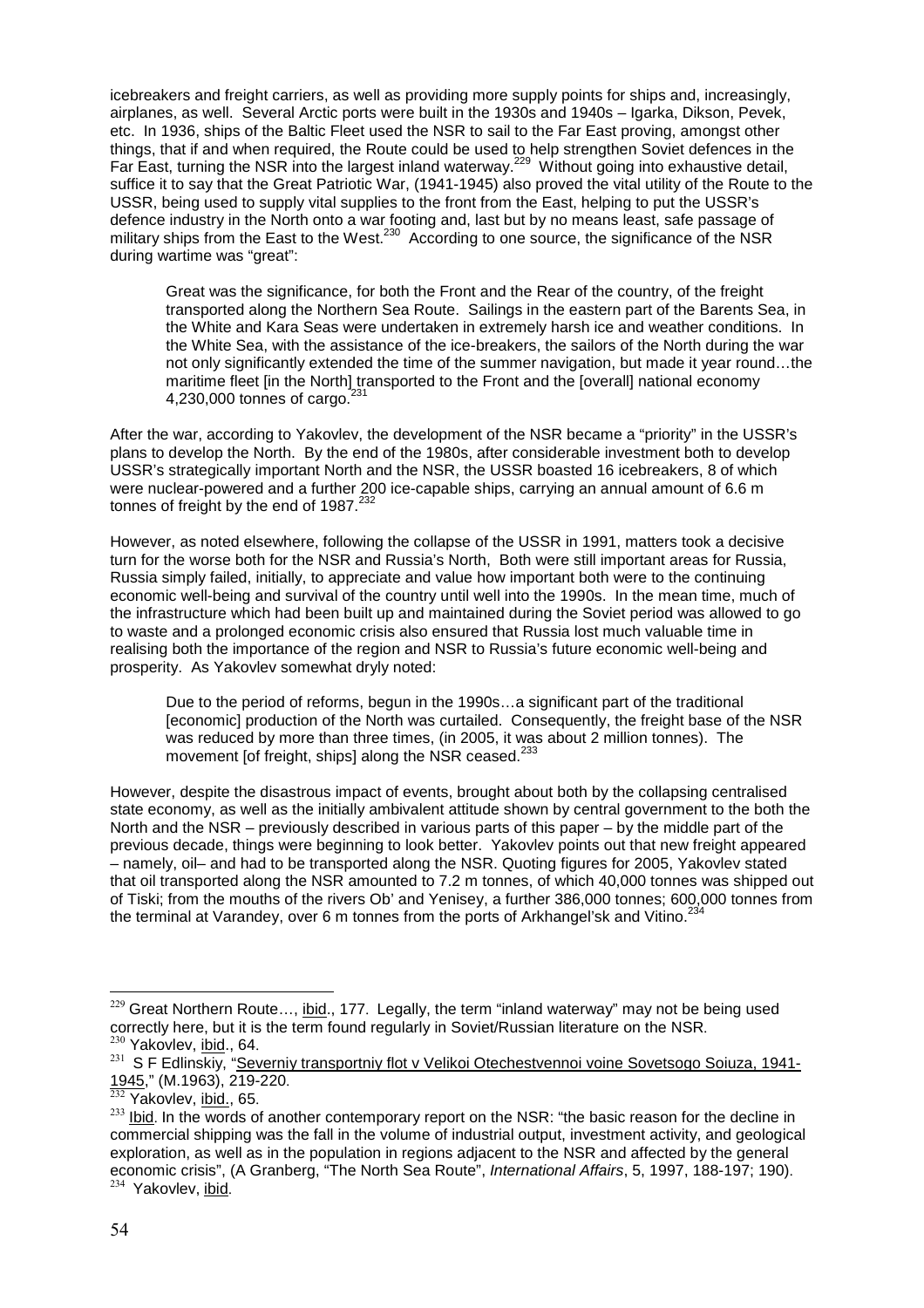icebreakers and freight carriers, as well as providing more supply points for ships and, increasingly, airplanes, as well. Several Arctic ports were built in the 1930s and 1940s – Igarka, Dikson, Pevek, etc. In 1936, ships of the Baltic Fleet used the NSR to sail to the Far East proving, amongst other things, that if and when required, the Route could be used to help strengthen Soviet defences in the Far East, turning the NSR into the largest inland waterway.[229] Without going into exhaustive detail, suffice it to say that the Great Patriotic War, (1941-1945) also proved the vital utility of the Route to the USSR, being used to supply vital supplies to the front from the East, helping to put the USSR's defence industry in the North onto a war footing and, last but by no means least, safe passage of military ships from the East to the West.[230] According to one source, the significance of the NSR during wartime was "great":

> Great was the significance, for both the Front and the Rear of the country, of the freight transported along the Northern Sea Route. Sailings in the eastern part of the Barents Sea, in the White and Kara Seas were undertaken in extremely harsh ice and weather conditions. In the White Sea, with the assistance of the ice-breakers, the sailors of the North during the war not only significantly extended the time of the summer navigation, but made it year round…the maritime fleet [in the North] transported to the Front and the [overall] national economy 4,230,000 tonnes of cargo.[231]

After the war, according to Yakovlev, the development of the NSR became a "priority" in the USSR's plans to develop the North. By the end of the 1980s, after considerable investment both to develop USSR's strategically important North and the NSR, the USSR boasted 16 icebreakers, 8 of which were nuclear-powered and a further 200 ice-capable ships, carrying an annual amount of 6.6 m tonnes of freight by the end of 1987.[232]

However, as noted elsewhere, following the collapse of the USSR in 1991, matters took a decisive turn for the worse both for the NSR and Russia's North, Both were still important areas for Russia, Russia simply failed, initially, to appreciate and value how important both were to the continuing economic well-being and survival of the country until well into the 1990s. In the mean time, much of the infrastructure which had been built up and maintained during the Soviet period was allowed to go to waste and a prolonged economic crisis also ensured that Russia lost much valuable time in realising both the importance of the region and NSR to Russia's future economic well-being and prosperity. As Yakovlev somewhat dryly noted:

> Due to the period of reforms, begun in the 1990s…a significant part of the traditional [economic] production of the North was curtailed. Consequently, the freight base of the NSR was reduced by more than three times, (in 2005, it was about 2 million tonnes). The movement [of freight, ships] along the NSR ceased.[233]

However, despite the disastrous impact of events, brought about both by the collapsing centralised state economy, as well as the initially ambivalent attitude shown by central government to the both the North and the NSR – previously described in various parts of this paper – by the middle part of the previous decade, things were beginning to look better. Yakovlev points out that new freight appeared – namely, oil– and had to be transported along the NSR. Quoting figures for 2005, Yakovlev stated that oil transported along the NSR amounted to 7.2 m tonnes, of which 40,000 tonnes was shipped out of Tiski; from the mouths of the rivers Ob' and Yenisey, a further 386,000 tonnes; 600,000 tonnes from the terminal at Varandey, over 6 m tonnes from the ports of Arkhangel'sk and Vitino.[234]

---

[229] Great Northern Route…, ibid., 177. Legally, the term "inland waterway" may not be being used correctly here, but it is the term found regularly in Soviet/Russian literature on the NSR.

[230] Yakovlev, ibid., 64.

[231] S F Edlinskiy, "Severniy transportniy flot v Velikoi Otechestvennoi voine Sovetsogo Soiuza, 1941-1945," (M.1963), 219-220.

[232] Yakovlev, ibid., 65.

[233] Ibid. In the words of another contemporary report on the NSR: "the basic reason for the decline in commercial shipping was the fall in the volume of industrial output, investment activity, and geological exploration, as well as in the population in regions adjacent to the NSR and affected by the general economic crisis", (A Granberg, "The North Sea Route", *International Affairs*, 5, 1997, 188-197; 190).

[234] Yakovlev, ibid.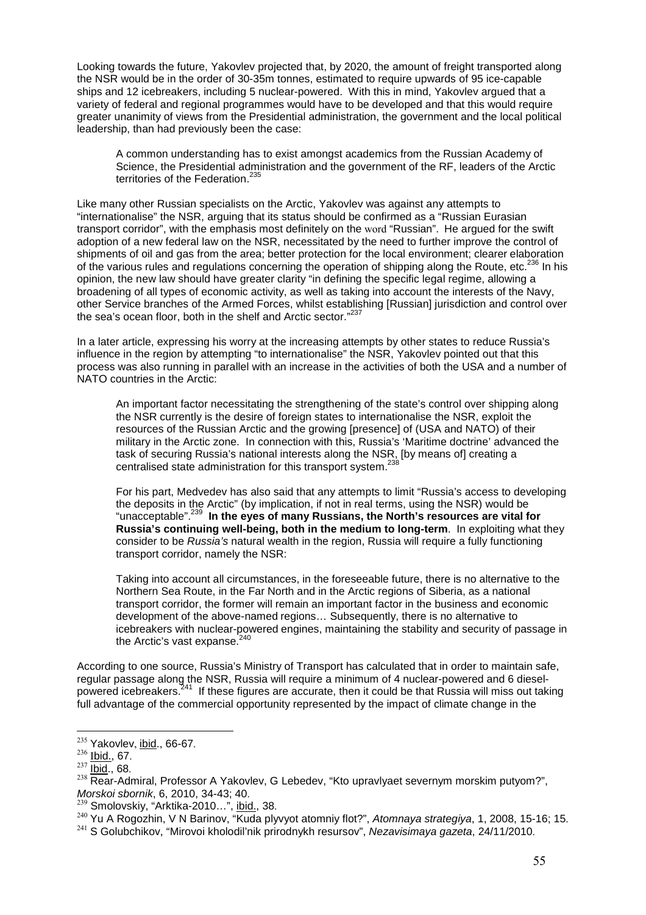Looking towards the future, Yakovlev projected that, by 2020, the amount of freight transported along the NSR would be in the order of 30-35m tonnes, estimated to require upwards of 95 ice-capable ships and 12 icebreakers, including 5 nuclear-powered. With this in mind, Yakovlev argued that a variety of federal and regional programmes would have to be developed and that this would require greater unanimity of views from the Presidential administration, the government and the local political leadership, than had previously been the case:

> A common understanding has to exist amongst academics from the Russian Academy of Science, the Presidential administration and the government of the RF, leaders of the Arctic territories of the Federation.[235]

Like many other Russian specialists on the Arctic, Yakovlev was against any attempts to "internationalise" the NSR, arguing that its status should be confirmed as a "Russian Eurasian transport corridor", with the emphasis most definitely on the word "Russian". He argued for the swift adoption of a new federal law on the NSR, necessitated by the need to further improve the control of shipments of oil and gas from the area; better protection for the local environment; clearer elaboration of the various rules and regulations concerning the operation of shipping along the Route, etc.[236] In his opinion, the new law should have greater clarity "in defining the specific legal regime, allowing a broadening of all types of economic activity, as well as taking into account the interests of the Navy, other Service branches of the Armed Forces, whilst establishing [Russian] jurisdiction and control over the sea's ocean floor, both in the shelf and Arctic sector."[237]

In a later article, expressing his worry at the increasing attempts by other states to reduce Russia's influence in the region by attempting "to internationalise" the NSR, Yakovlev pointed out that this process was also running in parallel with an increase in the activities of both the USA and a number of NATO countries in the Arctic:

> An important factor necessitating the strengthening of the state's control over shipping along the NSR currently is the desire of foreign states to internationalise the NSR, exploit the resources of the Russian Arctic and the growing [presence] of (USA and NATO) of their military in the Arctic zone. In connection with this, Russia's 'Maritime doctrine' advanced the task of securing Russia's national interests along the NSR, [by means of] creating a centralised state administration for this transport system.[238]

> For his part, Medvedev has also said that any attempts to limit "Russia's access to developing the deposits in the Arctic" (by implication, if not in real terms, using the NSR) would be "unacceptable".[239] **In the eyes of many Russians, the North's resources are vital for Russia's continuing well-being, both in the medium to long-term**. In exploiting what they consider to be *Russia's* natural wealth in the region, Russia will require a fully functioning transport corridor, namely the NSR:

> Taking into account all circumstances, in the foreseeable future, there is no alternative to the Northern Sea Route, in the Far North and in the Arctic regions of Siberia, as a national transport corridor, the former will remain an important factor in the business and economic development of the above-named regions… Subsequently, there is no alternative to icebreakers with nuclear-powered engines, maintaining the stability and security of passage in the Arctic's vast expanse.[240]

According to one source, Russia's Ministry of Transport has calculated that in order to maintain safe, regular passage along the NSR, Russia will require a minimum of 4 nuclear-powered and 6 diesel-powered icebreakers.[241] If these figures are accurate, then it could be that Russia will miss out taking full advantage of the commercial opportunity represented by the impact of climate change in the

---

[235] Yakovlev, ibid., 66-67.

[236] Ibid., 67.

[237] Ibid., 68.

[238] Rear-Admiral, Professor A Yakovlev, G Lebedev, "Kto upravlyaet severnym morskim putyom?", *Morskoi sbornik*, 6, 2010, 34-43; 40.

[239] Smolovskiy, "Arktika-2010…", ibid., 38.

[240] Yu A Rogozhin, V N Barinov, "Kuda plyvyot atomniy flot?", *Atomnaya strategiya*, 1, 2008, 15-16; 15.

[241] S Golubchikov, "Mirovoi kholodil'nik prirodnykh resursov", *Nezavisimaya gazeta*, 24/11/2010.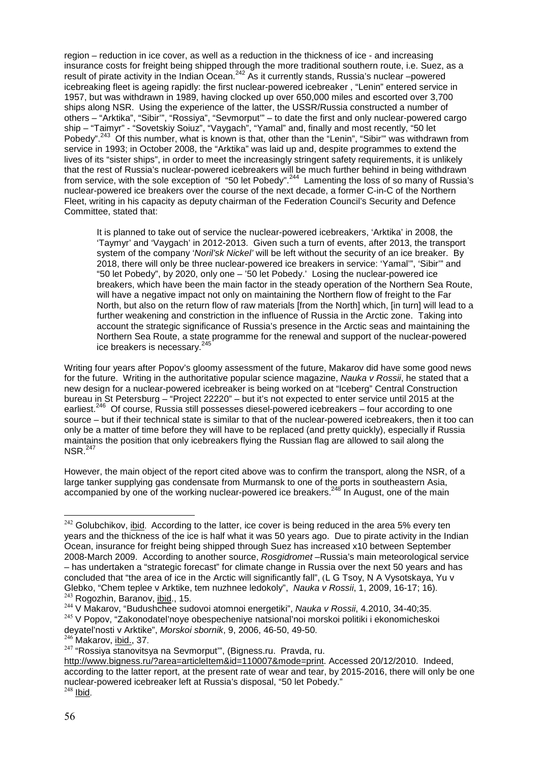region – reduction in ice cover, as well as a reduction in the thickness of ice - and increasing insurance costs for freight being shipped through the more traditional southern route, i.e. Suez, as a result of pirate activity in the Indian Ocean.[242] As it currently stands, Russia's nuclear –powered icebreaking fleet is ageing rapidly: the first nuclear-powered icebreaker , "Lenin" entered service in 1957, but was withdrawn in 1989, having clocked up over 650,000 miles and escorted over 3,700 ships along NSR. Using the experience of the latter, the USSR/Russia constructed a number of others – "Arktika", "Sibir'", "Rossiya", "Sevmorput'" – to date the first and only nuclear-powered cargo ship – "Taimyr" - "Sovetskiy Soiuz", "Vaygach", "Yamal" and, finally and most recently, "50 let Pobedy".[243] Of this number, what is known is that, other than the "Lenin", "Sibir'" was withdrawn from service in 1993; in October 2008, the "Arktika" was laid up and, despite programmes to extend the lives of its "sister ships", in order to meet the increasingly stringent safety requirements, it is unlikely that the rest of Russia's nuclear-powered icebreakers will be much further behind in being withdrawn from service, with the sole exception of "50 let Pobedy".[244] Lamenting the loss of so many of Russia's nuclear-powered ice breakers over the course of the next decade, a former C-in-C of the Northern Fleet, writing in his capacity as deputy chairman of the Federation Council's Security and Defence Committee, stated that:

> It is planned to take out of service the nuclear-powered icebreakers, 'Arktika' in 2008, the 'Taymyr' and 'Vaygach' in 2012-2013. Given such a turn of events, after 2013, the transport system of the company '*Noril'sk Nickel*' will be left without the security of an ice breaker. By 2018, there will only be three nuclear-powered ice breakers in service: 'Yamal'", 'Sibir'" and "50 let Pobedy", by 2020, only one – '50 let Pobedy.' Losing the nuclear-powered ice breakers, which have been the main factor in the steady operation of the Northern Sea Route, will have a negative impact not only on maintaining the Northern flow of freight to the Far North, but also on the return flow of raw materials [from the North] which, [in turn] will lead to a further weakening and constriction in the influence of Russia in the Arctic zone. Taking into account the strategic significance of Russia's presence in the Arctic seas and maintaining the Northern Sea Route, a state programme for the renewal and support of the nuclear-powered ice breakers is necessary.[245]

Writing four years after Popov's gloomy assessment of the future, Makarov did have some good news for the future. Writing in the authoritative popular science magazine, *Nauka v Rossii*, he stated that a new design for a nuclear-powered icebreaker is being worked on at "Iceberg" Central Construction bureau in St Petersburg – "Project 22220" – but it's not expected to enter service until 2015 at the earliest.[246] Of course, Russia still possesses diesel-powered icebreakers – four according to one source – but if their technical state is similar to that of the nuclear-powered icebreakers, then it too can only be a matter of time before they will have to be replaced (and pretty quickly), especially if Russia maintains the position that only icebreakers flying the Russian flag are allowed to sail along the NSR.[247]

However, the main object of the report cited above was to confirm the transport, along the NSR, of a large tanker supplying gas condensate from Murmansk to one of the ports in southeastern Asia, accompanied by one of the working nuclear-powered ice breakers.[248] In August, one of the main

---

[242] Golubchikov, ibid. According to the latter, ice cover is being reduced in the area 5% every ten years and the thickness of the ice is half what it was 50 years ago. Due to pirate activity in the Indian Ocean, insurance for freight being shipped through Suez has increased x10 between September 2008-March 2009. According to another source, *Rosgidromet* –Russia's main meteorological service – has undertaken a "strategic forecast" for climate change in Russia over the next 50 years and has concluded that "the area of ice in the Arctic will significantly fall", (L G Tsoy, N A Vysotskaya, Yu v Glebko, "Chem teplee v Arktike, tem nuzhnee ledokoly", *Nauka v Rossii*, 1, 2009, 16-17; 16).

[243] Rogozhin, Baranov, ibid., 15.

[244] V Makarov, "Budushchee sudovoi atomnoi energetiki", *Nauka v Rossii*, 4.2010, 34-40;35.

[245] V Popov, "Zakonodatel'noye obespecheniye natsional'noi morskoi politiki i ekonomicheskoi deyatel'nosti v Arktike", *Morskoi sbornik*, 9, 2006, 46-50, 49-50.

[246] Makarov, ibid., 37.

[247] "Rossiya stanovitsya na Sevmorput'", (Bigness.ru. Pravda, ru. http://www.bigness.ru/?area=articleItem&id=110007&mode=print. Accessed 20/12/2010. Indeed, according to the latter report, at the present rate of wear and tear, by 2015-2016, there will only be one nuclear-powered icebreaker left at Russia's disposal, "50 let Pobedy."

[248] Ibid.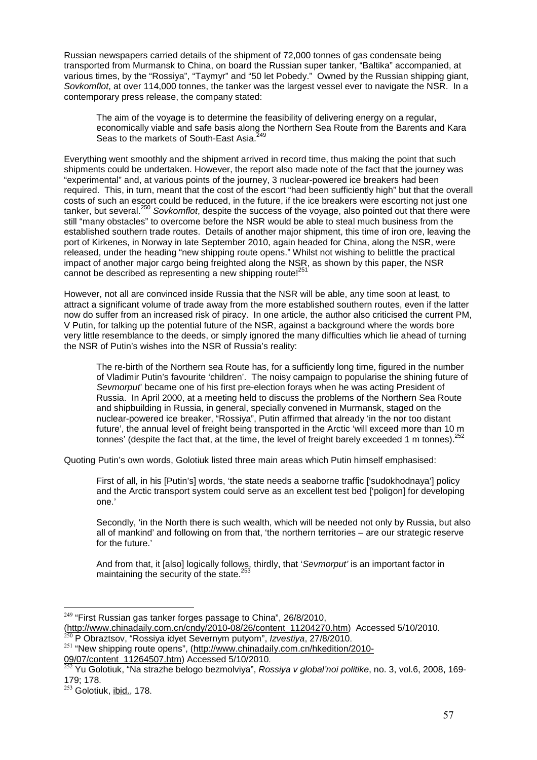Russian newspapers carried details of the shipment of 72,000 tonnes of gas condensate being transported from Murmansk to China, on board the Russian super tanker, "Baltika" accompanied, at various times, by the "Rossiya", "Taymyr" and "50 let Pobedy." Owned by the Russian shipping giant, *Sovkomflot*, at over 114,000 tonnes, the tanker was the largest vessel ever to navigate the NSR. In a contemporary press release, the company stated:

> The aim of the voyage is to determine the feasibility of delivering energy on a regular, economically viable and safe basis along the Northern Sea Route from the Barents and Kara Seas to the markets of South-East Asia.[249]

Everything went smoothly and the shipment arrived in record time, thus making the point that such shipments could be undertaken. However, the report also made note of the fact that the journey was "experimental" and, at various points of the journey, 3 nuclear-powered ice breakers had been required. This, in turn, meant that the cost of the escort "had been sufficiently high" but that the overall costs of such an escort could be reduced, in the future, if the ice breakers were escorting not just one tanker, but several.[250] *Sovkomflot*, despite the success of the voyage, also pointed out that there were still "many obstacles" to overcome before the NSR would be able to steal much business from the established southern trade routes. Details of another major shipment, this time of iron ore, leaving the port of Kirkenes, in Norway in late September 2010, again headed for China, along the NSR, were released, under the heading "new shipping route opens." Whilst not wishing to belittle the practical impact of another major cargo being freighted along the NSR, as shown by this paper, the NSR cannot be described as representing a new shipping route![251]

However, not all are convinced inside Russia that the NSR will be able, any time soon at least, to attract a significant volume of trade away from the more established southern routes, even if the latter now do suffer from an increased risk of piracy. In one article, the author also criticised the current PM, V Putin, for talking up the potential future of the NSR, against a background where the words bore very little resemblance to the deeds, or simply ignored the many difficulties which lie ahead of turning the NSR of Putin's wishes into the NSR of Russia's reality:

> The re-birth of the Northern sea Route has, for a sufficiently long time, figured in the number of Vladimir Putin's favourite 'children'. The noisy campaign to popularise the shining future of *Sevmorput*' became one of his first pre-election forays when he was acting President of Russia. In April 2000, at a meeting held to discuss the problems of the Northern Sea Route and shipbuilding in Russia, in general, specially convened in Murmansk, staged on the nuclear-powered ice breaker, "Rossiya", Putin affirmed that already 'in the nor too distant future', the annual level of freight being transported in the Arctic 'will exceed more than 10 m tonnes' (despite the fact that, at the time, the level of freight barely exceeded 1 m tonnes).[252]

Quoting Putin's own words, Golotiuk listed three main areas which Putin himself emphasised:

> First of all, in his [Putin's] words, 'the state needs a seaborne traffic ['sudokhodnaya'] policy and the Arctic transport system could serve as an excellent test bed ['poligon] for developing one.'
>
> Secondly, 'in the North there is such wealth, which will be needed not only by Russia, but also all of mankind' and following on from that, 'the northern territories – are our strategic reserve for the future.'
>
> And from that, it [also] logically follows, thirdly, that '*Sevmorput'* is an important factor in maintaining the security of the state.[253]

---

[249] "First Russian gas tanker forges passage to China", 26/8/2010, (http://www.chinadaily.com.cn/cndy/2010-08/26/content_11204270.htm) Accessed 5/10/2010.

[250] P Obraztsov, "Rossiya idyet Severnym putyom", *Izvestiya*, 27/8/2010.

[251] "New shipping route opens", (http://www.chinadaily.com.cn/hkedition/2010-09/07/content_11264507.htm) Accessed 5/10/2010.

[252] Yu Golotiuk, "Na strazhe belogo bezmolviya", *Rossiya v global'noi politike*, no. 3, vol.6, 2008, 169-179; 178.

[253] Golotiuk, ibid., 178.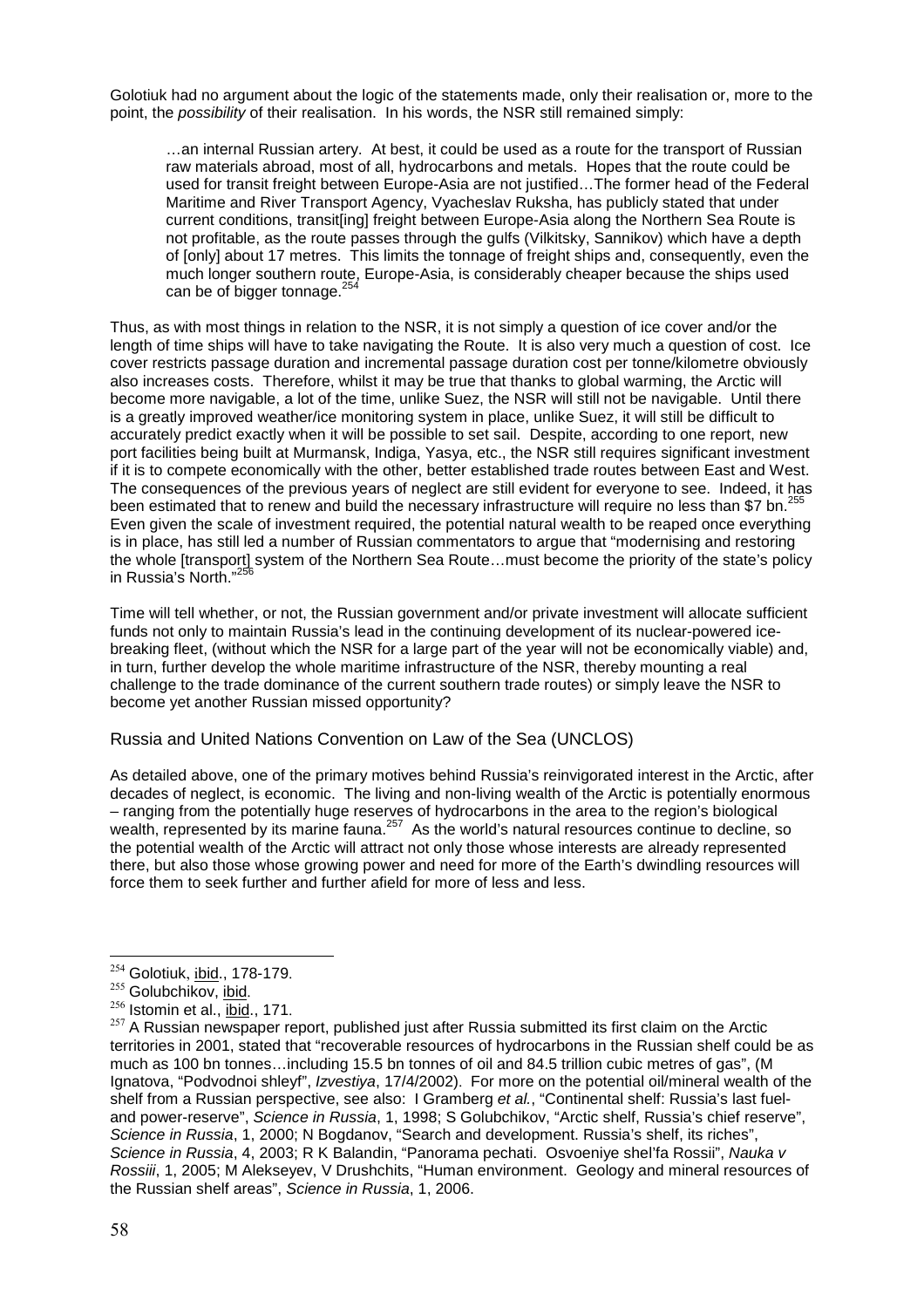Golotiuk had no argument about the logic of the statements made, only their realisation or, more to the point, the *possibility* of their realisation. In his words, the NSR still remained simply:

> …an internal Russian artery. At best, it could be used as a route for the transport of Russian raw materials abroad, most of all, hydrocarbons and metals. Hopes that the route could be used for transit freight between Europe-Asia are not justified…The former head of the Federal Maritime and River Transport Agency, Vyacheslav Ruksha, has publicly stated that under current conditions, transit[ing] freight between Europe-Asia along the Northern Sea Route is not profitable, as the route passes through the gulfs (Vilkitsky, Sannikov) which have a depth of [only] about 17 metres. This limits the tonnage of freight ships and, consequently, even the much longer southern route, Europe-Asia, is considerably cheaper because the ships used can be of bigger tonnage.[254]

Thus, as with most things in relation to the NSR, it is not simply a question of ice cover and/or the length of time ships will have to take navigating the Route. It is also very much a question of cost. Ice cover restricts passage duration and incremental passage duration cost per tonne/kilometre obviously also increases costs. Therefore, whilst it may be true that thanks to global warming, the Arctic will become more navigable, a lot of the time, unlike Suez, the NSR will still not be navigable. Until there is a greatly improved weather/ice monitoring system in place, unlike Suez, it will still be difficult to accurately predict exactly when it will be possible to set sail. Despite, according to one report, new port facilities being built at Murmansk, Indiga, Yasya, etc., the NSR still requires significant investment if it is to compete economically with the other, better established trade routes between East and West. The consequences of the previous years of neglect are still evident for everyone to see. Indeed, it has been estimated that to renew and build the necessary infrastructure will require no less than $7 bn.[255] Even given the scale of investment required, the potential natural wealth to be reaped once everything is in place, has still led a number of Russian commentators to argue that "modernising and restoring the whole [transport] system of the Northern Sea Route…must become the priority of the state's policy in Russia's North."[256]

Time will tell whether, or not, the Russian government and/or private investment will allocate sufficient funds not only to maintain Russia's lead in the continuing development of its nuclear-powered ice-breaking fleet, (without which the NSR for a large part of the year will not be economically viable) and, in turn, further develop the whole maritime infrastructure of the NSR, thereby mounting a real challenge to the trade dominance of the current southern trade routes) or simply leave the NSR to become yet another Russian missed opportunity?

## Russia and United Nations Convention on Law of the Sea (UNCLOS)

As detailed above, one of the primary motives behind Russia's reinvigorated interest in the Arctic, after decades of neglect, is economic. The living and non-living wealth of the Arctic is potentially enormous – ranging from the potentially huge reserves of hydrocarbons in the area to the region's biological wealth, represented by its marine fauna.[257] As the world's natural resources continue to decline, so the potential wealth of the Arctic will attract not only those whose interests are already represented there, but also those whose growing power and need for more of the Earth's dwindling resources will force them to seek further and further afield for more of less and less.

---

[254] Golotiuk, ibid., 178-179.

[255] Golubchikov, ibid.

[256] Istomin et al., ibid., 171.

[257] A Russian newspaper report, published just after Russia submitted its first claim on the Arctic territories in 2001, stated that "recoverable resources of hydrocarbons in the Russian shelf could be as much as 100 bn tonnes…including 15.5 bn tonnes of oil and 84.5 trillion cubic metres of gas", (M Ignatova, "Podvodnoi shleyf", *Izvestiya*, 17/4/2002). For more on the potential oil/mineral wealth of the shelf from a Russian perspective, see also: I Gramberg *et al.*, "Continental shelf: Russia's last fuel-and power-reserve", *Science in Russia*, 1, 1998; S Golubchikov, "Arctic shelf, Russia's chief reserve", *Science in Russia*, 1, 2000; N Bogdanov, "Search and development. Russia's shelf, its riches", *Science in Russia*, 4, 2003; R K Balandin, "Panorama pechati. Osvoeniye shel'fa Rossii", *Nauka v Rossiii*, 1, 2005; M Alekseyev, V Drushchits, "Human environment. Geology and mineral resources of the Russian shelf areas", *Science in Russia*, 1, 2006.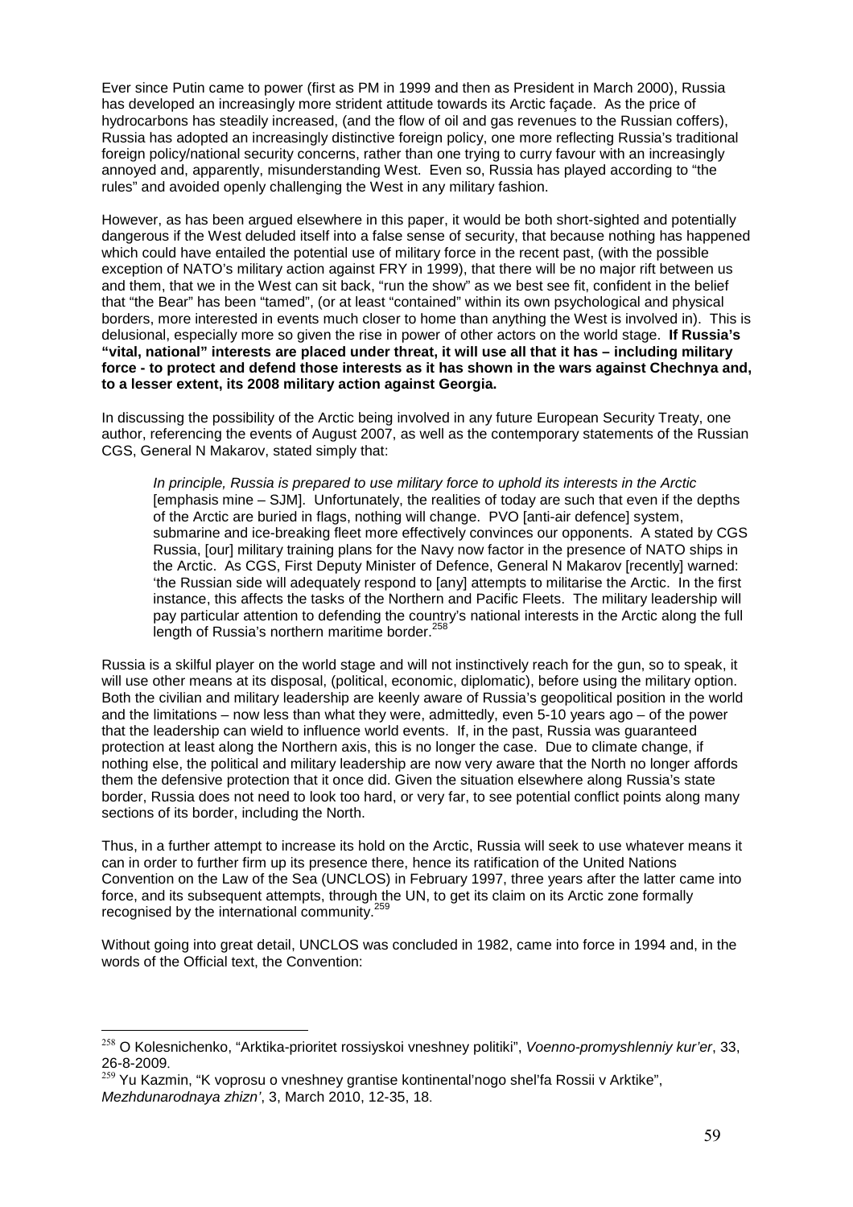Ever since Putin came to power (first as PM in 1999 and then as President in March 2000), Russia has developed an increasingly more strident attitude towards its Arctic façade. As the price of hydrocarbons has steadily increased, (and the flow of oil and gas revenues to the Russian coffers), Russia has adopted an increasingly distinctive foreign policy, one more reflecting Russia's traditional foreign policy/national security concerns, rather than one trying to curry favour with an increasingly annoyed and, apparently, misunderstanding West. Even so, Russia has played according to "the rules" and avoided openly challenging the West in any military fashion.

However, as has been argued elsewhere in this paper, it would be both short-sighted and potentially dangerous if the West deluded itself into a false sense of security, that because nothing has happened which could have entailed the potential use of military force in the recent past, (with the possible exception of NATO's military action against FRY in 1999), that there will be no major rift between us and them, that we in the West can sit back, "run the show" as we best see fit, confident in the belief that "the Bear" has been "tamed", (or at least "contained" within its own psychological and physical borders, more interested in events much closer to home than anything the West is involved in). This is delusional, especially more so given the rise in power of other actors on the world stage. **If Russia's "vital, national" interests are placed under threat, it will use all that it has – including military force - to protect and defend those interests as it has shown in the wars against Chechnya and, to a lesser extent, its 2008 military action against Georgia.**

In discussing the possibility of the Arctic being involved in any future European Security Treaty, one author, referencing the events of August 2007, as well as the contemporary statements of the Russian CGS, General N Makarov, stated simply that:

> *In principle, Russia is prepared to use military force to uphold its interests in the Arctic* [emphasis mine – SJM]. Unfortunately, the realities of today are such that even if the depths of the Arctic are buried in flags, nothing will change. PVO [anti-air defence] system, submarine and ice-breaking fleet more effectively convinces our opponents. A stated by CGS Russia, [our] military training plans for the Navy now factor in the presence of NATO ships in the Arctic. As CGS, First Deputy Minister of Defence, General N Makarov [recently] warned: 'the Russian side will adequately respond to [any] attempts to militarise the Arctic. In the first instance, this affects the tasks of the Northern and Pacific Fleets. The military leadership will pay particular attention to defending the country's national interests in the Arctic along the full length of Russia's northern maritime border.[258]

Russia is a skilful player on the world stage and will not instinctively reach for the gun, so to speak, it will use other means at its disposal, (political, economic, diplomatic), before using the military option. Both the civilian and military leadership are keenly aware of Russia's geopolitical position in the world and the limitations – now less than what they were, admittedly, even 5-10 years ago – of the power that the leadership can wield to influence world events. If, in the past, Russia was guaranteed protection at least along the Northern axis, this is no longer the case. Due to climate change, if nothing else, the political and military leadership are now very aware that the North no longer affords them the defensive protection that it once did. Given the situation elsewhere along Russia's state border, Russia does not need to look too hard, or very far, to see potential conflict points along many sections of its border, including the North.

Thus, in a further attempt to increase its hold on the Arctic, Russia will seek to use whatever means it can in order to further firm up its presence there, hence its ratification of the United Nations Convention on the Law of the Sea (UNCLOS) in February 1997, three years after the latter came into force, and its subsequent attempts, through the UN, to get its claim on its Arctic zone formally recognised by the international community.[259]

Without going into great detail, UNCLOS was concluded in 1982, came into force in 1994 and, in the words of the Official text, the Convention:

---

[258] O Kolesnichenko, "Arktika-prioritet rossiyskoi vneshney politiki", *Voenno-promyshlenniy kur'er*, 33, 26-8-2009.

[259] Yu Kazmin, "K voprosu o vneshney grantise kontinental'nogo shel'fa Rossii v Arktike", *Mezhdunarodnaya zhizn'*, 3, March 2010, 12-35, 18.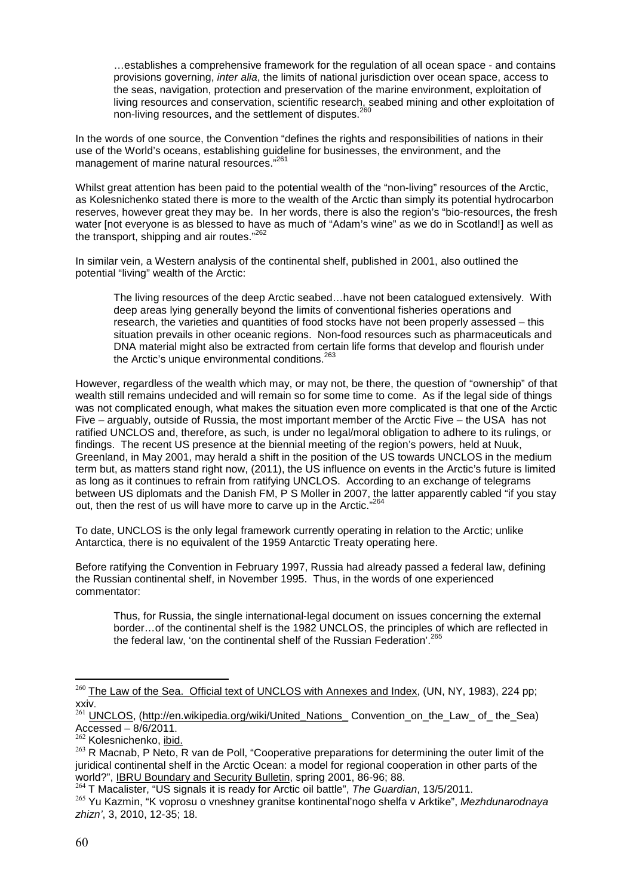> …establishes a comprehensive framework for the regulation of all ocean space - and contains provisions governing, *inter alia*, the limits of national jurisdiction over ocean space, access to the seas, navigation, protection and preservation of the marine environment, exploitation of living resources and conservation, scientific research, seabed mining and other exploitation of non-living resources, and the settlement of disputes.[260]

In the words of one source, the Convention "defines the rights and responsibilities of nations in their use of the World's oceans, establishing guideline for businesses, the environment, and the management of marine natural resources."[261]

Whilst great attention has been paid to the potential wealth of the "non-living" resources of the Arctic, as Kolesnichenko stated there is more to the wealth of the Arctic than simply its potential hydrocarbon reserves, however great they may be. In her words, there is also the region's "bio-resources, the fresh water [not everyone is as blessed to have as much of "Adam's wine" as we do in Scotland!] as well as the transport, shipping and air routes."[262]

In similar vein, a Western analysis of the continental shelf, published in 2001, also outlined the potential "living" wealth of the Arctic:

> The living resources of the deep Arctic seabed…have not been catalogued extensively. With deep areas lying generally beyond the limits of conventional fisheries operations and research, the varieties and quantities of food stocks have not been properly assessed – this situation prevails in other oceanic regions. Non-food resources such as pharmaceuticals and DNA material might also be extracted from certain life forms that develop and flourish under the Arctic's unique environmental conditions.[263]

However, regardless of the wealth which may, or may not, be there, the question of "ownership" of that wealth still remains undecided and will remain so for some time to come. As if the legal side of things was not complicated enough, what makes the situation even more complicated is that one of the Arctic Five – arguably, outside of Russia, the most important member of the Arctic Five – the USA has not ratified UNCLOS and, therefore, as such, is under no legal/moral obligation to adhere to its rulings, or findings. The recent US presence at the biennial meeting of the region's powers, held at Nuuk, Greenland, in May 2001, may herald a shift in the position of the US towards UNCLOS in the medium term but, as matters stand right now, (2011), the US influence on events in the Arctic's future is limited as long as it continues to refrain from ratifying UNCLOS. According to an exchange of telegrams between US diplomats and the Danish FM, P S Moller in 2007, the latter apparently cabled "if you stay out, then the rest of us will have more to carve up in the Arctic."[264]

To date, UNCLOS is the only legal framework currently operating in relation to the Arctic; unlike Antarctica, there is no equivalent of the 1959 Antarctic Treaty operating here.

Before ratifying the Convention in February 1997, Russia had already passed a federal law, defining the Russian continental shelf, in November 1995. Thus, in the words of one experienced commentator:

> Thus, for Russia, the single international-legal document on issues concerning the external border…of the continental shelf is the 1982 UNCLOS, the principles of which are reflected in the federal law, 'on the continental shelf of the Russian Federation'.[265]

---

[260] The Law of the Sea. Official text of UNCLOS with Annexes and Index, (UN, NY, 1983), 224 pp; xxiv.

[261] UNCLOS, (http://en.wikipedia.org/wiki/United_Nations_ Convention_on_the_Law_ of_ the_Sea) Accessed – 8/6/2011.

[262] Kolesnichenko, ibid.

[263] R Macnab, P Neto, R van de Poll, "Cooperative preparations for determining the outer limit of the juridical continental shelf in the Arctic Ocean: a model for regional cooperation in other parts of the world?", IBRU Boundary and Security Bulletin, spring 2001, 86-96; 88.

[264] T Macalister, "US signals it is ready for Arctic oil battle", *The Guardian*, 13/5/2011.

[265] Yu Kazmin, "K voprosu o vneshney granitse kontinental'nogo shelfa v Arktike", *Mezhdunarodnaya zhizn'*, 3, 2010, 12-35; 18.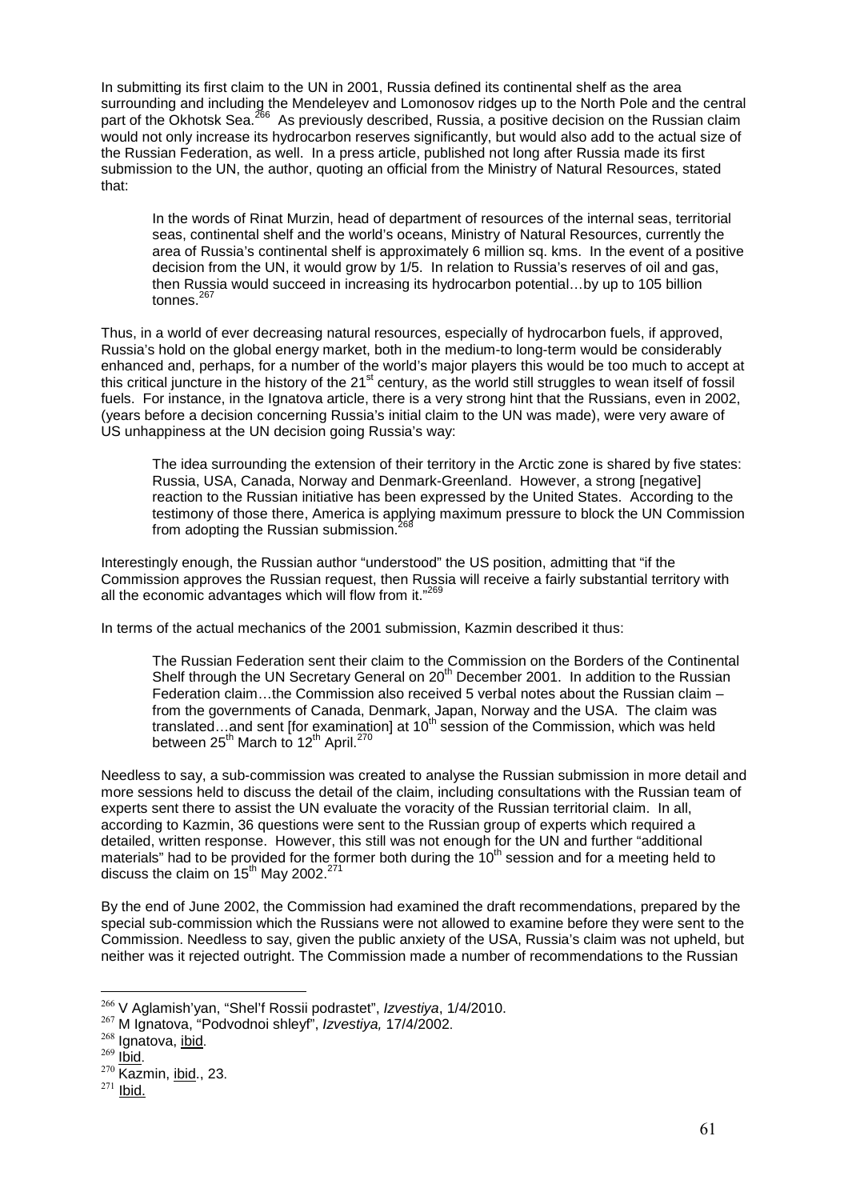In submitting its first claim to the UN in 2001, Russia defined its continental shelf as the area surrounding and including the Mendeleyev and Lomonosov ridges up to the North Pole and the central part of the Okhotsk Sea.[266] As previously described, Russia, a positive decision on the Russian claim would not only increase its hydrocarbon reserves significantly, but would also add to the actual size of the Russian Federation, as well. In a press article, published not long after Russia made its first submission to the UN, the author, quoting an official from the Ministry of Natural Resources, stated that:

> In the words of Rinat Murzin, head of department of resources of the internal seas, territorial seas, continental shelf and the world's oceans, Ministry of Natural Resources, currently the area of Russia's continental shelf is approximately 6 million sq. kms. In the event of a positive decision from the UN, it would grow by 1/5. In relation to Russia's reserves of oil and gas, then Russia would succeed in increasing its hydrocarbon potential…by up to 105 billion tonnes.[267]

Thus, in a world of ever decreasing natural resources, especially of hydrocarbon fuels, if approved, Russia's hold on the global energy market, both in the medium-to long-term would be considerably enhanced and, perhaps, for a number of the world's major players this would be too much to accept at this critical juncture in the history of the 21st century, as the world still struggles to wean itself of fossil fuels. For instance, in the Ignatova article, there is a very strong hint that the Russians, even in 2002, (years before a decision concerning Russia's initial claim to the UN was made), were very aware of US unhappiness at the UN decision going Russia's way:

> The idea surrounding the extension of their territory in the Arctic zone is shared by five states: Russia, USA, Canada, Norway and Denmark-Greenland. However, a strong [negative] reaction to the Russian initiative has been expressed by the United States. According to the testimony of those there, America is applying maximum pressure to block the UN Commission from adopting the Russian submission.[268]

Interestingly enough, the Russian author "understood" the US position, admitting that "if the Commission approves the Russian request, then Russia will receive a fairly substantial territory with all the economic advantages which will flow from it."[269]

In terms of the actual mechanics of the 2001 submission, Kazmin described it thus:

> The Russian Federation sent their claim to the Commission on the Borders of the Continental Shelf through the UN Secretary General on 20th December 2001. In addition to the Russian Federation claim…the Commission also received 5 verbal notes about the Russian claim – from the governments of Canada, Denmark, Japan, Norway and the USA. The claim was translated…and sent [for examination] at 10th session of the Commission, which was held between 25th March to 12th April.[270]

Needless to say, a sub-commission was created to analyse the Russian submission in more detail and more sessions held to discuss the detail of the claim, including consultations with the Russian team of experts sent there to assist the UN evaluate the voracity of the Russian territorial claim. In all, according to Kazmin, 36 questions were sent to the Russian group of experts which required a detailed, written response. However, this still was not enough for the UN and further "additional materials" had to be provided for the former both during the 10th session and for a meeting held to discuss the claim on 15th May 2002.[271]

By the end of June 2002, the Commission had examined the draft recommendations, prepared by the special sub-commission which the Russians were not allowed to examine before they were sent to the Commission. Needless to say, given the public anxiety of the USA, Russia's claim was not upheld, but neither was it rejected outright. The Commission made a number of recommendations to the Russian

---

[266] V Aglamish'yan, "Shel'f Rossii podrastet", *Izvestiya*, 1/4/2010.
[267] M Ignatova, "Podvodnoi shleyf", *Izvestiya,* 17/4/2002.
[268] Ignatova, ibid.
[269] Ibid.
[270] Kazmin, ibid., 23.
[271] Ibid.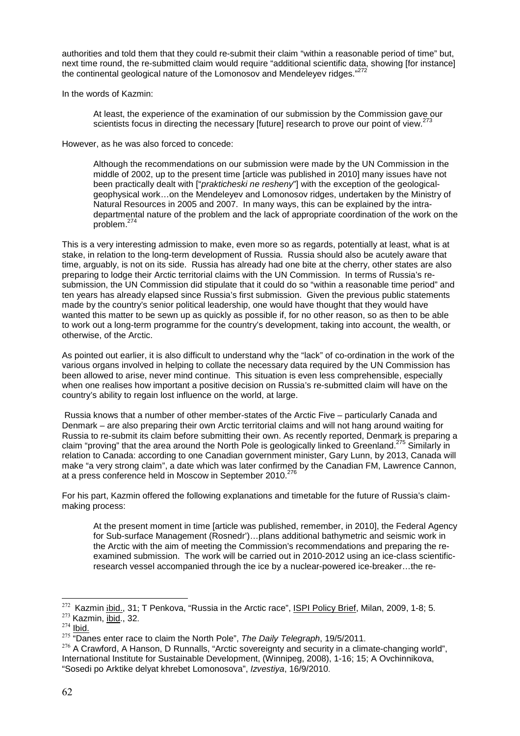authorities and told them that they could re-submit their claim "within a reasonable period of time" but, next time round, the re-submitted claim would require "additional scientific data, showing [for instance] the continental geological nature of the Lomonosov and Mendeleyev ridges."[272]

In the words of Kazmin:

> At least, the experience of the examination of our submission by the Commission gave our scientists focus in directing the necessary [future] research to prove our point of view.[273]

However, as he was also forced to concede:

> Although the recommendations on our submission were made by the UN Commission in the middle of 2002, up to the present time [article was published in 2010] many issues have not been practically dealt with ["*prakticheski ne resheny*"] with the exception of the geological-geophysical work…on the Mendeleyev and Lomonosov ridges, undertaken by the Ministry of Natural Resources in 2005 and 2007. In many ways, this can be explained by the intra-departmental nature of the problem and the lack of appropriate coordination of the work on the problem.[274]

This is a very interesting admission to make, even more so as regards, potentially at least, what is at stake, in relation to the long-term development of Russia. Russia should also be acutely aware that time, arguably, is not on its side. Russia has already had one bite at the cherry, other states are also preparing to lodge their Arctic territorial claims with the UN Commission. In terms of Russia's re-submission, the UN Commission did stipulate that it could do so "within a reasonable time period" and ten years has already elapsed since Russia's first submission. Given the previous public statements made by the country's senior political leadership, one would have thought that they would have wanted this matter to be sewn up as quickly as possible if, for no other reason, so as then to be able to work out a long-term programme for the country's development, taking into account, the wealth, or otherwise, of the Arctic.

As pointed out earlier, it is also difficult to understand why the "lack" of co-ordination in the work of the various organs involved in helping to collate the necessary data required by the UN Commission has been allowed to arise, never mind continue. This situation is even less comprehensible, especially when one realises how important a positive decision on Russia's re-submitted claim will have on the country's ability to regain lost influence on the world, at large.

Russia knows that a number of other member-states of the Arctic Five – particularly Canada and Denmark – are also preparing their own Arctic territorial claims and will not hang around waiting for Russia to re-submit its claim before submitting their own. As recently reported, Denmark is preparing a claim "proving" that the area around the North Pole is geologically linked to Greenland.[275] Similarly in relation to Canada: according to one Canadian government minister, Gary Lunn, by 2013, Canada will make "a very strong claim", a date which was later confirmed by the Canadian FM, Lawrence Cannon, at a press conference held in Moscow in September 2010.[276]

For his part, Kazmin offered the following explanations and timetable for the future of Russia's claim-making process:

> At the present moment in time [article was published, remember, in 2010], the Federal Agency for Sub-surface Management (Rosnedr')…plans additional bathymetric and seismic work in the Arctic with the aim of meeting the Commission's recommendations and preparing the re-examined submission. The work will be carried out in 2010-2012 using an ice-class scientific-research vessel accompanied through the ice by a nuclear-powered ice-breaker…the re-

---

[272] Kazmin ibid., 31; T Penkova, "Russia in the Arctic race", ISPI Policy Brief, Milan, 2009, 1-8; 5.

[273] Kazmin, ibid., 32.

[274] Ibid.

[275] "Danes enter race to claim the North Pole", *The Daily Telegraph*, 19/5/2011.

[276] A Crawford, A Hanson, D Runnalls, "Arctic sovereignty and security in a climate-changing world", International Institute for Sustainable Development, (Winnipeg, 2008), 1-16; 15; A Ovchinnikova, "Sosedi po Arktike delyat khrebet Lomonosova", *Izvestiya*, 16/9/2010.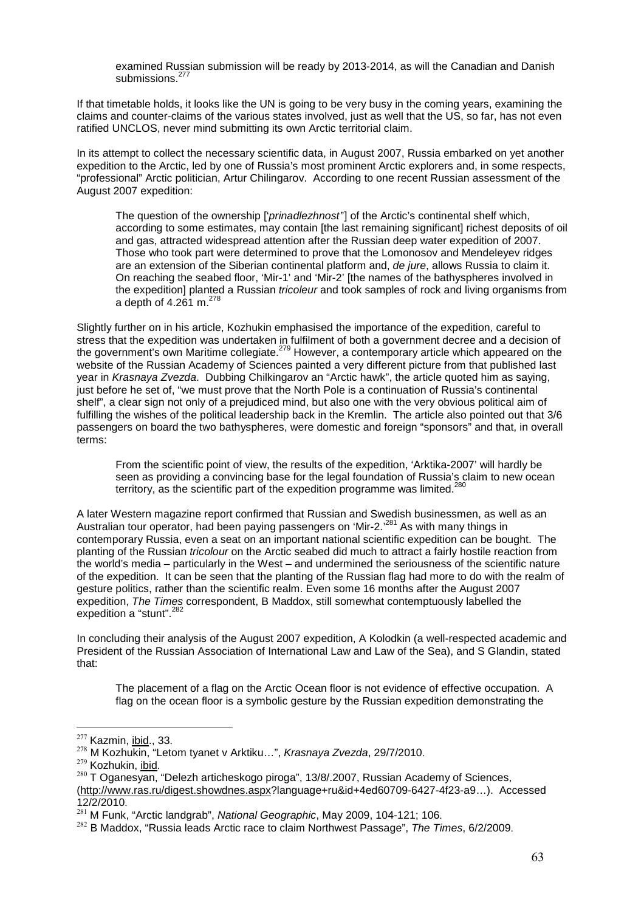> examined Russian submission will be ready by 2013-2014, as will the Canadian and Danish submissions.[277]

If that timetable holds, it looks like the UN is going to be very busy in the coming years, examining the claims and counter-claims of the various states involved, just as well that the US, so far, has not even ratified UNCLOS, never mind submitting its own Arctic territorial claim.

In its attempt to collect the necessary scientific data, in August 2007, Russia embarked on yet another expedition to the Arctic, led by one of Russia's most prominent Arctic explorers and, in some respects, "professional" Arctic politician, Artur Chilingarov. According to one recent Russian assessment of the August 2007 expedition:

> The question of the ownership ['*prinadlezhnost"*'] of the Arctic's continental shelf which, according to some estimates, may contain [the last remaining significant] richest deposits of oil and gas, attracted widespread attention after the Russian deep water expedition of 2007. Those who took part were determined to prove that the Lomonosov and Mendeleyev ridges are an extension of the Siberian continental platform and, *de jure*, allows Russia to claim it. On reaching the seabed floor, 'Mir-1' and 'Mir-2' [the names of the bathyspheres involved in the expedition] planted a Russian *tricoleur* and took samples of rock and living organisms from a depth of 4.261 m.[278]

Slightly further on in his article, Kozhukin emphasised the importance of the expedition, careful to stress that the expedition was undertaken in fulfilment of both a government decree and a decision of the government's own Maritime collegiate.[279] However, a contemporary article which appeared on the website of the Russian Academy of Sciences painted a very different picture from that published last year in *Krasnaya Zvezda*. Dubbing Chilkingarov an "Arctic hawk", the article quoted him as saying, just before he set of, "we must prove that the North Pole is a continuation of Russia's continental shelf", a clear sign not only of a prejudiced mind, but also one with the very obvious political aim of fulfilling the wishes of the political leadership back in the Kremlin. The article also pointed out that 3/6 passengers on board the two bathyspheres, were domestic and foreign "sponsors" and that, in overall terms:

> From the scientific point of view, the results of the expedition, 'Arktika-2007' will hardly be seen as providing a convincing base for the legal foundation of Russia's claim to new ocean territory, as the scientific part of the expedition programme was limited.[280]

A later Western magazine report confirmed that Russian and Swedish businessmen, as well as an Australian tour operator, had been paying passengers on 'Mir-2.'[281] As with many things in contemporary Russia, even a seat on an important national scientific expedition can be bought. The planting of the Russian *tricolour* on the Arctic seabed did much to attract a fairly hostile reaction from the world's media – particularly in the West – and undermined the seriousness of the scientific nature of the expedition. It can be seen that the planting of the Russian flag had more to do with the realm of gesture politics, rather than the scientific realm. Even some 16 months after the August 2007 expedition, *The Times* correspondent, B Maddox, still somewhat contemptuously labelled the expedition a "stunt".[282]

In concluding their analysis of the August 2007 expedition, A Kolodkin (a well-respected academic and President of the Russian Association of International Law and Law of the Sea), and S Glandin, stated that:

> The placement of a flag on the Arctic Ocean floor is not evidence of effective occupation. A flag on the ocean floor is a symbolic gesture by the Russian expedition demonstrating the

---

[277] Kazmin, ibid., 33.

[278] M Kozhukin, "Letom tyanet v Arktiku…", *Krasnaya Zvezda*, 29/7/2010.

[279] Kozhukin, ibid.

[280] T Oganesyan, "Delezh articheskogo piroga", 13/8/.2007, Russian Academy of Sciences, (http://www.ras.ru/digest.showdnes.aspx?language+ru&id+4ed60709-6427-4f23-a9…). Accessed 12/2/2010.

[281] M Funk, "Arctic landgrab", *National Geographic*, May 2009, 104-121; 106.

[282] B Maddox, "Russia leads Arctic race to claim Northwest Passage", *The Times*, 6/2/2009.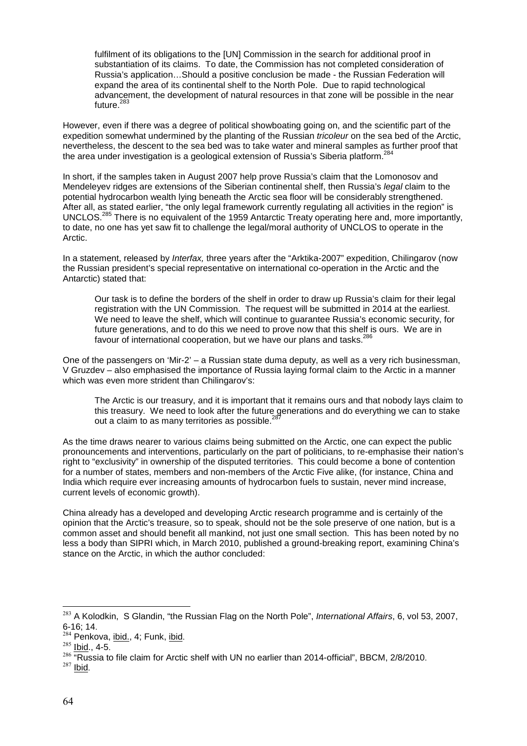> fulfilment of its obligations to the [UN] Commission in the search for additional proof in substantiation of its claims. To date, the Commission has not completed consideration of Russia's application…Should a positive conclusion be made - the Russian Federation will expand the area of its continental shelf to the North Pole. Due to rapid technological advancement, the development of natural resources in that zone will be possible in the near future.[283]

However, even if there was a degree of political showboating going on, and the scientific part of the expedition somewhat undermined by the planting of the Russian *tricoleur* on the sea bed of the Arctic, nevertheless, the descent to the sea bed was to take water and mineral samples as further proof that the area under investigation is a geological extension of Russia's Siberia platform.[284]

In short, if the samples taken in August 2007 help prove Russia's claim that the Lomonosov and Mendeleyev ridges are extensions of the Siberian continental shelf, then Russia's *legal* claim to the potential hydrocarbon wealth lying beneath the Arctic sea floor will be considerably strengthened. After all, as stated earlier, "the only legal framework currently regulating all activities in the region" is UNCLOS.[285] There is no equivalent of the 1959 Antarctic Treaty operating here and, more importantly, to date, no one has yet saw fit to challenge the legal/moral authority of UNCLOS to operate in the Arctic.

In a statement, released by *Interfax,* three years after the "Arktika-2007" expedition, Chilingarov (now the Russian president's special representative on international co-operation in the Arctic and the Antarctic) stated that:

> Our task is to define the borders of the shelf in order to draw up Russia's claim for their legal registration with the UN Commission. The request will be submitted in 2014 at the earliest. We need to leave the shelf, which will continue to guarantee Russia's economic security, for future generations, and to do this we need to prove now that this shelf is ours. We are in favour of international cooperation, but we have our plans and tasks.[286]

One of the passengers on 'Mir-2' – a Russian state duma deputy, as well as a very rich businessman, V Gruzdev – also emphasised the importance of Russia laying formal claim to the Arctic in a manner which was even more strident than Chilingarov's:

> The Arctic is our treasury, and it is important that it remains ours and that nobody lays claim to this treasury. We need to look after the future generations and do everything we can to stake out a claim to as many territories as possible.[287]

As the time draws nearer to various claims being submitted on the Arctic, one can expect the public pronouncements and interventions, particularly on the part of politicians, to re-emphasise their nation's right to "exclusivity" in ownership of the disputed territories. This could become a bone of contention for a number of states, members and non-members of the Arctic Five alike, (for instance, China and India which require ever increasing amounts of hydrocarbon fuels to sustain, never mind increase, current levels of economic growth).

China already has a developed and developing Arctic research programme and is certainly of the opinion that the Arctic's treasure, so to speak, should not be the sole preserve of one nation, but is a common asset and should benefit all mankind, not just one small section. This has been noted by no less a body than SIPRI which, in March 2010, published a ground-breaking report, examining China's stance on the Arctic, in which the author concluded:

---

[283] A Kolodkin, S Glandin, "the Russian Flag on the North Pole", *International Affairs*, 6, vol 53, 2007, 6-16; 14.

[284] Penkova, ibid., 4; Funk, ibid.

[285] Ibid., 4-5.

[286] "Russia to file claim for Arctic shelf with UN no earlier than 2014-official", BBCM, 2/8/2010.

[287] Ibid.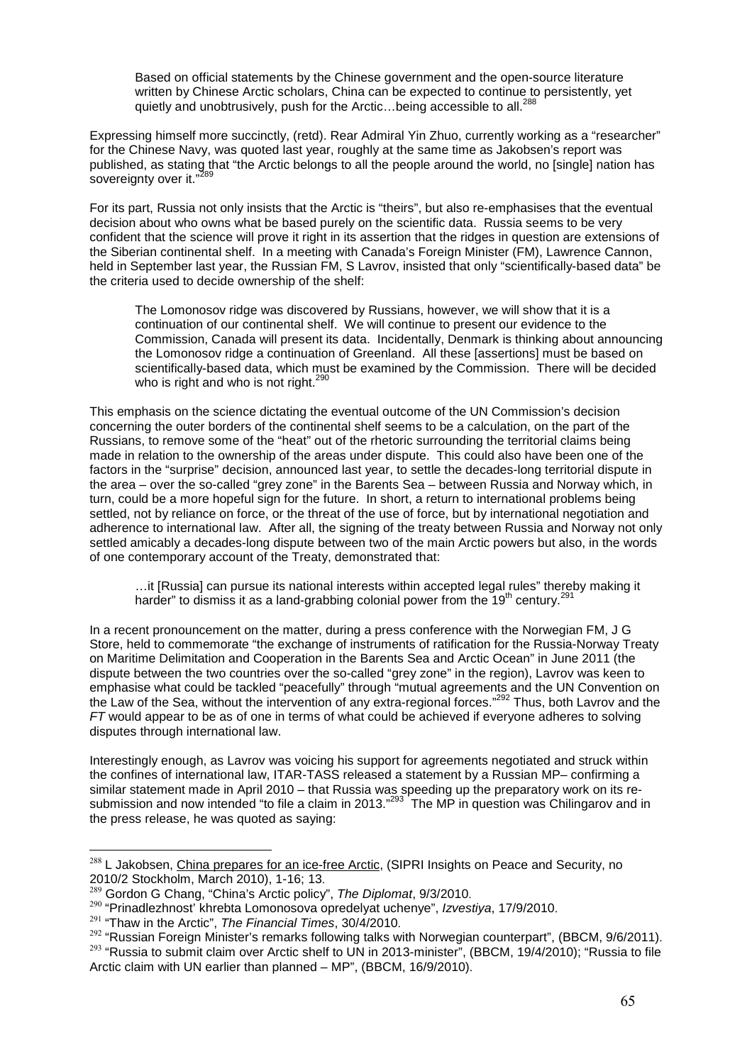> Based on official statements by the Chinese government and the open-source literature written by Chinese Arctic scholars, China can be expected to continue to persistently, yet quietly and unobtrusively, push for the Arctic…being accessible to all.[288]

Expressing himself more succinctly, (retd). Rear Admiral Yin Zhuo, currently working as a "researcher" for the Chinese Navy, was quoted last year, roughly at the same time as Jakobsen's report was published, as stating that "the Arctic belongs to all the people around the world, no [single] nation has sovereignty over it."[289]

For its part, Russia not only insists that the Arctic is "theirs", but also re-emphasises that the eventual decision about who owns what be based purely on the scientific data. Russia seems to be very confident that the science will prove it right in its assertion that the ridges in question are extensions of the Siberian continental shelf. In a meeting with Canada's Foreign Minister (FM), Lawrence Cannon, held in September last year, the Russian FM, S Lavrov, insisted that only "scientifically-based data" be the criteria used to decide ownership of the shelf:

> The Lomonosov ridge was discovered by Russians, however, we will show that it is a continuation of our continental shelf. We will continue to present our evidence to the Commission, Canada will present its data. Incidentally, Denmark is thinking about announcing the Lomonosov ridge a continuation of Greenland. All these [assertions] must be based on scientifically-based data, which must be examined by the Commission. There will be decided who is right and who is not right.[290]

This emphasis on the science dictating the eventual outcome of the UN Commission's decision concerning the outer borders of the continental shelf seems to be a calculation, on the part of the Russians, to remove some of the "heat" out of the rhetoric surrounding the territorial claims being made in relation to the ownership of the areas under dispute. This could also have been one of the factors in the "surprise" decision, announced last year, to settle the decades-long territorial dispute in the area – over the so-called "grey zone" in the Barents Sea – between Russia and Norway which, in turn, could be a more hopeful sign for the future. In short, a return to international problems being settled, not by reliance on force, or the threat of the use of force, but by international negotiation and adherence to international law. After all, the signing of the treaty between Russia and Norway not only settled amicably a decades-long dispute between two of the main Arctic powers but also, in the words of one contemporary account of the Treaty, demonstrated that:

> …it [Russia] can pursue its national interests within accepted legal rules" thereby making it harder" to dismiss it as a land-grabbing colonial power from the 19th century.[291]

In a recent pronouncement on the matter, during a press conference with the Norwegian FM, J G Store, held to commemorate "the exchange of instruments of ratification for the Russia-Norway Treaty on Maritime Delimitation and Cooperation in the Barents Sea and Arctic Ocean" in June 2011 (the dispute between the two countries over the so-called "grey zone" in the region), Lavrov was keen to emphasise what could be tackled "peacefully" through "mutual agreements and the UN Convention on the Law of the Sea, without the intervention of any extra-regional forces."[292] Thus, both Lavrov and the *FT* would appear to be as of one in terms of what could be achieved if everyone adheres to solving disputes through international law.

Interestingly enough, as Lavrov was voicing his support for agreements negotiated and struck within the confines of international law, ITAR-TASS released a statement by a Russian MP– confirming a similar statement made in April 2010 – that Russia was speeding up the preparatory work on its re-submission and now intended "to file a claim in 2013."[293] The MP in question was Chilingarov and in the press release, he was quoted as saying:

---

[288] L Jakobsen, China prepares for an ice-free Arctic, (SIPRI Insights on Peace and Security, no 2010/2 Stockholm, March 2010), 1-16; 13.

[289] Gordon G Chang, "China's Arctic policy", *The Diplomat*, 9/3/2010.

[290] "Prinadlezhnost' khrebta Lomonosova opredelyat uchenye", *Izvestiya*, 17/9/2010.

[291] "Thaw in the Arctic", *The Financial Times*, 30/4/2010.

[292] "Russian Foreign Minister's remarks following talks with Norwegian counterpart", (BBCM, 9/6/2011).

[293] "Russia to submit claim over Arctic shelf to UN in 2013-minister", (BBCM, 19/4/2010); "Russia to file Arctic claim with UN earlier than planned – MP", (BBCM, 16/9/2010).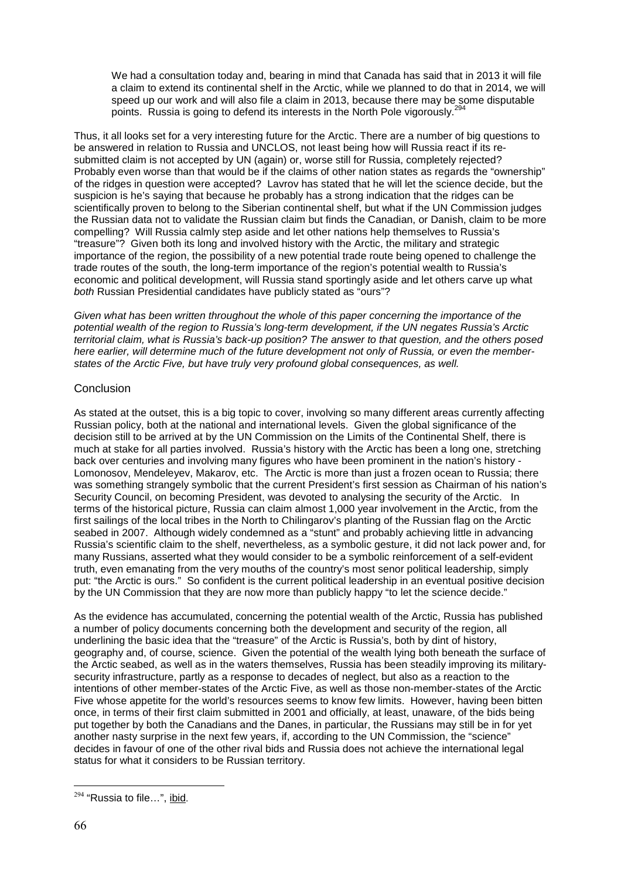> We had a consultation today and, bearing in mind that Canada has said that in 2013 it will file a claim to extend its continental shelf in the Arctic, while we planned to do that in 2014, we will speed up our work and will also file a claim in 2013, because there may be some disputable points. Russia is going to defend its interests in the North Pole vigorously.[294]

Thus, it all looks set for a very interesting future for the Arctic. There are a number of big questions to be answered in relation to Russia and UNCLOS, not least being how will Russia react if its re-submitted claim is not accepted by UN (again) or, worse still for Russia, completely rejected? Probably even worse than that would be if the claims of other nation states as regards the "ownership" of the ridges in question were accepted? Lavrov has stated that he will let the science decide, but the suspicion is he's saying that because he probably has a strong indication that the ridges can be scientifically proven to belong to the Siberian continental shelf, but what if the UN Commission judges the Russian data not to validate the Russian claim but finds the Canadian, or Danish, claim to be more compelling? Will Russia calmly step aside and let other nations help themselves to Russia's "treasure"? Given both its long and involved history with the Arctic, the military and strategic importance of the region, the possibility of a new potential trade route being opened to challenge the trade routes of the south, the long-term importance of the region's potential wealth to Russia's economic and political development, will Russia stand sportingly aside and let others carve up what *both* Russian Presidential candidates have publicly stated as "ours"?

*Given what has been written throughout the whole of this paper concerning the importance of the potential wealth of the region to Russia's long-term development, if the UN negates Russia's Arctic territorial claim, what is Russia's back-up position? The answer to that question, and the others posed here earlier, will determine much of the future development not only of Russia, or even the member-states of the Arctic Five, but have truly very profound global consequences, as well.*

## Conclusion

As stated at the outset, this is a big topic to cover, involving so many different areas currently affecting Russian policy, both at the national and international levels. Given the global significance of the decision still to be arrived at by the UN Commission on the Limits of the Continental Shelf, there is much at stake for all parties involved. Russia's history with the Arctic has been a long one, stretching back over centuries and involving many figures who have been prominent in the nation's history - Lomonosov, Mendeleyev, Makarov, etc. The Arctic is more than just a frozen ocean to Russia; there was something strangely symbolic that the current President's first session as Chairman of his nation's Security Council, on becoming President, was devoted to analysing the security of the Arctic. In terms of the historical picture, Russia can claim almost 1,000 year involvement in the Arctic, from the first sailings of the local tribes in the North to Chilingarov's planting of the Russian flag on the Arctic seabed in 2007. Although widely condemned as a "stunt" and probably achieving little in advancing Russia's scientific claim to the shelf, nevertheless, as a symbolic gesture, it did not lack power and, for many Russians, asserted what they would consider to be a symbolic reinforcement of a self-evident truth, even emanating from the very mouths of the country's most senor political leadership, simply put: "the Arctic is ours." So confident is the current political leadership in an eventual positive decision by the UN Commission that they are now more than publicly happy "to let the science decide."

As the evidence has accumulated, concerning the potential wealth of the Arctic, Russia has published a number of policy documents concerning both the development and security of the region, all underlining the basic idea that the "treasure" of the Arctic is Russia's, both by dint of history, geography and, of course, science. Given the potential of the wealth lying both beneath the surface of the Arctic seabed, as well as in the waters themselves, Russia has been steadily improving its military-security infrastructure, partly as a response to decades of neglect, but also as a reaction to the intentions of other member-states of the Arctic Five, as well as those non-member-states of the Arctic Five whose appetite for the world's resources seems to know few limits. However, having been bitten once, in terms of their first claim submitted in 2001 and officially, at least, unaware, of the bids being put together by both the Canadians and the Danes, in particular, the Russians may still be in for yet another nasty surprise in the next few years, if, according to the UN Commission, the "science" decides in favour of one of the other rival bids and Russia does not achieve the international legal status for what it considers to be Russian territory.

---

[294] "Russia to file…", ibid.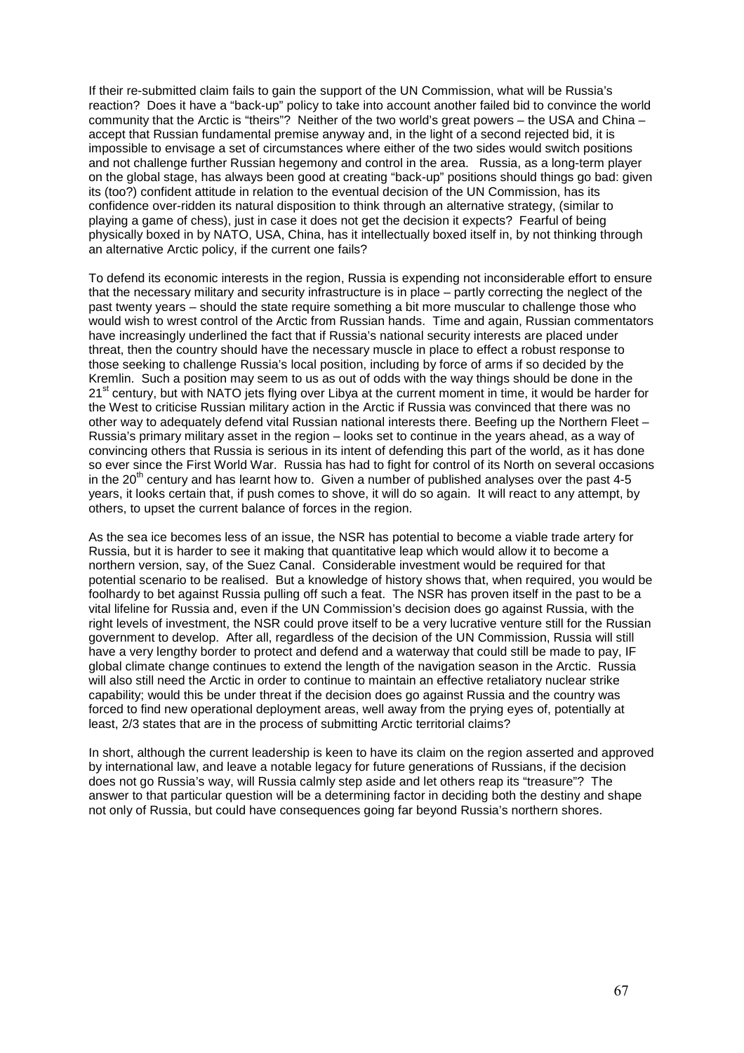If their re-submitted claim fails to gain the support of the UN Commission, what will be Russia's reaction? Does it have a "back-up" policy to take into account another failed bid to convince the world community that the Arctic is "theirs"? Neither of the two world's great powers – the USA and China – accept that Russian fundamental premise anyway and, in the light of a second rejected bid, it is impossible to envisage a set of circumstances where either of the two sides would switch positions and not challenge further Russian hegemony and control in the area. Russia, as a long-term player on the global stage, has always been good at creating "back-up" positions should things go bad: given its (too?) confident attitude in relation to the eventual decision of the UN Commission, has its confidence over-ridden its natural disposition to think through an alternative strategy, (similar to playing a game of chess), just in case it does not get the decision it expects? Fearful of being physically boxed in by NATO, USA, China, has it intellectually boxed itself in, by not thinking through an alternative Arctic policy, if the current one fails?

To defend its economic interests in the region, Russia is expending not inconsiderable effort to ensure that the necessary military and security infrastructure is in place – partly correcting the neglect of the past twenty years – should the state require something a bit more muscular to challenge those who would wish to wrest control of the Arctic from Russian hands. Time and again, Russian commentators have increasingly underlined the fact that if Russia's national security interests are placed under threat, then the country should have the necessary muscle in place to effect a robust response to those seeking to challenge Russia's local position, including by force of arms if so decided by the Kremlin. Such a position may seem to us as out of odds with the way things should be done in the 21st century, but with NATO jets flying over Libya at the current moment in time, it would be harder for the West to criticise Russian military action in the Arctic if Russia was convinced that there was no other way to adequately defend vital Russian national interests there. Beefing up the Northern Fleet – Russia's primary military asset in the region – looks set to continue in the years ahead, as a way of convincing others that Russia is serious in its intent of defending this part of the world, as it has done so ever since the First World War. Russia has had to fight for control of its North on several occasions in the 20th century and has learnt how to. Given a number of published analyses over the past 4-5 years, it looks certain that, if push comes to shove, it will do so again. It will react to any attempt, by others, to upset the current balance of forces in the region.

As the sea ice becomes less of an issue, the NSR has potential to become a viable trade artery for Russia, but it is harder to see it making that quantitative leap which would allow it to become a northern version, say, of the Suez Canal. Considerable investment would be required for that potential scenario to be realised. But a knowledge of history shows that, when required, you would be foolhardy to bet against Russia pulling off such a feat. The NSR has proven itself in the past to be a vital lifeline for Russia and, even if the UN Commission's decision does go against Russia, with the right levels of investment, the NSR could prove itself to be a very lucrative venture still for the Russian government to develop. After all, regardless of the decision of the UN Commission, Russia will still have a very lengthy border to protect and defend and a waterway that could still be made to pay, IF global climate change continues to extend the length of the navigation season in the Arctic. Russia will also still need the Arctic in order to continue to maintain an effective retaliatory nuclear strike capability; would this be under threat if the decision does go against Russia and the country was forced to find new operational deployment areas, well away from the prying eyes of, potentially at least, 2/3 states that are in the process of submitting Arctic territorial claims?

In short, although the current leadership is keen to have its claim on the region asserted and approved by international law, and leave a notable legacy for future generations of Russians, if the decision does not go Russia's way, will Russia calmly step aside and let others reap its "treasure"? The answer to that particular question will be a determining factor in deciding both the destiny and shape not only of Russia, but could have consequences going far beyond Russia's northern shores.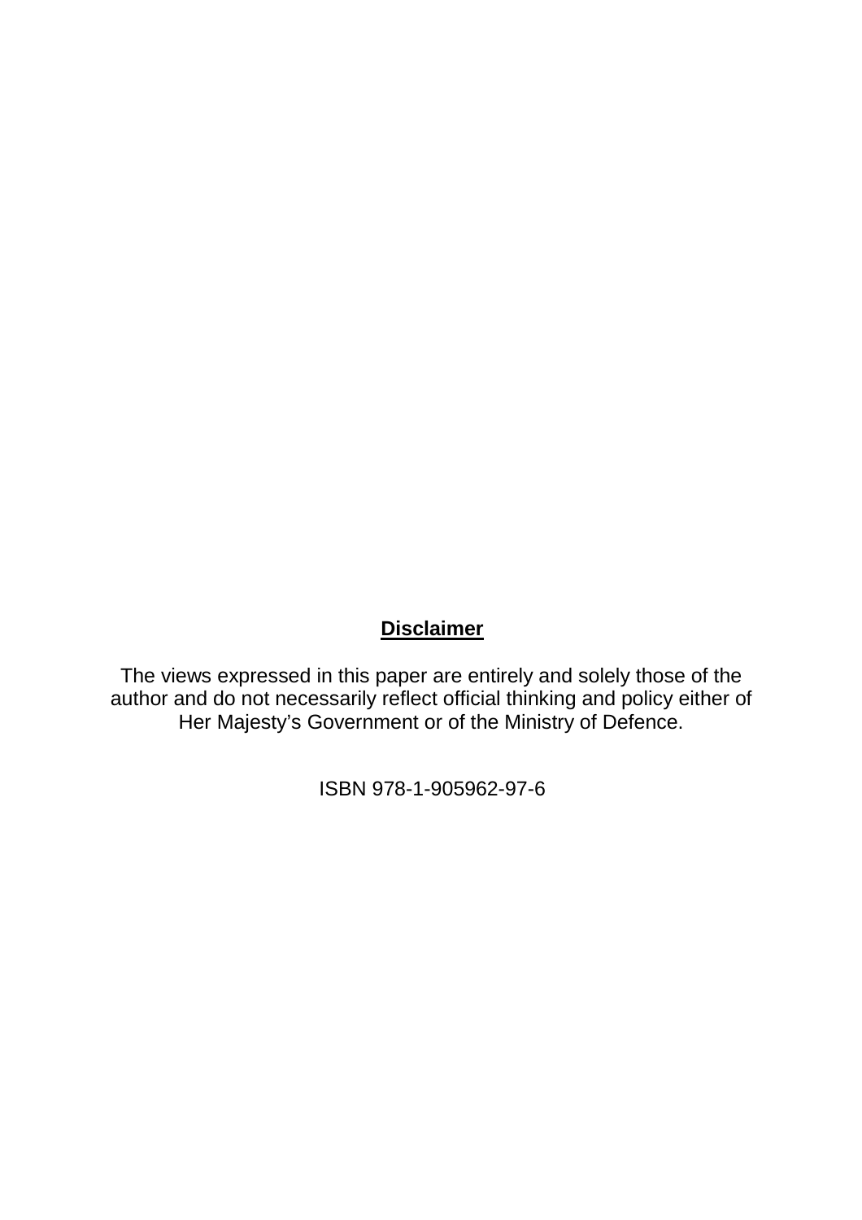**Disclaimer**

The views expressed in this paper are entirely and solely those of the author and do not necessarily reflect official thinking and policy either of Her Majesty's Government or of the Ministry of Defence.

ISBN 978-1-905962-97-6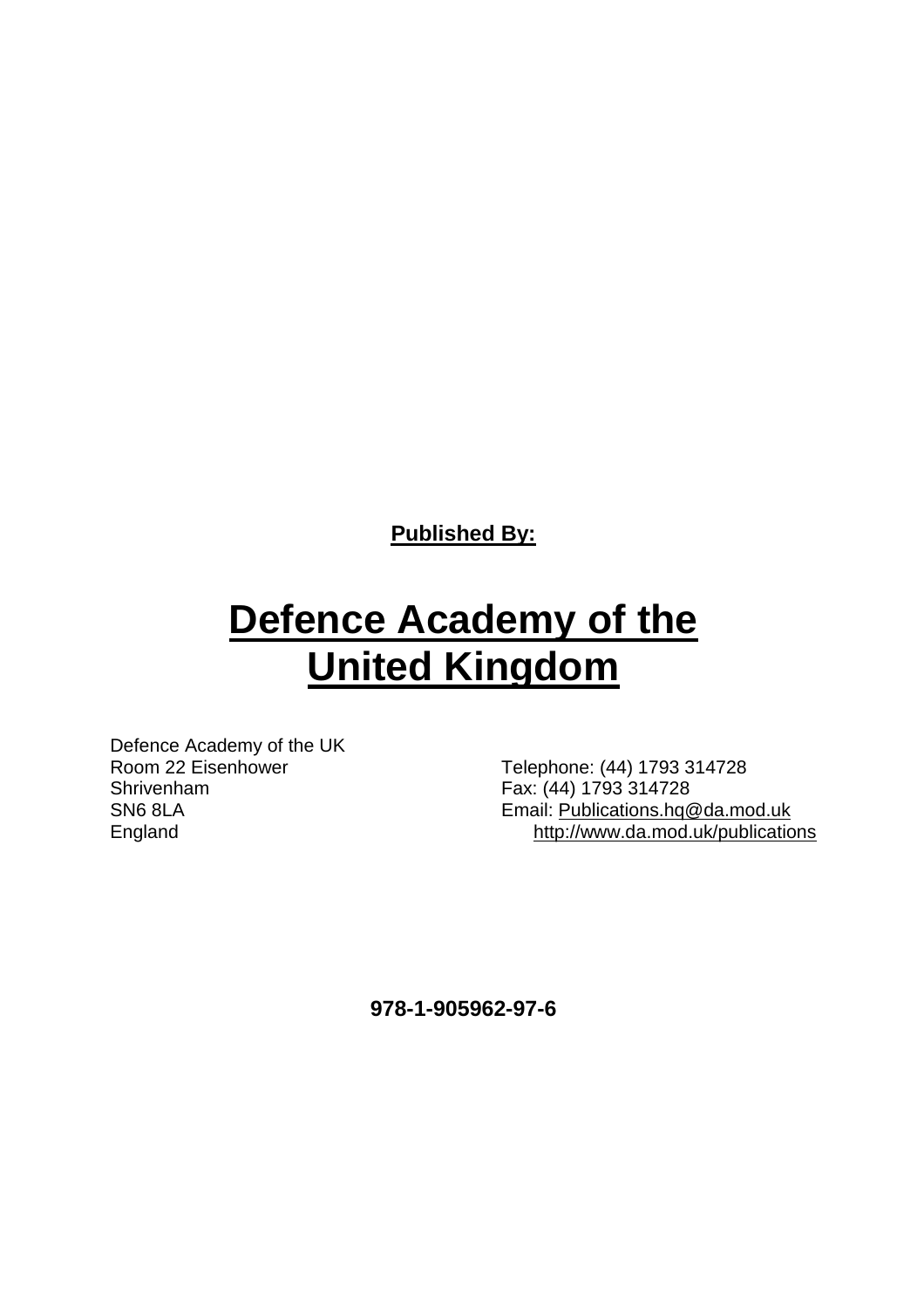**Published By:**

# Defence Academy of the United Kingdom

Defence Academy of the UK
Room 22 Eisenhower
Shrivenham
SN6 8LA
England

Telephone: (44) 1793 314728
Fax: (44) 1793 314728
Email: Publications.hq@da.mod.uk
http://www.da.mod.uk/publications

**978-1-905962-97-6**